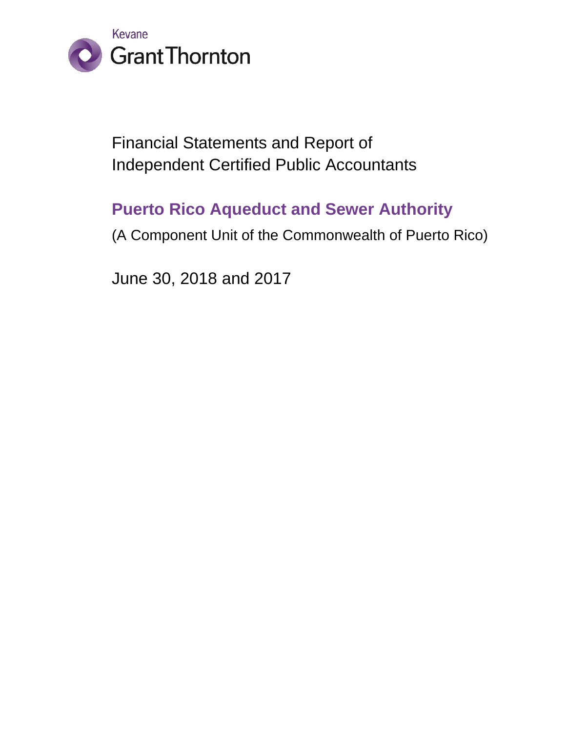Kevane Grant Thornton

Financial Statements and Report of Independent Certified Public Accountants

# Puerto Rico Aqueduct and Sewer Authority

(A Component Unit of the Commonwealth of Puerto Rico)

June 30, 2018 and 2017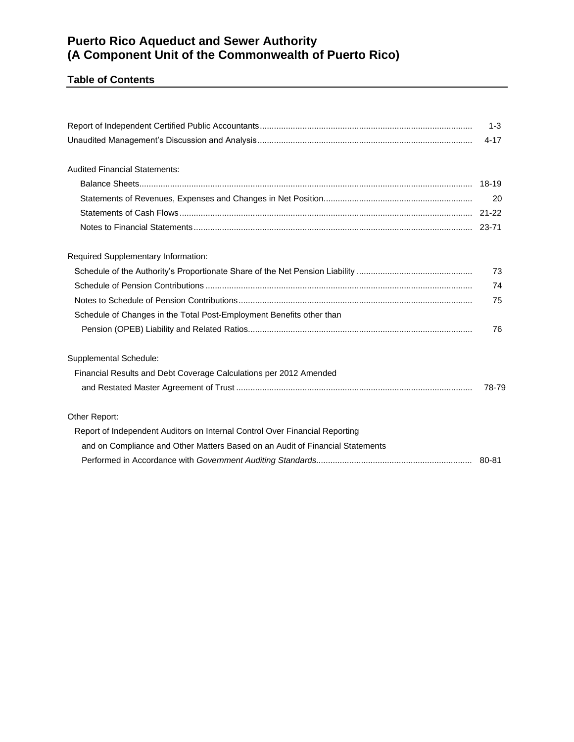# Puerto Rico Aqueduct and Sewer Authority
# (A Component Unit of the Commonwealth of Puerto Rico)

## Table of Contents

| | |
|---|---|
| Report of Independent Certified Public Accountants | 1-3 |
| Unaudited Management's Discussion and Analysis | 4-17 |
| **Audited Financial Statements:** | |
| Balance Sheets | 18-19 |
| Statements of Revenues, Expenses and Changes in Net Position | 20 |
| Statements of Cash Flows | 21-22 |
| Notes to Financial Statements | 23-71 |
| **Required Supplementary Information:** | |
| Schedule of the Authority's Proportionate Share of the Net Pension Liability | 73 |
| Schedule of Pension Contributions | 74 |
| Notes to Schedule of Pension Contributions | 75 |
| Schedule of Changes in the Total Post-Employment Benefits other than Pension (OPEB) Liability and Related Ratios | 76 |
| **Supplemental Schedule:** | |
| Financial Results and Debt Coverage Calculations per 2012 Amended and Restated Master Agreement of Trust | 78-79 |
| **Other Report:** | |
| Report of Independent Auditors on Internal Control Over Financial Reporting and on Compliance and Other Matters Based on an Audit of Financial Statements Performed in Accordance with *Government Auditing Standards* | 80-81 |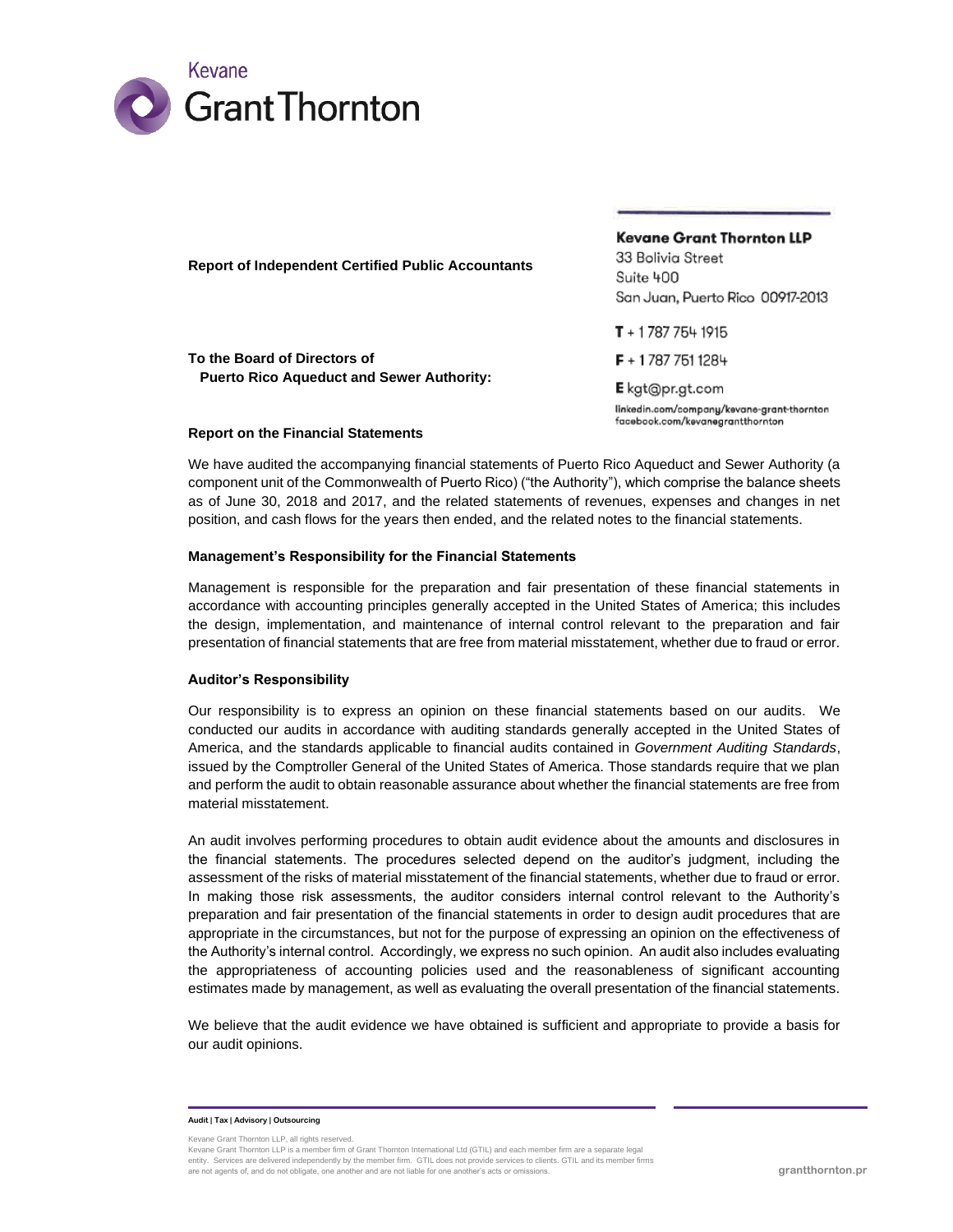Kevane Grant Thornton

**Report of Independent Certified Public Accountants**

**Kevane Grant Thornton LLP**
33 Bolivia Street
Suite 400
San Juan, Puerto Rico 00917-2013

T + 1 787 754 1915
F + 1 787 751 1284
E kgt@pr.gt.com
linkedin.com/company/kevane-grant-thornton
facebook.com/kevanegrantthornton

**To the Board of Directors of**
**Puerto Rico Aqueduct and Sewer Authority:**

**Report on the Financial Statements**

We have audited the accompanying financial statements of Puerto Rico Aqueduct and Sewer Authority (a component unit of the Commonwealth of Puerto Rico) ("the Authority"), which comprise the balance sheets as of June 30, 2018 and 2017, and the related statements of revenues, expenses and changes in net position, and cash flows for the years then ended, and the related notes to the financial statements.

**Management's Responsibility for the Financial Statements**

Management is responsible for the preparation and fair presentation of these financial statements in accordance with accounting principles generally accepted in the United States of America; this includes the design, implementation, and maintenance of internal control relevant to the preparation and fair presentation of financial statements that are free from material misstatement, whether due to fraud or error.

**Auditor's Responsibility**

Our responsibility is to express an opinion on these financial statements based on our audits. We conducted our audits in accordance with auditing standards generally accepted in the United States of America, and the standards applicable to financial audits contained in *Government Auditing Standards*, issued by the Comptroller General of the United States of America. Those standards require that we plan and perform the audit to obtain reasonable assurance about whether the financial statements are free from material misstatement.

An audit involves performing procedures to obtain audit evidence about the amounts and disclosures in the financial statements. The procedures selected depend on the auditor's judgment, including the assessment of the risks of material misstatement of the financial statements, whether due to fraud or error. In making those risk assessments, the auditor considers internal control relevant to the Authority's preparation and fair presentation of the financial statements in order to design audit procedures that are appropriate in the circumstances, but not for the purpose of expressing an opinion on the effectiveness of the Authority's internal control. Accordingly, we express no such opinion. An audit also includes evaluating the appropriateness of accounting policies used and the reasonableness of significant accounting estimates made by management, as well as evaluating the overall presentation of the financial statements.

We believe that the audit evidence we have obtained is sufficient and appropriate to provide a basis for our audit opinions.

**Audit | Tax | Advisory | Outsourcing**

Kevane Grant Thornton LLP, all rights reserved.
Kevane Grant Thornton LLP is a member firm of Grant Thornton International Ltd (GTIL) and each member firm are a separate legal entity. Services are delivered independently by the member firm. GTIL does not provide services to clients. GTIL and its member firms are not agents of, and do not obligate, one another and are not liable for one another's acts or omissions.

grantthornton.pr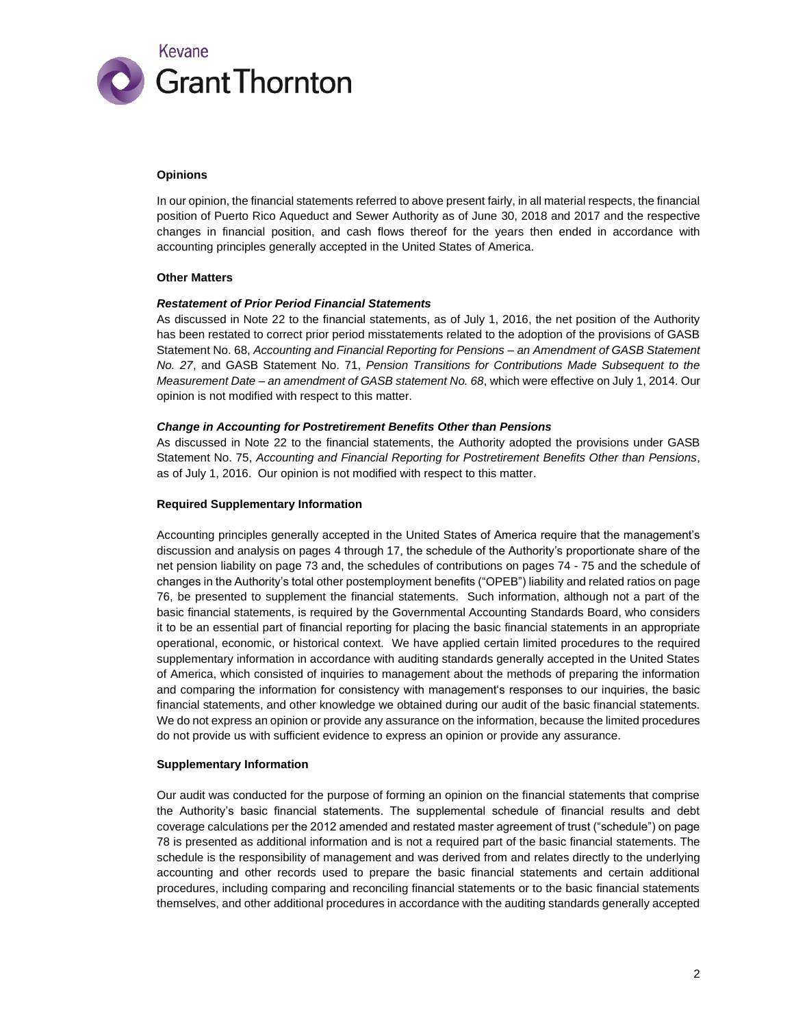### Opinions

In our opinion, the financial statements referred to above present fairly, in all material respects, the financial position of Puerto Rico Aqueduct and Sewer Authority as of June 30, 2018 and 2017 and the respective changes in financial position, and cash flows thereof for the years then ended in accordance with accounting principles generally accepted in the United States of America.

### Other Matters

#### *Restatement of Prior Period Financial Statements*

As discussed in Note 22 to the financial statements, as of July 1, 2016, the net position of the Authority has been restated to correct prior period misstatements related to the adoption of the provisions of GASB Statement No. 68, *Accounting and Financial Reporting for Pensions – an Amendment of GASB Statement No. 27*, and GASB Statement No. 71, *Pension Transitions for Contributions Made Subsequent to the Measurement Date – an amendment of GASB statement No. 68*, which were effective on July 1, 2014. Our opinion is not modified with respect to this matter.

#### *Change in Accounting for Postretirement Benefits Other than Pensions*

As discussed in Note 22 to the financial statements, the Authority adopted the provisions under GASB Statement No. 75, *Accounting and Financial Reporting for Postretirement Benefits Other than Pensions*, as of July 1, 2016. Our opinion is not modified with respect to this matter.

### Required Supplementary Information

Accounting principles generally accepted in the United States of America require that the management's discussion and analysis on pages 4 through 17, the schedule of the Authority's proportionate share of the net pension liability on page 73 and, the schedules of contributions on pages 74 - 75 and the schedule of changes in the Authority's total other postemployment benefits ("OPEB") liability and related ratios on page 76, be presented to supplement the financial statements. Such information, although not a part of the basic financial statements, is required by the Governmental Accounting Standards Board, who considers it to be an essential part of financial reporting for placing the basic financial statements in an appropriate operational, economic, or historical context. We have applied certain limited procedures to the required supplementary information in accordance with auditing standards generally accepted in the United States of America, which consisted of inquiries to management about the methods of preparing the information and comparing the information for consistency with management's responses to our inquiries, the basic financial statements, and other knowledge we obtained during our audit of the basic financial statements. We do not express an opinion or provide any assurance on the information, because the limited procedures do not provide us with sufficient evidence to express an opinion or provide any assurance.

### Supplementary Information

Our audit was conducted for the purpose of forming an opinion on the financial statements that comprise the Authority's basic financial statements. The supplemental schedule of financial results and debt coverage calculations per the 2012 amended and restated master agreement of trust ("schedule") on page 78 is presented as additional information and is not a required part of the basic financial statements. The schedule is the responsibility of management and was derived from and relates directly to the underlying accounting and other records used to prepare the basic financial statements and certain additional procedures, including comparing and reconciling financial statements or to the basic financial statements themselves, and other additional procedures in accordance with the auditing standards generally accepted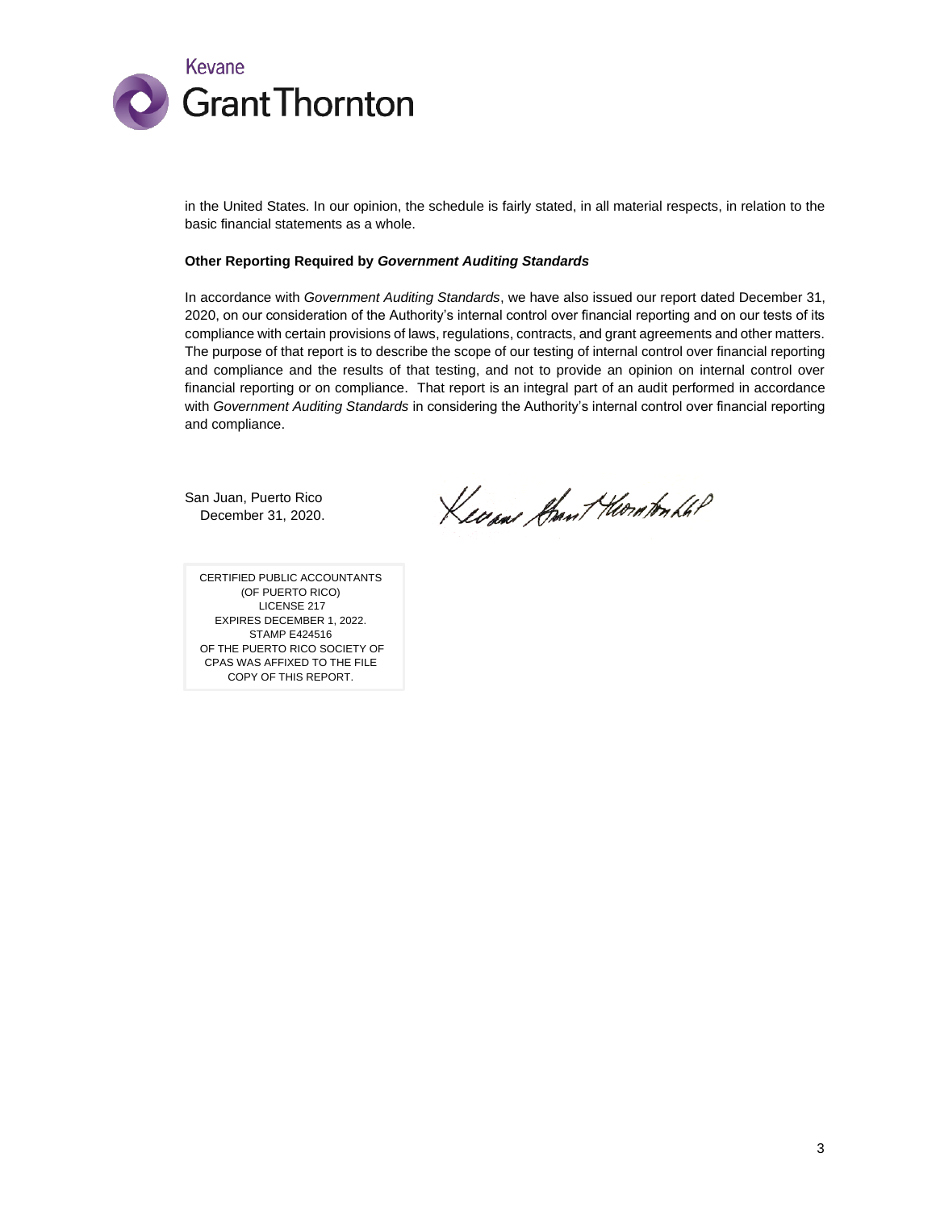in the United States. In our opinion, the schedule is fairly stated, in all material respects, in relation to the basic financial statements as a whole.

**Other Reporting Required by *Government Auditing Standards***

In accordance with *Government Auditing Standards*, we have also issued our report dated December 31, 2020, on our consideration of the Authority's internal control over financial reporting and on our tests of its compliance with certain provisions of laws, regulations, contracts, and grant agreements and other matters. The purpose of that report is to describe the scope of our testing of internal control over financial reporting and compliance and the results of that testing, and not to provide an opinion on internal control over financial reporting or on compliance. That report is an integral part of an audit performed in accordance with *Government Auditing Standards* in considering the Authority's internal control over financial reporting and compliance.

San Juan, Puerto Rico
December 31, 2020.

Kevane Grant Thornton LLP

CERTIFIED PUBLIC ACCOUNTANTS
(OF PUERTO RICO)
LICENSE 217
EXPIRES DECEMBER 1, 2022.
STAMP E424516
OF THE PUERTO RICO SOCIETY OF
CPAS WAS AFFIXED TO THE FILE
COPY OF THIS REPORT.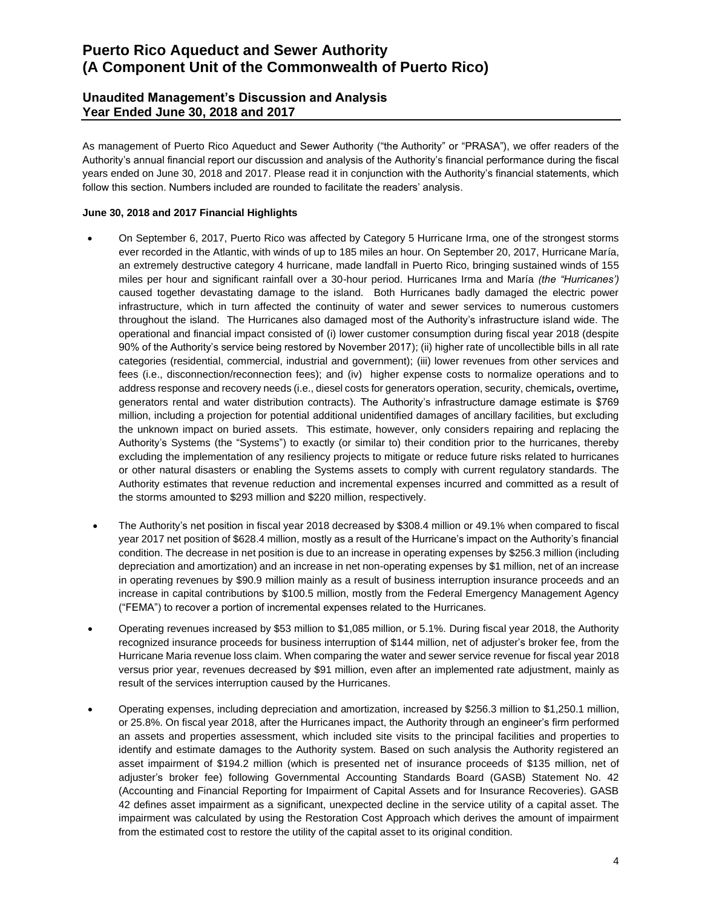# Puerto Rico Aqueduct and Sewer Authority
# (A Component Unit of the Commonwealth of Puerto Rico)

## Unaudited Management's Discussion and Analysis
## Year Ended June 30, 2018 and 2017

As management of Puerto Rico Aqueduct and Sewer Authority ("the Authority" or "PRASA"), we offer readers of the Authority's annual financial report our discussion and analysis of the Authority's financial performance during the fiscal years ended on June 30, 2018 and 2017. Please read it in conjunction with the Authority's financial statements, which follow this section. Numbers included are rounded to facilitate the readers' analysis.

**June 30, 2018 and 2017 Financial Highlights**

- On September 6, 2017, Puerto Rico was affected by Category 5 Hurricane Irma, one of the strongest storms ever recorded in the Atlantic, with winds of up to 185 miles an hour. On September 20, 2017, Hurricane María, an extremely destructive category 4 hurricane, made landfall in Puerto Rico, bringing sustained winds of 155 miles per hour and significant rainfall over a 30-hour period. Hurricanes Irma and María *(the "Hurricanes')* caused together devastating damage to the island. Both Hurricanes badly damaged the electric power infrastructure, which in turn affected the continuity of water and sewer services to numerous customers throughout the island. The Hurricanes also damaged most of the Authority's infrastructure island wide. The operational and financial impact consisted of (i) lower customer consumption during fiscal year 2018 (despite 90% of the Authority's service being restored by November 2017); (ii) higher rate of uncollectible bills in all rate categories (residential, commercial, industrial and government); (iii) lower revenues from other services and fees (i.e., disconnection/reconnection fees); and (iv) higher expense costs to normalize operations and to address response and recovery needs (i.e., diesel costs for generators operation, security, chemicals, overtime, generators rental and water distribution contracts). The Authority's infrastructure damage estimate is $769 million, including a projection for potential additional unidentified damages of ancillary facilities, but excluding the unknown impact on buried assets. This estimate, however, only considers repairing and replacing the Authority's Systems (the "Systems") to exactly (or similar to) their condition prior to the hurricanes, thereby excluding the implementation of any resiliency projects to mitigate or reduce future risks related to hurricanes or other natural disasters or enabling the Systems assets to comply with current regulatory standards. The Authority estimates that revenue reduction and incremental expenses incurred and committed as a result of the storms amounted to $293 million and $220 million, respectively.

- The Authority's net position in fiscal year 2018 decreased by $308.4 million or 49.1% when compared to fiscal year 2017 net position of $628.4 million, mostly as a result of the Hurricane's impact on the Authority's financial condition. The decrease in net position is due to an increase in operating expenses by $256.3 million (including depreciation and amortization) and an increase in net non-operating expenses by $1 million, net of an increase in operating revenues by $90.9 million mainly as a result of business interruption insurance proceeds and an increase in capital contributions by $100.5 million, mostly from the Federal Emergency Management Agency ("FEMA") to recover a portion of incremental expenses related to the Hurricanes.

- Operating revenues increased by $53 million to $1,085 million, or 5.1%. During fiscal year 2018, the Authority recognized insurance proceeds for business interruption of $144 million, net of adjuster's broker fee, from the Hurricane Maria revenue loss claim. When comparing the water and sewer service revenue for fiscal year 2018 versus prior year, revenues decreased by $91 million, even after an implemented rate adjustment, mainly as result of the services interruption caused by the Hurricanes.

- Operating expenses, including depreciation and amortization, increased by $256.3 million to $1,250.1 million, or 25.8%. On fiscal year 2018, after the Hurricanes impact, the Authority through an engineer's firm performed an assets and properties assessment, which included site visits to the principal facilities and properties to identify and estimate damages to the Authority system. Based on such analysis the Authority registered an asset impairment of $194.2 million (which is presented net of insurance proceeds of $135 million, net of adjuster's broker fee) following Governmental Accounting Standards Board (GASB) Statement No. 42 (Accounting and Financial Reporting for Impairment of Capital Assets and for Insurance Recoveries). GASB 42 defines asset impairment as a significant, unexpected decline in the service utility of a capital asset. The impairment was calculated by using the Restoration Cost Approach which derives the amount of impairment from the estimated cost to restore the utility of the capital asset to its original condition.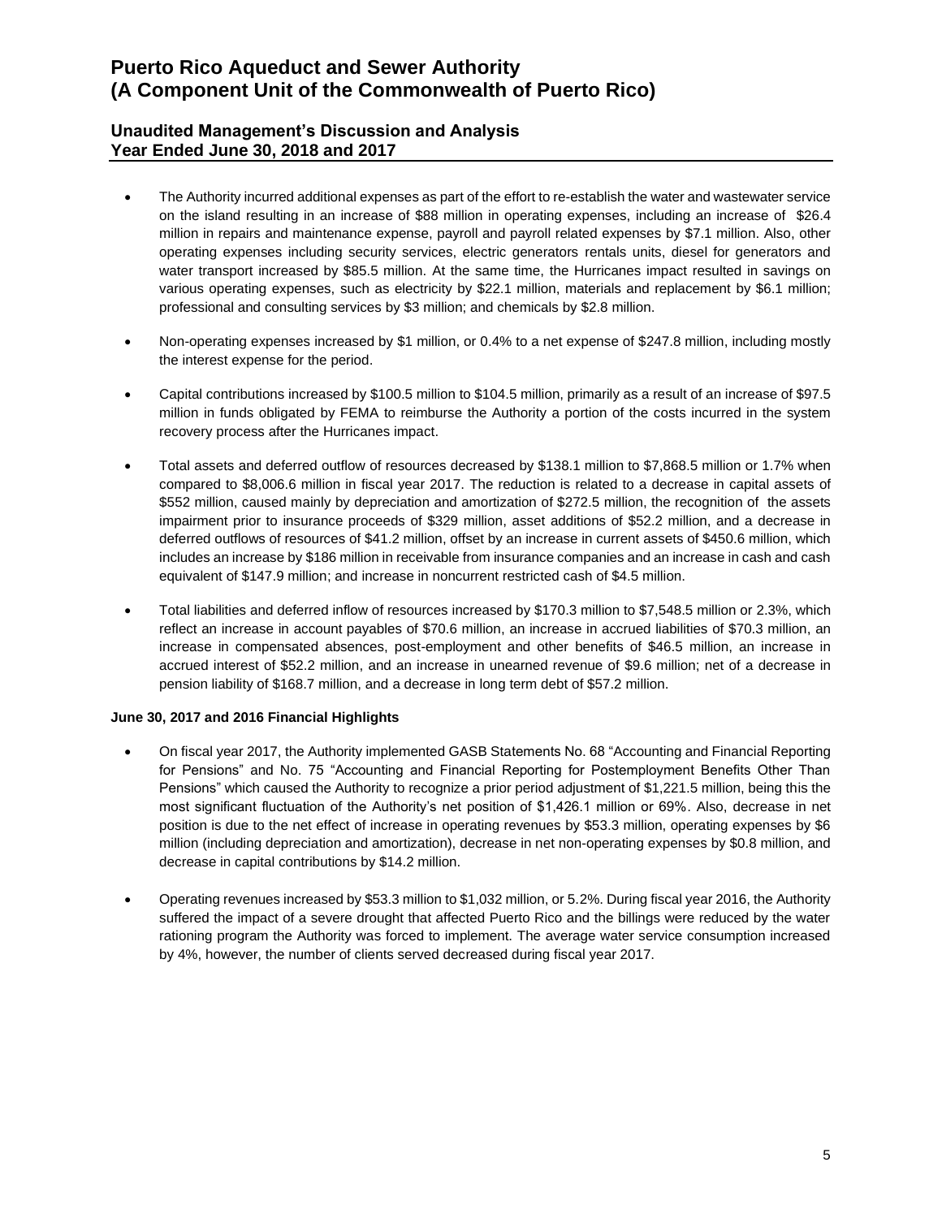- The Authority incurred additional expenses as part of the effort to re-establish the water and wastewater service on the island resulting in an increase of $88 million in operating expenses, including an increase of $26.4 million in repairs and maintenance expense, payroll and payroll related expenses by $7.1 million. Also, other operating expenses including security services, electric generators rentals units, diesel for generators and water transport increased by $85.5 million. At the same time, the Hurricanes impact resulted in savings on various operating expenses, such as electricity by $22.1 million, materials and replacement by $6.1 million; professional and consulting services by $3 million; and chemicals by $2.8 million.

- Non-operating expenses increased by $1 million, or 0.4% to a net expense of $247.8 million, including mostly the interest expense for the period.

- Capital contributions increased by $100.5 million to $104.5 million, primarily as a result of an increase of $97.5 million in funds obligated by FEMA to reimburse the Authority a portion of the costs incurred in the system recovery process after the Hurricanes impact.

- Total assets and deferred outflow of resources decreased by $138.1 million to $7,868.5 million or 1.7% when compared to $8,006.6 million in fiscal year 2017. The reduction is related to a decrease in capital assets of $552 million, caused mainly by depreciation and amortization of $272.5 million, the recognition of the assets impairment prior to insurance proceeds of $329 million, asset additions of $52.2 million, and a decrease in deferred outflows of resources of $41.2 million, offset by an increase in current assets of $450.6 million, which includes an increase by $186 million in receivable from insurance companies and an increase in cash and cash equivalent of $147.9 million; and increase in noncurrent restricted cash of $4.5 million.

- Total liabilities and deferred inflow of resources increased by $170.3 million to $7,548.5 million or 2.3%, which reflect an increase in account payables of $70.6 million, an increase in accrued liabilities of $70.3 million, an increase in compensated absences, post-employment and other benefits of $46.5 million, an increase in accrued interest of $52.2 million, and an increase in unearned revenue of $9.6 million; net of a decrease in pension liability of $168.7 million, and a decrease in long term debt of $57.2 million.

**June 30, 2017 and 2016 Financial Highlights**

- On fiscal year 2017, the Authority implemented GASB Statements No. 68 "Accounting and Financial Reporting for Pensions" and No. 75 "Accounting and Financial Reporting for Postemployment Benefits Other Than Pensions" which caused the Authority to recognize a prior period adjustment of $1,221.5 million, being this the most significant fluctuation of the Authority's net position of $1,426.1 million or 69%. Also, decrease in net position is due to the net effect of increase in operating revenues by $53.3 million, operating expenses by $6 million (including depreciation and amortization), decrease in net non-operating expenses by $0.8 million, and decrease in capital contributions by $14.2 million.

- Operating revenues increased by $53.3 million to $1,032 million, or 5.2%. During fiscal year 2016, the Authority suffered the impact of a severe drought that affected Puerto Rico and the billings were reduced by the water rationing program the Authority was forced to implement. The average water service consumption increased by 4%, however, the number of clients served decreased during fiscal year 2017.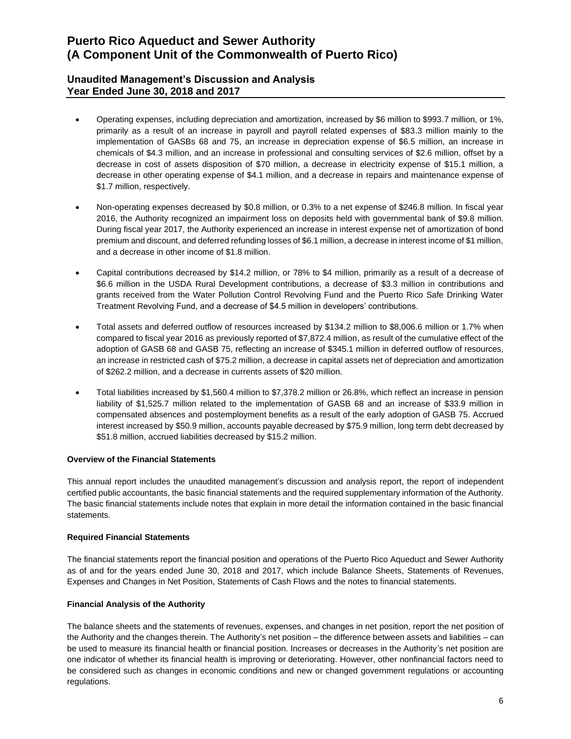- Operating expenses, including depreciation and amortization, increased by $6 million to $993.7 million, or 1%, primarily as a result of an increase in payroll and payroll related expenses of $83.3 million mainly to the implementation of GASBs 68 and 75, an increase in depreciation expense of $6.5 million, an increase in chemicals of $4.3 million, and an increase in professional and consulting services of $2.6 million, offset by a decrease in cost of assets disposition of $70 million, a decrease in electricity expense of $15.1 million, a decrease in other operating expense of $4.1 million, and a decrease in repairs and maintenance expense of $1.7 million, respectively.

- Non-operating expenses decreased by $0.8 million, or 0.3% to a net expense of $246.8 million. In fiscal year 2016, the Authority recognized an impairment loss on deposits held with governmental bank of $9.8 million. During fiscal year 2017, the Authority experienced an increase in interest expense net of amortization of bond premium and discount, and deferred refunding losses of $6.1 million, a decrease in interest income of $1 million, and a decrease in other income of $1.8 million.

- Capital contributions decreased by $14.2 million, or 78% to $4 million, primarily as a result of a decrease of $6.6 million in the USDA Rural Development contributions, a decrease of $3.3 million in contributions and grants received from the Water Pollution Control Revolving Fund and the Puerto Rico Safe Drinking Water Treatment Revolving Fund, and a decrease of $4.5 million in developers' contributions.

- Total assets and deferred outflow of resources increased by $134.2 million to $8,006.6 million or 1.7% when compared to fiscal year 2016 as previously reported of $7,872.4 million, as result of the cumulative effect of the adoption of GASB 68 and GASB 75, reflecting an increase of $345.1 million in deferred outflow of resources, an increase in restricted cash of $75.2 million, a decrease in capital assets net of depreciation and amortization of $262.2 million, and a decrease in currents assets of $20 million.

- Total liabilities increased by $1,560.4 million to $7,378.2 million or 26.8%, which reflect an increase in pension liability of $1,525.7 million related to the implementation of GASB 68 and an increase of $33.9 million in compensated absences and postemployment benefits as a result of the early adoption of GASB 75. Accrued interest increased by $50.9 million, accounts payable decreased by $75.9 million, long term debt decreased by $51.8 million, accrued liabilities decreased by $15.2 million.

**Overview of the Financial Statements**

This annual report includes the unaudited management's discussion and analysis report, the report of independent certified public accountants, the basic financial statements and the required supplementary information of the Authority. The basic financial statements include notes that explain in more detail the information contained in the basic financial statements.

**Required Financial Statements**

The financial statements report the financial position and operations of the Puerto Rico Aqueduct and Sewer Authority as of and for the years ended June 30, 2018 and 2017, which include Balance Sheets, Statements of Revenues, Expenses and Changes in Net Position, Statements of Cash Flows and the notes to financial statements.

**Financial Analysis of the Authority**

The balance sheets and the statements of revenues, expenses, and changes in net position, report the net position of the Authority and the changes therein. The Authority's net position – the difference between assets and liabilities – can be used to measure its financial health or financial position. Increases or decreases in the Authority's net position are one indicator of whether its financial health is improving or deteriorating. However, other nonfinancial factors need to be considered such as changes in economic conditions and new or changed government regulations or accounting regulations.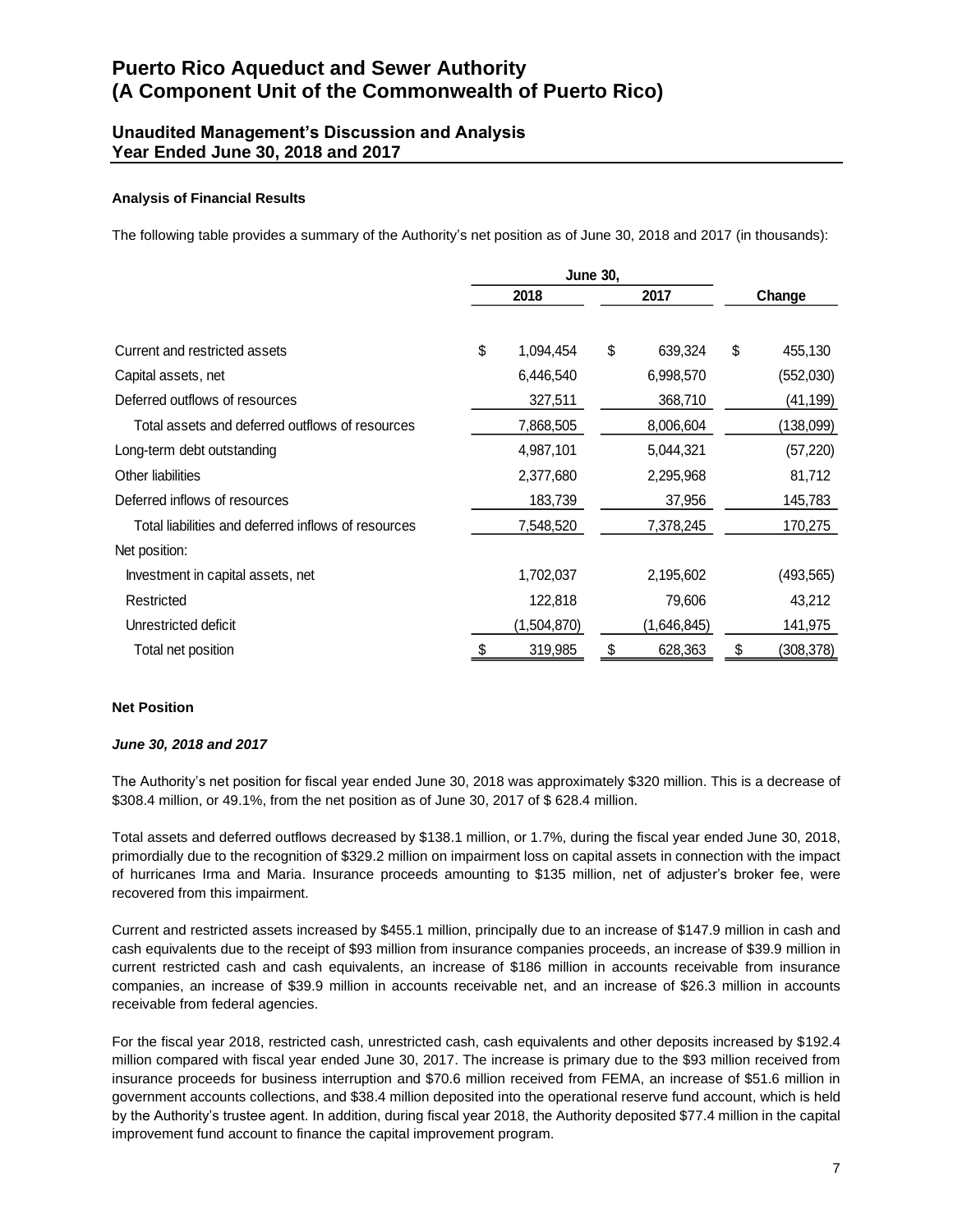# Puerto Rico Aqueduct and Sewer Authority
# (A Component Unit of the Commonwealth of Puerto Rico)

## Unaudited Management's Discussion and Analysis
## Year Ended June 30, 2018 and 2017

**Analysis of Financial Results**

The following table provides a summary of the Authority's net position as of June 30, 2018 and 2017 (in thousands):

| | June 30, 2018 | June 30, 2017 | Change |
|---|---|---|---|
| Current and restricted assets | $ 1,094,454 | $ 639,324 | $ 455,130 |
| Capital assets, net | 6,446,540 | 6,998,570 | (552,030) |
| Deferred outflows of resources | 327,511 | 368,710 | (41,199) |
| Total assets and deferred outflows of resources | 7,868,505 | 8,006,604 | (138,099) |
| Long-term debt outstanding | 4,987,101 | 5,044,321 | (57,220) |
| Other liabilities | 2,377,680 | 2,295,968 | 81,712 |
| Deferred inflows of resources | 183,739 | 37,956 | 145,783 |
| Total liabilities and deferred inflows of resources | 7,548,520 | 7,378,245 | 170,275 |
| Net position: | | | |
| Investment in capital assets, net | 1,702,037 | 2,195,602 | (493,565) |
| Restricted | 122,818 | 79,606 | 43,212 |
| Unrestricted deficit | (1,504,870) | (1,646,845) | 141,975 |
| Total net position | $ 319,985 | $ 628,363 | $ (308,378) |

**Net Position**

***June 30, 2018 and 2017***

The Authority's net position for fiscal year ended June 30, 2018 was approximately $320 million. This is a decrease of $308.4 million, or 49.1%, from the net position as of June 30, 2017 of $ 628.4 million.

Total assets and deferred outflows decreased by $138.1 million, or 1.7%, during the fiscal year ended June 30, 2018, primordially due to the recognition of $329.2 million on impairment loss on capital assets in connection with the impact of hurricanes Irma and Maria. Insurance proceeds amounting to $135 million, net of adjuster's broker fee, were recovered from this impairment.

Current and restricted assets increased by $455.1 million, principally due to an increase of $147.9 million in cash and cash equivalents due to the receipt of $93 million from insurance companies proceeds, an increase of $39.9 million in current restricted cash and cash equivalents, an increase of $186 million in accounts receivable from insurance companies, an increase of $39.9 million in accounts receivable net, and an increase of $26.3 million in accounts receivable from federal agencies.

For the fiscal year 2018, restricted cash, unrestricted cash, cash equivalents and other deposits increased by $192.4 million compared with fiscal year ended June 30, 2017. The increase is primary due to the $93 million received from insurance proceeds for business interruption and $70.6 million received from FEMA, an increase of $51.6 million in government accounts collections, and $38.4 million deposited into the operational reserve fund account, which is held by the Authority's trustee agent. In addition, during fiscal year 2018, the Authority deposited $77.4 million in the capital improvement fund account to finance the capital improvement program.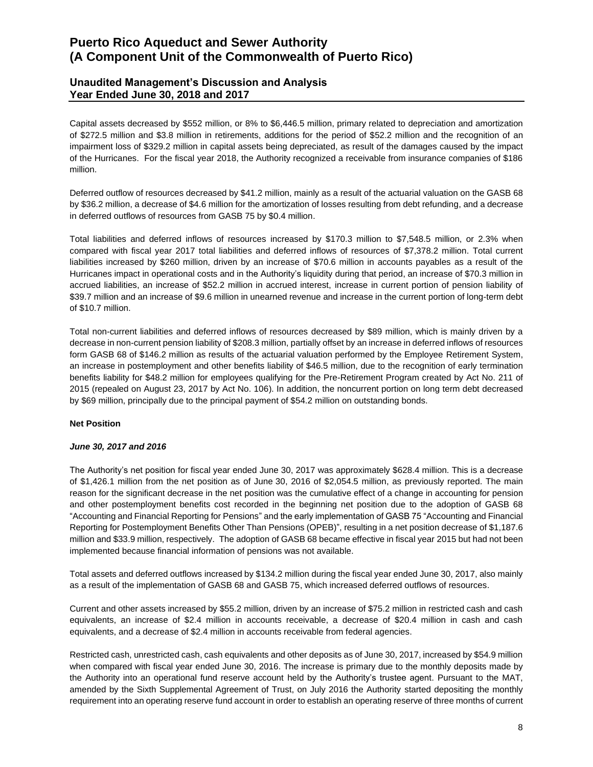Capital assets decreased by $552 million, or 8% to $6,446.5 million, primary related to depreciation and amortization of $272.5 million and $3.8 million in retirements, additions for the period of $52.2 million and the recognition of an impairment loss of $329.2 million in capital assets being depreciated, as result of the damages caused by the impact of the Hurricanes. For the fiscal year 2018, the Authority recognized a receivable from insurance companies of $186 million.

Deferred outflow of resources decreased by $41.2 million, mainly as a result of the actuarial valuation on the GASB 68 by $36.2 million, a decrease of $4.6 million for the amortization of losses resulting from debt refunding, and a decrease in deferred outflows of resources from GASB 75 by $0.4 million.

Total liabilities and deferred inflows of resources increased by $170.3 million to $7,548.5 million, or 2.3% when compared with fiscal year 2017 total liabilities and deferred inflows of resources of $7,378.2 million. Total current liabilities increased by $260 million, driven by an increase of $70.6 million in accounts payables as a result of the Hurricanes impact in operational costs and in the Authority's liquidity during that period, an increase of $70.3 million in accrued liabilities, an increase of $52.2 million in accrued interest, increase in current portion of pension liability of $39.7 million and an increase of $9.6 million in unearned revenue and increase in the current portion of long-term debt of $10.7 million.

Total non-current liabilities and deferred inflows of resources decreased by $89 million, which is mainly driven by a decrease in non-current pension liability of $208.3 million, partially offset by an increase in deferred inflows of resources form GASB 68 of $146.2 million as results of the actuarial valuation performed by the Employee Retirement System, an increase in postemployment and other benefits liability of $46.5 million, due to the recognition of early termination benefits liability for $48.2 million for employees qualifying for the Pre-Retirement Program created by Act No. 211 of 2015 (repealed on August 23, 2017 by Act No. 106). In addition, the noncurrent portion on long term debt decreased by $69 million, principally due to the principal payment of $54.2 million on outstanding bonds.

**Net Position**

***June 30, 2017 and 2016***

The Authority's net position for fiscal year ended June 30, 2017 was approximately $628.4 million. This is a decrease of $1,426.1 million from the net position as of June 30, 2016 of $2,054.5 million, as previously reported. The main reason for the significant decrease in the net position was the cumulative effect of a change in accounting for pension and other postemployment benefits cost recorded in the beginning net position due to the adoption of GASB 68 "Accounting and Financial Reporting for Pensions" and the early implementation of GASB 75 "Accounting and Financial Reporting for Postemployment Benefits Other Than Pensions (OPEB)", resulting in a net position decrease of $1,187.6 million and $33.9 million, respectively. The adoption of GASB 68 became effective in fiscal year 2015 but had not been implemented because financial information of pensions was not available.

Total assets and deferred outflows increased by $134.2 million during the fiscal year ended June 30, 2017, also mainly as a result of the implementation of GASB 68 and GASB 75, which increased deferred outflows of resources.

Current and other assets increased by $55.2 million, driven by an increase of $75.2 million in restricted cash and cash equivalents, an increase of $2.4 million in accounts receivable, a decrease of $20.4 million in cash and cash equivalents, and a decrease of $2.4 million in accounts receivable from federal agencies.

Restricted cash, unrestricted cash, cash equivalents and other deposits as of June 30, 2017, increased by $54.9 million when compared with fiscal year ended June 30, 2016. The increase is primary due to the monthly deposits made by the Authority into an operational fund reserve account held by the Authority's trustee agent. Pursuant to the MAT, amended by the Sixth Supplemental Agreement of Trust, on July 2016 the Authority started depositing the monthly requirement into an operating reserve fund account in order to establish an operating reserve of three months of current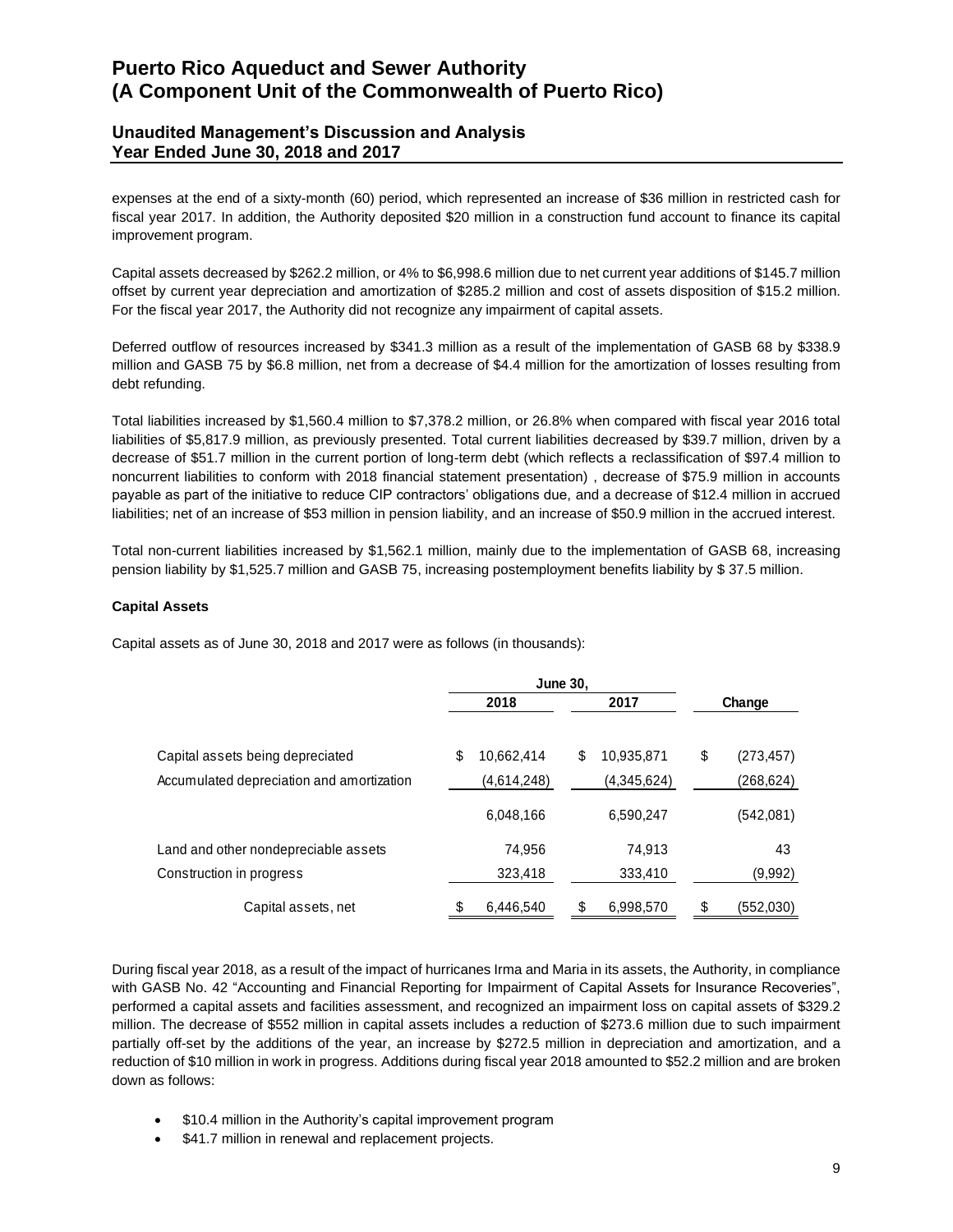expenses at the end of a sixty-month (60) period, which represented an increase of $36 million in restricted cash for fiscal year 2017. In addition, the Authority deposited $20 million in a construction fund account to finance its capital improvement program.

Capital assets decreased by $262.2 million, or 4% to $6,998.6 million due to net current year additions of $145.7 million offset by current year depreciation and amortization of $285.2 million and cost of assets disposition of $15.2 million. For the fiscal year 2017, the Authority did not recognize any impairment of capital assets.

Deferred outflow of resources increased by $341.3 million as a result of the implementation of GASB 68 by $338.9 million and GASB 75 by $6.8 million, net from a decrease of $4.4 million for the amortization of losses resulting from debt refunding.

Total liabilities increased by $1,560.4 million to $7,378.2 million, or 26.8% when compared with fiscal year 2016 total liabilities of $5,817.9 million, as previously presented. Total current liabilities decreased by $39.7 million, driven by a decrease of $51.7 million in the current portion of long-term debt (which reflects a reclassification of $97.4 million to noncurrent liabilities to conform with 2018 financial statement presentation) , decrease of $75.9 million in accounts payable as part of the initiative to reduce CIP contractors' obligations due, and a decrease of $12.4 million in accrued liabilities; net of an increase of $53 million in pension liability, and an increase of $50.9 million in the accrued interest.

Total non-current liabilities increased by $1,562.1 million, mainly due to the implementation of GASB 68, increasing pension liability by $1,525.7 million and GASB 75, increasing postemployment benefits liability by $ 37.5 million.

**Capital Assets**

Capital assets as of June 30, 2018 and 2017 were as follows (in thousands):

| | June 30, 2018 | June 30, 2017 | Change |
|---|---|---|---|
| Capital assets being depreciated | $ 10,662,414 | $ 10,935,871 | $ (273,457) |
| Accumulated depreciation and amortization | (4,614,248) | (4,345,624) | (268,624) |
| | 6,048,166 | 6,590,247 | (542,081) |
| Land and other nondepreciable assets | 74,956 | 74,913 | 43 |
| Construction in progress | 323,418 | 333,410 | (9,992) |
| Capital assets, net | $ 6,446,540 | $ 6,998,570 | $ (552,030) |

During fiscal year 2018, as a result of the impact of hurricanes Irma and Maria in its assets, the Authority, in compliance with GASB No. 42 "Accounting and Financial Reporting for Impairment of Capital Assets for Insurance Recoveries", performed a capital assets and facilities assessment, and recognized an impairment loss on capital assets of $329.2 million. The decrease of $552 million in capital assets includes a reduction of $273.6 million due to such impairment partially off-set by the additions of the year, an increase by $272.5 million in depreciation and amortization, and a reduction of $10 million in work in progress. Additions during fiscal year 2018 amounted to $52.2 million and are broken down as follows:

- $10.4 million in the Authority's capital improvement program
- $41.7 million in renewal and replacement projects.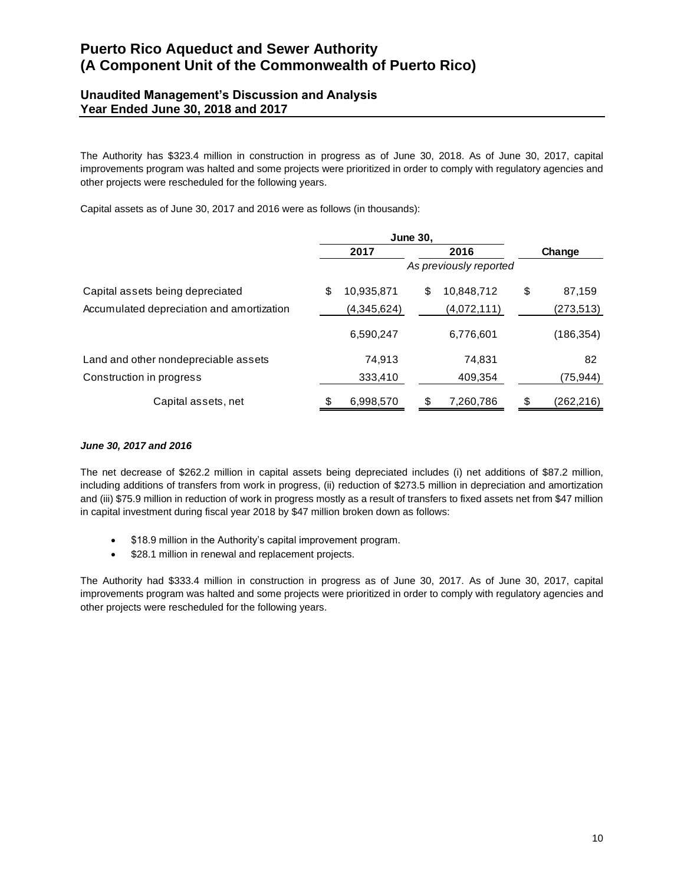The Authority has $323.4 million in construction in progress as of June 30, 2018. As of June 30, 2017, capital improvements program was halted and some projects were prioritized in order to comply with regulatory agencies and other projects were rescheduled for the following years.

Capital assets as of June 30, 2017 and 2016 were as follows (in thousands):

| | June 30, | | |
|---|---|---|---|
| | 2017 | 2016 | Change |
| | | *As previously reported* | |
| Capital assets being depreciated | $ 10,935,871 | $ 10,848,712 | $ 87,159 |
| Accumulated depreciation and amortization | (4,345,624) | (4,072,111) | (273,513) |
| | 6,590,247 | 6,776,601 | (186,354) |
| Land and other nondepreciable assets | 74,913 | 74,831 | 82 |
| Construction in progress | 333,410 | 409,354 | (75,944) |
| Capital assets, net | $ 6,998,570 | $ 7,260,786 | $ (262,216) |

***June 30, 2017 and 2016***

The net decrease of $262.2 million in capital assets being depreciated includes (i) net additions of $87.2 million, including additions of transfers from work in progress, (ii) reduction of $273.5 million in depreciation and amortization and (iii) $75.9 million in reduction of work in progress mostly as a result of transfers to fixed assets net from $47 million in capital investment during fiscal year 2018 by $47 million broken down as follows:

- $18.9 million in the Authority's capital improvement program.
- $28.1 million in renewal and replacement projects.

The Authority had $333.4 million in construction in progress as of June 30, 2017. As of June 30, 2017, capital improvements program was halted and some projects were prioritized in order to comply with regulatory agencies and other projects were rescheduled for the following years.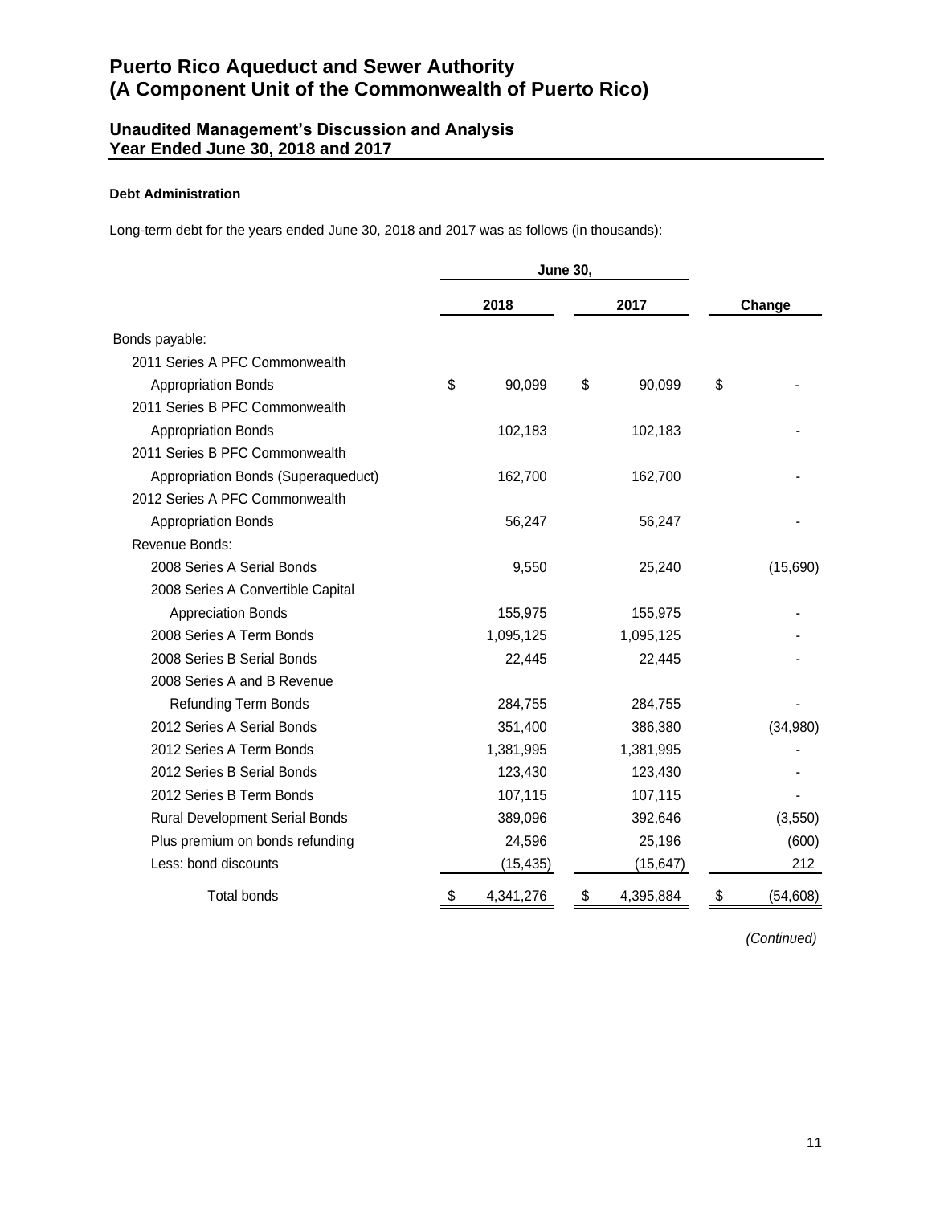# Puerto Rico Aqueduct and Sewer Authority
# (A Component Unit of the Commonwealth of Puerto Rico)

## Unaudited Management's Discussion and Analysis
## Year Ended June 30, 2018 and 2017

**Debt Administration**

Long-term debt for the years ended June 30, 2018 and 2017 was as follows (in thousands):

| | June 30, | | |
|---|---|---|---|
| | 2018 | 2017 | Change |
| Bonds payable: | | | |
| 2011 Series A PFC Commonwealth Appropriation Bonds | $ 90,099 | $ 90,099 | $ - |
| 2011 Series B PFC Commonwealth Appropriation Bonds | 102,183 | 102,183 | - |
| 2011 Series B PFC Commonwealth Appropriation Bonds (Superaqueduct) | 162,700 | 162,700 | - |
| 2012 Series A PFC Commonwealth Appropriation Bonds | 56,247 | 56,247 | - |
| Revenue Bonds: | | | |
| 2008 Series A Serial Bonds | 9,550 | 25,240 | (15,690) |
| 2008 Series A Convertible Capital Appreciation Bonds | 155,975 | 155,975 | - |
| 2008 Series A Term Bonds | 1,095,125 | 1,095,125 | - |
| 2008 Series B Serial Bonds | 22,445 | 22,445 | - |
| 2008 Series A and B Revenue Refunding Term Bonds | 284,755 | 284,755 | - |
| 2012 Series A Serial Bonds | 351,400 | 386,380 | (34,980) |
| 2012 Series A Term Bonds | 1,381,995 | 1,381,995 | - |
| 2012 Series B Serial Bonds | 123,430 | 123,430 | - |
| 2012 Series B Term Bonds | 107,115 | 107,115 | - |
| Rural Development Serial Bonds | 389,096 | 392,646 | (3,550) |
| Plus premium on bonds refunding | 24,596 | 25,196 | (600) |
| Less: bond discounts | (15,435) | (15,647) | 212 |
| Total bonds | $ 4,341,276 | $ 4,395,884 | $ (54,608) |

*(Continued)*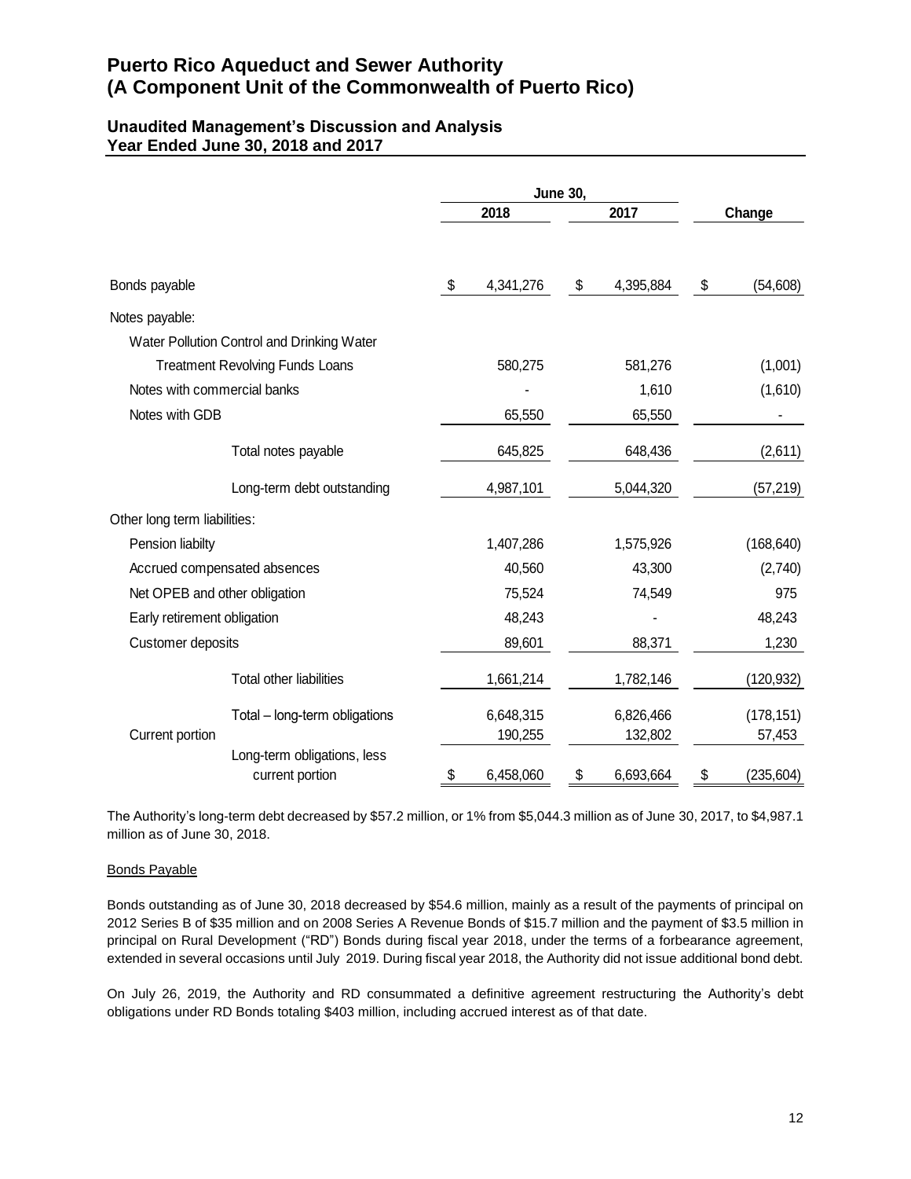# Puerto Rico Aqueduct and Sewer Authority
# (A Component Unit of the Commonwealth of Puerto Rico)

## Unaudited Management's Discussion and Analysis
## Year Ended June 30, 2018 and 2017

| | June 30, | | |
|---|---|---|---|
| | 2018 | 2017 | Change |
| Bonds payable | $ 4,341,276 | $ 4,395,884 | $ (54,608) |
| Notes payable: | | | |
| Water Pollution Control and Drinking Water Treatment Revolving Funds Loans | 580,275 | 581,276 | (1,001) |
| Notes with commercial banks | - | 1,610 | (1,610) |
| Notes with GDB | 65,550 | 65,550 | - |
| Total notes payable | 645,825 | 648,436 | (2,611) |
| Long-term debt outstanding | 4,987,101 | 5,044,320 | (57,219) |
| Other long term liabilities: | | | |
| Pension liabilty | 1,407,286 | 1,575,926 | (168,640) |
| Accrued compensated absences | 40,560 | 43,300 | (2,740) |
| Net OPEB and other obligation | 75,524 | 74,549 | 975 |
| Early retirement obligation | 48,243 | - | 48,243 |
| Customer deposits | 89,601 | 88,371 | 1,230 |
| Total other liabilities | 1,661,214 | 1,782,146 | (120,932) |
| Total – long-term obligations | 6,648,315 | 6,826,466 | (178,151) |
| Current portion | 190,255 | 132,802 | 57,453 |
| Long-term obligations, less current portion | $ 6,458,060 | $ 6,693,664 | $ (235,604) |

The Authority's long-term debt decreased by $57.2 million, or 1% from $5,044.3 million as of June 30, 2017, to $4,987.1 million as of June 30, 2018.

Bonds Payable

Bonds outstanding as of June 30, 2018 decreased by $54.6 million, mainly as a result of the payments of principal on 2012 Series B of $35 million and on 2008 Series A Revenue Bonds of $15.7 million and the payment of $3.5 million in principal on Rural Development ("RD") Bonds during fiscal year 2018, under the terms of a forbearance agreement, extended in several occasions until July 2019. During fiscal year 2018, the Authority did not issue additional bond debt.

On July 26, 2019, the Authority and RD consummated a definitive agreement restructuring the Authority's debt obligations under RD Bonds totaling $403 million, including accrued interest as of that date.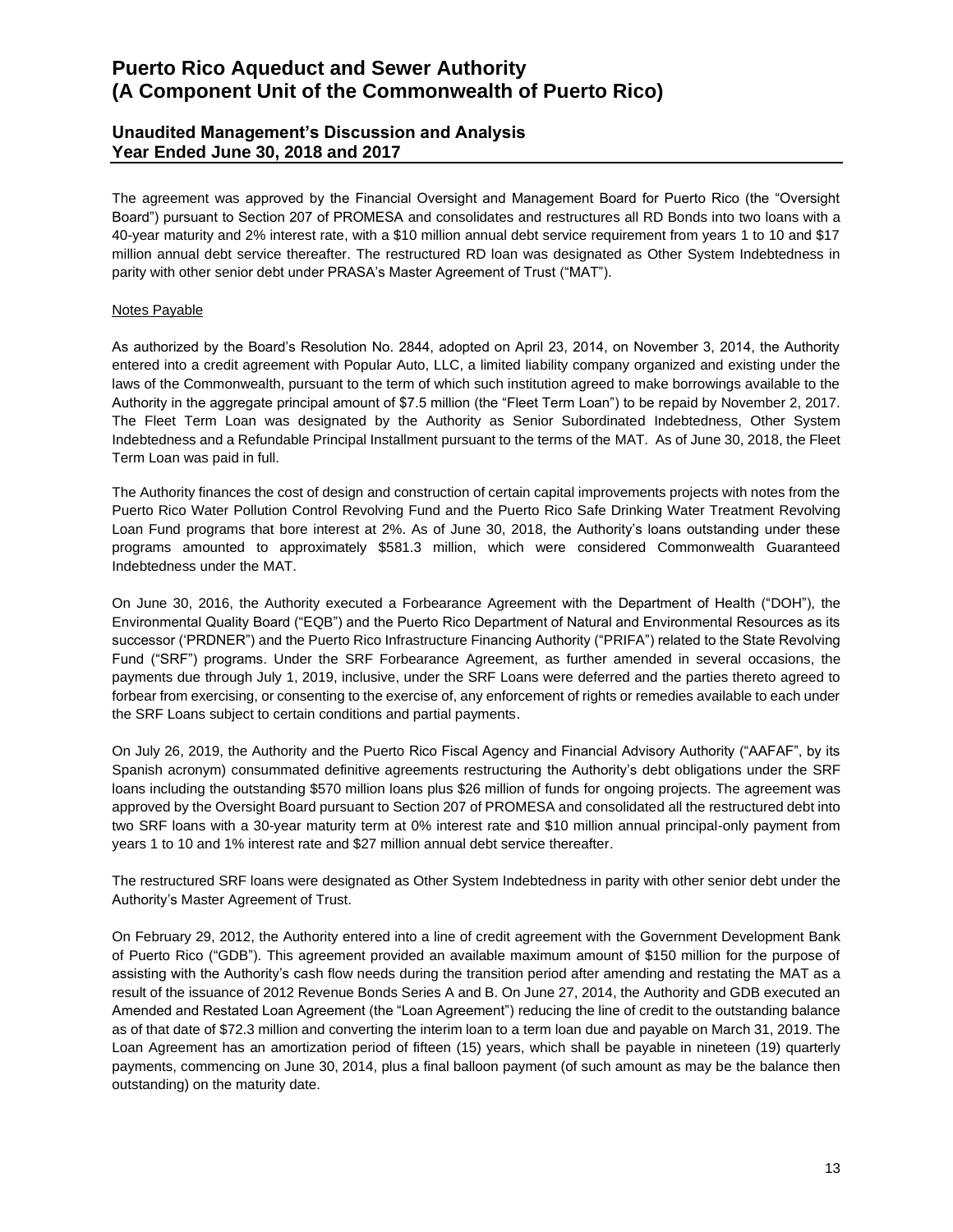The agreement was approved by the Financial Oversight and Management Board for Puerto Rico (the "Oversight Board") pursuant to Section 207 of PROMESA and consolidates and restructures all RD Bonds into two loans with a 40-year maturity and 2% interest rate, with a $10 million annual debt service requirement from years 1 to 10 and $17 million annual debt service thereafter. The restructured RD loan was designated as Other System Indebtedness in parity with other senior debt under PRASA's Master Agreement of Trust ("MAT").

Notes Payable

As authorized by the Board's Resolution No. 2844, adopted on April 23, 2014, on November 3, 2014, the Authority entered into a credit agreement with Popular Auto, LLC, a limited liability company organized and existing under the laws of the Commonwealth, pursuant to the term of which such institution agreed to make borrowings available to the Authority in the aggregate principal amount of $7.5 million (the "Fleet Term Loan") to be repaid by November 2, 2017. The Fleet Term Loan was designated by the Authority as Senior Subordinated Indebtedness, Other System Indebtedness and a Refundable Principal Installment pursuant to the terms of the MAT. As of June 30, 2018, the Fleet Term Loan was paid in full.

The Authority finances the cost of design and construction of certain capital improvements projects with notes from the Puerto Rico Water Pollution Control Revolving Fund and the Puerto Rico Safe Drinking Water Treatment Revolving Loan Fund programs that bore interest at 2%. As of June 30, 2018, the Authority's loans outstanding under these programs amounted to approximately $581.3 million, which were considered Commonwealth Guaranteed Indebtedness under the MAT.

On June 30, 2016, the Authority executed a Forbearance Agreement with the Department of Health ("DOH"), the Environmental Quality Board ("EQB") and the Puerto Rico Department of Natural and Environmental Resources as its successor ('PRDNER") and the Puerto Rico Infrastructure Financing Authority ("PRIFA") related to the State Revolving Fund ("SRF") programs. Under the SRF Forbearance Agreement, as further amended in several occasions, the payments due through July 1, 2019, inclusive, under the SRF Loans were deferred and the parties thereto agreed to forbear from exercising, or consenting to the exercise of, any enforcement of rights or remedies available to each under the SRF Loans subject to certain conditions and partial payments.

On July 26, 2019, the Authority and the Puerto Rico Fiscal Agency and Financial Advisory Authority ("AAFAF", by its Spanish acronym) consummated definitive agreements restructuring the Authority's debt obligations under the SRF loans including the outstanding $570 million loans plus $26 million of funds for ongoing projects. The agreement was approved by the Oversight Board pursuant to Section 207 of PROMESA and consolidated all the restructured debt into two SRF loans with a 30-year maturity term at 0% interest rate and $10 million annual principal-only payment from years 1 to 10 and 1% interest rate and $27 million annual debt service thereafter.

The restructured SRF loans were designated as Other System Indebtedness in parity with other senior debt under the Authority's Master Agreement of Trust.

On February 29, 2012, the Authority entered into a line of credit agreement with the Government Development Bank of Puerto Rico ("GDB"). This agreement provided an available maximum amount of $150 million for the purpose of assisting with the Authority's cash flow needs during the transition period after amending and restating the MAT as a result of the issuance of 2012 Revenue Bonds Series A and B. On June 27, 2014, the Authority and GDB executed an Amended and Restated Loan Agreement (the "Loan Agreement") reducing the line of credit to the outstanding balance as of that date of $72.3 million and converting the interim loan to a term loan due and payable on March 31, 2019. The Loan Agreement has an amortization period of fifteen (15) years, which shall be payable in nineteen (19) quarterly payments, commencing on June 30, 2014, plus a final balloon payment (of such amount as may be the balance then outstanding) on the maturity date.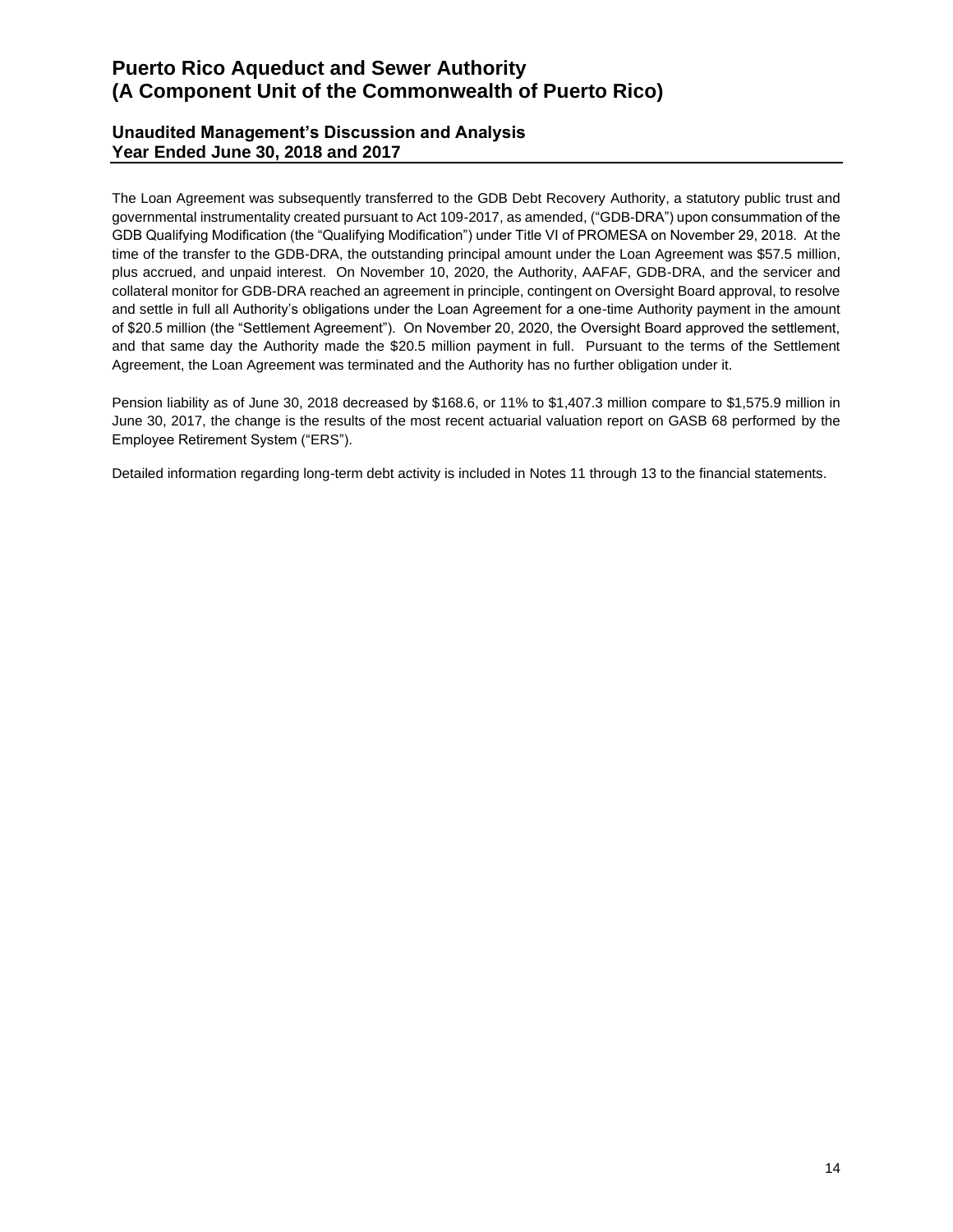The Loan Agreement was subsequently transferred to the GDB Debt Recovery Authority, a statutory public trust and governmental instrumentality created pursuant to Act 109-2017, as amended, ("GDB-DRA") upon consummation of the GDB Qualifying Modification (the "Qualifying Modification") under Title VI of PROMESA on November 29, 2018. At the time of the transfer to the GDB-DRA, the outstanding principal amount under the Loan Agreement was $57.5 million, plus accrued, and unpaid interest. On November 10, 2020, the Authority, AAFAF, GDB-DRA, and the servicer and collateral monitor for GDB-DRA reached an agreement in principle, contingent on Oversight Board approval, to resolve and settle in full all Authority's obligations under the Loan Agreement for a one-time Authority payment in the amount of $20.5 million (the "Settlement Agreement"). On November 20, 2020, the Oversight Board approved the settlement, and that same day the Authority made the $20.5 million payment in full. Pursuant to the terms of the Settlement Agreement, the Loan Agreement was terminated and the Authority has no further obligation under it.

Pension liability as of June 30, 2018 decreased by $168.6, or 11% to $1,407.3 million compare to $1,575.9 million in June 30, 2017, the change is the results of the most recent actuarial valuation report on GASB 68 performed by the Employee Retirement System ("ERS").

Detailed information regarding long-term debt activity is included in Notes 11 through 13 to the financial statements.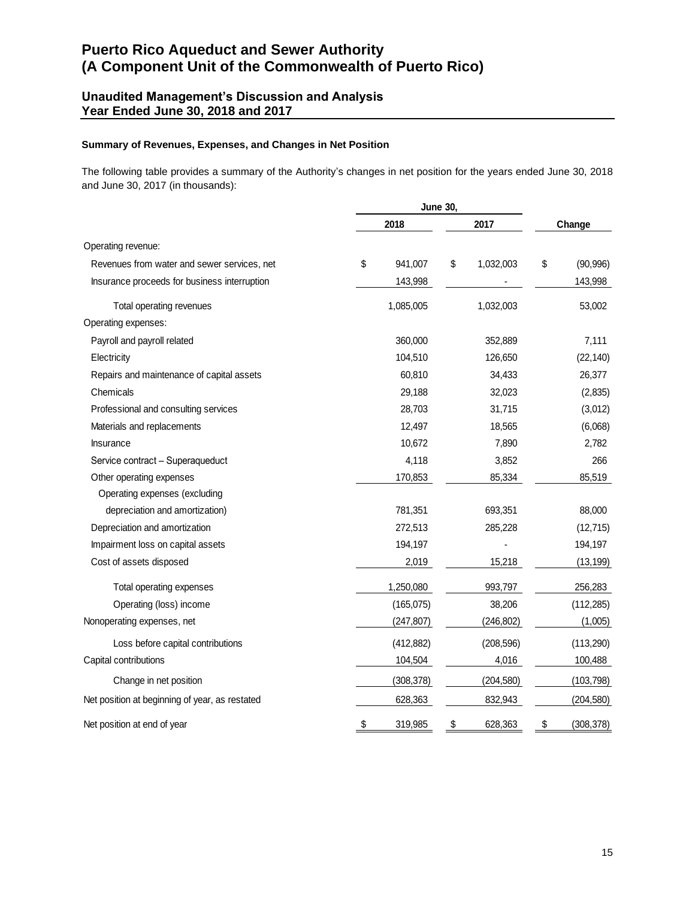# Puerto Rico Aqueduct and Sewer Authority
# (A Component Unit of the Commonwealth of Puerto Rico)

## Unaudited Management's Discussion and Analysis
## Year Ended June 30, 2018 and 2017

### Summary of Revenues, Expenses, and Changes in Net Position

The following table provides a summary of the Authority's changes in net position for the years ended June 30, 2018 and June 30, 2017 (in thousands):

| | June 30, 2018 | June 30, 2017 | Change |
|---|---|---|---|
| Operating revenue: | | | |
| Revenues from water and sewer services, net | $ 941,007 | $ 1,032,003 | $ (90,996) |
| Insurance proceeds for business interruption | 143,998 | - | 143,998 |
| Total operating revenues | 1,085,005 | 1,032,003 | 53,002 |
| Operating expenses: | | | |
| Payroll and payroll related | 360,000 | 352,889 | 7,111 |
| Electricity | 104,510 | 126,650 | (22,140) |
| Repairs and maintenance of capital assets | 60,810 | 34,433 | 26,377 |
| Chemicals | 29,188 | 32,023 | (2,835) |
| Professional and consulting services | 28,703 | 31,715 | (3,012) |
| Materials and replacements | 12,497 | 18,565 | (6,068) |
| Insurance | 10,672 | 7,890 | 2,782 |
| Service contract – Superaqueduct | 4,118 | 3,852 | 266 |
| Other operating expenses | 170,853 | 85,334 | 85,519 |
| Operating expenses (excluding depreciation and amortization) | 781,351 | 693,351 | 88,000 |
| Depreciation and amortization | 272,513 | 285,228 | (12,715) |
| Impairment loss on capital assets | 194,197 | - | 194,197 |
| Cost of assets disposed | 2,019 | 15,218 | (13,199) |
| Total operating expenses | 1,250,080 | 993,797 | 256,283 |
| Operating (loss) income | (165,075) | 38,206 | (112,285) |
| Nonoperating expenses, net | (247,807) | (246,802) | (1,005) |
| Loss before capital contributions | (412,882) | (208,596) | (113,290) |
| Capital contributions | 104,504 | 4,016 | 100,488 |
| Change in net position | (308,378) | (204,580) | (103,798) |
| Net position at beginning of year, as restated | 628,363 | 832,943 | (204,580) |
| Net position at end of year | $ 319,985 | $ 628,363 | $ (308,378) |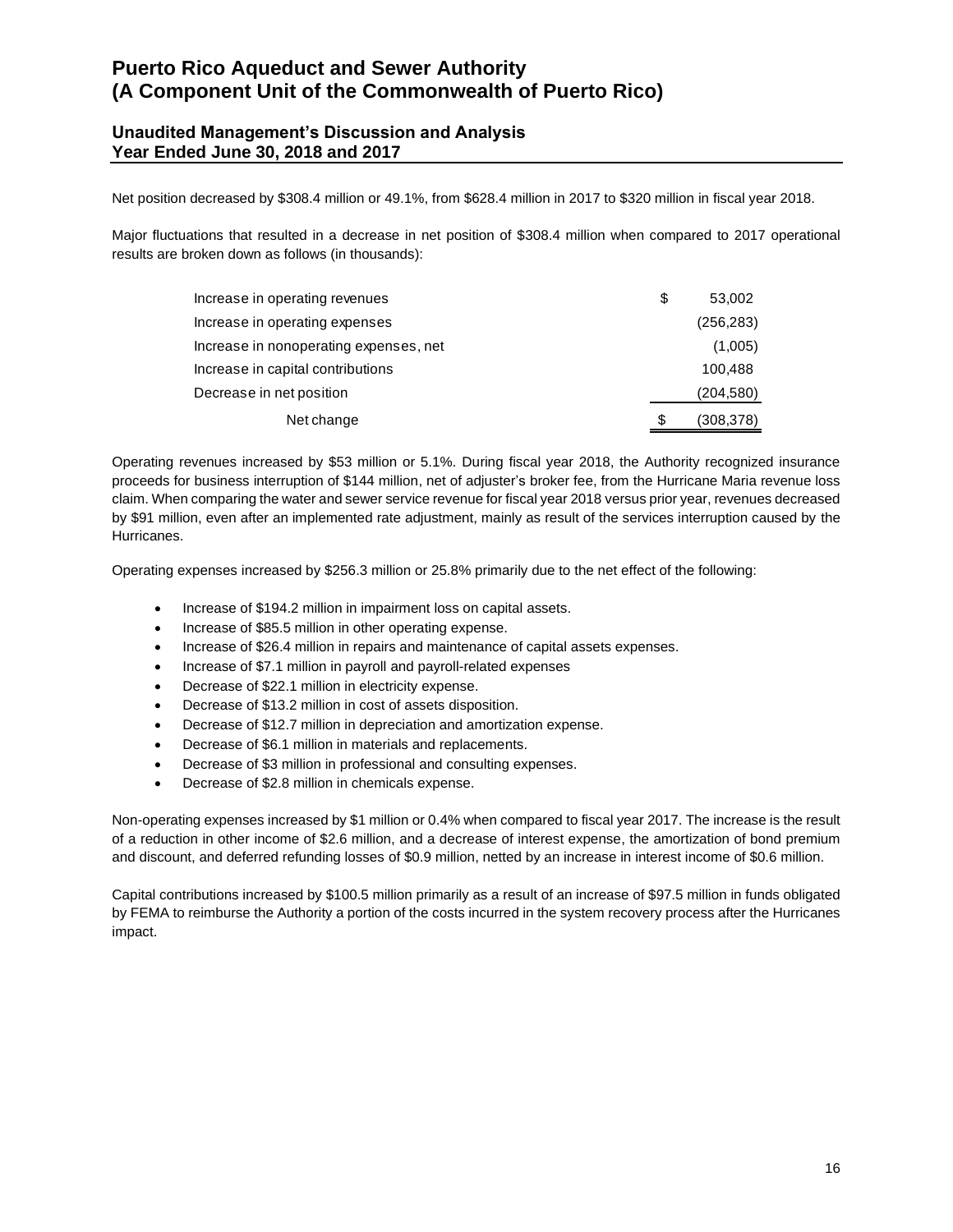Net position decreased by $308.4 million or 49.1%, from $628.4 million in 2017 to $320 million in fiscal year 2018.

Major fluctuations that resulted in a decrease in net position of $308.4 million when compared to 2017 operational results are broken down as follows (in thousands):

| | | |
|---|---|---|
| Increase in operating revenues | $ | 53,002 |
| Increase in operating expenses | | (256,283) |
| Increase in nonoperating expenses, net | | (1,005) |
| Increase in capital contributions | | 100,488 |
| Decrease in net position | | (204,580) |
| Net change | $ | (308,378) |

Operating revenues increased by $53 million or 5.1%. During fiscal year 2018, the Authority recognized insurance proceeds for business interruption of $144 million, net of adjuster's broker fee, from the Hurricane Maria revenue loss claim. When comparing the water and sewer service revenue for fiscal year 2018 versus prior year, revenues decreased by $91 million, even after an implemented rate adjustment, mainly as result of the services interruption caused by the Hurricanes.

Operating expenses increased by $256.3 million or 25.8% primarily due to the net effect of the following:

- Increase of $194.2 million in impairment loss on capital assets.
- Increase of $85.5 million in other operating expense.
- Increase of $26.4 million in repairs and maintenance of capital assets expenses.
- Increase of $7.1 million in payroll and payroll-related expenses
- Decrease of $22.1 million in electricity expense.
- Decrease of $13.2 million in cost of assets disposition.
- Decrease of $12.7 million in depreciation and amortization expense.
- Decrease of $6.1 million in materials and replacements.
- Decrease of $3 million in professional and consulting expenses.
- Decrease of $2.8 million in chemicals expense.

Non-operating expenses increased by $1 million or 0.4% when compared to fiscal year 2017. The increase is the result of a reduction in other income of $2.6 million, and a decrease of interest expense, the amortization of bond premium and discount, and deferred refunding losses of $0.9 million, netted by an increase in interest income of $0.6 million.

Capital contributions increased by $100.5 million primarily as a result of an increase of $97.5 million in funds obligated by FEMA to reimburse the Authority a portion of the costs incurred in the system recovery process after the Hurricanes impact.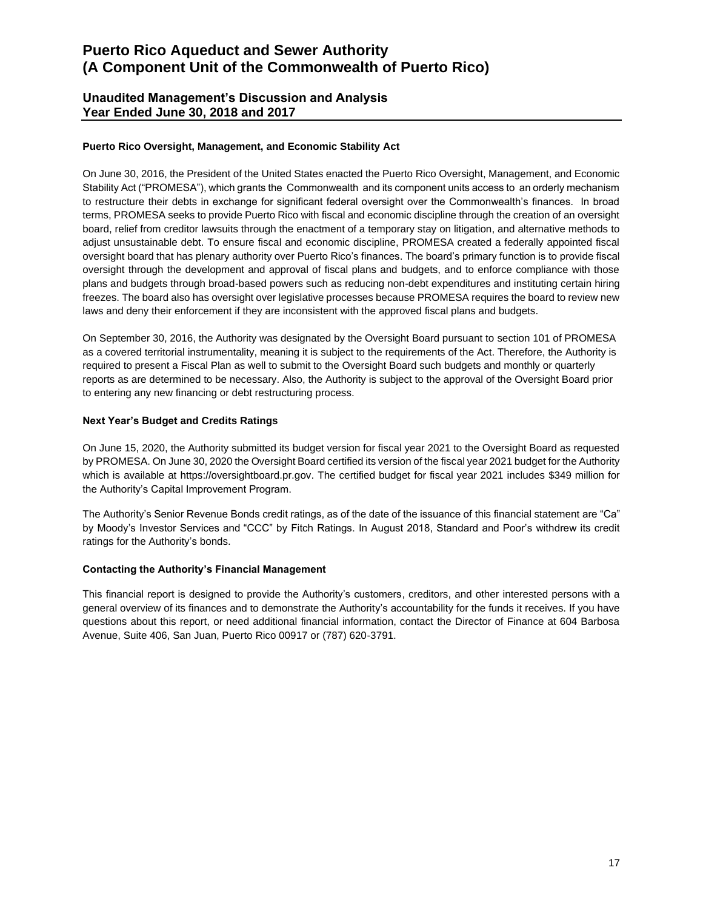### Puerto Rico Oversight, Management, and Economic Stability Act

On June 30, 2016, the President of the United States enacted the Puerto Rico Oversight, Management, and Economic Stability Act ("PROMESA"), which grants the Commonwealth and its component units access to an orderly mechanism to restructure their debts in exchange for significant federal oversight over the Commonwealth's finances. In broad terms, PROMESA seeks to provide Puerto Rico with fiscal and economic discipline through the creation of an oversight board, relief from creditor lawsuits through the enactment of a temporary stay on litigation, and alternative methods to adjust unsustainable debt. To ensure fiscal and economic discipline, PROMESA created a federally appointed fiscal oversight board that has plenary authority over Puerto Rico's finances. The board's primary function is to provide fiscal oversight through the development and approval of fiscal plans and budgets, and to enforce compliance with those plans and budgets through broad-based powers such as reducing non-debt expenditures and instituting certain hiring freezes. The board also has oversight over legislative processes because PROMESA requires the board to review new laws and deny their enforcement if they are inconsistent with the approved fiscal plans and budgets.

On September 30, 2016, the Authority was designated by the Oversight Board pursuant to section 101 of PROMESA as a covered territorial instrumentality, meaning it is subject to the requirements of the Act. Therefore, the Authority is required to present a Fiscal Plan as well to submit to the Oversight Board such budgets and monthly or quarterly reports as are determined to be necessary. Also, the Authority is subject to the approval of the Oversight Board prior to entering any new financing or debt restructuring process.

### Next Year's Budget and Credits Ratings

On June 15, 2020, the Authority submitted its budget version for fiscal year 2021 to the Oversight Board as requested by PROMESA. On June 30, 2020 the Oversight Board certified its version of the fiscal year 2021 budget for the Authority which is available at https://oversightboard.pr.gov. The certified budget for fiscal year 2021 includes $349 million for the Authority's Capital Improvement Program.

The Authority's Senior Revenue Bonds credit ratings, as of the date of the issuance of this financial statement are "Ca" by Moody's Investor Services and "CCC" by Fitch Ratings. In August 2018, Standard and Poor's withdrew its credit ratings for the Authority's bonds.

### Contacting the Authority's Financial Management

This financial report is designed to provide the Authority's customers, creditors, and other interested persons with a general overview of its finances and to demonstrate the Authority's accountability for the funds it receives. If you have questions about this report, or need additional financial information, contact the Director of Finance at 604 Barbosa Avenue, Suite 406, San Juan, Puerto Rico 00917 or (787) 620-3791.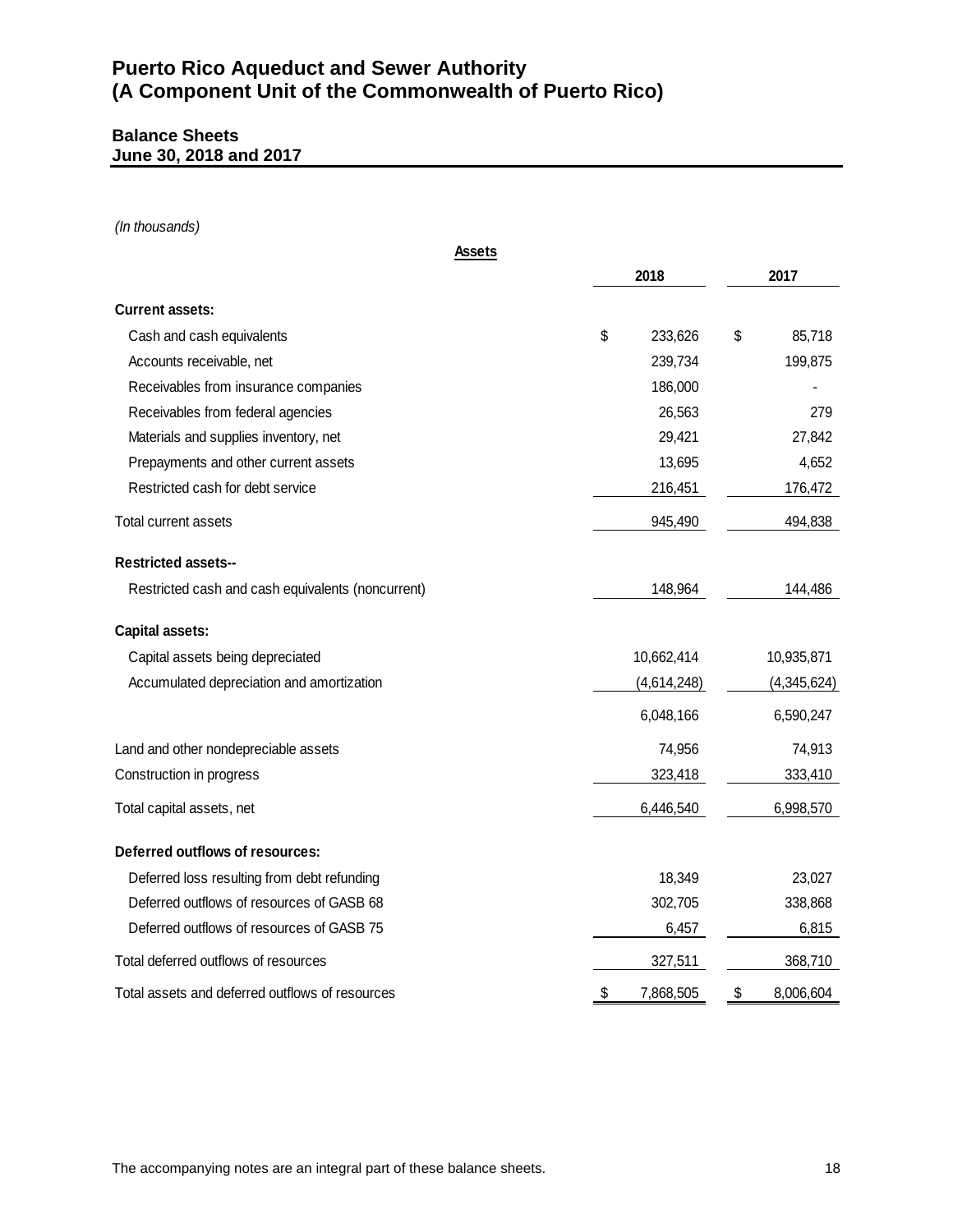# Puerto Rico Aqueduct and Sewer Authority
# (A Component Unit of the Commonwealth of Puerto Rico)

## Balance Sheets
## June 30, 2018 and 2017

*(In thousands)*

**Assets**

| | 2018 | 2017 |
|---|---|---|
| **Current assets:** | | |
| Cash and cash equivalents | $ 233,626 | $ 85,718 |
| Accounts receivable, net | 239,734 | 199,875 |
| Receivables from insurance companies | 186,000 | - |
| Receivables from federal agencies | 26,563 | 279 |
| Materials and supplies inventory, net | 29,421 | 27,842 |
| Prepayments and other current assets | 13,695 | 4,652 |
| Restricted cash for debt service | 216,451 | 176,472 |
| Total current assets | 945,490 | 494,838 |
| **Restricted assets--** | | |
| Restricted cash and cash equivalents (noncurrent) | 148,964 | 144,486 |
| **Capital assets:** | | |
| Capital assets being depreciated | 10,662,414 | 10,935,871 |
| Accumulated depreciation and amortization | (4,614,248) | (4,345,624) |
| | 6,048,166 | 6,590,247 |
| Land and other nondepreciable assets | 74,956 | 74,913 |
| Construction in progress | 323,418 | 333,410 |
| Total capital assets, net | 6,446,540 | 6,998,570 |
| **Deferred outflows of resources:** | | |
| Deferred loss resulting from debt refunding | 18,349 | 23,027 |
| Deferred outflows of resources of GASB 68 | 302,705 | 338,868 |
| Deferred outflows of resources of GASB 75 | 6,457 | 6,815 |
| Total deferred outflows of resources | 327,511 | 368,710 |
| Total assets and deferred outflows of resources | $ 7,868,505 | $ 8,006,604 |

The accompanying notes are an integral part of these balance sheets.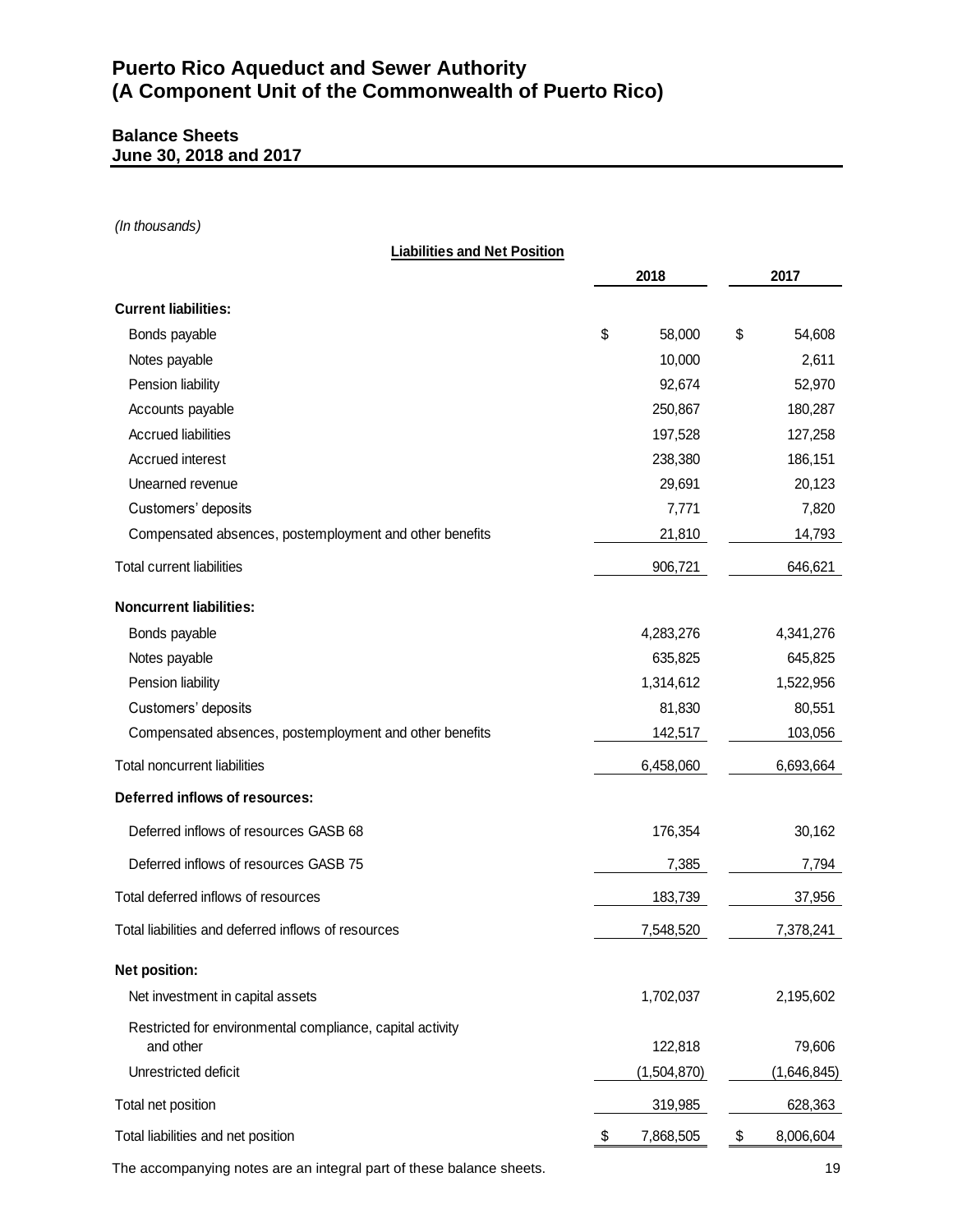# Puerto Rico Aqueduct and Sewer Authority
# (A Component Unit of the Commonwealth of Puerto Rico)

## Balance Sheets
## June 30, 2018 and 2017

*(In thousands)*

**Liabilities and Net Position**

| | 2018 | 2017 |
|---|---|---|
| **Current liabilities:** | | |
| Bonds payable | $ 58,000 | $ 54,608 |
| Notes payable | 10,000 | 2,611 |
| Pension liability | 92,674 | 52,970 |
| Accounts payable | 250,867 | 180,287 |
| Accrued liabilities | 197,528 | 127,258 |
| Accrued interest | 238,380 | 186,151 |
| Unearned revenue | 29,691 | 20,123 |
| Customers' deposits | 7,771 | 7,820 |
| Compensated absences, postemployment and other benefits | 21,810 | 14,793 |
| Total current liabilities | 906,721 | 646,621 |
| **Noncurrent liabilities:** | | |
| Bonds payable | 4,283,276 | 4,341,276 |
| Notes payable | 635,825 | 645,825 |
| Pension liability | 1,314,612 | 1,522,956 |
| Customers' deposits | 81,830 | 80,551 |
| Compensated absences, postemployment and other benefits | 142,517 | 103,056 |
| Total noncurrent liabilities | 6,458,060 | 6,693,664 |
| **Deferred inflows of resources:** | | |
| Deferred inflows of resources GASB 68 | 176,354 | 30,162 |
| Deferred inflows of resources GASB 75 | 7,385 | 7,794 |
| Total deferred inflows of resources | 183,739 | 37,956 |
| Total liabilities and deferred inflows of resources | 7,548,520 | 7,378,241 |
| **Net position:** | | |
| Net investment in capital assets | 1,702,037 | 2,195,602 |
| Restricted for environmental compliance, capital activity and other | 122,818 | 79,606 |
| Unrestricted deficit | (1,504,870) | (1,646,845) |
| Total net position | 319,985 | 628,363 |
| Total liabilities and net position | $ 7,868,505 | $ 8,006,604 |

The accompanying notes are an integral part of these balance sheets.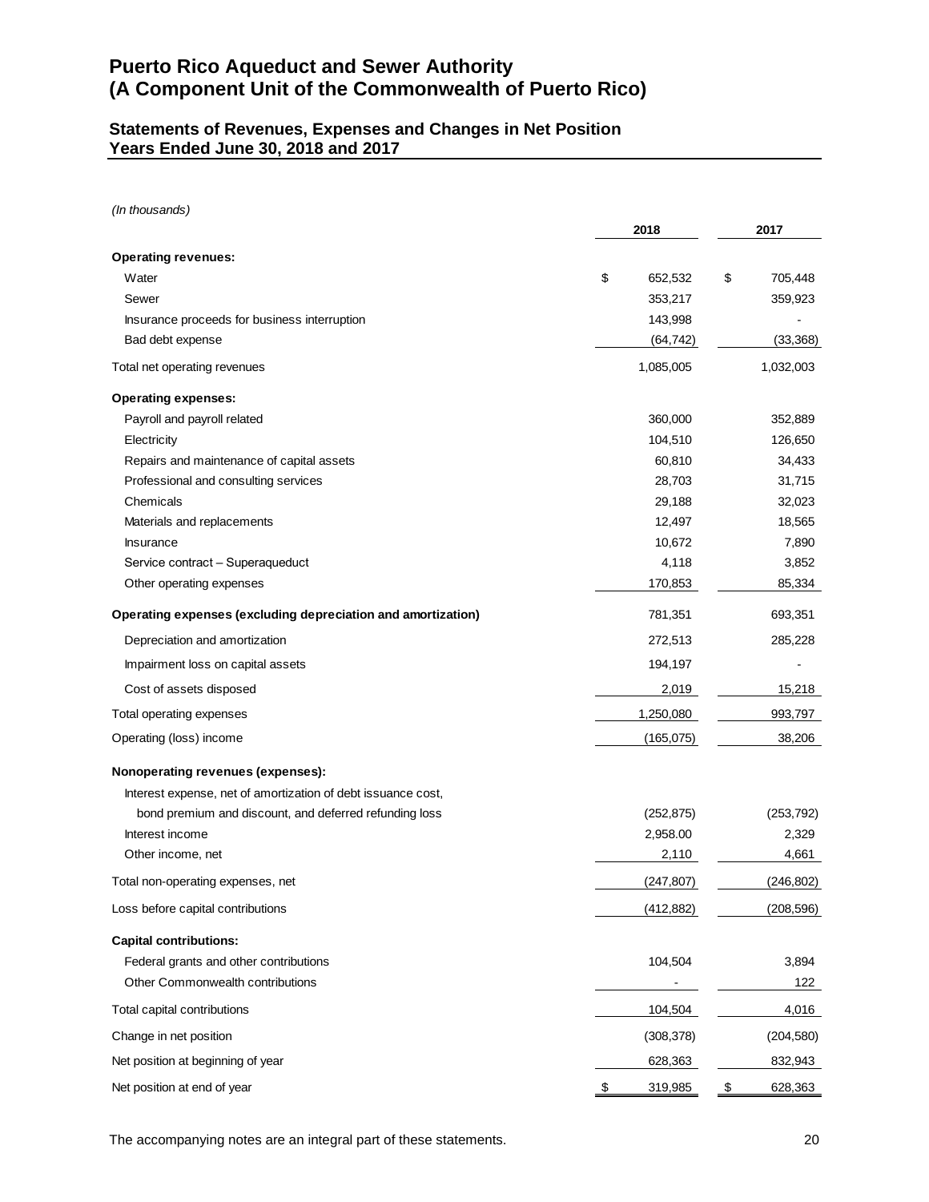# Puerto Rico Aqueduct and Sewer Authority
# (A Component Unit of the Commonwealth of Puerto Rico)

## Statements of Revenues, Expenses and Changes in Net Position
## Years Ended June 30, 2018 and 2017

*(In thousands)*

| | 2018 | 2017 |
|---|---|---|
| **Operating revenues:** | | |
| Water | $ 652,532 | $ 705,448 |
| Sewer | 353,217 | 359,923 |
| Insurance proceeds for business interruption | 143,998 | - |
| Bad debt expense | (64,742) | (33,368) |
| Total net operating revenues | 1,085,005 | 1,032,003 |
| **Operating expenses:** | | |
| Payroll and payroll related | 360,000 | 352,889 |
| Electricity | 104,510 | 126,650 |
| Repairs and maintenance of capital assets | 60,810 | 34,433 |
| Professional and consulting services | 28,703 | 31,715 |
| Chemicals | 29,188 | 32,023 |
| Materials and replacements | 12,497 | 18,565 |
| Insurance | 10,672 | 7,890 |
| Service contract – Superaqueduct | 4,118 | 3,852 |
| Other operating expenses | 170,853 | 85,334 |
| **Operating expenses (excluding depreciation and amortization)** | 781,351 | 693,351 |
| Depreciation and amortization | 272,513 | 285,228 |
| Impairment loss on capital assets | 194,197 | - |
| Cost of assets disposed | 2,019 | 15,218 |
| Total operating expenses | 1,250,080 | 993,797 |
| Operating (loss) income | (165,075) | 38,206 |
| **Nonoperating revenues (expenses):** | | |
| Interest expense, net of amortization of debt issuance cost, bond premium and discount, and deferred refunding loss | (252,875) | (253,792) |
| Interest income | 2,958.00 | 2,329 |
| Other income, net | 2,110 | 4,661 |
| Total non-operating expenses, net | (247,807) | (246,802) |
| Loss before capital contributions | (412,882) | (208,596) |
| **Capital contributions:** | | |
| Federal grants and other contributions | 104,504 | 3,894 |
| Other Commonwealth contributions | - | 122 |
| Total capital contributions | 104,504 | 4,016 |
| Change in net position | (308,378) | (204,580) |
| Net position at beginning of year | 628,363 | 832,943 |
| Net position at end of year | $ 319,985 | $ 628,363 |

The accompanying notes are an integral part of these statements.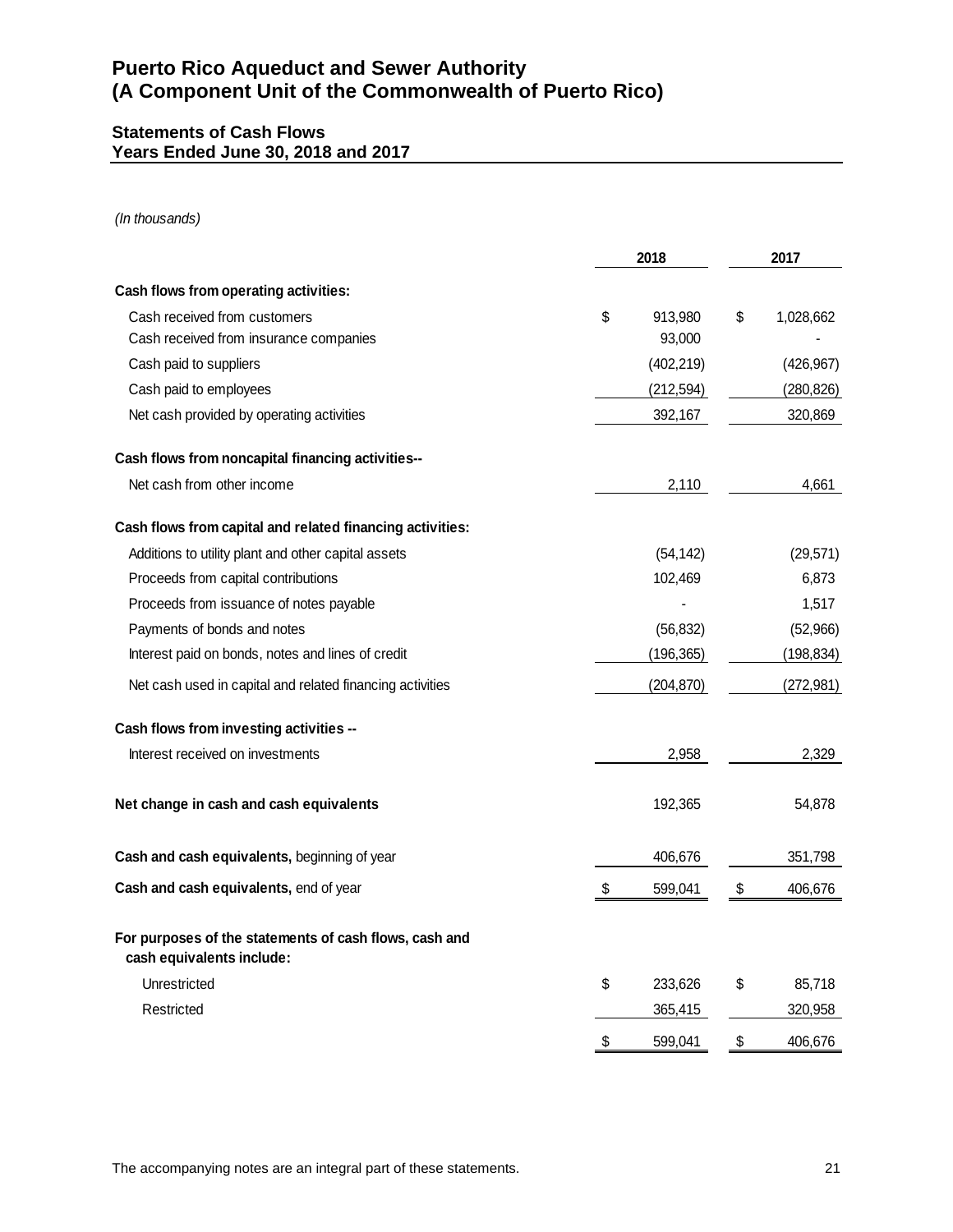# Puerto Rico Aqueduct and Sewer Authority
# (A Component Unit of the Commonwealth of Puerto Rico)

## Statements of Cash Flows
## Years Ended June 30, 2018 and 2017

*(In thousands)*

| | 2018 | 2017 |
|---|---|---|
| **Cash flows from operating activities:** | | |
| Cash received from customers | $ 913,980 | $ 1,028,662 |
| Cash received from insurance companies | 93,000 | - |
| Cash paid to suppliers | (402,219) | (426,967) |
| Cash paid to employees | (212,594) | (280,826) |
| Net cash provided by operating activities | 392,167 | 320,869 |
| **Cash flows from noncapital financing activities--** | | |
| Net cash from other income | 2,110 | 4,661 |
| **Cash flows from capital and related financing activities:** | | |
| Additions to utility plant and other capital assets | (54,142) | (29,571) |
| Proceeds from capital contributions | 102,469 | 6,873 |
| Proceeds from issuance of notes payable | - | 1,517 |
| Payments of bonds and notes | (56,832) | (52,966) |
| Interest paid on bonds, notes and lines of credit | (196,365) | (198,834) |
| Net cash used in capital and related financing activities | (204,870) | (272,981) |
| **Cash flows from investing activities --** | | |
| Interest received on investments | 2,958 | 2,329 |
| **Net change in cash and cash equivalents** | 192,365 | 54,878 |
| **Cash and cash equivalents,** beginning of year | 406,676 | 351,798 |
| **Cash and cash equivalents,** end of year | $ 599,041 | $ 406,676 |
| **For purposes of the statements of cash flows, cash and cash equivalents include:** | | |
| Unrestricted | $ 233,626 | $ 85,718 |
| Restricted | 365,415 | 320,958 |
| | $ 599,041 | $ 406,676 |

The accompanying notes are an integral part of these statements.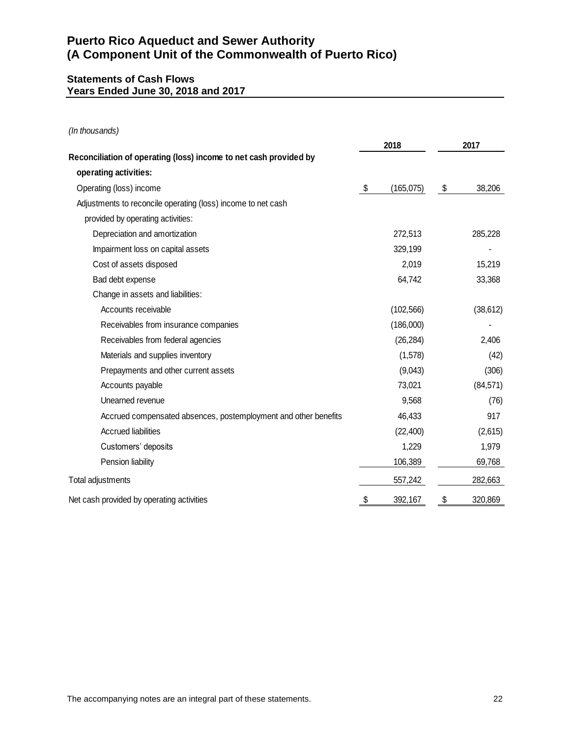# Puerto Rico Aqueduct and Sewer Authority
# (A Component Unit of the Commonwealth of Puerto Rico)

## Statements of Cash Flows
## Years Ended June 30, 2018 and 2017

*(In thousands)*

| | 2018 | 2017 |
|---|---|---|
| **Reconciliation of operating (loss) income to net cash provided by operating activities:** | | |
| Operating (loss) income | $ (165,075) | $ 38,206 |
| Adjustments to reconcile operating (loss) income to net cash provided by operating activities: | | |
| Depreciation and amortization | 272,513 | 285,228 |
| Impairment loss on capital assets | 329,199 | - |
| Cost of assets disposed | 2,019 | 15,219 |
| Bad debt expense | 64,742 | 33,368 |
| Change in assets and liabilities: | | |
| Accounts receivable | (102,566) | (38,612) |
| Receivables from insurance companies | (186,000) | - |
| Receivables from federal agencies | (26,284) | 2,406 |
| Materials and supplies inventory | (1,578) | (42) |
| Prepayments and other current assets | (9,043) | (306) |
| Accounts payable | 73,021 | (84,571) |
| Unearned revenue | 9,568 | (76) |
| Accrued compensated absences, postemployment and other benefits | 46,433 | 917 |
| Accrued liabilities | (22,400) | (2,615) |
| Customers' deposits | 1,229 | 1,979 |
| Pension liability | 106,389 | 69,768 |
| Total adjustments | 557,242 | 282,663 |
| Net cash provided by operating activities | $ 392,167 | $ 320,869 |

The accompanying notes are an integral part of these statements.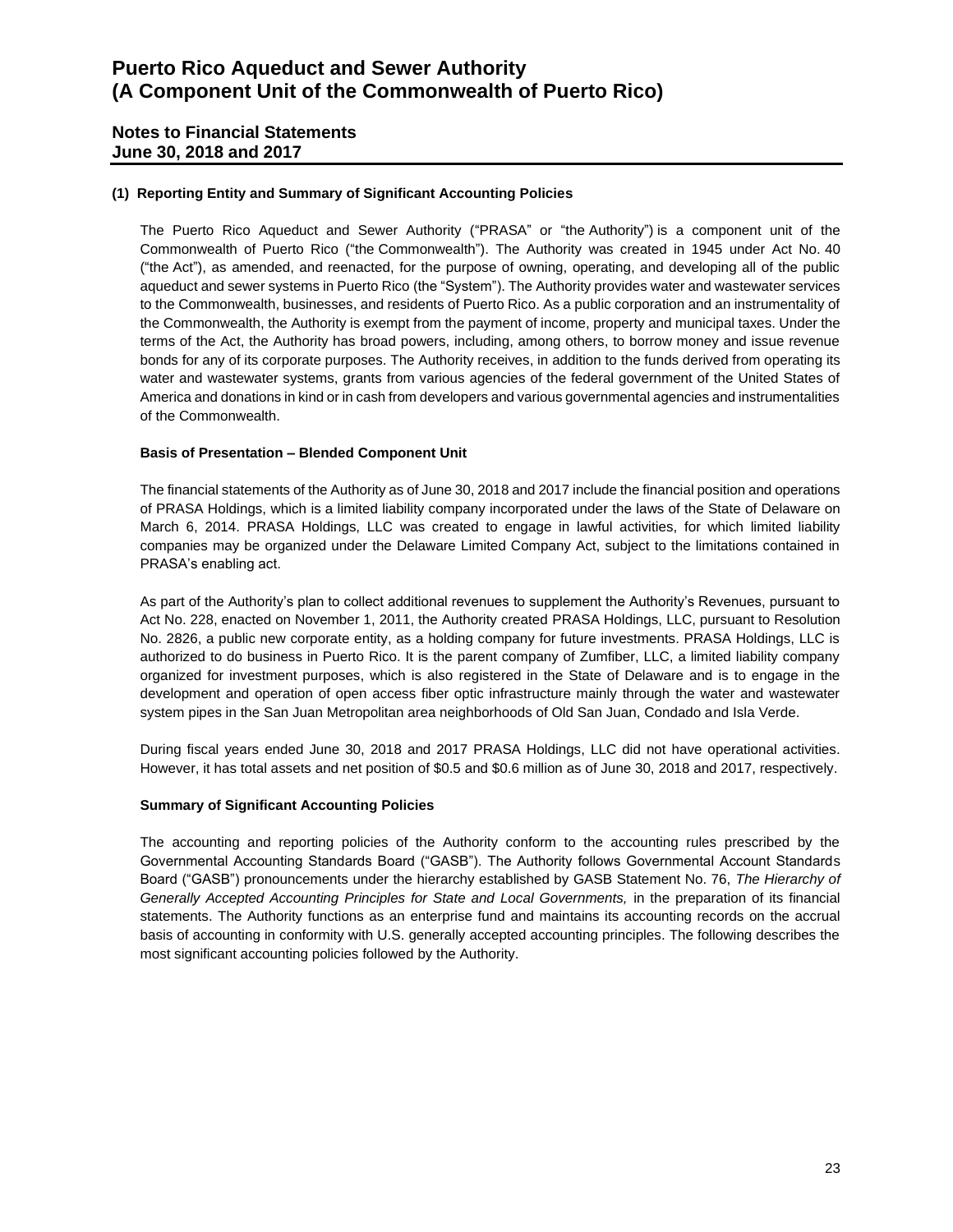## (1) Reporting Entity and Summary of Significant Accounting Policies

The Puerto Rico Aqueduct and Sewer Authority ("PRASA" or "the Authority") is a component unit of the Commonwealth of Puerto Rico ("the Commonwealth"). The Authority was created in 1945 under Act No. 40 ("the Act"), as amended, and reenacted, for the purpose of owning, operating, and developing all of the public aqueduct and sewer systems in Puerto Rico (the "System"). The Authority provides water and wastewater services to the Commonwealth, businesses, and residents of Puerto Rico. As a public corporation and an instrumentality of the Commonwealth, the Authority is exempt from the payment of income, property and municipal taxes. Under the terms of the Act, the Authority has broad powers, including, among others, to borrow money and issue revenue bonds for any of its corporate purposes. The Authority receives, in addition to the funds derived from operating its water and wastewater systems, grants from various agencies of the federal government of the United States of America and donations in kind or in cash from developers and various governmental agencies and instrumentalities of the Commonwealth.

### Basis of Presentation – Blended Component Unit

The financial statements of the Authority as of June 30, 2018 and 2017 include the financial position and operations of PRASA Holdings, which is a limited liability company incorporated under the laws of the State of Delaware on March 6, 2014. PRASA Holdings, LLC was created to engage in lawful activities, for which limited liability companies may be organized under the Delaware Limited Company Act, subject to the limitations contained in PRASA's enabling act.

As part of the Authority's plan to collect additional revenues to supplement the Authority's Revenues, pursuant to Act No. 228, enacted on November 1, 2011, the Authority created PRASA Holdings, LLC, pursuant to Resolution No. 2826, a public new corporate entity, as a holding company for future investments. PRASA Holdings, LLC is authorized to do business in Puerto Rico. It is the parent company of Zumfiber, LLC, a limited liability company organized for investment purposes, which is also registered in the State of Delaware and is to engage in the development and operation of open access fiber optic infrastructure mainly through the water and wastewater system pipes in the San Juan Metropolitan area neighborhoods of Old San Juan, Condado and Isla Verde.

During fiscal years ended June 30, 2018 and 2017 PRASA Holdings, LLC did not have operational activities. However, it has total assets and net position of \$0.5 and \$0.6 million as of June 30, 2018 and 2017, respectively.

### Summary of Significant Accounting Policies

The accounting and reporting policies of the Authority conform to the accounting rules prescribed by the Governmental Accounting Standards Board ("GASB"). The Authority follows Governmental Account Standards Board ("GASB") pronouncements under the hierarchy established by GASB Statement No. 76, *The Hierarchy of Generally Accepted Accounting Principles for State and Local Governments,* in the preparation of its financial statements. The Authority functions as an enterprise fund and maintains its accounting records on the accrual basis of accounting in conformity with U.S. generally accepted accounting principles. The following describes the most significant accounting policies followed by the Authority.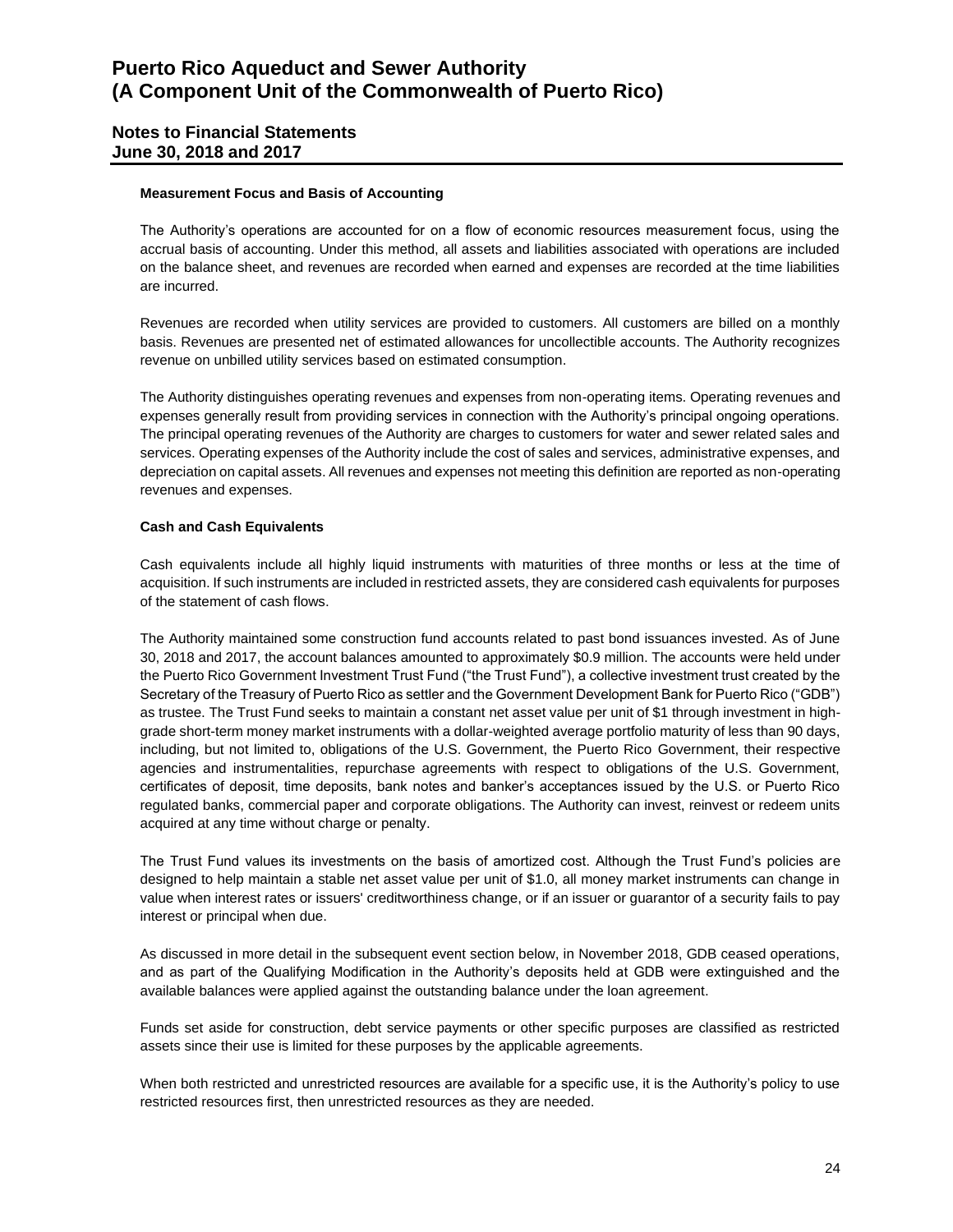**Measurement Focus and Basis of Accounting**

The Authority's operations are accounted for on a flow of economic resources measurement focus, using the accrual basis of accounting. Under this method, all assets and liabilities associated with operations are included on the balance sheet, and revenues are recorded when earned and expenses are recorded at the time liabilities are incurred.

Revenues are recorded when utility services are provided to customers. All customers are billed on a monthly basis. Revenues are presented net of estimated allowances for uncollectible accounts. The Authority recognizes revenue on unbilled utility services based on estimated consumption.

The Authority distinguishes operating revenues and expenses from non-operating items. Operating revenues and expenses generally result from providing services in connection with the Authority's principal ongoing operations. The principal operating revenues of the Authority are charges to customers for water and sewer related sales and services. Operating expenses of the Authority include the cost of sales and services, administrative expenses, and depreciation on capital assets. All revenues and expenses not meeting this definition are reported as non-operating revenues and expenses.

**Cash and Cash Equivalents**

Cash equivalents include all highly liquid instruments with maturities of three months or less at the time of acquisition. If such instruments are included in restricted assets, they are considered cash equivalents for purposes of the statement of cash flows.

The Authority maintained some construction fund accounts related to past bond issuances invested. As of June 30, 2018 and 2017, the account balances amounted to approximately $0.9 million. The accounts were held under the Puerto Rico Government Investment Trust Fund ("the Trust Fund"), a collective investment trust created by the Secretary of the Treasury of Puerto Rico as settler and the Government Development Bank for Puerto Rico ("GDB") as trustee. The Trust Fund seeks to maintain a constant net asset value per unit of $1 through investment in high-grade short-term money market instruments with a dollar-weighted average portfolio maturity of less than 90 days, including, but not limited to, obligations of the U.S. Government, the Puerto Rico Government, their respective agencies and instrumentalities, repurchase agreements with respect to obligations of the U.S. Government, certificates of deposit, time deposits, bank notes and banker's acceptances issued by the U.S. or Puerto Rico regulated banks, commercial paper and corporate obligations. The Authority can invest, reinvest or redeem units acquired at any time without charge or penalty.

The Trust Fund values its investments on the basis of amortized cost. Although the Trust Fund's policies are designed to help maintain a stable net asset value per unit of $1.0, all money market instruments can change in value when interest rates or issuers' creditworthiness change, or if an issuer or guarantor of a security fails to pay interest or principal when due.

As discussed in more detail in the subsequent event section below, in November 2018, GDB ceased operations, and as part of the Qualifying Modification in the Authority's deposits held at GDB were extinguished and the available balances were applied against the outstanding balance under the loan agreement.

Funds set aside for construction, debt service payments or other specific purposes are classified as restricted assets since their use is limited for these purposes by the applicable agreements.

When both restricted and unrestricted resources are available for a specific use, it is the Authority's policy to use restricted resources first, then unrestricted resources as they are needed.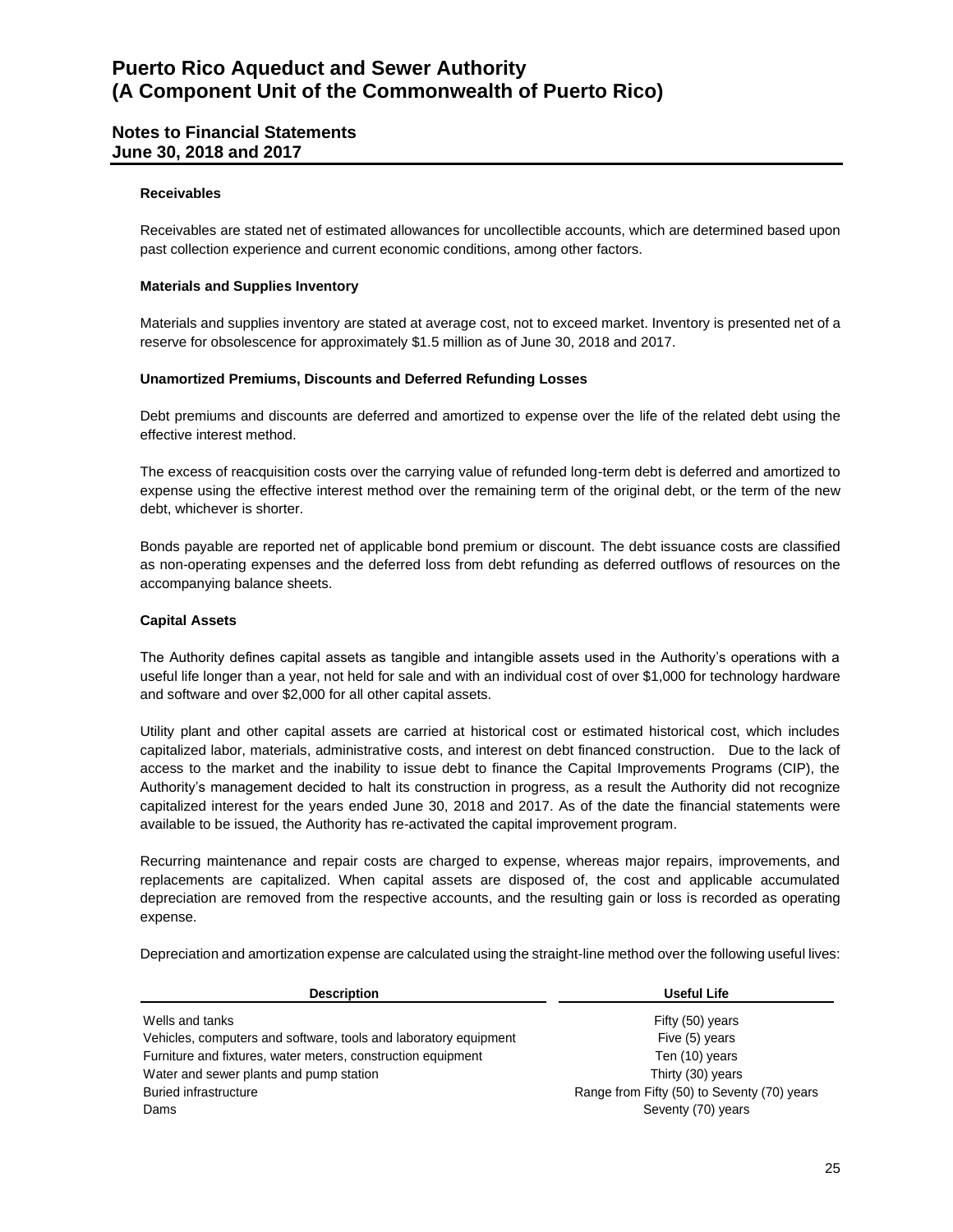#### Receivables

Receivables are stated net of estimated allowances for uncollectible accounts, which are determined based upon past collection experience and current economic conditions, among other factors.

#### Materials and Supplies Inventory

Materials and supplies inventory are stated at average cost, not to exceed market. Inventory is presented net of a reserve for obsolescence for approximately $1.5 million as of June 30, 2018 and 2017.

#### Unamortized Premiums, Discounts and Deferred Refunding Losses

Debt premiums and discounts are deferred and amortized to expense over the life of the related debt using the effective interest method.

The excess of reacquisition costs over the carrying value of refunded long-term debt is deferred and amortized to expense using the effective interest method over the remaining term of the original debt, or the term of the new debt, whichever is shorter.

Bonds payable are reported net of applicable bond premium or discount. The debt issuance costs are classified as non-operating expenses and the deferred loss from debt refunding as deferred outflows of resources on the accompanying balance sheets.

#### Capital Assets

The Authority defines capital assets as tangible and intangible assets used in the Authority's operations with a useful life longer than a year, not held for sale and with an individual cost of over $1,000 for technology hardware and software and over $2,000 for all other capital assets.

Utility plant and other capital assets are carried at historical cost or estimated historical cost, which includes capitalized labor, materials, administrative costs, and interest on debt financed construction. Due to the lack of access to the market and the inability to issue debt to finance the Capital Improvements Programs (CIP), the Authority's management decided to halt its construction in progress, as a result the Authority did not recognize capitalized interest for the years ended June 30, 2018 and 2017. As of the date the financial statements were available to be issued, the Authority has re-activated the capital improvement program.

Recurring maintenance and repair costs are charged to expense, whereas major repairs, improvements, and replacements are capitalized. When capital assets are disposed of, the cost and applicable accumulated depreciation are removed from the respective accounts, and the resulting gain or loss is recorded as operating expense.

Depreciation and amortization expense are calculated using the straight-line method over the following useful lives:

| Description | Useful Life |
|---|---|
| Wells and tanks | Fifty (50) years |
| Vehicles, computers and software, tools and laboratory equipment | Five (5) years |
| Furniture and fixtures, water meters, construction equipment | Ten (10) years |
| Water and sewer plants and pump station | Thirty (30) years |
| Buried infrastructure | Range from Fifty (50) to Seventy (70) years |
| Dams | Seventy (70) years |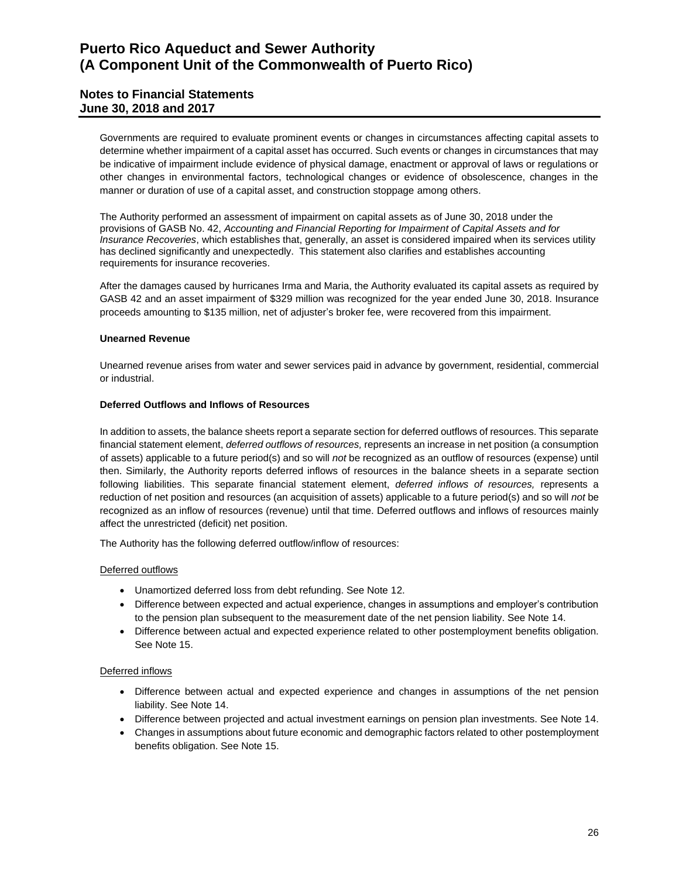Governments are required to evaluate prominent events or changes in circumstances affecting capital assets to determine whether impairment of a capital asset has occurred. Such events or changes in circumstances that may be indicative of impairment include evidence of physical damage, enactment or approval of laws or regulations or other changes in environmental factors, technological changes or evidence of obsolescence, changes in the manner or duration of use of a capital asset, and construction stoppage among others.

The Authority performed an assessment of impairment on capital assets as of June 30, 2018 under the provisions of GASB No. 42, *Accounting and Financial Reporting for Impairment of Capital Assets and for Insurance Recoveries*, which establishes that, generally, an asset is considered impaired when its services utility has declined significantly and unexpectedly. This statement also clarifies and establishes accounting requirements for insurance recoveries.

After the damages caused by hurricanes Irma and Maria, the Authority evaluated its capital assets as required by GASB 42 and an asset impairment of $329 million was recognized for the year ended June 30, 2018. Insurance proceeds amounting to $135 million, net of adjuster's broker fee, were recovered from this impairment.

**Unearned Revenue**

Unearned revenue arises from water and sewer services paid in advance by government, residential, commercial or industrial.

**Deferred Outflows and Inflows of Resources**

In addition to assets, the balance sheets report a separate section for deferred outflows of resources. This separate financial statement element, *deferred outflows of resources,* represents an increase in net position (a consumption of assets) applicable to a future period(s) and so will *not* be recognized as an outflow of resources (expense) until then. Similarly, the Authority reports deferred inflows of resources in the balance sheets in a separate section following liabilities. This separate financial statement element, *deferred inflows of resources,* represents a reduction of net position and resources (an acquisition of assets) applicable to a future period(s) and so will *not* be recognized as an inflow of resources (revenue) until that time. Deferred outflows and inflows of resources mainly affect the unrestricted (deficit) net position.

The Authority has the following deferred outflow/inflow of resources:

<u>Deferred outflows</u>

- Unamortized deferred loss from debt refunding. See Note 12.
- Difference between expected and actual experience, changes in assumptions and employer's contribution to the pension plan subsequent to the measurement date of the net pension liability. See Note 14.
- Difference between actual and expected experience related to other postemployment benefits obligation. See Note 15.

<u>Deferred inflows</u>

- Difference between actual and expected experience and changes in assumptions of the net pension liability. See Note 14.
- Difference between projected and actual investment earnings on pension plan investments. See Note 14.
- Changes in assumptions about future economic and demographic factors related to other postemployment benefits obligation. See Note 15.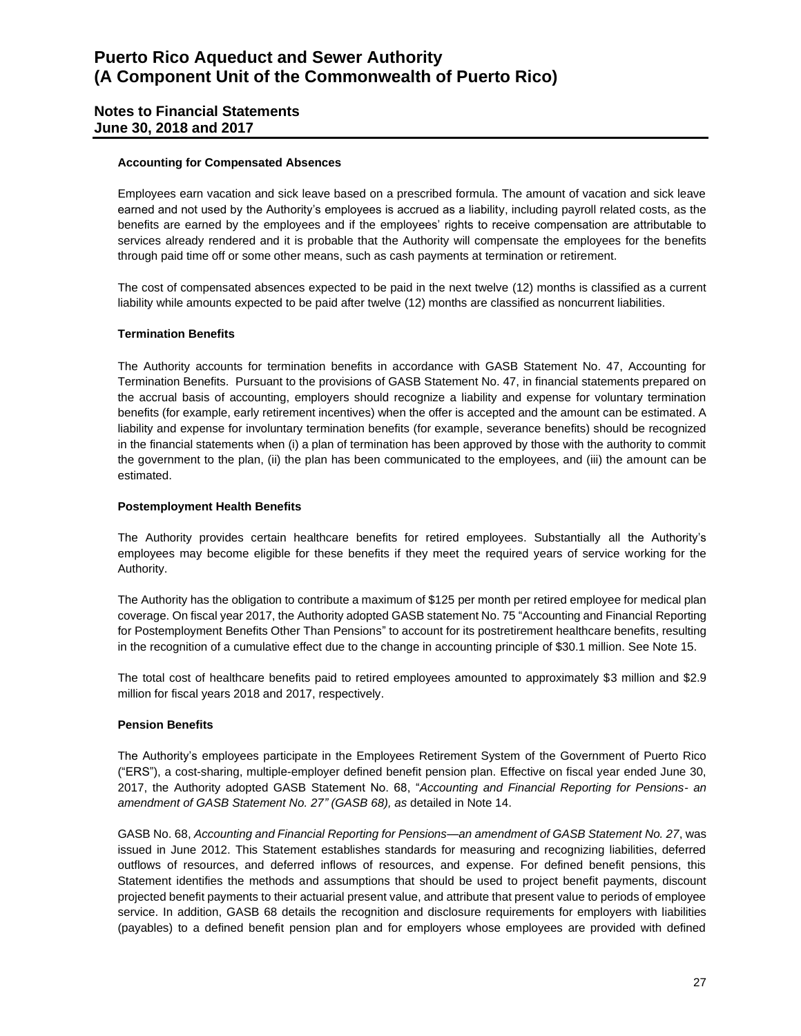#### Accounting for Compensated Absences

Employees earn vacation and sick leave based on a prescribed formula. The amount of vacation and sick leave earned and not used by the Authority's employees is accrued as a liability, including payroll related costs, as the benefits are earned by the employees and if the employees' rights to receive compensation are attributable to services already rendered and it is probable that the Authority will compensate the employees for the benefits through paid time off or some other means, such as cash payments at termination or retirement.

The cost of compensated absences expected to be paid in the next twelve (12) months is classified as a current liability while amounts expected to be paid after twelve (12) months are classified as noncurrent liabilities.

#### Termination Benefits

The Authority accounts for termination benefits in accordance with GASB Statement No. 47, Accounting for Termination Benefits. Pursuant to the provisions of GASB Statement No. 47, in financial statements prepared on the accrual basis of accounting, employers should recognize a liability and expense for voluntary termination benefits (for example, early retirement incentives) when the offer is accepted and the amount can be estimated. A liability and expense for involuntary termination benefits (for example, severance benefits) should be recognized in the financial statements when (i) a plan of termination has been approved by those with the authority to commit the government to the plan, (ii) the plan has been communicated to the employees, and (iii) the amount can be estimated.

#### Postemployment Health Benefits

The Authority provides certain healthcare benefits for retired employees. Substantially all the Authority's employees may become eligible for these benefits if they meet the required years of service working for the Authority.

The Authority has the obligation to contribute a maximum of $125 per month per retired employee for medical plan coverage. On fiscal year 2017, the Authority adopted GASB statement No. 75 "Accounting and Financial Reporting for Postemployment Benefits Other Than Pensions" to account for its postretirement healthcare benefits, resulting in the recognition of a cumulative effect due to the change in accounting principle of $30.1 million. See Note 15.

The total cost of healthcare benefits paid to retired employees amounted to approximately $3 million and $2.9 million for fiscal years 2018 and 2017, respectively.

#### Pension Benefits

The Authority's employees participate in the Employees Retirement System of the Government of Puerto Rico ("ERS"), a cost-sharing, multiple-employer defined benefit pension plan. Effective on fiscal year ended June 30, 2017, the Authority adopted GASB Statement No. 68, "*Accounting and Financial Reporting for Pensions- an amendment of GASB Statement No. 27" (GASB 68), as* detailed in Note 14.

GASB No. 68, *Accounting and Financial Reporting for Pensions—an amendment of GASB Statement No. 27*, was issued in June 2012. This Statement establishes standards for measuring and recognizing liabilities, deferred outflows of resources, and deferred inflows of resources, and expense. For defined benefit pensions, this Statement identifies the methods and assumptions that should be used to project benefit payments, discount projected benefit payments to their actuarial present value, and attribute that present value to periods of employee service. In addition, GASB 68 details the recognition and disclosure requirements for employers with liabilities (payables) to a defined benefit pension plan and for employers whose employees are provided with defined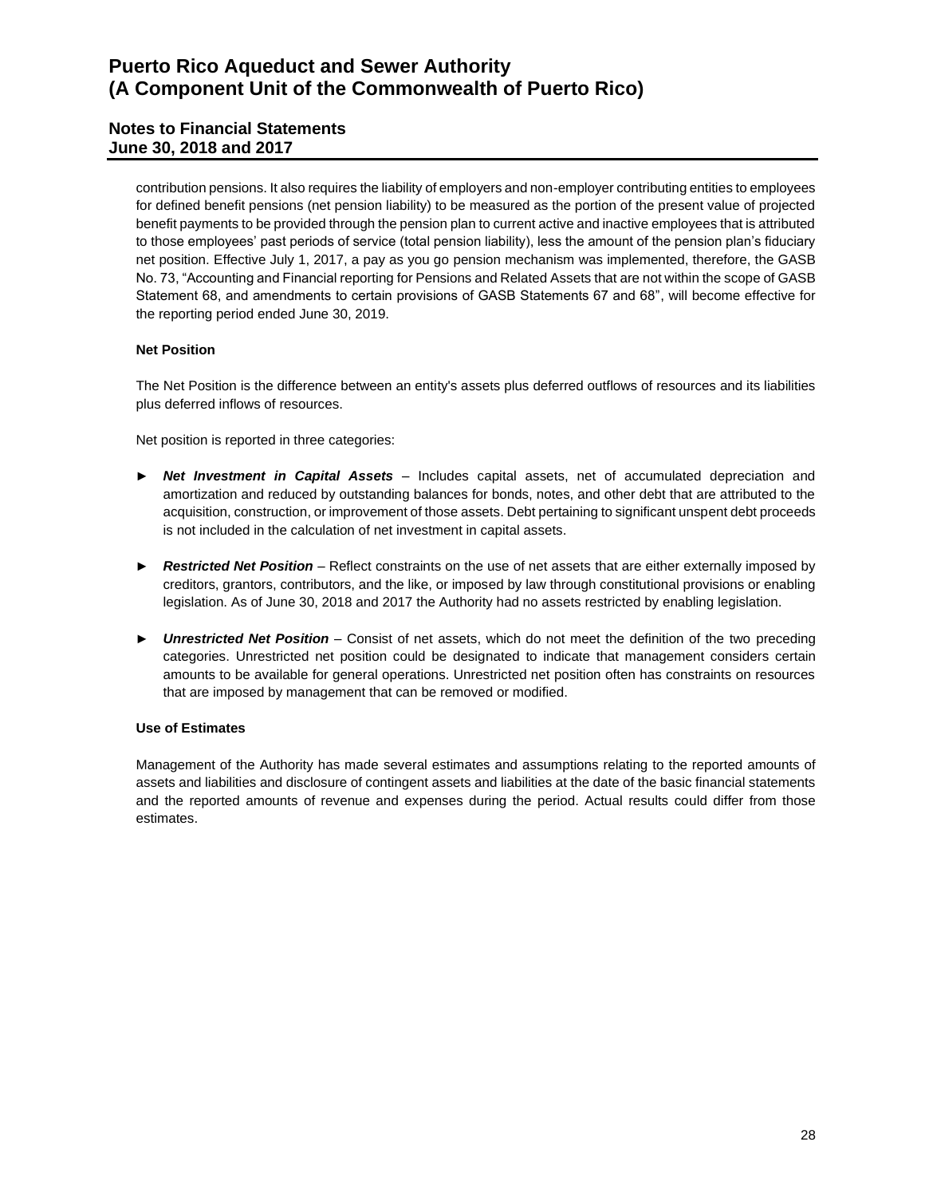contribution pensions. It also requires the liability of employers and non-employer contributing entities to employees for defined benefit pensions (net pension liability) to be measured as the portion of the present value of projected benefit payments to be provided through the pension plan to current active and inactive employees that is attributed to those employees' past periods of service (total pension liability), less the amount of the pension plan's fiduciary net position. Effective July 1, 2017, a pay as you go pension mechanism was implemented, therefore, the GASB No. 73, "Accounting and Financial reporting for Pensions and Related Assets that are not within the scope of GASB Statement 68, and amendments to certain provisions of GASB Statements 67 and 68", will become effective for the reporting period ended June 30, 2019.

**Net Position**

The Net Position is the difference between an entity's assets plus deferred outflows of resources and its liabilities plus deferred inflows of resources.

Net position is reported in three categories:

- ***Net Investment in Capital Assets*** – Includes capital assets, net of accumulated depreciation and amortization and reduced by outstanding balances for bonds, notes, and other debt that are attributed to the acquisition, construction, or improvement of those assets. Debt pertaining to significant unspent debt proceeds is not included in the calculation of net investment in capital assets.

- ***Restricted Net Position*** – Reflect constraints on the use of net assets that are either externally imposed by creditors, grantors, contributors, and the like, or imposed by law through constitutional provisions or enabling legislation. As of June 30, 2018 and 2017 the Authority had no assets restricted by enabling legislation.

- ***Unrestricted Net Position*** – Consist of net assets, which do not meet the definition of the two preceding categories. Unrestricted net position could be designated to indicate that management considers certain amounts to be available for general operations. Unrestricted net position often has constraints on resources that are imposed by management that can be removed or modified.

**Use of Estimates**

Management of the Authority has made several estimates and assumptions relating to the reported amounts of assets and liabilities and disclosure of contingent assets and liabilities at the date of the basic financial statements and the reported amounts of revenue and expenses during the period. Actual results could differ from those estimates.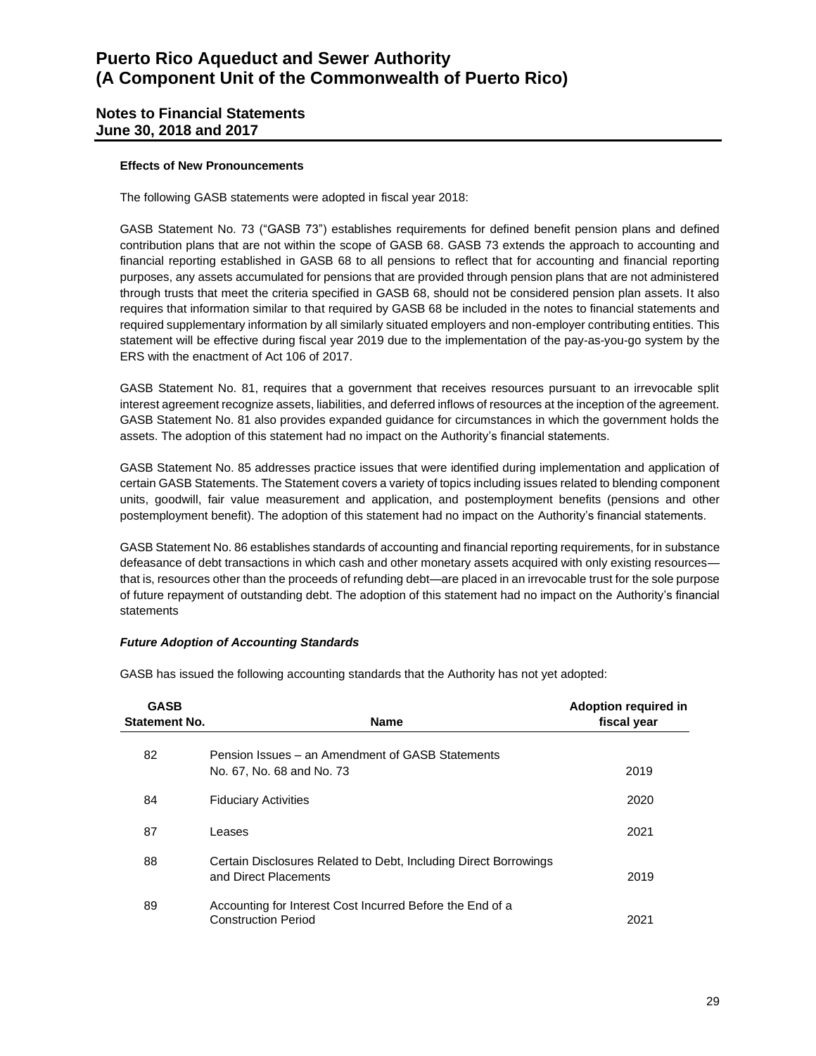**Effects of New Pronouncements**

The following GASB statements were adopted in fiscal year 2018:

GASB Statement No. 73 ("GASB 73") establishes requirements for defined benefit pension plans and defined contribution plans that are not within the scope of GASB 68. GASB 73 extends the approach to accounting and financial reporting established in GASB 68 to all pensions to reflect that for accounting and financial reporting purposes, any assets accumulated for pensions that are provided through pension plans that are not administered through trusts that meet the criteria specified in GASB 68, should not be considered pension plan assets. It also requires that information similar to that required by GASB 68 be included in the notes to financial statements and required supplementary information by all similarly situated employers and non-employer contributing entities. This statement will be effective during fiscal year 2019 due to the implementation of the pay-as-you-go system by the ERS with the enactment of Act 106 of 2017.

GASB Statement No. 81, requires that a government that receives resources pursuant to an irrevocable split interest agreement recognize assets, liabilities, and deferred inflows of resources at the inception of the agreement. GASB Statement No. 81 also provides expanded guidance for circumstances in which the government holds the assets. The adoption of this statement had no impact on the Authority's financial statements.

GASB Statement No. 85 addresses practice issues that were identified during implementation and application of certain GASB Statements. The Statement covers a variety of topics including issues related to blending component units, goodwill, fair value measurement and application, and postemployment benefits (pensions and other postemployment benefit). The adoption of this statement had no impact on the Authority's financial statements.

GASB Statement No. 86 establishes standards of accounting and financial reporting requirements, for in substance defeasance of debt transactions in which cash and other monetary assets acquired with only existing resources—that is, resources other than the proceeds of refunding debt—are placed in an irrevocable trust for the sole purpose of future repayment of outstanding debt. The adoption of this statement had no impact on the Authority's financial statements

***Future Adoption of Accounting Standards***

GASB has issued the following accounting standards that the Authority has not yet adopted:

| GASB Statement No. | Name | Adoption required in fiscal year |
|---|---|---|
| 82 | Pension Issues – an Amendment of GASB Statements No. 67, No. 68 and No. 73 | 2019 |
| 84 | Fiduciary Activities | 2020 |
| 87 | Leases | 2021 |
| 88 | Certain Disclosures Related to Debt, Including Direct Borrowings and Direct Placements | 2019 |
| 89 | Accounting for Interest Cost Incurred Before the End of a Construction Period | 2021 |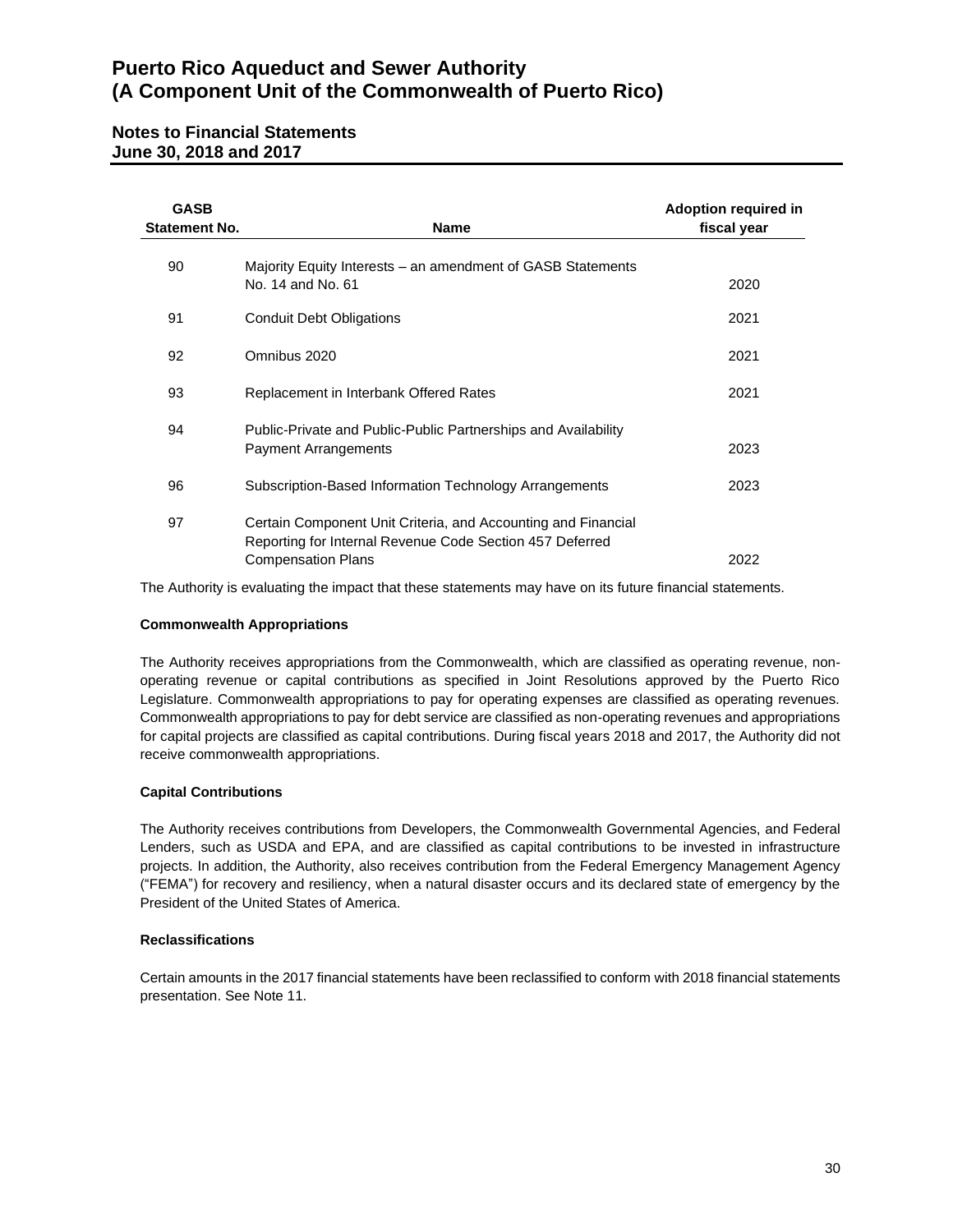| GASB Statement No. | Name | Adoption required in fiscal year |
|---|---|---|
| 90 | Majority Equity Interests – an amendment of GASB Statements No. 14 and No. 61 | 2020 |
| 91 | Conduit Debt Obligations | 2021 |
| 92 | Omnibus 2020 | 2021 |
| 93 | Replacement in Interbank Offered Rates | 2021 |
| 94 | Public-Private and Public-Public Partnerships and Availability Payment Arrangements | 2023 |
| 96 | Subscription-Based Information Technology Arrangements | 2023 |
| 97 | Certain Component Unit Criteria, and Accounting and Financial Reporting for Internal Revenue Code Section 457 Deferred Compensation Plans | 2022 |

The Authority is evaluating the impact that these statements may have on its future financial statements.

**Commonwealth Appropriations**

The Authority receives appropriations from the Commonwealth, which are classified as operating revenue, non-operating revenue or capital contributions as specified in Joint Resolutions approved by the Puerto Rico Legislature. Commonwealth appropriations to pay for operating expenses are classified as operating revenues. Commonwealth appropriations to pay for debt service are classified as non-operating revenues and appropriations for capital projects are classified as capital contributions. During fiscal years 2018 and 2017, the Authority did not receive commonwealth appropriations.

**Capital Contributions**

The Authority receives contributions from Developers, the Commonwealth Governmental Agencies, and Federal Lenders, such as USDA and EPA, and are classified as capital contributions to be invested in infrastructure projects. In addition, the Authority, also receives contribution from the Federal Emergency Management Agency ("FEMA") for recovery and resiliency, when a natural disaster occurs and its declared state of emergency by the President of the United States of America.

**Reclassifications**

Certain amounts in the 2017 financial statements have been reclassified to conform with 2018 financial statements presentation. See Note 11.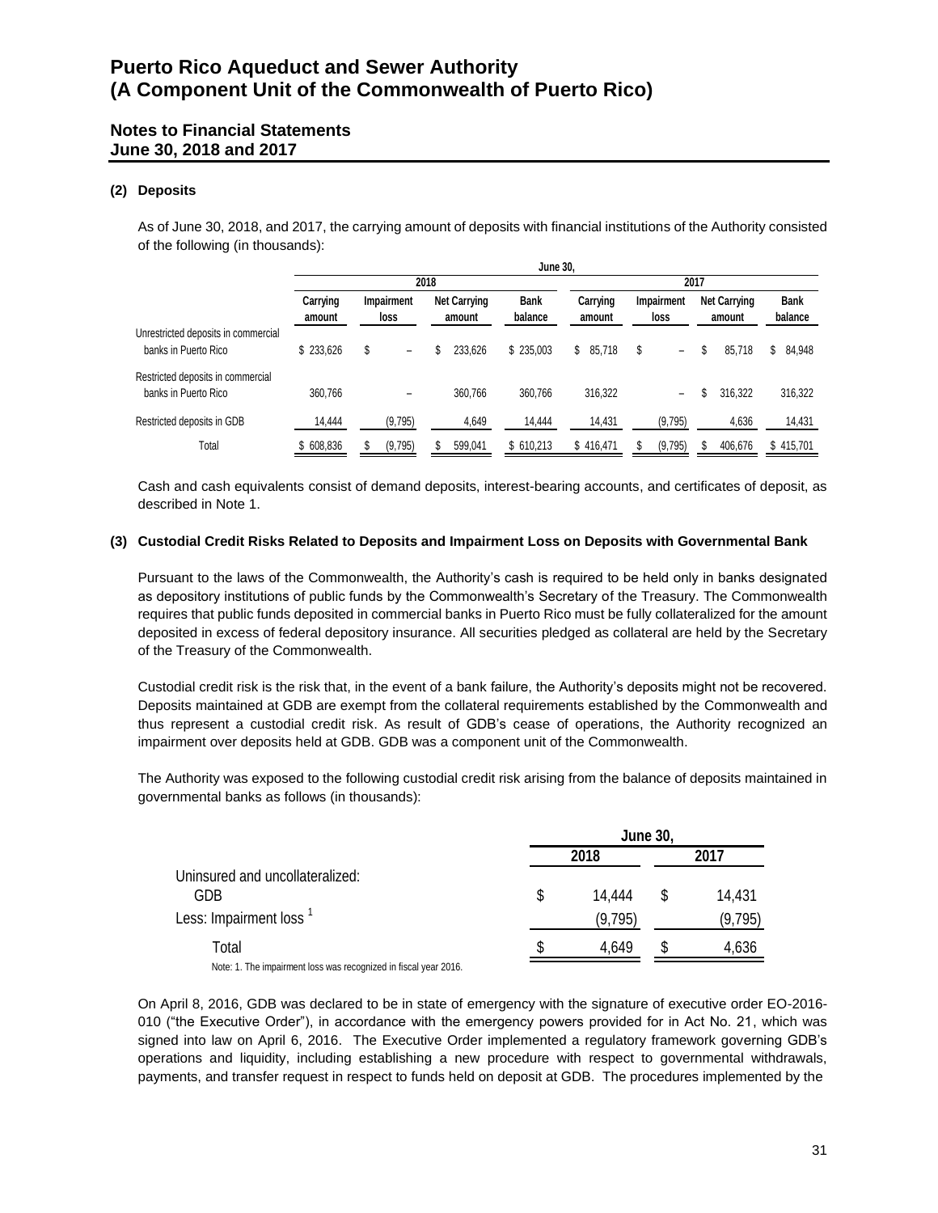## (2) Deposits

As of June 30, 2018, and 2017, the carrying amount of deposits with financial institutions of the Authority consisted of the following (in thousands):

| | June 30, | | | | | | | |
|---|---|---|---|---|---|---|---|---|
| | 2018 | | | | 2017 | | | |
| | Carrying amount | Impairment loss | Net Carrying amount | Bank balance | Carrying amount | Impairment loss | Net Carrying amount | Bank balance |
| Unrestricted deposits in commercial banks in Puerto Rico | $ 233,626 | $ – | $ 233,626 | $ 235,003 | $ 85,718 | $ – | $ 85,718 | $ 84,948 |
| Restricted deposits in commercial banks in Puerto Rico | 360,766 | – | 360,766 | 360,766 | 316,322 | – | $ 316,322 | 316,322 |
| Restricted deposits in GDB | 14,444 | (9,795) | 4,649 | 14,444 | 14,431 | (9,795) | 4,636 | 14,431 |
| Total | $ 608,836 | $ (9,795) | $ 599,041 | $ 610,213 | $ 416,471 | $ (9,795) | $ 406,676 | $ 415,701 |

Cash and cash equivalents consist of demand deposits, interest-bearing accounts, and certificates of deposit, as described in Note 1.

## (3) Custodial Credit Risks Related to Deposits and Impairment Loss on Deposits with Governmental Bank

Pursuant to the laws of the Commonwealth, the Authority's cash is required to be held only in banks designated as depository institutions of public funds by the Commonwealth's Secretary of the Treasury. The Commonwealth requires that public funds deposited in commercial banks in Puerto Rico must be fully collateralized for the amount deposited in excess of federal depository insurance. All securities pledged as collateral are held by the Secretary of the Treasury of the Commonwealth.

Custodial credit risk is the risk that, in the event of a bank failure, the Authority's deposits might not be recovered. Deposits maintained at GDB are exempt from the collateral requirements established by the Commonwealth and thus represent a custodial credit risk. As result of GDB's cease of operations, the Authority recognized an impairment over deposits held at GDB. GDB was a component unit of the Commonwealth.

The Authority was exposed to the following custodial credit risk arising from the balance of deposits maintained in governmental banks as follows (in thousands):

| | June 30, | |
|---|---|---|
| | 2018 | 2017 |
| Uninsured and uncollateralized: | | |
| GDB | $ 14,444 | $ 14,431 |
| Less: Impairment loss [1] | (9,795) | (9,795) |
| Total | $ 4,649 | $ 4,636 |

Note: 1. The impairment loss was recognized in fiscal year 2016.

On April 8, 2016, GDB was declared to be in state of emergency with the signature of executive order EO-2016-010 ("the Executive Order"), in accordance with the emergency powers provided for in Act No. 21, which was signed into law on April 6, 2016. The Executive Order implemented a regulatory framework governing GDB's operations and liquidity, including establishing a new procedure with respect to governmental withdrawals, payments, and transfer request in respect to funds held on deposit at GDB. The procedures implemented by the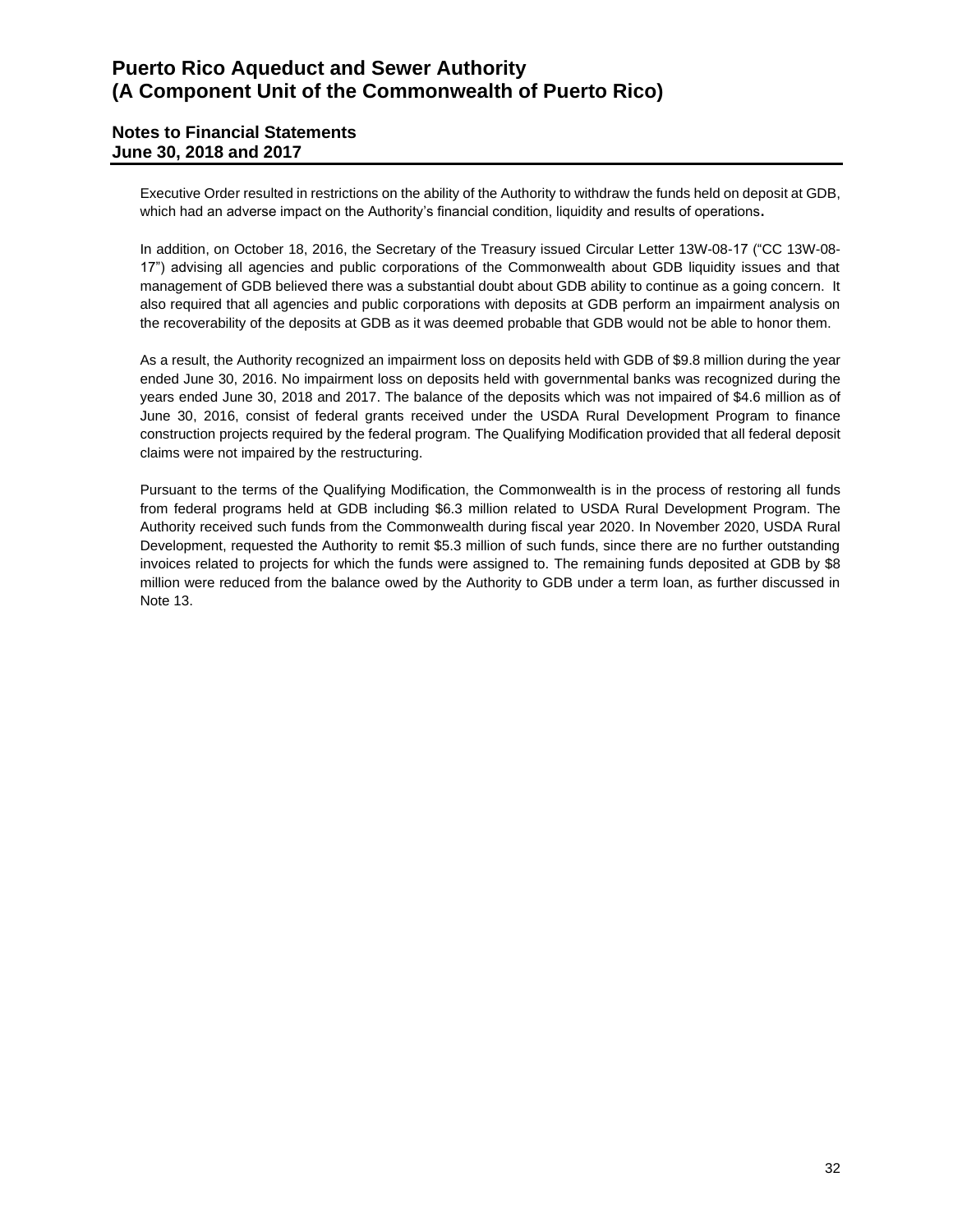Executive Order resulted in restrictions on the ability of the Authority to withdraw the funds held on deposit at GDB, which had an adverse impact on the Authority's financial condition, liquidity and results of operations.

In addition, on October 18, 2016, the Secretary of the Treasury issued Circular Letter 13W-08-17 ("CC 13W-08-17") advising all agencies and public corporations of the Commonwealth about GDB liquidity issues and that management of GDB believed there was a substantial doubt about GDB ability to continue as a going concern. It also required that all agencies and public corporations with deposits at GDB perform an impairment analysis on the recoverability of the deposits at GDB as it was deemed probable that GDB would not be able to honor them.

As a result, the Authority recognized an impairment loss on deposits held with GDB of $9.8 million during the year ended June 30, 2016. No impairment loss on deposits held with governmental banks was recognized during the years ended June 30, 2018 and 2017. The balance of the deposits which was not impaired of $4.6 million as of June 30, 2016, consist of federal grants received under the USDA Rural Development Program to finance construction projects required by the federal program. The Qualifying Modification provided that all federal deposit claims were not impaired by the restructuring.

Pursuant to the terms of the Qualifying Modification, the Commonwealth is in the process of restoring all funds from federal programs held at GDB including $6.3 million related to USDA Rural Development Program. The Authority received such funds from the Commonwealth during fiscal year 2020. In November 2020, USDA Rural Development, requested the Authority to remit $5.3 million of such funds, since there are no further outstanding invoices related to projects for which the funds were assigned to. The remaining funds deposited at GDB by $8 million were reduced from the balance owed by the Authority to GDB under a term loan, as further discussed in Note 13.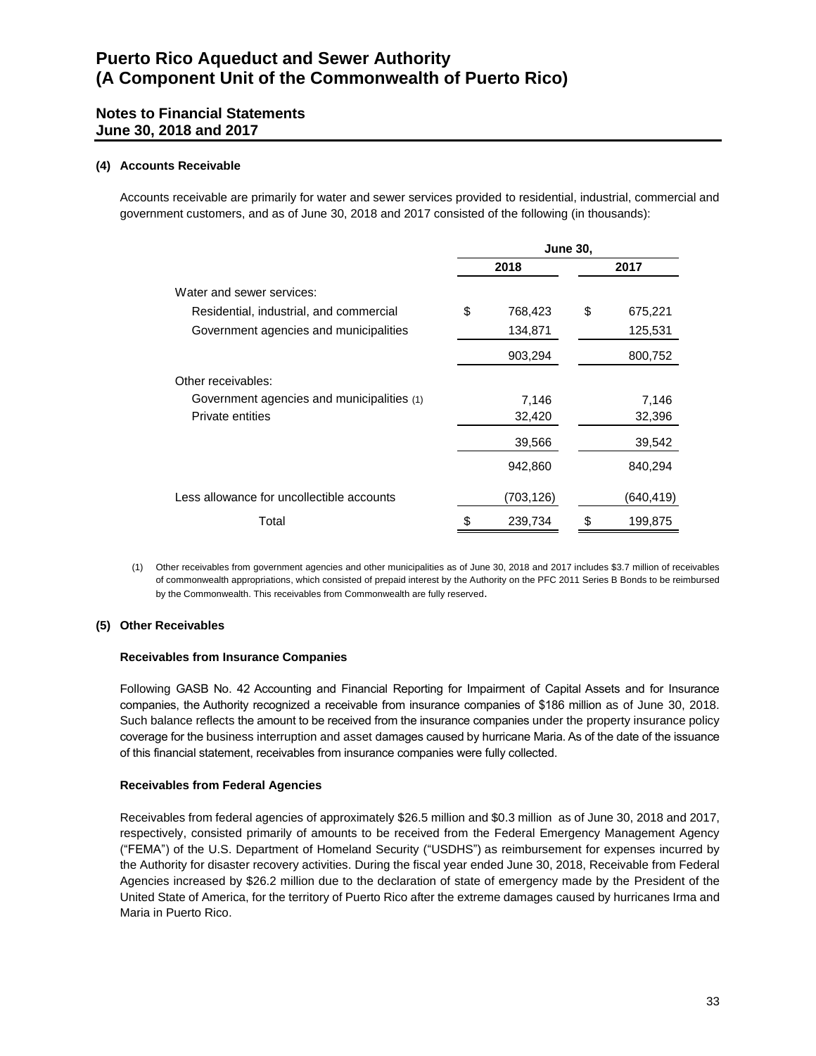# Puerto Rico Aqueduct and Sewer Authority
# (A Component Unit of the Commonwealth of Puerto Rico)

## Notes to Financial Statements
## June 30, 2018 and 2017

### (4) Accounts Receivable

Accounts receivable are primarily for water and sewer services provided to residential, industrial, commercial and government customers, and as of June 30, 2018 and 2017 consisted of the following (in thousands):

| | June 30, | |
|---|---|---|
| | 2018 | 2017 |
| Water and sewer services: | | |
| Residential, industrial, and commercial | $ 768,423 | $ 675,221 |
| Government agencies and municipalities | 134,871 | 125,531 |
| | 903,294 | 800,752 |
| Other receivables: | | |
| Government agencies and municipalities (1) | 7,146 | 7,146 |
| Private entities | 32,420 | 32,396 |
| | 39,566 | 39,542 |
| | 942,860 | 840,294 |
| Less allowance for uncollectible accounts | (703,126) | (640,419) |
| Total | $ 239,734 | $ 199,875 |

(1) Other receivables from government agencies and other municipalities as of June 30, 2018 and 2017 includes $3.7 million of receivables of commonwealth appropriations, which consisted of prepaid interest by the Authority on the PFC 2011 Series B Bonds to be reimbursed by the Commonwealth. This receivables from Commonwealth are fully reserved.

### (5) Other Receivables

**Receivables from Insurance Companies**

Following GASB No. 42 Accounting and Financial Reporting for Impairment of Capital Assets and for Insurance companies, the Authority recognized a receivable from insurance companies of $186 million as of June 30, 2018. Such balance reflects the amount to be received from the insurance companies under the property insurance policy coverage for the business interruption and asset damages caused by hurricane Maria. As of the date of the issuance of this financial statement, receivables from insurance companies were fully collected.

**Receivables from Federal Agencies**

Receivables from federal agencies of approximately $26.5 million and $0.3 million as of June 30, 2018 and 2017, respectively, consisted primarily of amounts to be received from the Federal Emergency Management Agency ("FEMA") of the U.S. Department of Homeland Security ("USDHS") as reimbursement for expenses incurred by the Authority for disaster recovery activities. During the fiscal year ended June 30, 2018, Receivable from Federal Agencies increased by $26.2 million due to the declaration of state of emergency made by the President of the United State of America, for the territory of Puerto Rico after the extreme damages caused by hurricanes Irma and Maria in Puerto Rico.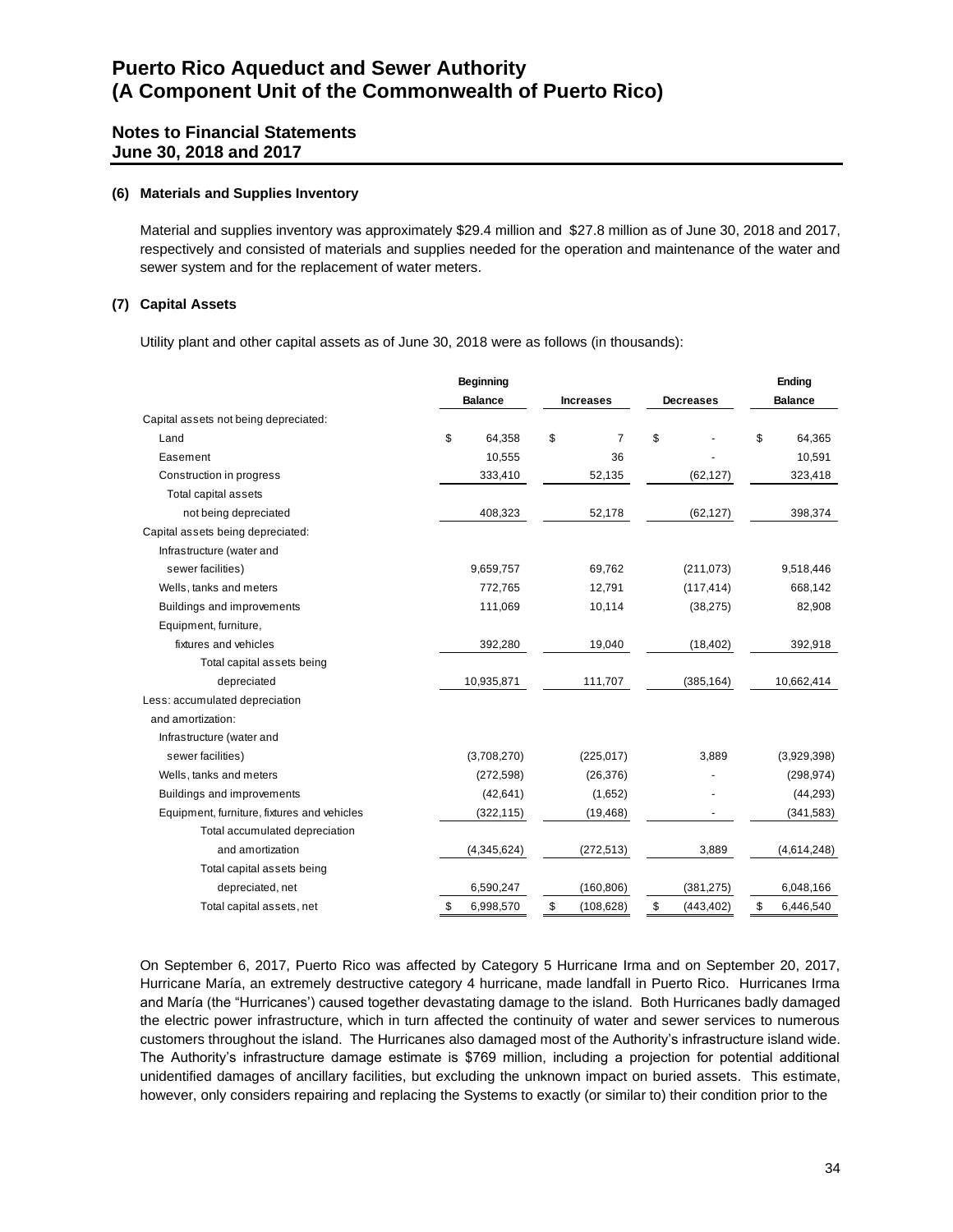### (6) Materials and Supplies Inventory

Material and supplies inventory was approximately $29.4 million and $27.8 million as of June 30, 2018 and 2017, respectively and consisted of materials and supplies needed for the operation and maintenance of the water and sewer system and for the replacement of water meters.

### (7) Capital Assets

Utility plant and other capital assets as of June 30, 2018 were as follows (in thousands):

| | Beginning Balance | Increases | Decreases | Ending Balance |
|---|---|---|---|---|
| Capital assets not being depreciated: | | | | |
| Land | $ 64,358 | $ 7 | $ - | $ 64,365 |
| Easement | 10,555 | 36 | - | 10,591 |
| Construction in progress | 333,410 | 52,135 | (62,127) | 323,418 |
| Total capital assets not being depreciated | 408,323 | 52,178 | (62,127) | 398,374 |
| Capital assets being depreciated: | | | | |
| Infrastructure (water and sewer facilities) | 9,659,757 | 69,762 | (211,073) | 9,518,446 |
| Wells, tanks and meters | 772,765 | 12,791 | (117,414) | 668,142 |
| Buildings and improvements | 111,069 | 10,114 | (38,275) | 82,908 |
| Equipment, furniture, fixtures and vehicles | 392,280 | 19,040 | (18,402) | 392,918 |
| Total capital assets being depreciated | 10,935,871 | 111,707 | (385,164) | 10,662,414 |
| Less: accumulated depreciation and amortization: | | | | |
| Infrastructure (water and sewer facilities) | (3,708,270) | (225,017) | 3,889 | (3,929,398) |
| Wells, tanks and meters | (272,598) | (26,376) | - | (298,974) |
| Buildings and improvements | (42,641) | (1,652) | - | (44,293) |
| Equipment, furniture, fixtures and vehicles | (322,115) | (19,468) | - | (341,583) |
| Total accumulated depreciation and amortization | (4,345,624) | (272,513) | 3,889 | (4,614,248) |
| Total capital assets being depreciated, net | 6,590,247 | (160,806) | (381,275) | 6,048,166 |
| Total capital assets, net | $ 6,998,570 | $ (108,628) | $ (443,402) | $ 6,446,540 |

On September 6, 2017, Puerto Rico was affected by Category 5 Hurricane Irma and on September 20, 2017, Hurricane María, an extremely destructive category 4 hurricane, made landfall in Puerto Rico. Hurricanes Irma and María (the "Hurricanes') caused together devastating damage to the island. Both Hurricanes badly damaged the electric power infrastructure, which in turn affected the continuity of water and sewer services to numerous customers throughout the island. The Hurricanes also damaged most of the Authority's infrastructure island wide. The Authority's infrastructure damage estimate is $769 million, including a projection for potential additional unidentified damages of ancillary facilities, but excluding the unknown impact on buried assets. This estimate, however, only considers repairing and replacing the Systems to exactly (or similar to) their condition prior to the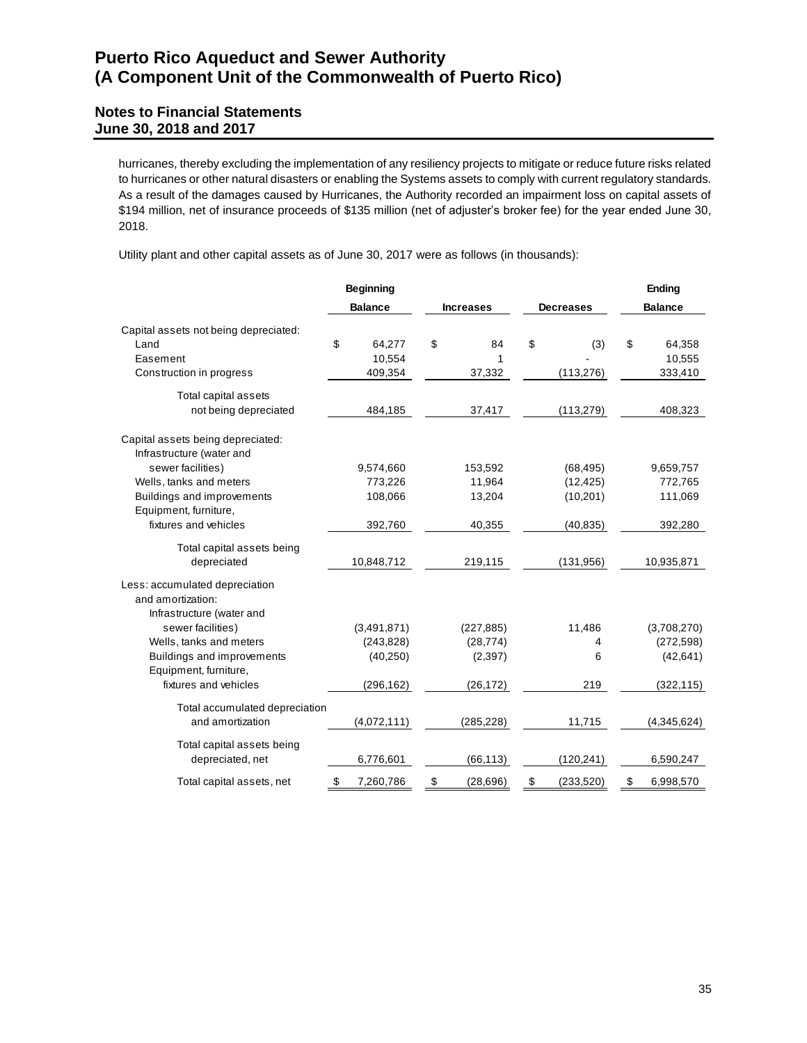hurricanes, thereby excluding the implementation of any resiliency projects to mitigate or reduce future risks related to hurricanes or other natural disasters or enabling the Systems assets to comply with current regulatory standards. As a result of the damages caused by Hurricanes, the Authority recorded an impairment loss on capital assets of $194 million, net of insurance proceeds of $135 million (net of adjuster's broker fee) for the year ended June 30, 2018.

Utility plant and other capital assets as of June 30, 2017 were as follows (in thousands):

| | Beginning Balance | Increases | Decreases | Ending Balance |
|---|---|---|---|---|
| Capital assets not being depreciated: | | | | |
| Land | $ 64,277 | $ 84 | $ (3) | $ 64,358 |
| Easement | 10,554 | 1 | - | 10,555 |
| Construction in progress | 409,354 | 37,332 | (113,276) | 333,410 |
| Total capital assets not being depreciated | 484,185 | 37,417 | (113,279) | 408,323 |
| Capital assets being depreciated: | | | | |
| Infrastructure (water and sewer facilities) | 9,574,660 | 153,592 | (68,495) | 9,659,757 |
| Wells, tanks and meters | 773,226 | 11,964 | (12,425) | 772,765 |
| Buildings and improvements | 108,066 | 13,204 | (10,201) | 111,069 |
| Equipment, furniture, fixtures and vehicles | 392,760 | 40,355 | (40,835) | 392,280 |
| Total capital assets being depreciated | 10,848,712 | 219,115 | (131,956) | 10,935,871 |
| Less: accumulated depreciation and amortization: | | | | |
| Infrastructure (water and sewer facilities) | (3,491,871) | (227,885) | 11,486 | (3,708,270) |
| Wells, tanks and meters | (243,828) | (28,774) | 4 | (272,598) |
| Buildings and improvements | (40,250) | (2,397) | 6 | (42,641) |
| Equipment, furniture, fixtures and vehicles | (296,162) | (26,172) | 219 | (322,115) |
| Total accumulated depreciation and amortization | (4,072,111) | (285,228) | 11,715 | (4,345,624) |
| Total capital assets being depreciated, net | 6,776,601 | (66,113) | (120,241) | 6,590,247 |
| Total capital assets, net | $ 7,260,786 | $ (28,696) | $ (233,520) | $ 6,998,570 |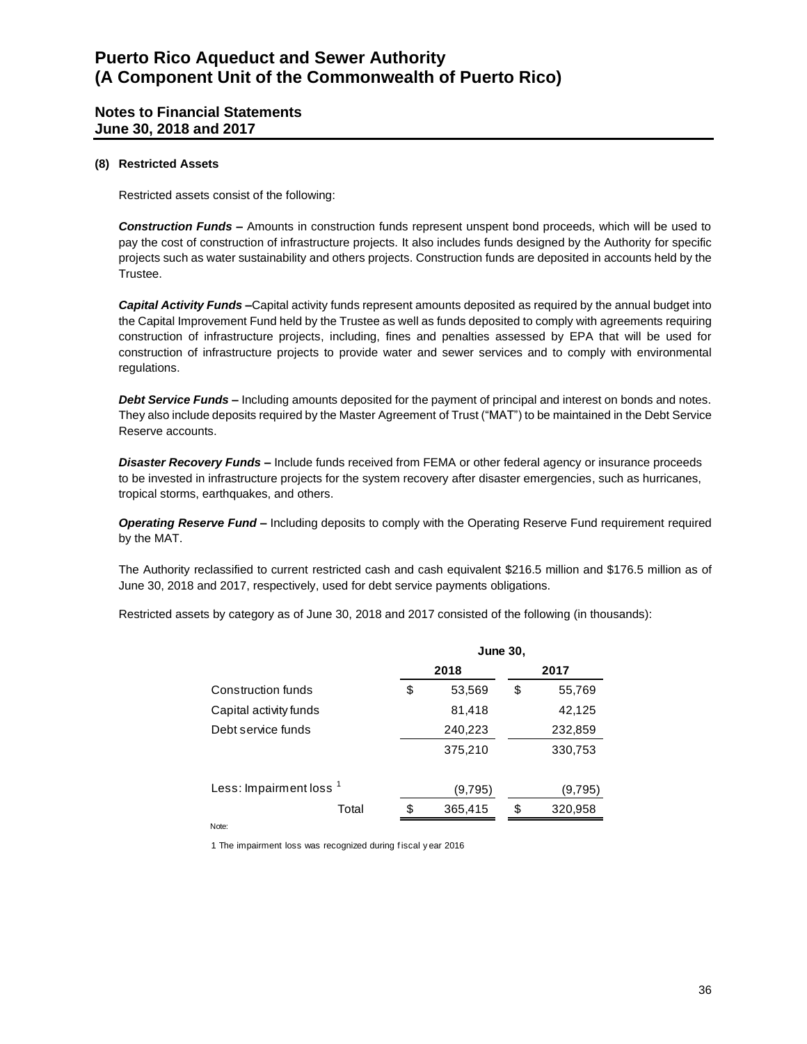### (8) Restricted Assets

Restricted assets consist of the following:

***Construction Funds*** **–** Amounts in construction funds represent unspent bond proceeds, which will be used to pay the cost of construction of infrastructure projects. It also includes funds designed by the Authority for specific projects such as water sustainability and others projects. Construction funds are deposited in accounts held by the Trustee.

***Capital Activity Funds*** **–**Capital activity funds represent amounts deposited as required by the annual budget into the Capital Improvement Fund held by the Trustee as well as funds deposited to comply with agreements requiring construction of infrastructure projects, including, fines and penalties assessed by EPA that will be used for construction of infrastructure projects to provide water and sewer services and to comply with environmental regulations.

***Debt Service Funds*** **–** Including amounts deposited for the payment of principal and interest on bonds and notes. They also include deposits required by the Master Agreement of Trust ("MAT") to be maintained in the Debt Service Reserve accounts.

***Disaster Recovery Funds*** **–** Include funds received from FEMA or other federal agency or insurance proceeds to be invested in infrastructure projects for the system recovery after disaster emergencies, such as hurricanes, tropical storms, earthquakes, and others.

***Operating Reserve Fund*** **–** Including deposits to comply with the Operating Reserve Fund requirement required by the MAT.

The Authority reclassified to current restricted cash and cash equivalent $216.5 million and $176.5 million as of June 30, 2018 and 2017, respectively, used for debt service payments obligations.

Restricted assets by category as of June 30, 2018 and 2017 consisted of the following (in thousands):

| | June 30, | |
|---|---|---|
| | 2018 | 2017 |
| Construction funds | $ 53,569 | $ 55,769 |
| Capital activity funds | 81,418 | 42,125 |
| Debt service funds | 240,223 | 232,859 |
| | 375,210 | 330,753 |
| Less: Impairment loss [1] | (9,795) | (9,795) |
| Total | $ 365,415 | $ 320,958 |

Note:

1 The impairment loss was recognized during fiscal year 2016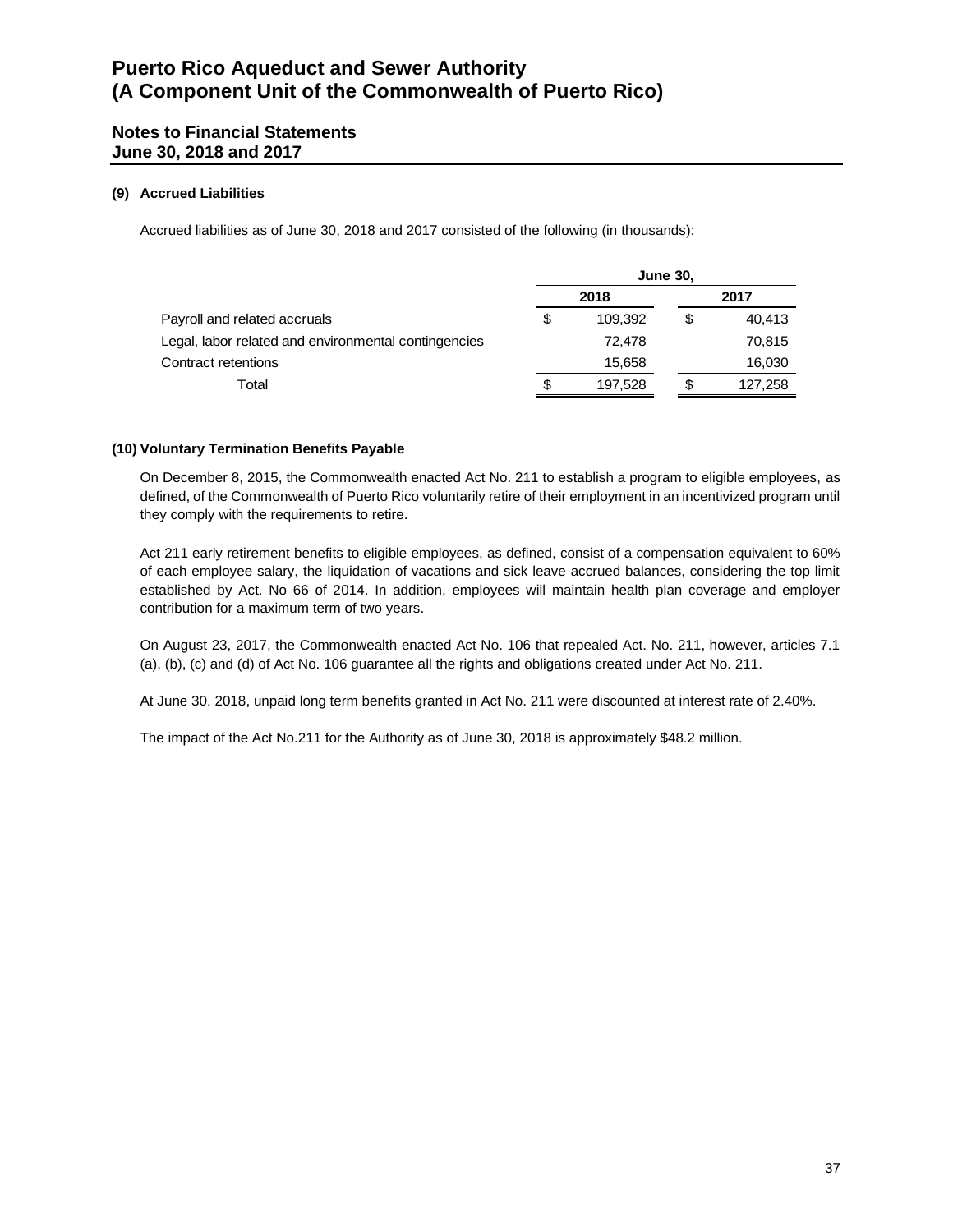### (9) Accrued Liabilities

Accrued liabilities as of June 30, 2018 and 2017 consisted of the following (in thousands):

| | June 30, | |
|---|---|---|
| | 2018 | 2017 |
| Payroll and related accruals | $ 109,392 | $ 40,413 |
| Legal, labor related and environmental contingencies | 72,478 | 70,815 |
| Contract retentions | 15,658 | 16,030 |
| Total | $ 197,528 | $ 127,258 |

### (10) Voluntary Termination Benefits Payable

On December 8, 2015, the Commonwealth enacted Act No. 211 to establish a program to eligible employees, as defined, of the Commonwealth of Puerto Rico voluntarily retire of their employment in an incentivized program until they comply with the requirements to retire.

Act 211 early retirement benefits to eligible employees, as defined, consist of a compensation equivalent to 60% of each employee salary, the liquidation of vacations and sick leave accrued balances, considering the top limit established by Act. No 66 of 2014. In addition, employees will maintain health plan coverage and employer contribution for a maximum term of two years.

On August 23, 2017, the Commonwealth enacted Act No. 106 that repealed Act. No. 211, however, articles 7.1 (a), (b), (c) and (d) of Act No. 106 guarantee all the rights and obligations created under Act No. 211.

At June 30, 2018, unpaid long term benefits granted in Act No. 211 were discounted at interest rate of 2.40%.

The impact of the Act No.211 for the Authority as of June 30, 2018 is approximately $48.2 million.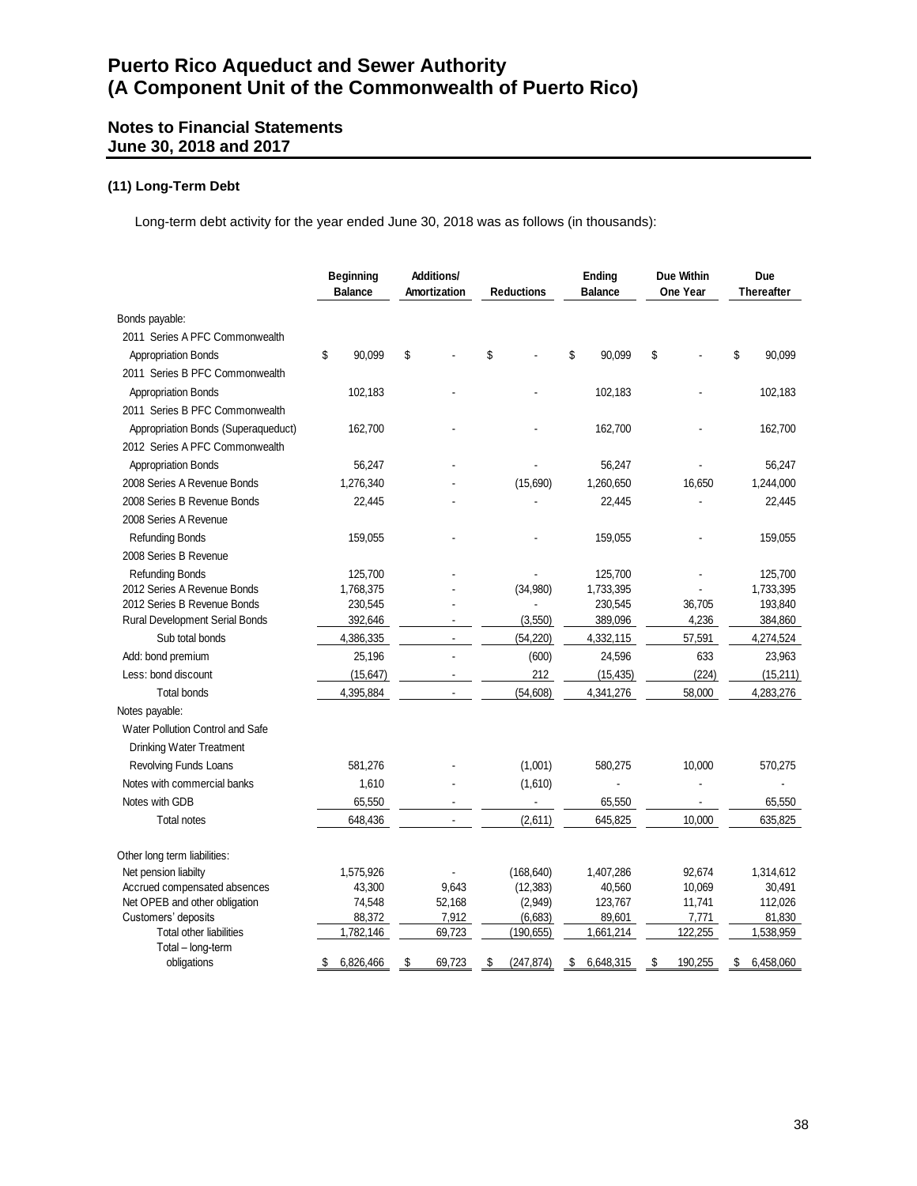# Puerto Rico Aqueduct and Sewer Authority
# (A Component Unit of the Commonwealth of Puerto Rico)

## Notes to Financial Statements
## June 30, 2018 and 2017

### (11) Long-Term Debt

Long-term debt activity for the year ended June 30, 2018 was as follows (in thousands):

| | Beginning Balance | Additions/ Amortization | Reductions | Ending Balance | Due Within One Year | Due Thereafter |
|---|---|---|---|---|---|---|
| Bonds payable: | | | | | | |
| 2011 Series A PFC Commonwealth Appropriation Bonds | $ 90,099 | $ - | $ - | $ 90,099 | $ - | $ 90,099 |
| 2011 Series B PFC Commonwealth Appropriation Bonds | 102,183 | - | - | 102,183 | - | 102,183 |
| 2011 Series B PFC Commonwealth Appropriation Bonds (Superaqueduct) | 162,700 | - | - | 162,700 | - | 162,700 |
| 2012 Series A PFC Commonwealth Appropriation Bonds | 56,247 | - | - | 56,247 | - | 56,247 |
| 2008 Series A Revenue Bonds | 1,276,340 | - | (15,690) | 1,260,650 | 16,650 | 1,244,000 |
| 2008 Series B Revenue Bonds | 22,445 | - | - | 22,445 | - | 22,445 |
| 2008 Series A Revenue Refunding Bonds | 159,055 | - | - | 159,055 | - | 159,055 |
| 2008 Series B Revenue Refunding Bonds | 125,700 | - | - | 125,700 | - | 125,700 |
| 2012 Series A Revenue Bonds | 1,768,375 | - | (34,980) | 1,733,395 | - | 1,733,395 |
| 2012 Series B Revenue Bonds | 230,545 | - | - | 230,545 | 36,705 | 193,840 |
| Rural Development Serial Bonds | 392,646 | - | (3,550) | 389,096 | 4,236 | 384,860 |
| Sub total bonds | 4,386,335 | - | (54,220) | 4,332,115 | 57,591 | 4,274,524 |
| Add: bond premium | 25,196 | - | (600) | 24,596 | 633 | 23,963 |
| Less: bond discount | (15,647) | - | 212 | (15,435) | (224) | (15,211) |
| Total bonds | 4,395,884 | - | (54,608) | 4,341,276 | 58,000 | 4,283,276 |
| Notes payable: | | | | | | |
| Water Pollution Control and Safe Drinking Water Treatment Revolving Funds Loans | 581,276 | - | (1,001) | 580,275 | 10,000 | 570,275 |
| Notes with commercial banks | 1,610 | - | (1,610) | - | - | - |
| Notes with GDB | 65,550 | - | - | 65,550 | - | 65,550 |
| Total notes | 648,436 | - | (2,611) | 645,825 | 10,000 | 635,825 |
| Other long term liabilities: | | | | | | |
| Net pension liabilty | 1,575,926 | - | (168,640) | 1,407,286 | 92,674 | 1,314,612 |
| Accrued compensated absences | 43,300 | 9,643 | (12,383) | 40,560 | 10,069 | 30,491 |
| Net OPEB and other obligation | 74,548 | 52,168 | (2,949) | 123,767 | 11,741 | 112,026 |
| Customers' deposits | 88,372 | 7,912 | (6,683) | 89,601 | 7,771 | 81,830 |
| Total other liabilities | 1,782,146 | 69,723 | (190,655) | 1,661,214 | 122,255 | 1,538,959 |
| Total – long-term obligations | $ 6,826,466 | $ 69,723 | $ (247,874) | $ 6,648,315 | $ 190,255 | $ 6,458,060 |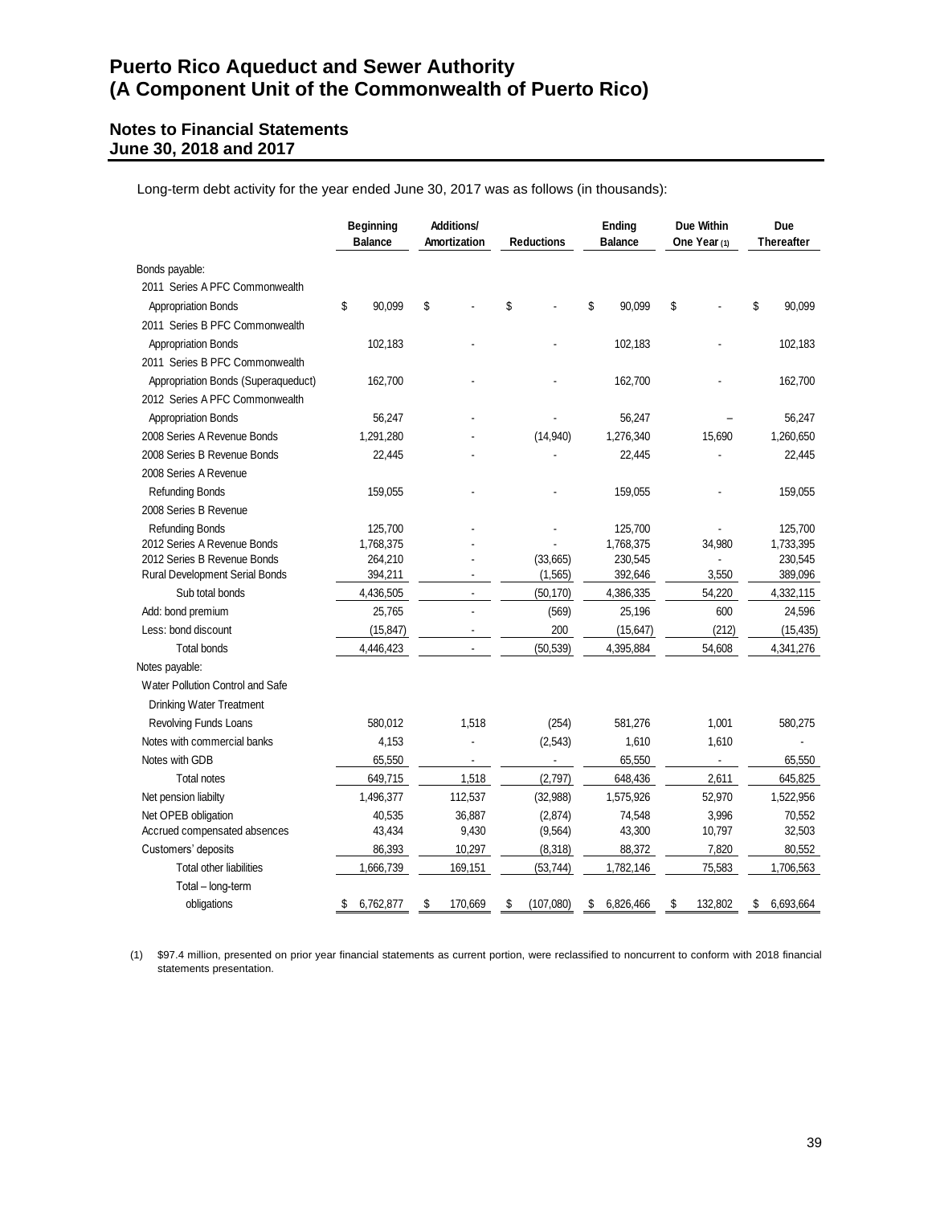# Puerto Rico Aqueduct and Sewer Authority
# (A Component Unit of the Commonwealth of Puerto Rico)

## Notes to Financial Statements
## June 30, 2018 and 2017

Long-term debt activity for the year ended June 30, 2017 was as follows (in thousands):

| | Beginning Balance | Additions/ Amortization | Reductions | Ending Balance | Due Within One Year (1) | Due Thereafter |
|---|---|---|---|---|---|---|
| Bonds payable: | | | | | | |
| 2011 Series A PFC Commonwealth | | | | | | |
| Appropriation Bonds | $ 90,099 | $ - | $ - | $ 90,099 | $ - | $ 90,099 |
| 2011 Series B PFC Commonwealth | | | | | | |
| Appropriation Bonds | 102,183 | - | - | 102,183 | - | 102,183 |
| 2011 Series B PFC Commonwealth | | | | | | |
| Appropriation Bonds (Superaqueduct) | 162,700 | - | - | 162,700 | - | 162,700 |
| 2012 Series A PFC Commonwealth | | | | | | |
| Appropriation Bonds | 56,247 | - | - | 56,247 | – | 56,247 |
| 2008 Series A Revenue Bonds | 1,291,280 | - | (14,940) | 1,276,340 | 15,690 | 1,260,650 |
| 2008 Series B Revenue Bonds | 22,445 | - | - | 22,445 | - | 22,445 |
| 2008 Series A Revenue | | | | | | |
| Refunding Bonds | 159,055 | - | - | 159,055 | - | 159,055 |
| 2008 Series B Revenue | | | | | | |
| Refunding Bonds | 125,700 | - | - | 125,700 | - | 125,700 |
| 2012 Series A Revenue Bonds | 1,768,375 | - | - | 1,768,375 | 34,980 | 1,733,395 |
| 2012 Series B Revenue Bonds | 264,210 | - | (33,665) | 230,545 | - | 230,545 |
| Rural Development Serial Bonds | 394,211 | - | (1,565) | 392,646 | 3,550 | 389,096 |
| Sub total bonds | 4,436,505 | - | (50,170) | 4,386,335 | 54,220 | 4,332,115 |
| Add: bond premium | 25,765 | - | (569) | 25,196 | 600 | 24,596 |
| Less: bond discount | (15,847) | - | 200 | (15,647) | (212) | (15,435) |
| Total bonds | 4,446,423 | - | (50,539) | 4,395,884 | 54,608 | 4,341,276 |
| Notes payable: | | | | | | |
| Water Pollution Control and Safe | | | | | | |
| Drinking Water Treatment | | | | | | |
| Revolving Funds Loans | 580,012 | 1,518 | (254) | 581,276 | 1,001 | 580,275 |
| Notes with commercial banks | 4,153 | - | (2,543) | 1,610 | 1,610 | - |
| Notes with GDB | 65,550 | - | - | 65,550 | - | 65,550 |
| Total notes | 649,715 | 1,518 | (2,797) | 648,436 | 2,611 | 645,825 |
| Net pension liabilty | 1,496,377 | 112,537 | (32,988) | 1,575,926 | 52,970 | 1,522,956 |
| Net OPEB obligation | 40,535 | 36,887 | (2,874) | 74,548 | 3,996 | 70,552 |
| Accrued compensated absences | 43,434 | 9,430 | (9,564) | 43,300 | 10,797 | 32,503 |
| Customers' deposits | 86,393 | 10,297 | (8,318) | 88,372 | 7,820 | 80,552 |
| Total other liabilities | 1,666,739 | 169,151 | (53,744) | 1,782,146 | 75,583 | 1,706,563 |
| Total – long-term obligations | $ 6,762,877 | $ 170,669 | $ (107,080) | $ 6,826,466 | $ 132,802 | $ 6,693,664 |

(1) $97.4 million, presented on prior year financial statements as current portion, were reclassified to noncurrent to conform with 2018 financial statements presentation.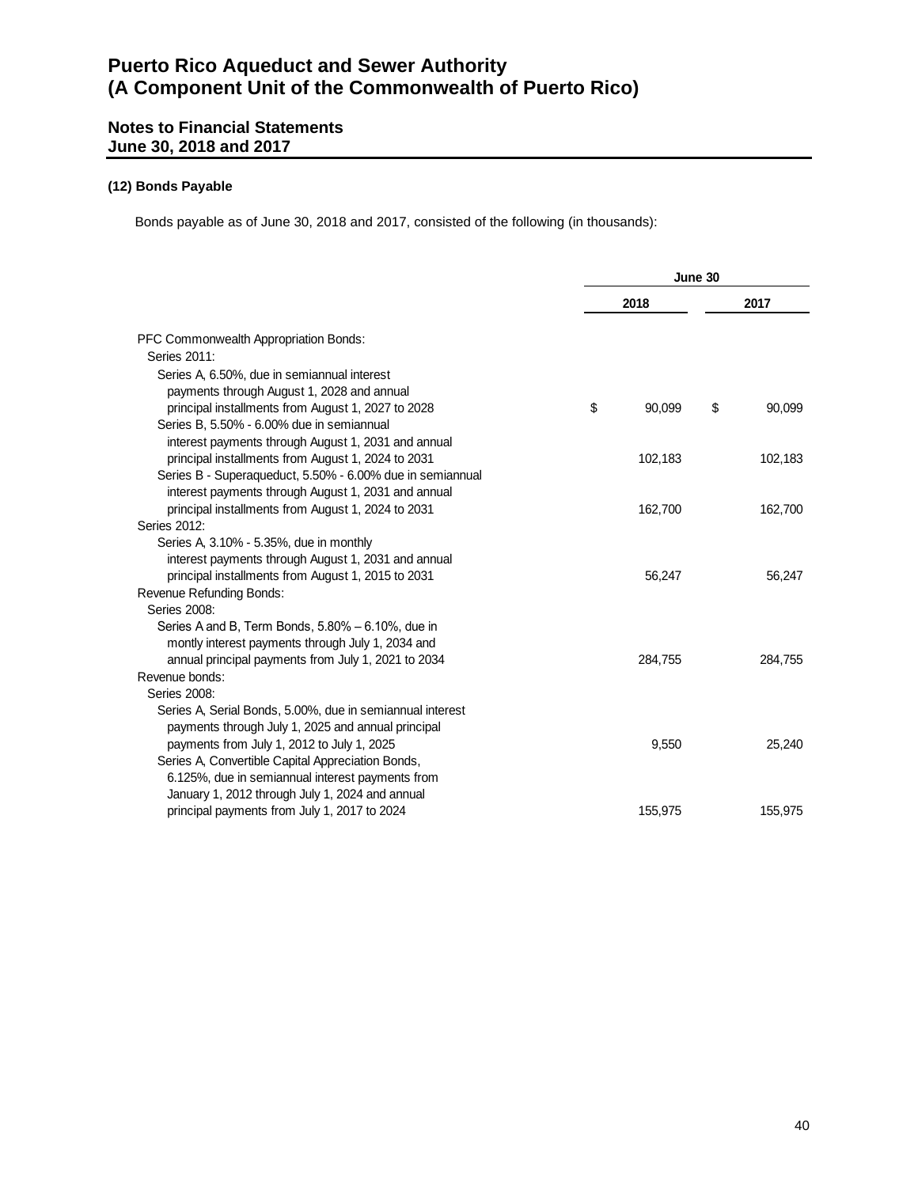# Puerto Rico Aqueduct and Sewer Authority
# (A Component Unit of the Commonwealth of Puerto Rico)

## Notes to Financial Statements
## June 30, 2018 and 2017

### (12) Bonds Payable

Bonds payable as of June 30, 2018 and 2017, consisted of the following (in thousands):

| | June 30 | |
|---|---|---|
| | 2018 | 2017 |
| PFC Commonwealth Appropriation Bonds: | | |
| Series 2011: | | |
| Series A, 6.50%, due in semiannual interest payments through August 1, 2028 and annual principal installments from August 1, 2027 to 2028 | $ 90,099 | $ 90,099 |
| Series B, 5.50% - 6.00% due in semiannual interest payments through August 1, 2031 and annual principal installments from August 1, 2024 to 2031 | 102,183 | 102,183 |
| Series B - Superaqueduct, 5.50% - 6.00% due in semiannual interest payments through August 1, 2031 and annual principal installments from August 1, 2024 to 2031 | 162,700 | 162,700 |
| Series 2012: | | |
| Series A, 3.10% - 5.35%, due in monthly interest payments through August 1, 2031 and annual principal installments from August 1, 2015 to 2031 | 56,247 | 56,247 |
| Revenue Refunding Bonds: | | |
| Series 2008: | | |
| Series A and B, Term Bonds, 5.80% – 6.10%, due in montly interest payments through July 1, 2034 and annual principal payments from July 1, 2021 to 2034 | 284,755 | 284,755 |
| Revenue bonds: | | |
| Series 2008: | | |
| Series A, Serial Bonds, 5.00%, due in semiannual interest payments through July 1, 2025 and annual principal payments from July 1, 2012 to July 1, 2025 | 9,550 | 25,240 |
| Series A, Convertible Capital Appreciation Bonds, 6.125%, due in semiannual interest payments from January 1, 2012 through July 1, 2024 and annual principal payments from July 1, 2017 to 2024 | 155,975 | 155,975 |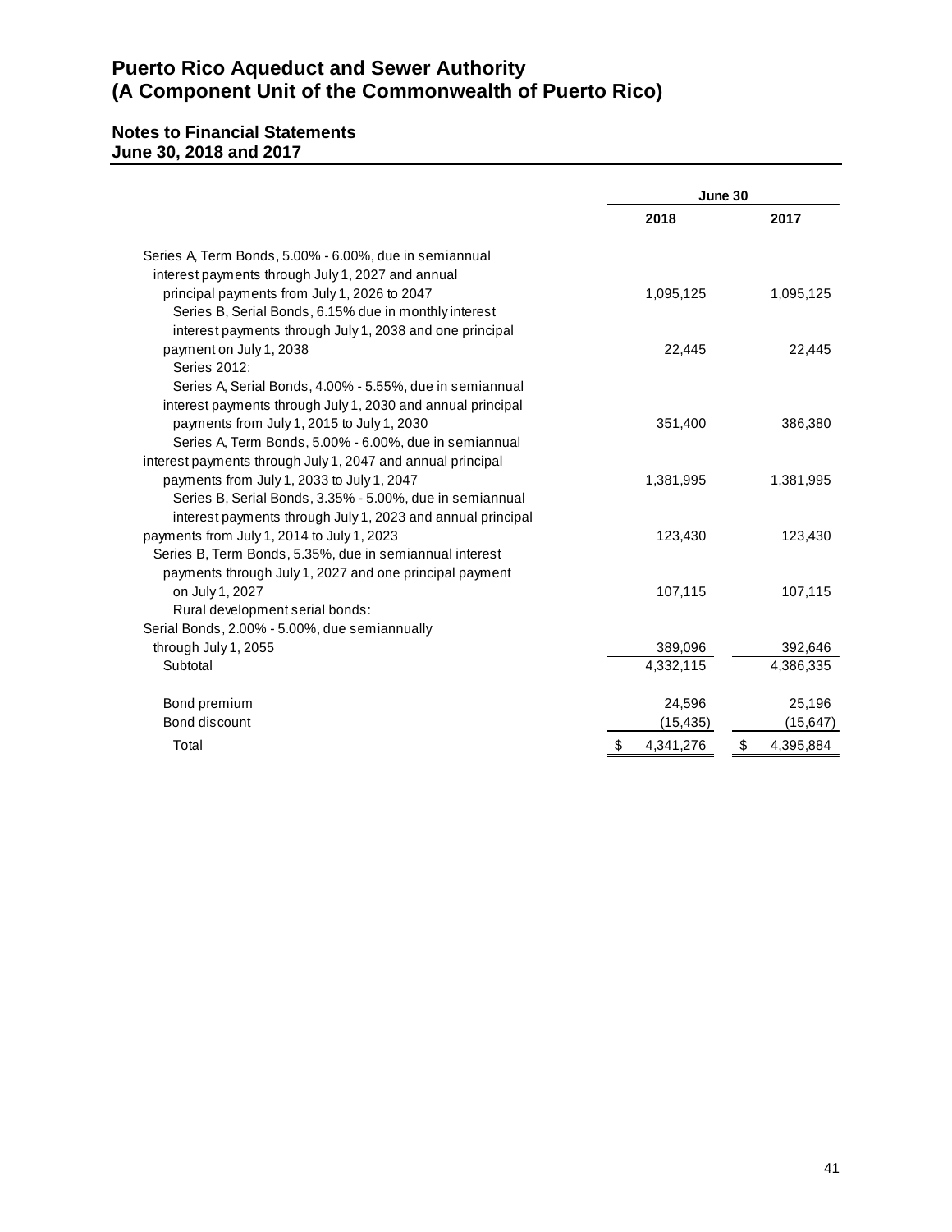# Puerto Rico Aqueduct and Sewer Authority
# (A Component Unit of the Commonwealth of Puerto Rico)

## Notes to Financial Statements
## June 30, 2018 and 2017

| | June 30 | |
|---|---|---|
| | 2018 | 2017 |
| Series A, Term Bonds, 5.00% - 6.00%, due in semiannual interest payments through July 1, 2027 and annual principal payments from July 1, 2026 to 2047 | 1,095,125 | 1,095,125 |
| Series B, Serial Bonds, 6.15% due in monthly interest interest payments through July 1, 2038 and one principal payment on July 1, 2038 | 22,445 | 22,445 |
| Series 2012: | | |
| Series A, Serial Bonds, 4.00% - 5.55%, due in semiannual interest payments through July 1, 2030 and annual principal payments from July 1, 2015 to July 1, 2030 | 351,400 | 386,380 |
| Series A, Term Bonds, 5.00% - 6.00%, due in semiannual interest payments through July 1, 2047 and annual principal payments from July 1, 2033 to July 1, 2047 | 1,381,995 | 1,381,995 |
| Series B, Serial Bonds, 3.35% - 5.00%, due in semiannual interest payments through July 1, 2023 and annual principal payments from July 1, 2014 to July 1, 2023 | 123,430 | 123,430 |
| Series B, Term Bonds, 5.35%, due in semiannual interest payments through July 1, 2027 and one principal payment on July 1, 2027 | 107,115 | 107,115 |
| Rural development serial bonds: | | |
| Serial Bonds, 2.00% - 5.00%, due semiannually through July 1, 2055 | 389,096 | 392,646 |
| Subtotal | 4,332,115 | 4,386,335 |
| Bond premium | 24,596 | 25,196 |
| Bond discount | (15,435) | (15,647) |
| Total | $ 4,341,276 | $ 4,395,884 |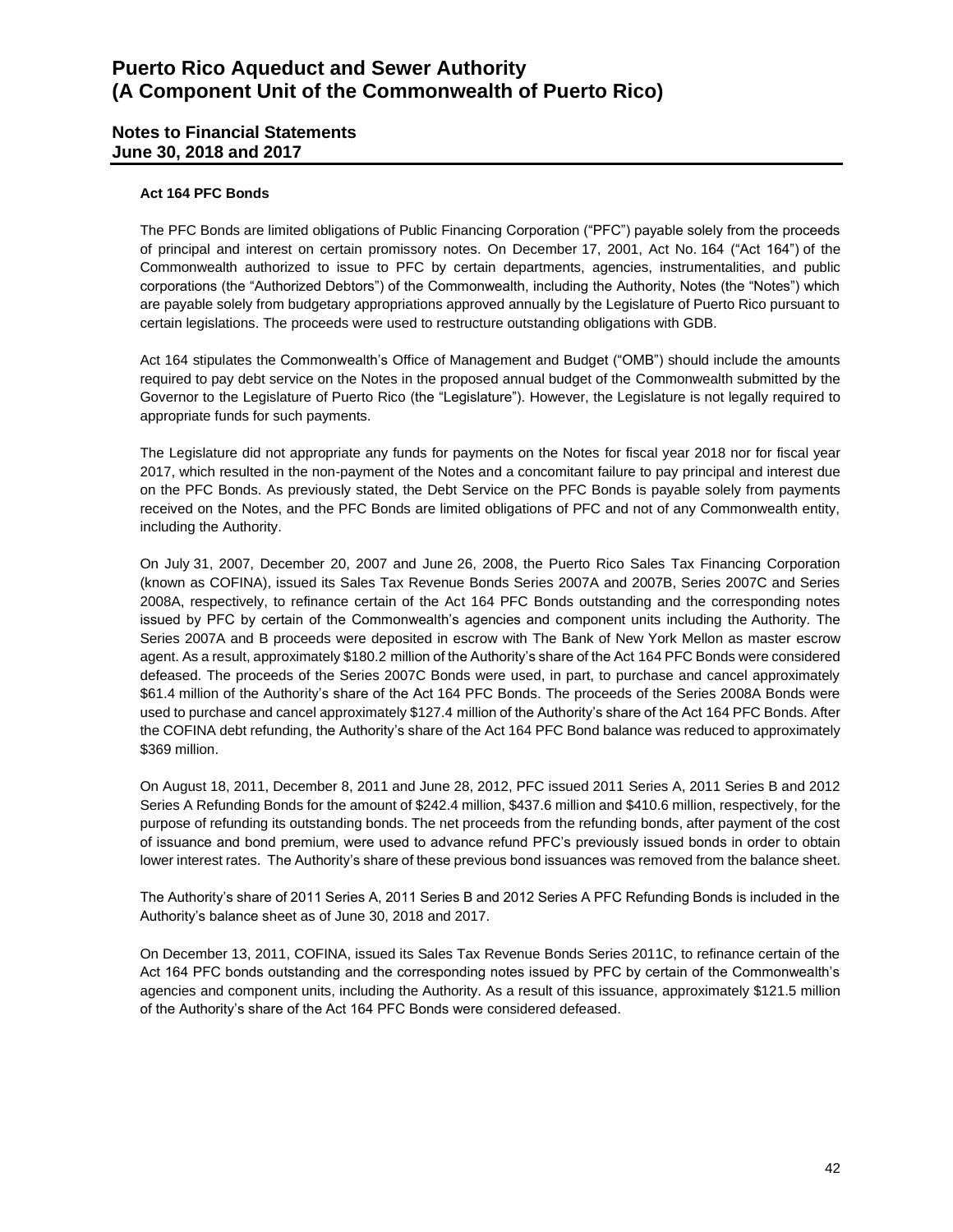### Act 164 PFC Bonds

The PFC Bonds are limited obligations of Public Financing Corporation ("PFC") payable solely from the proceeds of principal and interest on certain promissory notes. On December 17, 2001, Act No. 164 ("Act 164") of the Commonwealth authorized to issue to PFC by certain departments, agencies, instrumentalities, and public corporations (the "Authorized Debtors") of the Commonwealth, including the Authority, Notes (the "Notes") which are payable solely from budgetary appropriations approved annually by the Legislature of Puerto Rico pursuant to certain legislations. The proceeds were used to restructure outstanding obligations with GDB.

Act 164 stipulates the Commonwealth's Office of Management and Budget ("OMB") should include the amounts required to pay debt service on the Notes in the proposed annual budget of the Commonwealth submitted by the Governor to the Legislature of Puerto Rico (the "Legislature"). However, the Legislature is not legally required to appropriate funds for such payments.

The Legislature did not appropriate any funds for payments on the Notes for fiscal year 2018 nor for fiscal year 2017, which resulted in the non-payment of the Notes and a concomitant failure to pay principal and interest due on the PFC Bonds. As previously stated, the Debt Service on the PFC Bonds is payable solely from payments received on the Notes, and the PFC Bonds are limited obligations of PFC and not of any Commonwealth entity, including the Authority.

On July 31, 2007, December 20, 2007 and June 26, 2008, the Puerto Rico Sales Tax Financing Corporation (known as COFINA), issued its Sales Tax Revenue Bonds Series 2007A and 2007B, Series 2007C and Series 2008A, respectively, to refinance certain of the Act 164 PFC Bonds outstanding and the corresponding notes issued by PFC by certain of the Commonwealth's agencies and component units including the Authority. The Series 2007A and B proceeds were deposited in escrow with The Bank of New York Mellon as master escrow agent. As a result, approximately \$180.2 million of the Authority's share of the Act 164 PFC Bonds were considered defeased. The proceeds of the Series 2007C Bonds were used, in part, to purchase and cancel approximately \$61.4 million of the Authority's share of the Act 164 PFC Bonds. The proceeds of the Series 2008A Bonds were used to purchase and cancel approximately \$127.4 million of the Authority's share of the Act 164 PFC Bonds. After the COFINA debt refunding, the Authority's share of the Act 164 PFC Bond balance was reduced to approximately \$369 million.

On August 18, 2011, December 8, 2011 and June 28, 2012, PFC issued 2011 Series A, 2011 Series B and 2012 Series A Refunding Bonds for the amount of \$242.4 million, \$437.6 million and \$410.6 million, respectively, for the purpose of refunding its outstanding bonds. The net proceeds from the refunding bonds, after payment of the cost of issuance and bond premium, were used to advance refund PFC's previously issued bonds in order to obtain lower interest rates. The Authority's share of these previous bond issuances was removed from the balance sheet.

The Authority's share of 2011 Series A, 2011 Series B and 2012 Series A PFC Refunding Bonds is included in the Authority's balance sheet as of June 30, 2018 and 2017.

On December 13, 2011, COFINA, issued its Sales Tax Revenue Bonds Series 2011C, to refinance certain of the Act 164 PFC bonds outstanding and the corresponding notes issued by PFC by certain of the Commonwealth's agencies and component units, including the Authority. As a result of this issuance, approximately \$121.5 million of the Authority's share of the Act 164 PFC Bonds were considered defeased.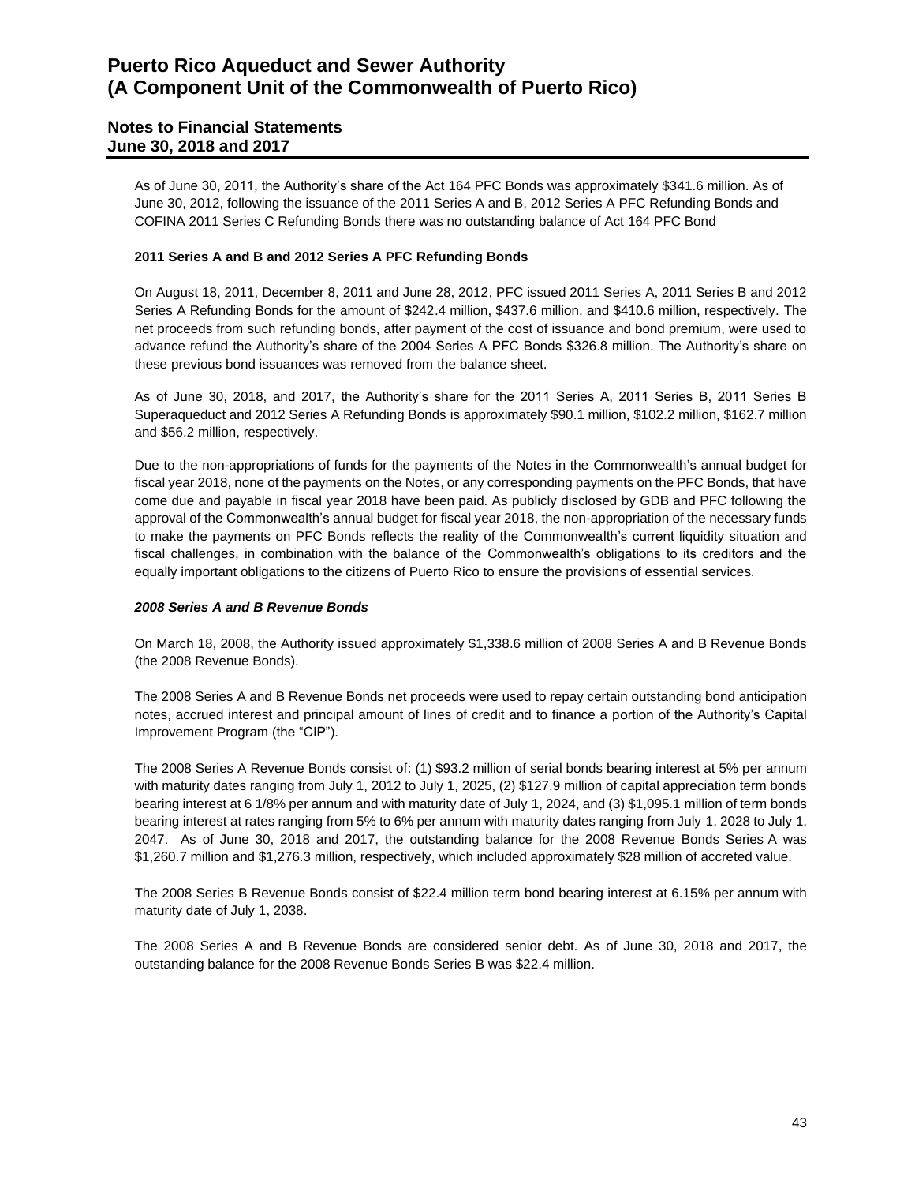As of June 30, 2011, the Authority's share of the Act 164 PFC Bonds was approximately $341.6 million. As of June 30, 2012, following the issuance of the 2011 Series A and B, 2012 Series A PFC Refunding Bonds and COFINA 2011 Series C Refunding Bonds there was no outstanding balance of Act 164 PFC Bond

**2011 Series A and B and 2012 Series A PFC Refunding Bonds**

On August 18, 2011, December 8, 2011 and June 28, 2012, PFC issued 2011 Series A, 2011 Series B and 2012 Series A Refunding Bonds for the amount of $242.4 million, $437.6 million, and $410.6 million, respectively. The net proceeds from such refunding bonds, after payment of the cost of issuance and bond premium, were used to advance refund the Authority's share of the 2004 Series A PFC Bonds $326.8 million. The Authority's share on these previous bond issuances was removed from the balance sheet.

As of June 30, 2018, and 2017, the Authority's share for the 2011 Series A, 2011 Series B, 2011 Series B Superaqueduct and 2012 Series A Refunding Bonds is approximately $90.1 million, $102.2 million, $162.7 million and $56.2 million, respectively.

Due to the non-appropriations of funds for the payments of the Notes in the Commonwealth's annual budget for fiscal year 2018, none of the payments on the Notes, or any corresponding payments on the PFC Bonds, that have come due and payable in fiscal year 2018 have been paid. As publicly disclosed by GDB and PFC following the approval of the Commonwealth's annual budget for fiscal year 2018, the non-appropriation of the necessary funds to make the payments on PFC Bonds reflects the reality of the Commonwealth's current liquidity situation and fiscal challenges, in combination with the balance of the Commonwealth's obligations to its creditors and the equally important obligations to the citizens of Puerto Rico to ensure the provisions of essential services.

***2008 Series A and B Revenue Bonds***

On March 18, 2008, the Authority issued approximately $1,338.6 million of 2008 Series A and B Revenue Bonds (the 2008 Revenue Bonds).

The 2008 Series A and B Revenue Bonds net proceeds were used to repay certain outstanding bond anticipation notes, accrued interest and principal amount of lines of credit and to finance a portion of the Authority's Capital Improvement Program (the "CIP").

The 2008 Series A Revenue Bonds consist of: (1) $93.2 million of serial bonds bearing interest at 5% per annum with maturity dates ranging from July 1, 2012 to July 1, 2025, (2) $127.9 million of capital appreciation term bonds bearing interest at 6 1/8% per annum and with maturity date of July 1, 2024, and (3) $1,095.1 million of term bonds bearing interest at rates ranging from 5% to 6% per annum with maturity dates ranging from July 1, 2028 to July 1, 2047. As of June 30, 2018 and 2017, the outstanding balance for the 2008 Revenue Bonds Series A was $1,260.7 million and $1,276.3 million, respectively, which included approximately $28 million of accreted value.

The 2008 Series B Revenue Bonds consist of $22.4 million term bond bearing interest at 6.15% per annum with maturity date of July 1, 2038.

The 2008 Series A and B Revenue Bonds are considered senior debt. As of June 30, 2018 and 2017, the outstanding balance for the 2008 Revenue Bonds Series B was $22.4 million.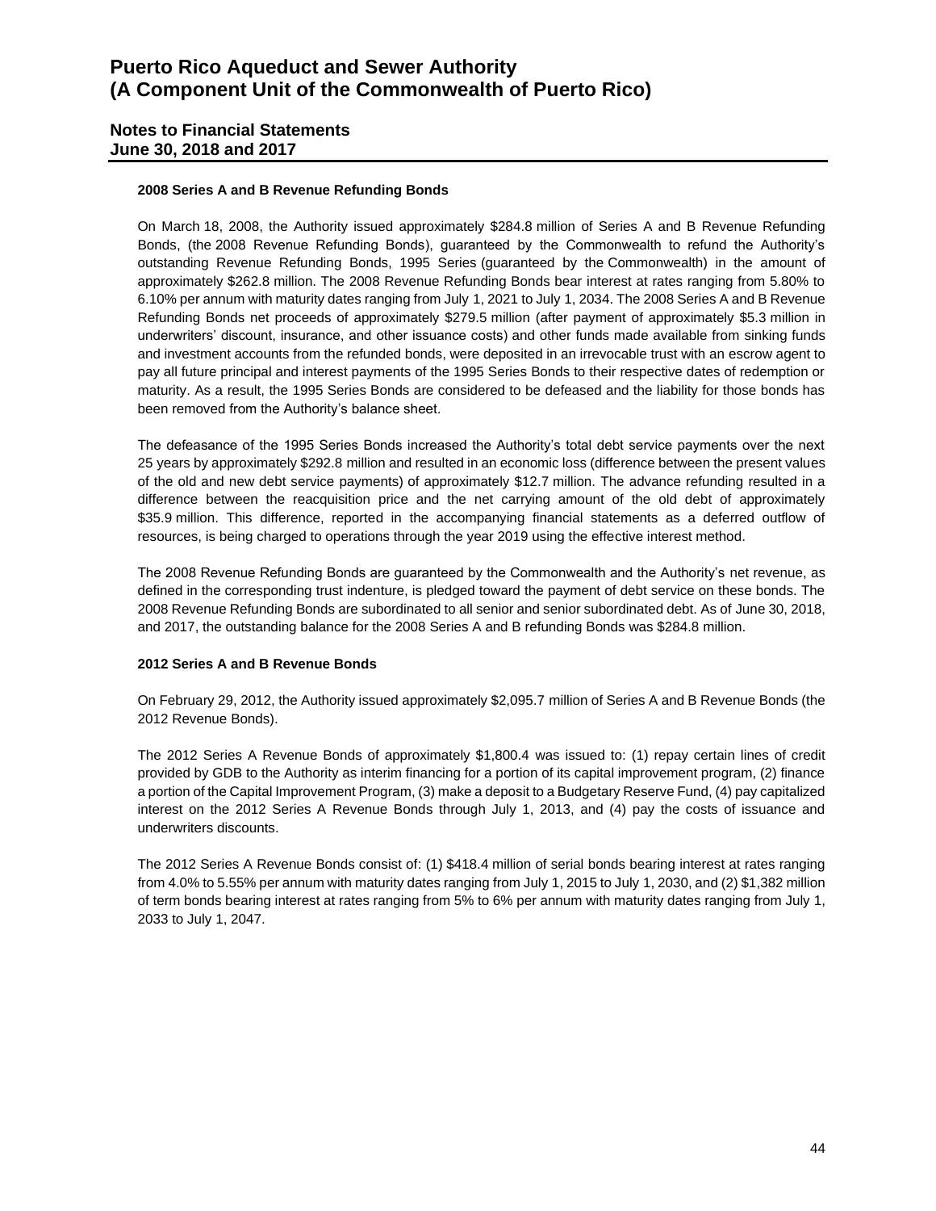#### 2008 Series A and B Revenue Refunding Bonds

On March 18, 2008, the Authority issued approximately $284.8 million of Series A and B Revenue Refunding Bonds, (the 2008 Revenue Refunding Bonds), guaranteed by the Commonwealth to refund the Authority's outstanding Revenue Refunding Bonds, 1995 Series (guaranteed by the Commonwealth) in the amount of approximately $262.8 million. The 2008 Revenue Refunding Bonds bear interest at rates ranging from 5.80% to 6.10% per annum with maturity dates ranging from July 1, 2021 to July 1, 2034. The 2008 Series A and B Revenue Refunding Bonds net proceeds of approximately $279.5 million (after payment of approximately $5.3 million in underwriters' discount, insurance, and other issuance costs) and other funds made available from sinking funds and investment accounts from the refunded bonds, were deposited in an irrevocable trust with an escrow agent to pay all future principal and interest payments of the 1995 Series Bonds to their respective dates of redemption or maturity. As a result, the 1995 Series Bonds are considered to be defeased and the liability for those bonds has been removed from the Authority's balance sheet.

The defeasance of the 1995 Series Bonds increased the Authority's total debt service payments over the next 25 years by approximately $292.8 million and resulted in an economic loss (difference between the present values of the old and new debt service payments) of approximately $12.7 million. The advance refunding resulted in a difference between the reacquisition price and the net carrying amount of the old debt of approximately $35.9 million. This difference, reported in the accompanying financial statements as a deferred outflow of resources, is being charged to operations through the year 2019 using the effective interest method.

The 2008 Revenue Refunding Bonds are guaranteed by the Commonwealth and the Authority's net revenue, as defined in the corresponding trust indenture, is pledged toward the payment of debt service on these bonds. The 2008 Revenue Refunding Bonds are subordinated to all senior and senior subordinated debt. As of June 30, 2018, and 2017, the outstanding balance for the 2008 Series A and B refunding Bonds was $284.8 million.

#### 2012 Series A and B Revenue Bonds

On February 29, 2012, the Authority issued approximately $2,095.7 million of Series A and B Revenue Bonds (the 2012 Revenue Bonds).

The 2012 Series A Revenue Bonds of approximately $1,800.4 was issued to: (1) repay certain lines of credit provided by GDB to the Authority as interim financing for a portion of its capital improvement program, (2) finance a portion of the Capital Improvement Program, (3) make a deposit to a Budgetary Reserve Fund, (4) pay capitalized interest on the 2012 Series A Revenue Bonds through July 1, 2013, and (4) pay the costs of issuance and underwriters discounts.

The 2012 Series A Revenue Bonds consist of: (1) $418.4 million of serial bonds bearing interest at rates ranging from 4.0% to 5.55% per annum with maturity dates ranging from July 1, 2015 to July 1, 2030, and (2) $1,382 million of term bonds bearing interest at rates ranging from 5% to 6% per annum with maturity dates ranging from July 1, 2033 to July 1, 2047.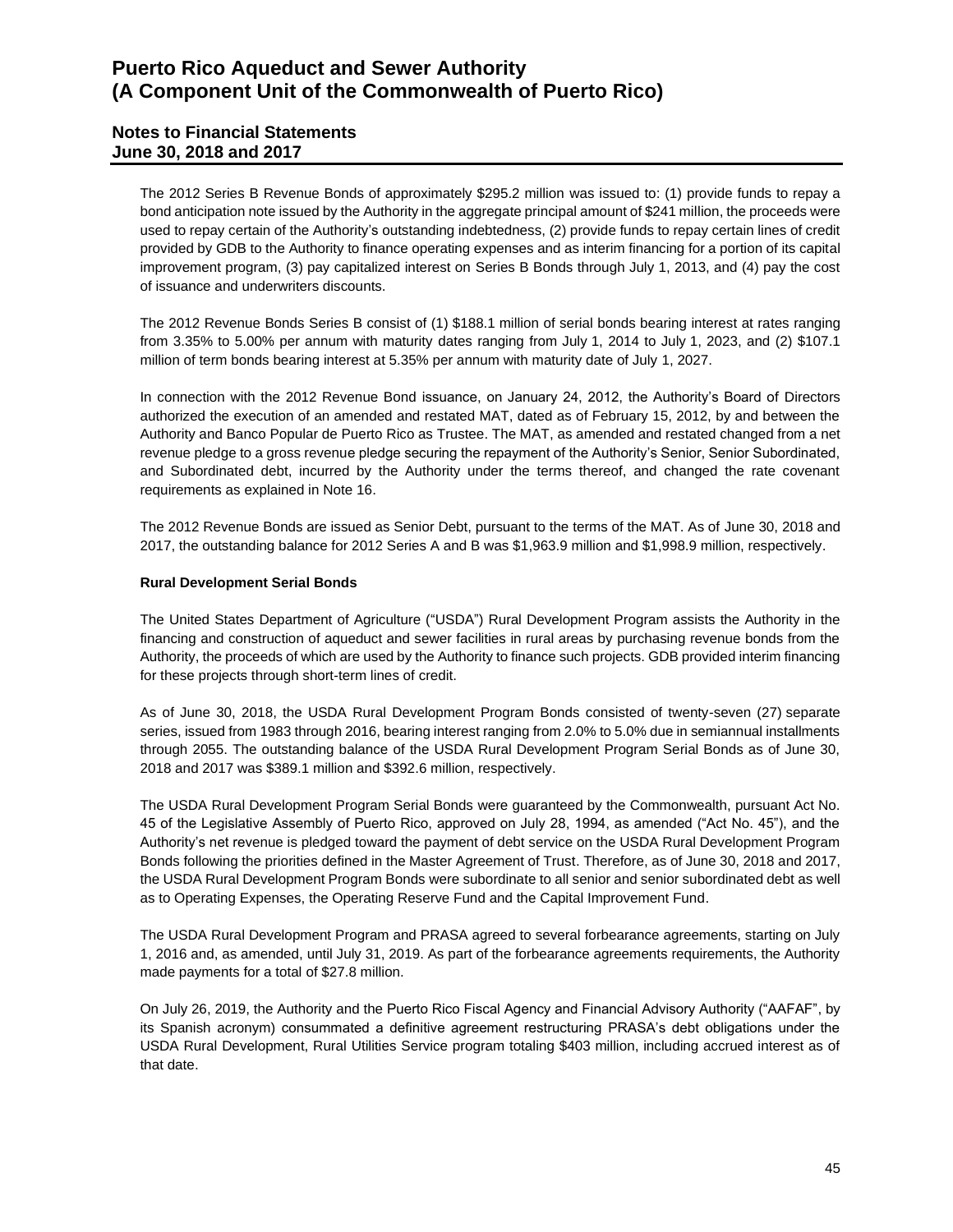The 2012 Series B Revenue Bonds of approximately $295.2 million was issued to: (1) provide funds to repay a bond anticipation note issued by the Authority in the aggregate principal amount of $241 million, the proceeds were used to repay certain of the Authority's outstanding indebtedness, (2) provide funds to repay certain lines of credit provided by GDB to the Authority to finance operating expenses and as interim financing for a portion of its capital improvement program, (3) pay capitalized interest on Series B Bonds through July 1, 2013, and (4) pay the cost of issuance and underwriters discounts.

The 2012 Revenue Bonds Series B consist of (1) $188.1 million of serial bonds bearing interest at rates ranging from 3.35% to 5.00% per annum with maturity dates ranging from July 1, 2014 to July 1, 2023, and (2) $107.1 million of term bonds bearing interest at 5.35% per annum with maturity date of July 1, 2027.

In connection with the 2012 Revenue Bond issuance, on January 24, 2012, the Authority's Board of Directors authorized the execution of an amended and restated MAT, dated as of February 15, 2012, by and between the Authority and Banco Popular de Puerto Rico as Trustee. The MAT, as amended and restated changed from a net revenue pledge to a gross revenue pledge securing the repayment of the Authority's Senior, Senior Subordinated, and Subordinated debt, incurred by the Authority under the terms thereof, and changed the rate covenant requirements as explained in Note 16.

The 2012 Revenue Bonds are issued as Senior Debt, pursuant to the terms of the MAT. As of June 30, 2018 and 2017, the outstanding balance for 2012 Series A and B was $1,963.9 million and $1,998.9 million, respectively.

**Rural Development Serial Bonds**

The United States Department of Agriculture ("USDA") Rural Development Program assists the Authority in the financing and construction of aqueduct and sewer facilities in rural areas by purchasing revenue bonds from the Authority, the proceeds of which are used by the Authority to finance such projects. GDB provided interim financing for these projects through short-term lines of credit.

As of June 30, 2018, the USDA Rural Development Program Bonds consisted of twenty-seven (27) separate series, issued from 1983 through 2016, bearing interest ranging from 2.0% to 5.0% due in semiannual installments through 2055. The outstanding balance of the USDA Rural Development Program Serial Bonds as of June 30, 2018 and 2017 was $389.1 million and $392.6 million, respectively.

The USDA Rural Development Program Serial Bonds were guaranteed by the Commonwealth, pursuant Act No. 45 of the Legislative Assembly of Puerto Rico, approved on July 28, 1994, as amended ("Act No. 45"), and the Authority's net revenue is pledged toward the payment of debt service on the USDA Rural Development Program Bonds following the priorities defined in the Master Agreement of Trust. Therefore, as of June 30, 2018 and 2017, the USDA Rural Development Program Bonds were subordinate to all senior and senior subordinated debt as well as to Operating Expenses, the Operating Reserve Fund and the Capital Improvement Fund.

The USDA Rural Development Program and PRASA agreed to several forbearance agreements, starting on July 1, 2016 and, as amended, until July 31, 2019. As part of the forbearance agreements requirements, the Authority made payments for a total of $27.8 million.

On July 26, 2019, the Authority and the Puerto Rico Fiscal Agency and Financial Advisory Authority ("AAFAF", by its Spanish acronym) consummated a definitive agreement restructuring PRASA's debt obligations under the USDA Rural Development, Rural Utilities Service program totaling $403 million, including accrued interest as of that date.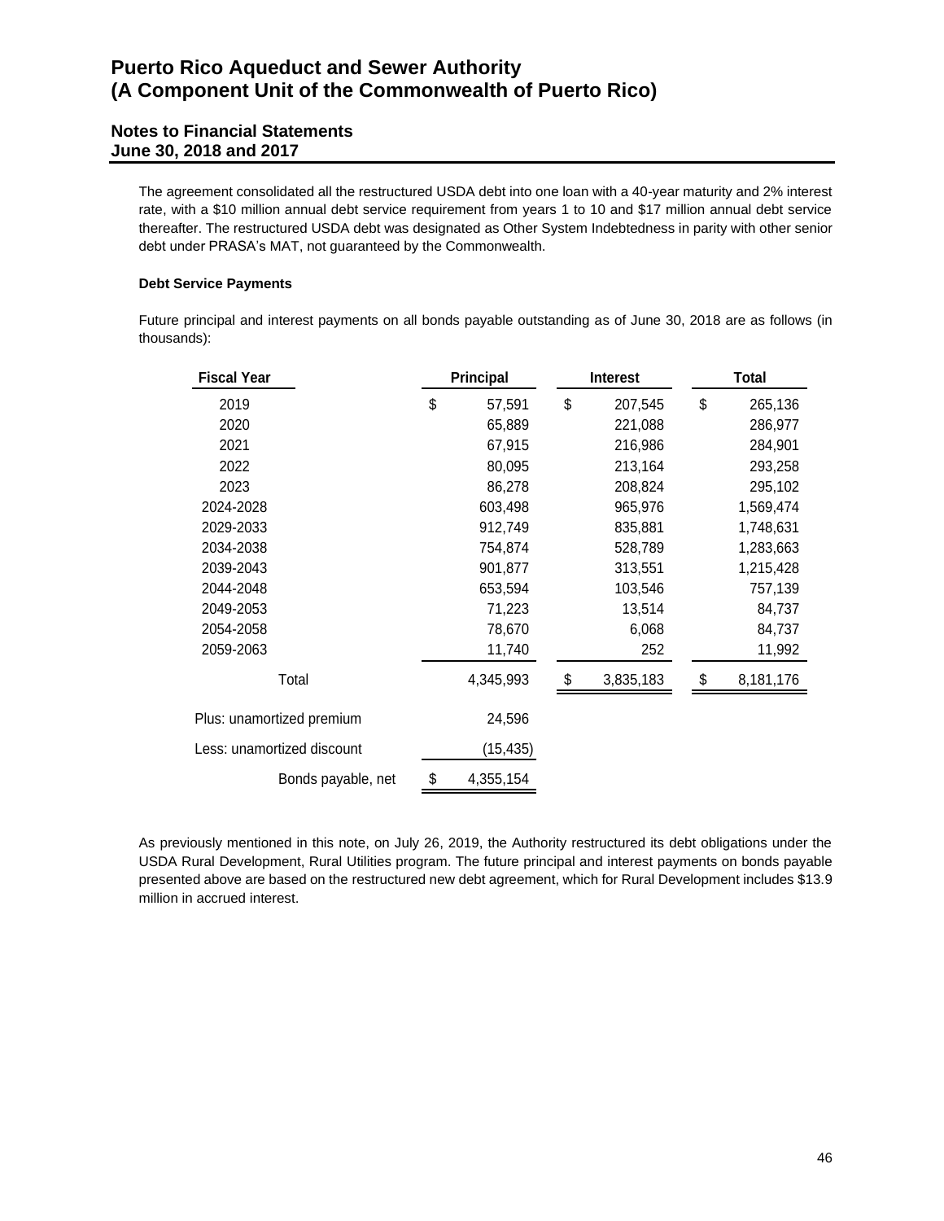The agreement consolidated all the restructured USDA debt into one loan with a 40-year maturity and 2% interest rate, with a $10 million annual debt service requirement from years 1 to 10 and $17 million annual debt service thereafter. The restructured USDA debt was designated as Other System Indebtedness in parity with other senior debt under PRASA's MAT, not guaranteed by the Commonwealth.

**Debt Service Payments**

Future principal and interest payments on all bonds payable outstanding as of June 30, 2018 are as follows (in thousands):

| Fiscal Year | Principal | Interest | Total |
|---|---|---|---|
| 2019 | $ 57,591 | $ 207,545 | $ 265,136 |
| 2020 | 65,889 | 221,088 | 286,977 |
| 2021 | 67,915 | 216,986 | 284,901 |
| 2022 | 80,095 | 213,164 | 293,258 |
| 2023 | 86,278 | 208,824 | 295,102 |
| 2024-2028 | 603,498 | 965,976 | 1,569,474 |
| 2029-2033 | 912,749 | 835,881 | 1,748,631 |
| 2034-2038 | 754,874 | 528,789 | 1,283,663 |
| 2039-2043 | 901,877 | 313,551 | 1,215,428 |
| 2044-2048 | 653,594 | 103,546 | 757,139 |
| 2049-2053 | 71,223 | 13,514 | 84,737 |
| 2054-2058 | 78,670 | 6,068 | 84,737 |
| 2059-2063 | 11,740 | 252 | 11,992 |
| Total | 4,345,993 | $ 3,835,183 | $ 8,181,176 |
| Plus: unamortized premium | 24,596 | | |
| Less: unamortized discount | (15,435) | | |
| Bonds payable, net | $ 4,355,154 | | |

As previously mentioned in this note, on July 26, 2019, the Authority restructured its debt obligations under the USDA Rural Development, Rural Utilities program. The future principal and interest payments on bonds payable presented above are based on the restructured new debt agreement, which for Rural Development includes $13.9 million in accrued interest.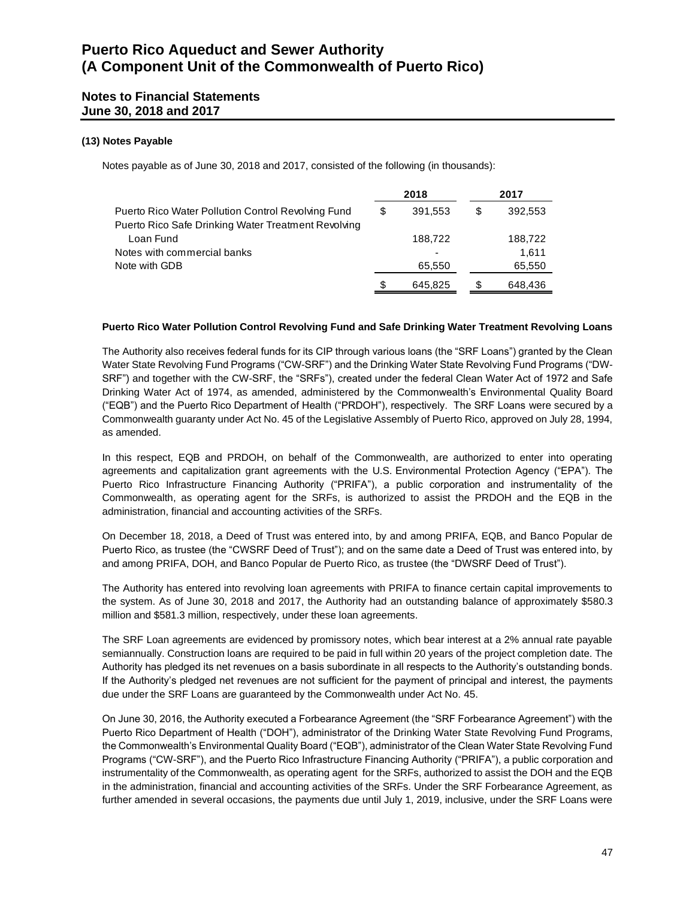### (13) Notes Payable

Notes payable as of June 30, 2018 and 2017, consisted of the following (in thousands):

| | 2018 | 2017 |
|---|---|---|
| Puerto Rico Water Pollution Control Revolving Fund | $ 391,553 | $ 392,553 |
| Puerto Rico Safe Drinking Water Treatment Revolving Loan Fund | 188,722 | 188,722 |
| Notes with commercial banks | - | 1,611 |
| Note with GDB | 65,550 | 65,550 |
| | $ 645,825 | $ 648,436 |

**Puerto Rico Water Pollution Control Revolving Fund and Safe Drinking Water Treatment Revolving Loans**

The Authority also receives federal funds for its CIP through various loans (the "SRF Loans") granted by the Clean Water State Revolving Fund Programs ("CW-SRF") and the Drinking Water State Revolving Fund Programs ("DW-SRF") and together with the CW-SRF, the "SRFs"), created under the federal Clean Water Act of 1972 and Safe Drinking Water Act of 1974, as amended, administered by the Commonwealth's Environmental Quality Board ("EQB") and the Puerto Rico Department of Health ("PRDOH"), respectively. The SRF Loans were secured by a Commonwealth guaranty under Act No. 45 of the Legislative Assembly of Puerto Rico, approved on July 28, 1994, as amended.

In this respect, EQB and PRDOH, on behalf of the Commonwealth, are authorized to enter into operating agreements and capitalization grant agreements with the U.S. Environmental Protection Agency ("EPA"). The Puerto Rico Infrastructure Financing Authority ("PRIFA"), a public corporation and instrumentality of the Commonwealth, as operating agent for the SRFs, is authorized to assist the PRDOH and the EQB in the administration, financial and accounting activities of the SRFs.

On December 18, 2018, a Deed of Trust was entered into, by and among PRIFA, EQB, and Banco Popular de Puerto Rico, as trustee (the "CWSRF Deed of Trust"); and on the same date a Deed of Trust was entered into, by and among PRIFA, DOH, and Banco Popular de Puerto Rico, as trustee (the "DWSRF Deed of Trust").

The Authority has entered into revolving loan agreements with PRIFA to finance certain capital improvements to the system. As of June 30, 2018 and 2017, the Authority had an outstanding balance of approximately $580.3 million and $581.3 million, respectively, under these loan agreements.

The SRF Loan agreements are evidenced by promissory notes, which bear interest at a 2% annual rate payable semiannually. Construction loans are required to be paid in full within 20 years of the project completion date. The Authority has pledged its net revenues on a basis subordinate in all respects to the Authority's outstanding bonds. If the Authority's pledged net revenues are not sufficient for the payment of principal and interest, the payments due under the SRF Loans are guaranteed by the Commonwealth under Act No. 45.

On June 30, 2016, the Authority executed a Forbearance Agreement (the "SRF Forbearance Agreement") with the Puerto Rico Department of Health ("DOH"), administrator of the Drinking Water State Revolving Fund Programs, the Commonwealth's Environmental Quality Board ("EQB"), administrator of the Clean Water State Revolving Fund Programs ("CW-SRF"), and the Puerto Rico Infrastructure Financing Authority ("PRIFA"), a public corporation and instrumentality of the Commonwealth, as operating agent for the SRFs, authorized to assist the DOH and the EQB in the administration, financial and accounting activities of the SRFs. Under the SRF Forbearance Agreement, as further amended in several occasions, the payments due until July 1, 2019, inclusive, under the SRF Loans were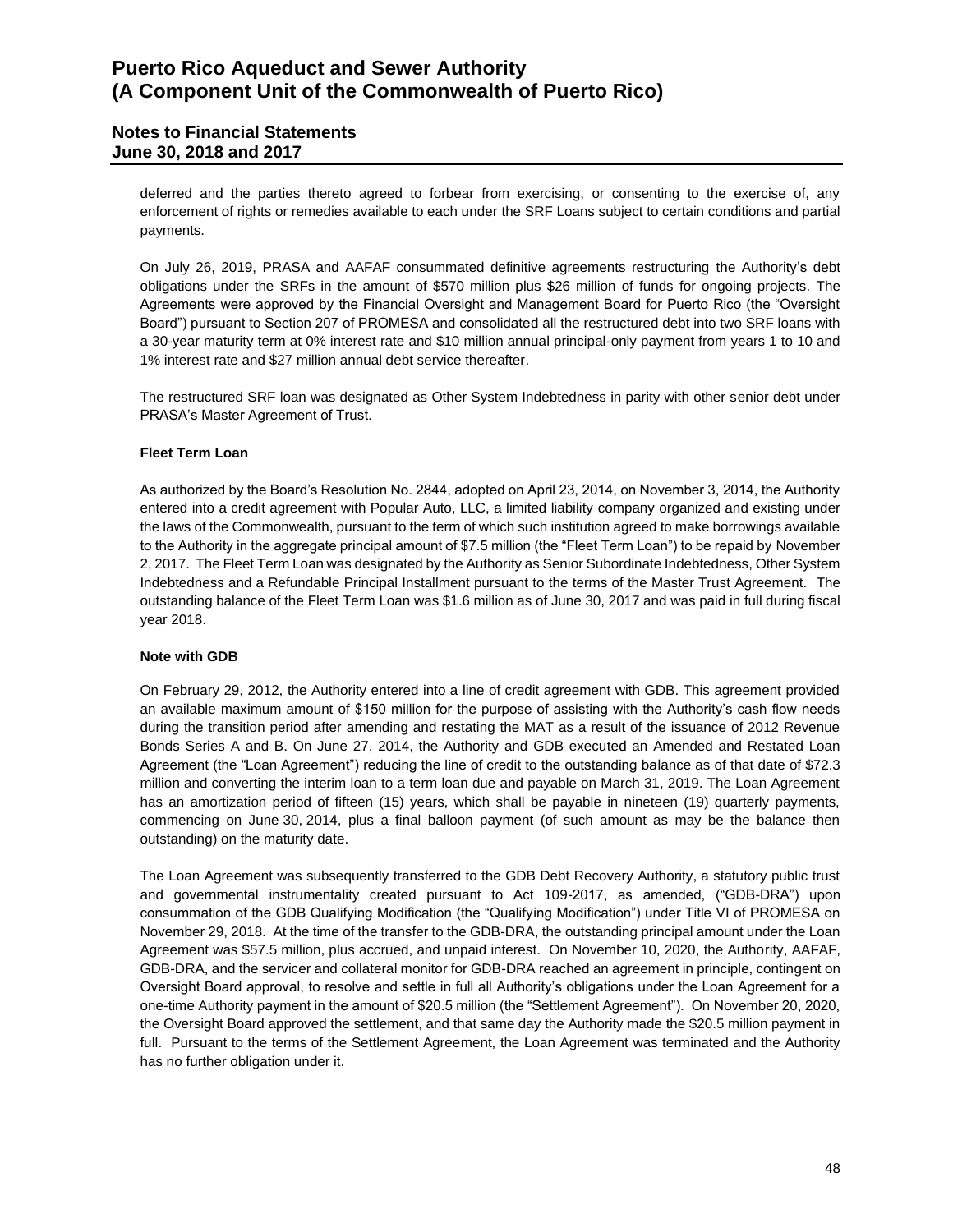deferred and the parties thereto agreed to forbear from exercising, or consenting to the exercise of, any enforcement of rights or remedies available to each under the SRF Loans subject to certain conditions and partial payments.

On July 26, 2019, PRASA and AAFAF consummated definitive agreements restructuring the Authority's debt obligations under the SRFs in the amount of $570 million plus $26 million of funds for ongoing projects. The Agreements were approved by the Financial Oversight and Management Board for Puerto Rico (the "Oversight Board") pursuant to Section 207 of PROMESA and consolidated all the restructured debt into two SRF loans with a 30-year maturity term at 0% interest rate and $10 million annual principal-only payment from years 1 to 10 and 1% interest rate and $27 million annual debt service thereafter.

The restructured SRF loan was designated as Other System Indebtedness in parity with other senior debt under PRASA's Master Agreement of Trust.

**Fleet Term Loan**

As authorized by the Board's Resolution No. 2844, adopted on April 23, 2014, on November 3, 2014, the Authority entered into a credit agreement with Popular Auto, LLC, a limited liability company organized and existing under the laws of the Commonwealth, pursuant to the term of which such institution agreed to make borrowings available to the Authority in the aggregate principal amount of $7.5 million (the "Fleet Term Loan") to be repaid by November 2, 2017. The Fleet Term Loan was designated by the Authority as Senior Subordinate Indebtedness, Other System Indebtedness and a Refundable Principal Installment pursuant to the terms of the Master Trust Agreement. The outstanding balance of the Fleet Term Loan was $1.6 million as of June 30, 2017 and was paid in full during fiscal year 2018.

**Note with GDB**

On February 29, 2012, the Authority entered into a line of credit agreement with GDB. This agreement provided an available maximum amount of $150 million for the purpose of assisting with the Authority's cash flow needs during the transition period after amending and restating the MAT as a result of the issuance of 2012 Revenue Bonds Series A and B. On June 27, 2014, the Authority and GDB executed an Amended and Restated Loan Agreement (the "Loan Agreement") reducing the line of credit to the outstanding balance as of that date of $72.3 million and converting the interim loan to a term loan due and payable on March 31, 2019. The Loan Agreement has an amortization period of fifteen (15) years, which shall be payable in nineteen (19) quarterly payments, commencing on June 30, 2014, plus a final balloon payment (of such amount as may be the balance then outstanding) on the maturity date.

The Loan Agreement was subsequently transferred to the GDB Debt Recovery Authority, a statutory public trust and governmental instrumentality created pursuant to Act 109-2017, as amended, ("GDB-DRA") upon consummation of the GDB Qualifying Modification (the "Qualifying Modification") under Title VI of PROMESA on November 29, 2018. At the time of the transfer to the GDB-DRA, the outstanding principal amount under the Loan Agreement was $57.5 million, plus accrued, and unpaid interest. On November 10, 2020, the Authority, AAFAF, GDB-DRA, and the servicer and collateral monitor for GDB-DRA reached an agreement in principle, contingent on Oversight Board approval, to resolve and settle in full all Authority's obligations under the Loan Agreement for a one-time Authority payment in the amount of $20.5 million (the "Settlement Agreement"). On November 20, 2020, the Oversight Board approved the settlement, and that same day the Authority made the $20.5 million payment in full. Pursuant to the terms of the Settlement Agreement, the Loan Agreement was terminated and the Authority has no further obligation under it.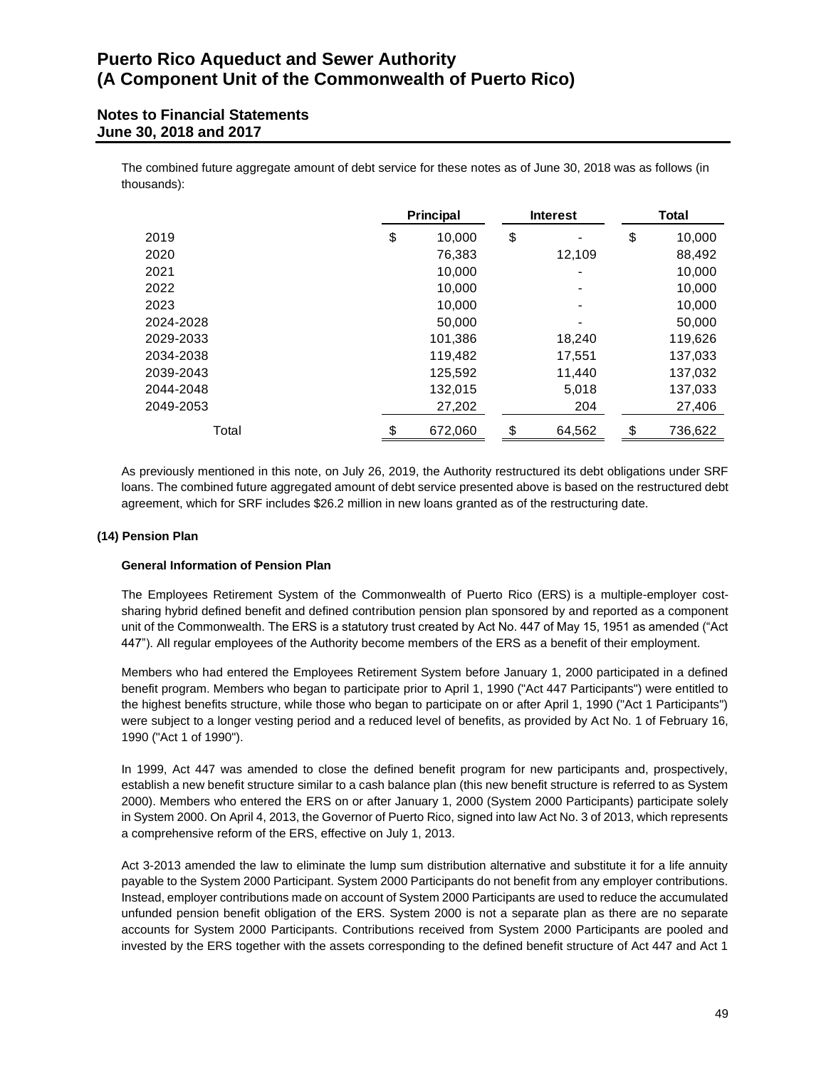The combined future aggregate amount of debt service for these notes as of June 30, 2018 was as follows (in thousands):

| | Principal | Interest | Total |
|---|---|---|---|
| 2019 | $ 10,000 | $ - | $ 10,000 |
| 2020 | 76,383 | 12,109 | 88,492 |
| 2021 | 10,000 | - | 10,000 |
| 2022 | 10,000 | - | 10,000 |
| 2023 | 10,000 | - | 10,000 |
| 2024-2028 | 50,000 | - | 50,000 |
| 2029-2033 | 101,386 | 18,240 | 119,626 |
| 2034-2038 | 119,482 | 17,551 | 137,033 |
| 2039-2043 | 125,592 | 11,440 | 137,032 |
| 2044-2048 | 132,015 | 5,018 | 137,033 |
| 2049-2053 | 27,202 | 204 | 27,406 |
| Total | $ 672,060 | $ 64,562 | $ 736,622 |

As previously mentioned in this note, on July 26, 2019, the Authority restructured its debt obligations under SRF loans. The combined future aggregated amount of debt service presented above is based on the restructured debt agreement, which for SRF includes $26.2 million in new loans granted as of the restructuring date.

### (14) Pension Plan

#### General Information of Pension Plan

The Employees Retirement System of the Commonwealth of Puerto Rico (ERS) is a multiple-employer cost-sharing hybrid defined benefit and defined contribution pension plan sponsored by and reported as a component unit of the Commonwealth. The ERS is a statutory trust created by Act No. 447 of May 15, 1951 as amended ("Act 447"). All regular employees of the Authority become members of the ERS as a benefit of their employment.

Members who had entered the Employees Retirement System before January 1, 2000 participated in a defined benefit program. Members who began to participate prior to April 1, 1990 ("Act 447 Participants") were entitled to the highest benefits structure, while those who began to participate on or after April 1, 1990 ("Act 1 Participants") were subject to a longer vesting period and a reduced level of benefits, as provided by Act No. 1 of February 16, 1990 ("Act 1 of 1990").

In 1999, Act 447 was amended to close the defined benefit program for new participants and, prospectively, establish a new benefit structure similar to a cash balance plan (this new benefit structure is referred to as System 2000). Members who entered the ERS on or after January 1, 2000 (System 2000 Participants) participate solely in System 2000. On April 4, 2013, the Governor of Puerto Rico, signed into law Act No. 3 of 2013, which represents a comprehensive reform of the ERS, effective on July 1, 2013.

Act 3-2013 amended the law to eliminate the lump sum distribution alternative and substitute it for a life annuity payable to the System 2000 Participant. System 2000 Participants do not benefit from any employer contributions. Instead, employer contributions made on account of System 2000 Participants are used to reduce the accumulated unfunded pension benefit obligation of the ERS. System 2000 is not a separate plan as there are no separate accounts for System 2000 Participants. Contributions received from System 2000 Participants are pooled and invested by the ERS together with the assets corresponding to the defined benefit structure of Act 447 and Act 1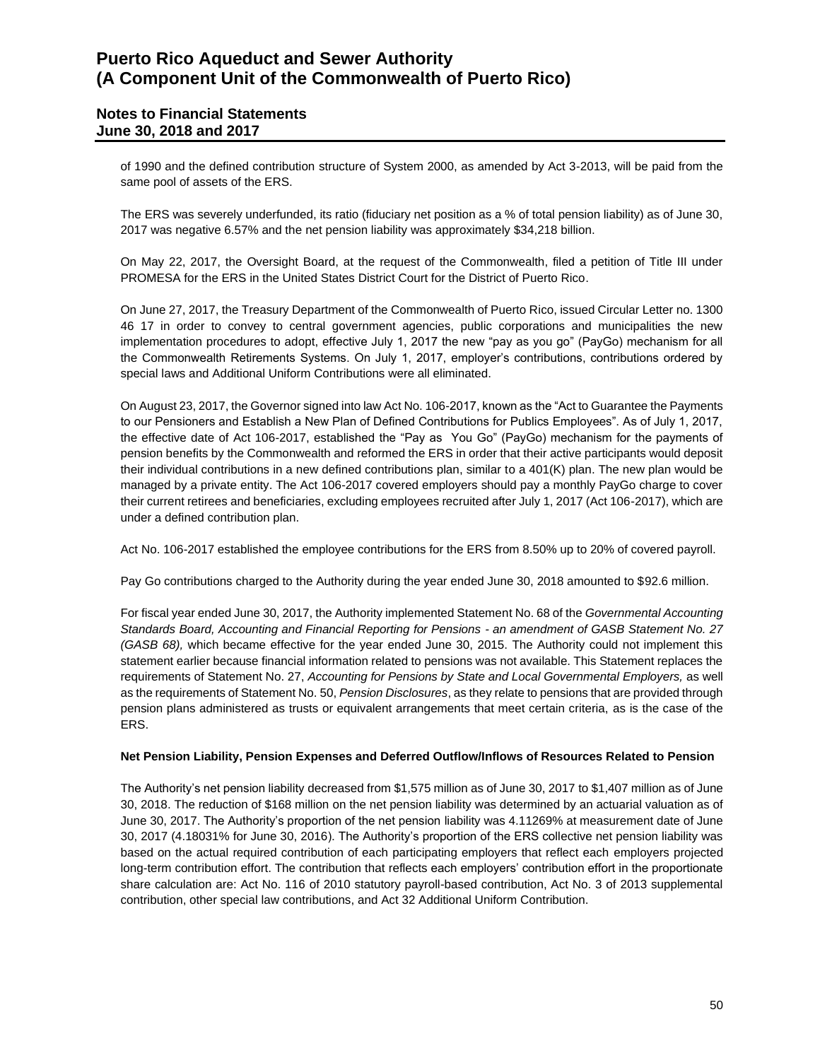of 1990 and the defined contribution structure of System 2000, as amended by Act 3-2013, will be paid from the same pool of assets of the ERS.

The ERS was severely underfunded, its ratio (fiduciary net position as a % of total pension liability) as of June 30, 2017 was negative 6.57% and the net pension liability was approximately $34,218 billion.

On May 22, 2017, the Oversight Board, at the request of the Commonwealth, filed a petition of Title III under PROMESA for the ERS in the United States District Court for the District of Puerto Rico.

On June 27, 2017, the Treasury Department of the Commonwealth of Puerto Rico, issued Circular Letter no. 1300 46 17 in order to convey to central government agencies, public corporations and municipalities the new implementation procedures to adopt, effective July 1, 2017 the new "pay as you go" (PayGo) mechanism for all the Commonwealth Retirements Systems. On July 1, 2017, employer's contributions, contributions ordered by special laws and Additional Uniform Contributions were all eliminated.

On August 23, 2017, the Governor signed into law Act No. 106-2017, known as the "Act to Guarantee the Payments to our Pensioners and Establish a New Plan of Defined Contributions for Publics Employees". As of July 1, 2017, the effective date of Act 106-2017, established the "Pay as You Go" (PayGo) mechanism for the payments of pension benefits by the Commonwealth and reformed the ERS in order that their active participants would deposit their individual contributions in a new defined contributions plan, similar to a 401(K) plan. The new plan would be managed by a private entity. The Act 106-2017 covered employers should pay a monthly PayGo charge to cover their current retirees and beneficiaries, excluding employees recruited after July 1, 2017 (Act 106-2017), which are under a defined contribution plan.

Act No. 106-2017 established the employee contributions for the ERS from 8.50% up to 20% of covered payroll.

Pay Go contributions charged to the Authority during the year ended June 30, 2018 amounted to $92.6 million.

For fiscal year ended June 30, 2017, the Authority implemented Statement No. 68 of the *Governmental Accounting Standards Board, Accounting and Financial Reporting for Pensions - an amendment of GASB Statement No. 27 (GASB 68),* which became effective for the year ended June 30, 2015. The Authority could not implement this statement earlier because financial information related to pensions was not available. This Statement replaces the requirements of Statement No. 27, *Accounting for Pensions by State and Local Governmental Employers,* as well as the requirements of Statement No. 50, *Pension Disclosures*, as they relate to pensions that are provided through pension plans administered as trusts or equivalent arrangements that meet certain criteria, as is the case of the ERS.

**Net Pension Liability, Pension Expenses and Deferred Outflow/Inflows of Resources Related to Pension**

The Authority's net pension liability decreased from $1,575 million as of June 30, 2017 to $1,407 million as of June 30, 2018. The reduction of $168 million on the net pension liability was determined by an actuarial valuation as of June 30, 2017. The Authority's proportion of the net pension liability was 4.11269% at measurement date of June 30, 2017 (4.18031% for June 30, 2016). The Authority's proportion of the ERS collective net pension liability was based on the actual required contribution of each participating employers that reflect each employers projected long-term contribution effort. The contribution that reflects each employers' contribution effort in the proportionate share calculation are: Act No. 116 of 2010 statutory payroll-based contribution, Act No. 3 of 2013 supplemental contribution, other special law contributions, and Act 32 Additional Uniform Contribution.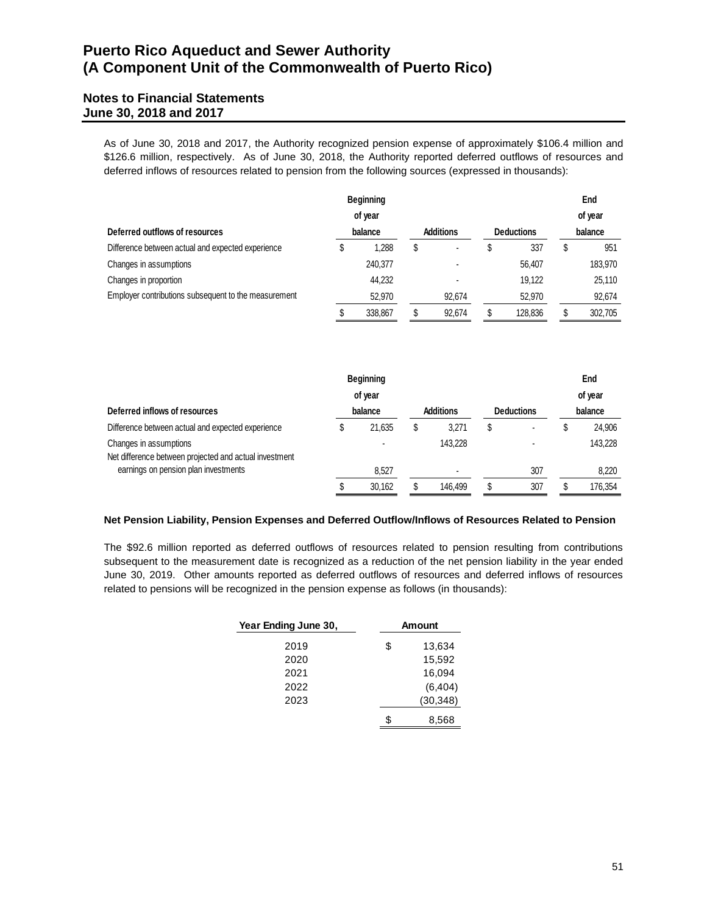As of June 30, 2018 and 2017, the Authority recognized pension expense of approximately \$106.4 million and \$126.6 million, respectively. As of June 30, 2018, the Authority reported deferred outflows of resources and deferred inflows of resources related to pension from the following sources (expressed in thousands):

| Deferred outflows of resources | Beginning of year balance | Additions | Deductions | End of year balance |
|---|---|---|---|---|
| Difference between actual and expected experience | \$ 1,288 | \$ - | \$ 337 | \$ 951 |
| Changes in assumptions | 240,377 | - | 56,407 | 183,970 |
| Changes in proportion | 44,232 | - | 19,122 | 25,110 |
| Employer contributions subsequent to the measurement | 52,970 | 92,674 | 52,970 | 92,674 |
| | \$ 338,867 | \$ 92,674 | \$ 128,836 | \$ 302,705 |

| Deferred inflows of resources | Beginning of year balance | Additions | Deductions | End of year balance |
|---|---|---|---|---|
| Difference between actual and expected experience | \$ 21,635 | \$ 3,271 | \$ - | \$ 24,906 |
| Changes in assumptions | - | 143,228 | - | 143,228 |
| Net difference between projected and actual investment earnings on pension plan investments | 8,527 | - | 307 | 8,220 |
| | \$ 30,162 | \$ 146,499 | \$ 307 | \$ 176,354 |

**Net Pension Liability, Pension Expenses and Deferred Outflow/Inflows of Resources Related to Pension**

The \$92.6 million reported as deferred outflows of resources related to pension resulting from contributions subsequent to the measurement date is recognized as a reduction of the net pension liability in the year ended June 30, 2019. Other amounts reported as deferred outflows of resources and deferred inflows of resources related to pensions will be recognized in the pension expense as follows (in thousands):

| Year Ending June 30, | Amount |
|---|---|
| 2019 | \$ 13,634 |
| 2020 | 15,592 |
| 2021 | 16,094 |
| 2022 | (6,404) |
| 2023 | (30,348) |
| | \$ 8,568 |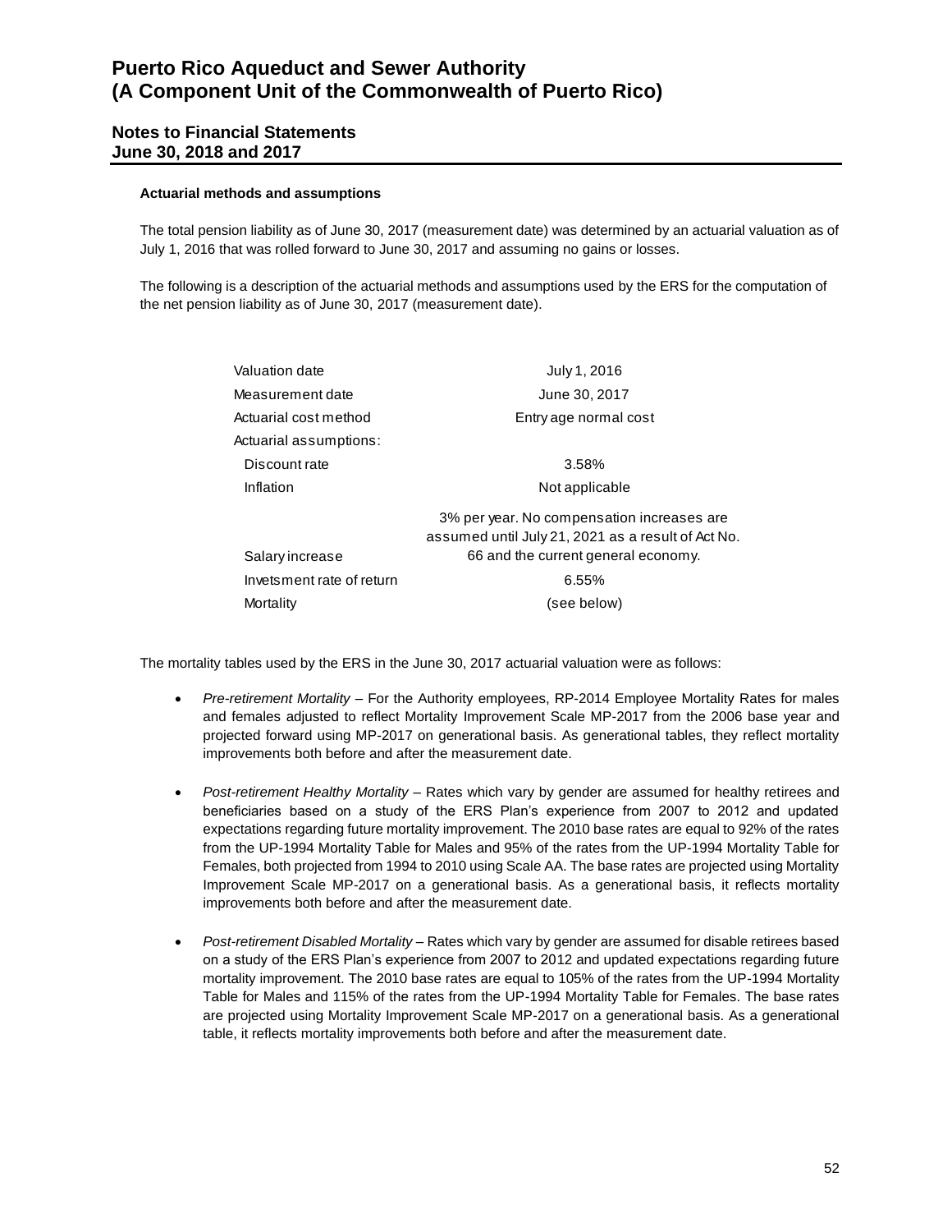**Actuarial methods and assumptions**

The total pension liability as of June 30, 2017 (measurement date) was determined by an actuarial valuation as of July 1, 2016 that was rolled forward to June 30, 2017 and assuming no gains or losses.

The following is a description of the actuarial methods and assumptions used by the ERS for the computation of the net pension liability as of June 30, 2017 (measurement date).

| | |
|---|---|
| Valuation date | July 1, 2016 |
| Measurement date | June 30, 2017 |
| Actuarial cost method | Entry age normal cost |
| Actuarial assumptions: | |
| Discount rate | 3.58% |
| Inflation | Not applicable |
| Salary increase | 3% per year. No compensation increases are assumed until July 21, 2021 as a result of Act No. 66 and the current general economy. |
| Invetsment rate of return | 6.55% |
| Mortality | (see below) |

The mortality tables used by the ERS in the June 30, 2017 actuarial valuation were as follows:

- *Pre-retirement Mortality* – For the Authority employees, RP-2014 Employee Mortality Rates for males and females adjusted to reflect Mortality Improvement Scale MP-2017 from the 2006 base year and projected forward using MP-2017 on generational basis. As generational tables, they reflect mortality improvements both before and after the measurement date.

- *Post-retirement Healthy Mortality* – Rates which vary by gender are assumed for healthy retirees and beneficiaries based on a study of the ERS Plan's experience from 2007 to 2012 and updated expectations regarding future mortality improvement. The 2010 base rates are equal to 92% of the rates from the UP-1994 Mortality Table for Males and 95% of the rates from the UP-1994 Mortality Table for Females, both projected from 1994 to 2010 using Scale AA. The base rates are projected using Mortality Improvement Scale MP-2017 on a generational basis. As a generational basis, it reflects mortality improvements both before and after the measurement date.

- *Post-retirement Disabled Mortality* – Rates which vary by gender are assumed for disable retirees based on a study of the ERS Plan's experience from 2007 to 2012 and updated expectations regarding future mortality improvement. The 2010 base rates are equal to 105% of the rates from the UP-1994 Mortality Table for Males and 115% of the rates from the UP-1994 Mortality Table for Females. The base rates are projected using Mortality Improvement Scale MP-2017 on a generational basis. As a generational table, it reflects mortality improvements both before and after the measurement date.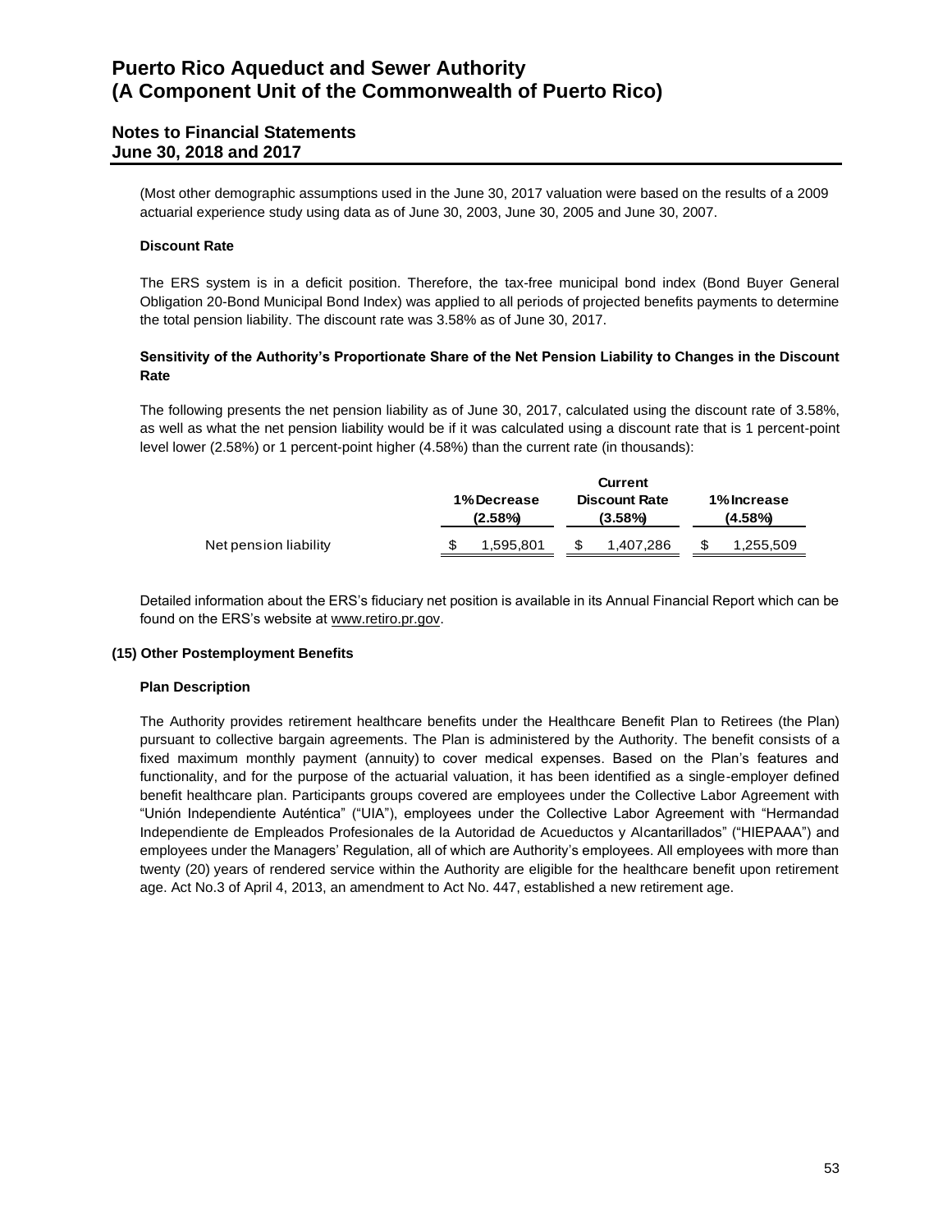(Most other demographic assumptions used in the June 30, 2017 valuation were based on the results of a 2009 actuarial experience study using data as of June 30, 2003, June 30, 2005 and June 30, 2007.

**Discount Rate**

The ERS system is in a deficit position. Therefore, the tax-free municipal bond index (Bond Buyer General Obligation 20-Bond Municipal Bond Index) was applied to all periods of projected benefits payments to determine the total pension liability. The discount rate was 3.58% as of June 30, 2017.

**Sensitivity of the Authority's Proportionate Share of the Net Pension Liability to Changes in the Discount Rate**

The following presents the net pension liability as of June 30, 2017, calculated using the discount rate of 3.58%, as well as what the net pension liability would be if it was calculated using a discount rate that is 1 percent-point level lower (2.58%) or 1 percent-point higher (4.58%) than the current rate (in thousands):

| | 1% Decrease (2.58%) | Current Discount Rate (3.58%) | 1% Increase (4.58%) |
|---|---|---|---|
| Net pension liability | $ 1,595,801 | $ 1,407,286 | $ 1,255,509 |

Detailed information about the ERS's fiduciary net position is available in its Annual Financial Report which can be found on the ERS's website at www.retiro.pr.gov.

## (15) Other Postemployment Benefits

**Plan Description**

The Authority provides retirement healthcare benefits under the Healthcare Benefit Plan to Retirees (the Plan) pursuant to collective bargain agreements. The Plan is administered by the Authority. The benefit consists of a fixed maximum monthly payment (annuity) to cover medical expenses. Based on the Plan's features and functionality, and for the purpose of the actuarial valuation, it has been identified as a single-employer defined benefit healthcare plan. Participants groups covered are employees under the Collective Labor Agreement with "Unión Independiente Auténtica" ("UIA"), employees under the Collective Labor Agreement with "Hermandad Independiente de Empleados Profesionales de la Autoridad de Acueductos y Alcantarillados" ("HIEPAAA") and employees under the Managers' Regulation, all of which are Authority's employees. All employees with more than twenty (20) years of rendered service within the Authority are eligible for the healthcare benefit upon retirement age. Act No.3 of April 4, 2013, an amendment to Act No. 447, established a new retirement age.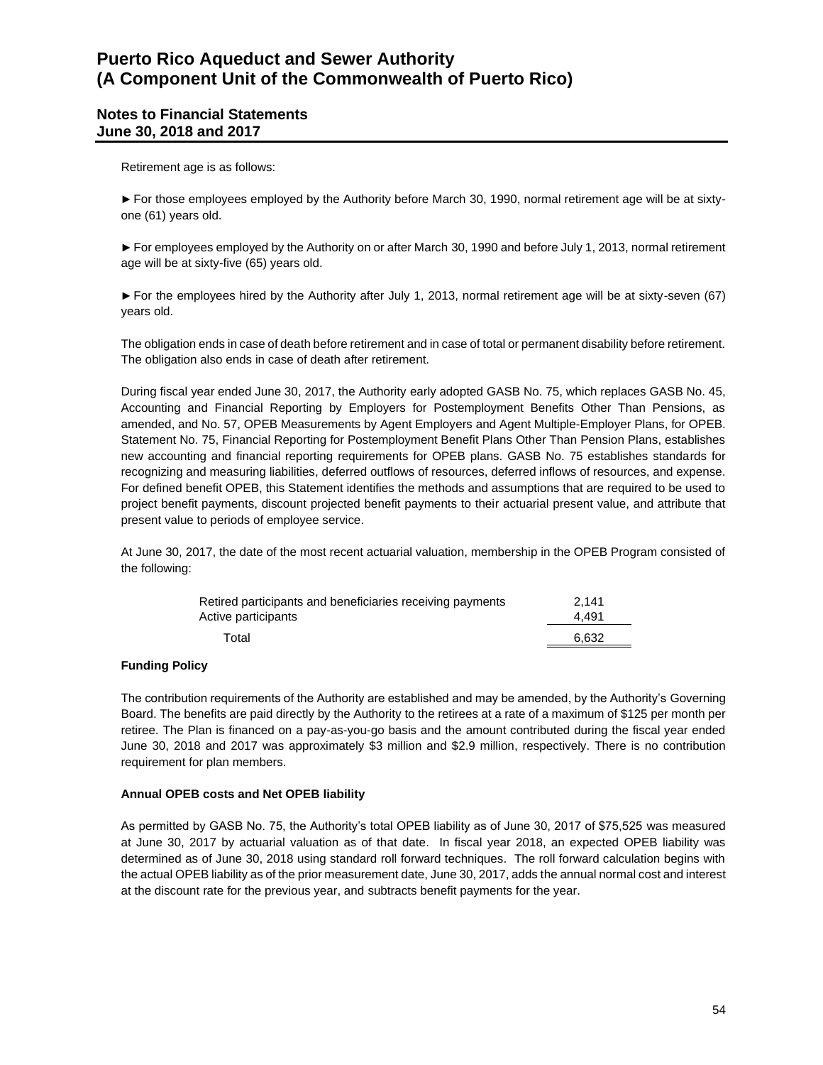Retirement age is as follows:

► For those employees employed by the Authority before March 30, 1990, normal retirement age will be at sixty-one (61) years old.

► For employees employed by the Authority on or after March 30, 1990 and before July 1, 2013, normal retirement age will be at sixty-five (65) years old.

► For the employees hired by the Authority after July 1, 2013, normal retirement age will be at sixty-seven (67) years old.

The obligation ends in case of death before retirement and in case of total or permanent disability before retirement. The obligation also ends in case of death after retirement.

During fiscal year ended June 30, 2017, the Authority early adopted GASB No. 75, which replaces GASB No. 45, Accounting and Financial Reporting by Employers for Postemployment Benefits Other Than Pensions, as amended, and No. 57, OPEB Measurements by Agent Employers and Agent Multiple-Employer Plans, for OPEB. Statement No. 75, Financial Reporting for Postemployment Benefit Plans Other Than Pension Plans, establishes new accounting and financial reporting requirements for OPEB plans. GASB No. 75 establishes standards for recognizing and measuring liabilities, deferred outflows of resources, deferred inflows of resources, and expense. For defined benefit OPEB, this Statement identifies the methods and assumptions that are required to be used to project benefit payments, discount projected benefit payments to their actuarial present value, and attribute that present value to periods of employee service.

At June 30, 2017, the date of the most recent actuarial valuation, membership in the OPEB Program consisted of the following:

| | |
|---|---|
| Retired participants and beneficiaries receiving payments | 2,141 |
| Active participants | 4,491 |
| Total | 6,632 |

**Funding Policy**

The contribution requirements of the Authority are established and may be amended, by the Authority's Governing Board. The benefits are paid directly by the Authority to the retirees at a rate of a maximum of $125 per month per retiree. The Plan is financed on a pay-as-you-go basis and the amount contributed during the fiscal year ended June 30, 2018 and 2017 was approximately $3 million and $2.9 million, respectively. There is no contribution requirement for plan members.

**Annual OPEB costs and Net OPEB liability**

As permitted by GASB No. 75, the Authority's total OPEB liability as of June 30, 2017 of $75,525 was measured at June 30, 2017 by actuarial valuation as of that date. In fiscal year 2018, an expected OPEB liability was determined as of June 30, 2018 using standard roll forward techniques. The roll forward calculation begins with the actual OPEB liability as of the prior measurement date, June 30, 2017, adds the annual normal cost and interest at the discount rate for the previous year, and subtracts benefit payments for the year.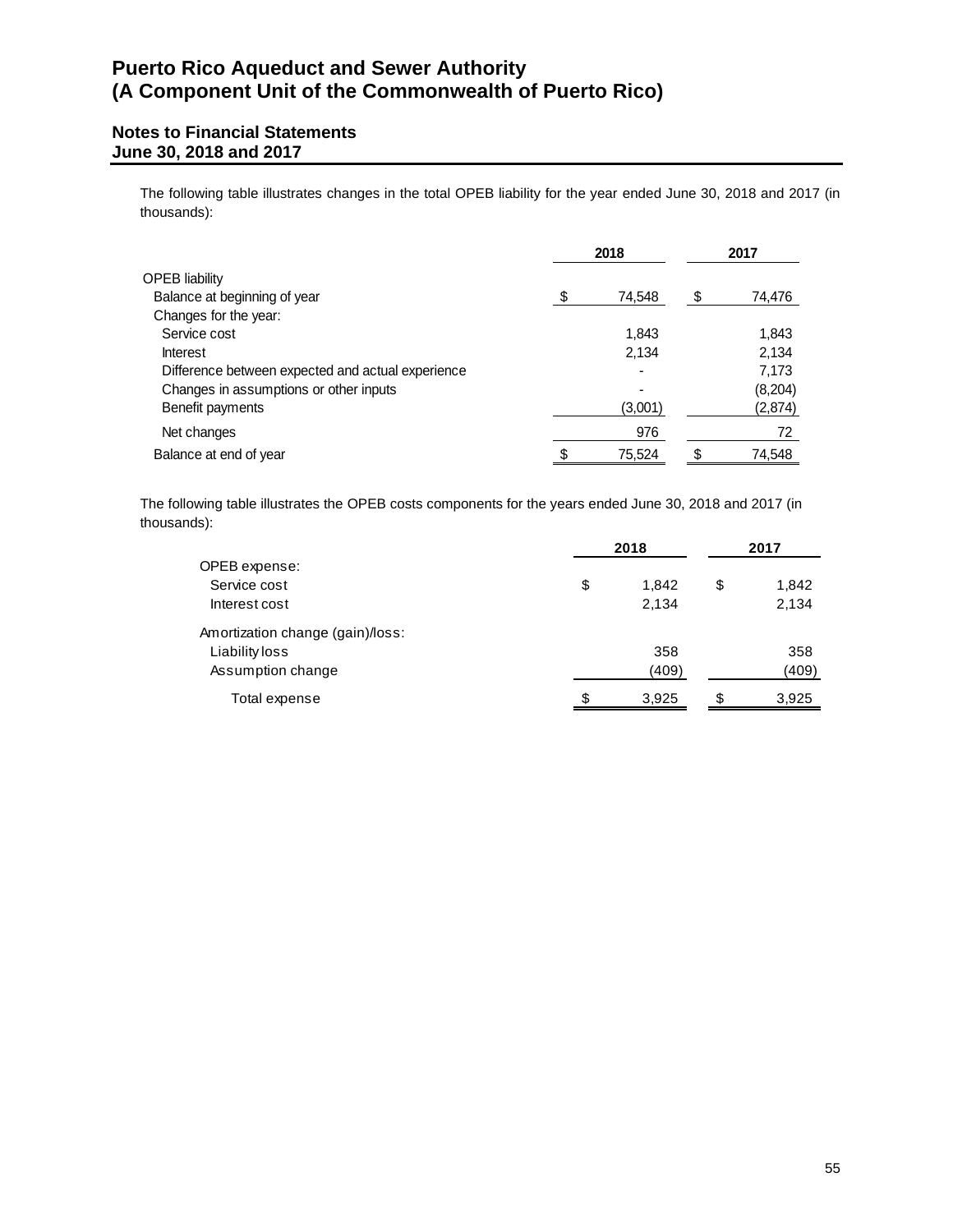The following table illustrates changes in the total OPEB liability for the year ended June 30, 2018 and 2017 (in thousands):

| | 2018 | 2017 |
|---|---|---|
| OPEB liability | | |
| Balance at beginning of year | $ 74,548 | $ 74,476 |
| Changes for the year: | | |
| Service cost | 1,843 | 1,843 |
| Interest | 2,134 | 2,134 |
| Difference between expected and actual experience | - | 7,173 |
| Changes in assumptions or other inputs | - | (8,204) |
| Benefit payments | (3,001) | (2,874) |
| Net changes | 976 | 72 |
| Balance at end of year | $ 75,524 | $ 74,548 |

The following table illustrates the OPEB costs components for the years ended June 30, 2018 and 2017 (in thousands):

| | 2018 | 2017 |
|---|---|---|
| OPEB expense: | | |
| Service cost | $ 1,842 | $ 1,842 |
| Interest cost | 2,134 | 2,134 |
| Amortization change (gain)/loss: | | |
| Liability loss | 358 | 358 |
| Assumption change | (409) | (409) |
| Total expense | $ 3,925 | $ 3,925 |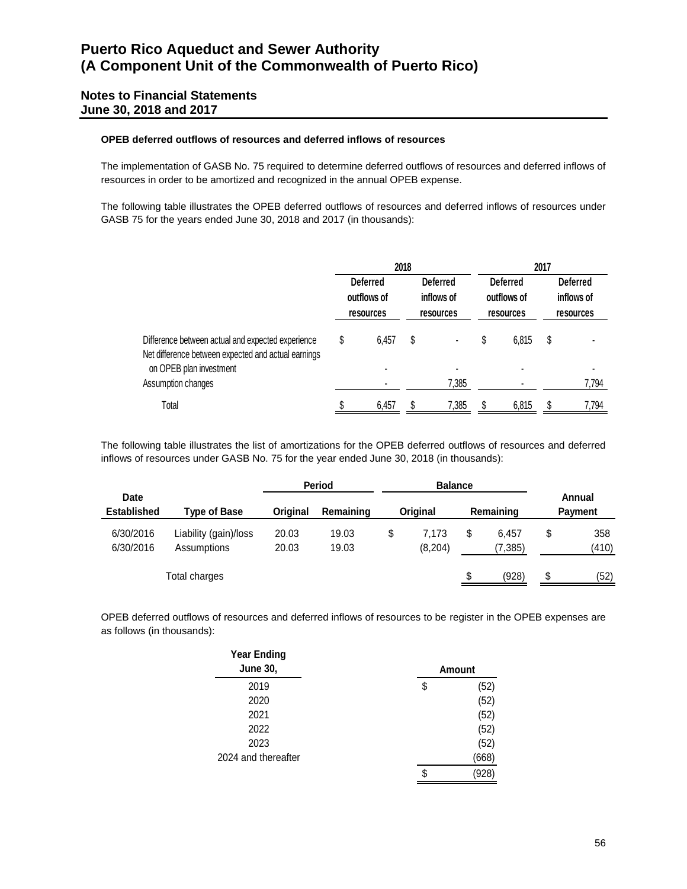### OPEB deferred outflows of resources and deferred inflows of resources

The implementation of GASB No. 75 required to determine deferred outflows of resources and deferred inflows of resources in order to be amortized and recognized in the annual OPEB expense.

The following table illustrates the OPEB deferred outflows of resources and deferred inflows of resources under GASB 75 for the years ended June 30, 2018 and 2017 (in thousands):

| | 2018 | | 2017 | |
|---|---|---|---|---|
| | Deferred outflows of resources | Deferred inflows of resources | Deferred outflows of resources | Deferred inflows of resources |
| Difference between actual and expected experience | $ 6,457 | $ - | $ 6,815 | $ - |
| Net difference between expected and actual earnings on OPEB plan investment | - | - | - | - |
| Assumption changes | - | 7,385 | - | 7,794 |
| Total | $ 6,457 | $ 7,385 | $ 6,815 | $ 7,794 |

The following table illustrates the list of amortizations for the OPEB deferred outflows of resources and deferred inflows of resources under GASB No. 75 for the year ended June 30, 2018 (in thousands):

| | | Period | | Balance | | |
|---|---|---|---|---|---|---|
| Date Established | Type of Base | Original | Remaining | Original | Remaining | Annual Payment |
| 6/30/2016 | Liability (gain)/loss | 20.03 | 19.03 | $ 7,173 | $ 6,457 | $ 358 |
| 6/30/2016 | Assumptions | 20.03 | 19.03 | (8,204) | (7,385) | (410) |
| | Total charges | | | | $ (928) | $ (52) |

OPEB deferred outflows of resources and deferred inflows of resources to be register in the OPEB expenses are as follows (in thousands):

| Year Ending June 30, | Amount |
|---|---|
| 2019 | $ (52) |
| 2020 | (52) |
| 2021 | (52) |
| 2022 | (52) |
| 2023 | (52) |
| 2024 and thereafter | (668) |
| | $ (928) |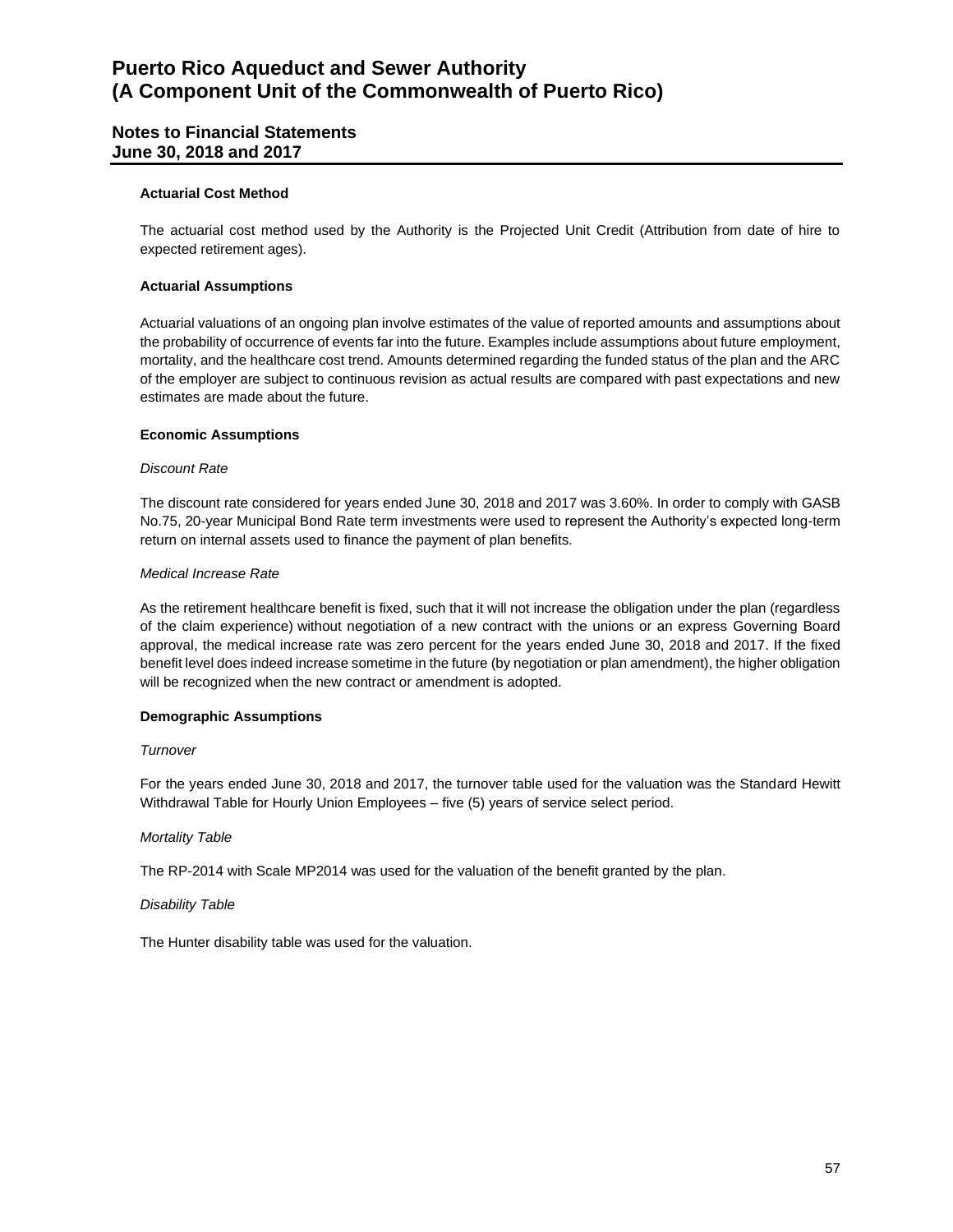**Actuarial Cost Method**

The actuarial cost method used by the Authority is the Projected Unit Credit (Attribution from date of hire to expected retirement ages).

**Actuarial Assumptions**

Actuarial valuations of an ongoing plan involve estimates of the value of reported amounts and assumptions about the probability of occurrence of events far into the future. Examples include assumptions about future employment, mortality, and the healthcare cost trend. Amounts determined regarding the funded status of the plan and the ARC of the employer are subject to continuous revision as actual results are compared with past expectations and new estimates are made about the future.

**Economic Assumptions**

*Discount Rate*

The discount rate considered for years ended June 30, 2018 and 2017 was 3.60%. In order to comply with GASB No.75, 20-year Municipal Bond Rate term investments were used to represent the Authority's expected long-term return on internal assets used to finance the payment of plan benefits.

*Medical Increase Rate*

As the retirement healthcare benefit is fixed, such that it will not increase the obligation under the plan (regardless of the claim experience) without negotiation of a new contract with the unions or an express Governing Board approval, the medical increase rate was zero percent for the years ended June 30, 2018 and 2017. If the fixed benefit level does indeed increase sometime in the future (by negotiation or plan amendment), the higher obligation will be recognized when the new contract or amendment is adopted.

**Demographic Assumptions**

*Turnover*

For the years ended June 30, 2018 and 2017, the turnover table used for the valuation was the Standard Hewitt Withdrawal Table for Hourly Union Employees – five (5) years of service select period.

*Mortality Table*

The RP-2014 with Scale MP2014 was used for the valuation of the benefit granted by the plan.

*Disability Table*

The Hunter disability table was used for the valuation.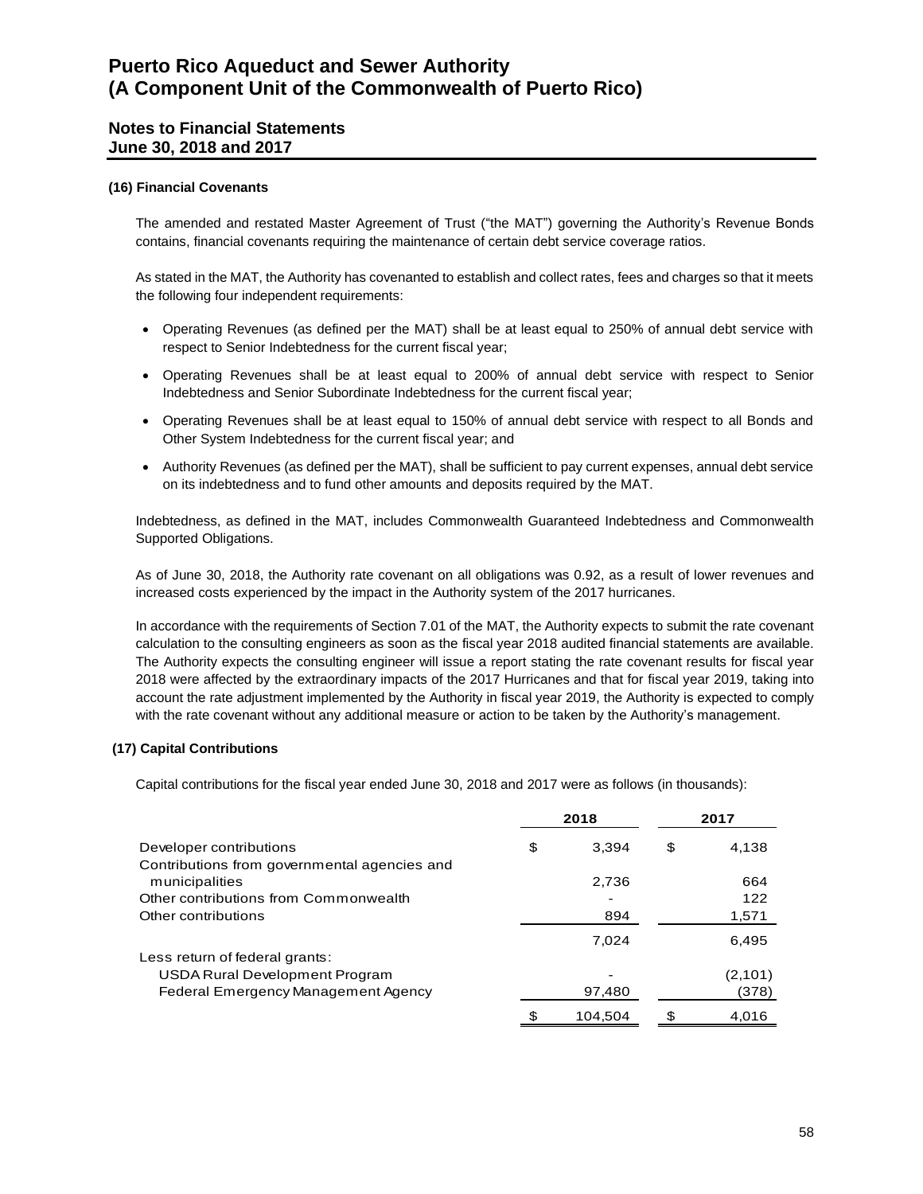### (16) Financial Covenants

The amended and restated Master Agreement of Trust ("the MAT") governing the Authority's Revenue Bonds contains, financial covenants requiring the maintenance of certain debt service coverage ratios.

As stated in the MAT, the Authority has covenanted to establish and collect rates, fees and charges so that it meets the following four independent requirements:

- Operating Revenues (as defined per the MAT) shall be at least equal to 250% of annual debt service with respect to Senior Indebtedness for the current fiscal year;
- Operating Revenues shall be at least equal to 200% of annual debt service with respect to Senior Indebtedness and Senior Subordinate Indebtedness for the current fiscal year;
- Operating Revenues shall be at least equal to 150% of annual debt service with respect to all Bonds and Other System Indebtedness for the current fiscal year; and
- Authority Revenues (as defined per the MAT), shall be sufficient to pay current expenses, annual debt service on its indebtedness and to fund other amounts and deposits required by the MAT.

Indebtedness, as defined in the MAT, includes Commonwealth Guaranteed Indebtedness and Commonwealth Supported Obligations.

As of June 30, 2018, the Authority rate covenant on all obligations was 0.92, as a result of lower revenues and increased costs experienced by the impact in the Authority system of the 2017 hurricanes.

In accordance with the requirements of Section 7.01 of the MAT, the Authority expects to submit the rate covenant calculation to the consulting engineers as soon as the fiscal year 2018 audited financial statements are available. The Authority expects the consulting engineer will issue a report stating the rate covenant results for fiscal year 2018 were affected by the extraordinary impacts of the 2017 Hurricanes and that for fiscal year 2019, taking into account the rate adjustment implemented by the Authority in fiscal year 2019, the Authority is expected to comply with the rate covenant without any additional measure or action to be taken by the Authority's management.

### (17) Capital Contributions

Capital contributions for the fiscal year ended June 30, 2018 and 2017 were as follows (in thousands):

| | 2018 | 2017 |
|---|---|---|
| Developer contributions | $ 3,394 | $ 4,138 |
| Contributions from governmental agencies and municipalities | 2,736 | 664 |
| Other contributions from Commonwealth | - | 122 |
| Other contributions | 894 | 1,571 |
| | 7,024 | 6,495 |
| Less return of federal grants: | | |
| USDA Rural Development Program | - | (2,101) |
| Federal Emergency Management Agency | 97,480 | (378) |
| | $ 104,504 | $ 4,016 |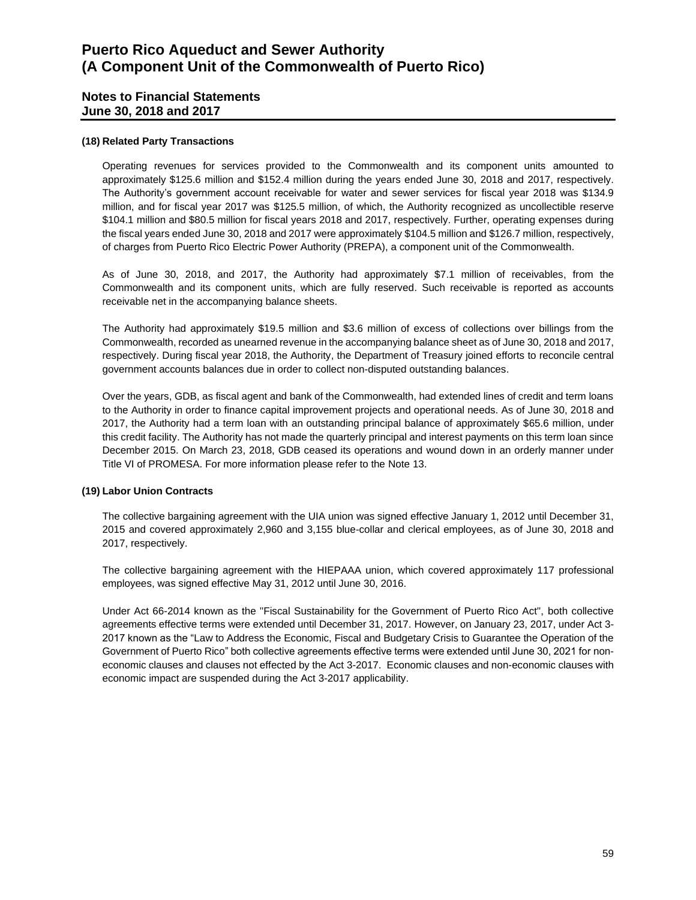#### (18) Related Party Transactions

Operating revenues for services provided to the Commonwealth and its component units amounted to approximately $125.6 million and $152.4 million during the years ended June 30, 2018 and 2017, respectively. The Authority's government account receivable for water and sewer services for fiscal year 2018 was $134.9 million, and for fiscal year 2017 was $125.5 million, of which, the Authority recognized as uncollectible reserve $104.1 million and $80.5 million for fiscal years 2018 and 2017, respectively. Further, operating expenses during the fiscal years ended June 30, 2018 and 2017 were approximately $104.5 million and $126.7 million, respectively, of charges from Puerto Rico Electric Power Authority (PREPA), a component unit of the Commonwealth.

As of June 30, 2018, and 2017, the Authority had approximately $7.1 million of receivables, from the Commonwealth and its component units, which are fully reserved. Such receivable is reported as accounts receivable net in the accompanying balance sheets.

The Authority had approximately $19.5 million and $3.6 million of excess of collections over billings from the Commonwealth, recorded as unearned revenue in the accompanying balance sheet as of June 30, 2018 and 2017, respectively. During fiscal year 2018, the Authority, the Department of Treasury joined efforts to reconcile central government accounts balances due in order to collect non-disputed outstanding balances.

Over the years, GDB, as fiscal agent and bank of the Commonwealth, had extended lines of credit and term loans to the Authority in order to finance capital improvement projects and operational needs. As of June 30, 2018 and 2017, the Authority had a term loan with an outstanding principal balance of approximately $65.6 million, under this credit facility. The Authority has not made the quarterly principal and interest payments on this term loan since December 2015. On March 23, 2018, GDB ceased its operations and wound down in an orderly manner under Title VI of PROMESA. For more information please refer to the Note 13.

#### (19) Labor Union Contracts

The collective bargaining agreement with the UIA union was signed effective January 1, 2012 until December 31, 2015 and covered approximately 2,960 and 3,155 blue-collar and clerical employees, as of June 30, 2018 and 2017, respectively.

The collective bargaining agreement with the HIEPAAA union, which covered approximately 117 professional employees, was signed effective May 31, 2012 until June 30, 2016.

Under Act 66-2014 known as the "Fiscal Sustainability for the Government of Puerto Rico Act", both collective agreements effective terms were extended until December 31, 2017. However, on January 23, 2017, under Act 3-2017 known as the "Law to Address the Economic, Fiscal and Budgetary Crisis to Guarantee the Operation of the Government of Puerto Rico" both collective agreements effective terms were extended until June 30, 2021 for non-economic clauses and clauses not effected by the Act 3-2017. Economic clauses and non-economic clauses with economic impact are suspended during the Act 3-2017 applicability.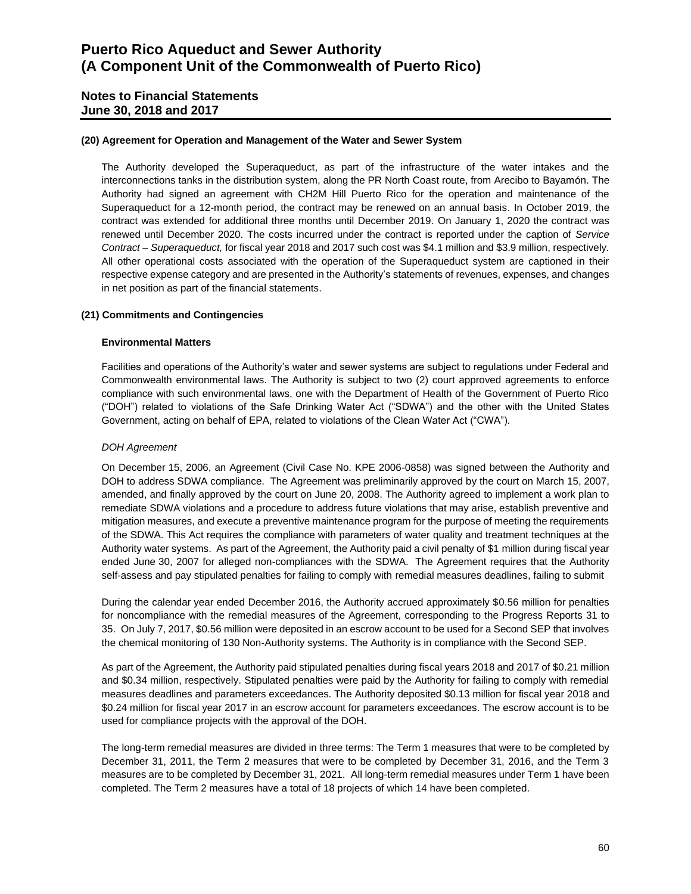### (20) Agreement for Operation and Management of the Water and Sewer System

The Authority developed the Superaqueduct, as part of the infrastructure of the water intakes and the interconnections tanks in the distribution system, along the PR North Coast route, from Arecibo to Bayamón. The Authority had signed an agreement with CH2M Hill Puerto Rico for the operation and maintenance of the Superaqueduct for a 12-month period, the contract may be renewed on an annual basis. In October 2019, the contract was extended for additional three months until December 2019. On January 1, 2020 the contract was renewed until December 2020. The costs incurred under the contract is reported under the caption of *Service Contract – Superaqueduct,* for fiscal year 2018 and 2017 such cost was $4.1 million and $3.9 million, respectively. All other operational costs associated with the operation of the Superaqueduct system are captioned in their respective expense category and are presented in the Authority's statements of revenues, expenses, and changes in net position as part of the financial statements.

### (21) Commitments and Contingencies

#### Environmental Matters

Facilities and operations of the Authority's water and sewer systems are subject to regulations under Federal and Commonwealth environmental laws. The Authority is subject to two (2) court approved agreements to enforce compliance with such environmental laws, one with the Department of Health of the Government of Puerto Rico ("DOH") related to violations of the Safe Drinking Water Act ("SDWA") and the other with the United States Government, acting on behalf of EPA, related to violations of the Clean Water Act ("CWA").

*DOH Agreement*

On December 15, 2006, an Agreement (Civil Case No. KPE 2006-0858) was signed between the Authority and DOH to address SDWA compliance. The Agreement was preliminarily approved by the court on March 15, 2007, amended, and finally approved by the court on June 20, 2008. The Authority agreed to implement a work plan to remediate SDWA violations and a procedure to address future violations that may arise, establish preventive and mitigation measures, and execute a preventive maintenance program for the purpose of meeting the requirements of the SDWA. This Act requires the compliance with parameters of water quality and treatment techniques at the Authority water systems. As part of the Agreement, the Authority paid a civil penalty of $1 million during fiscal year ended June 30, 2007 for alleged non-compliances with the SDWA. The Agreement requires that the Authority self-assess and pay stipulated penalties for failing to comply with remedial measures deadlines, failing to submit

During the calendar year ended December 2016, the Authority accrued approximately $0.56 million for penalties for noncompliance with the remedial measures of the Agreement, corresponding to the Progress Reports 31 to 35. On July 7, 2017, $0.56 million were deposited in an escrow account to be used for a Second SEP that involves the chemical monitoring of 130 Non-Authority systems. The Authority is in compliance with the Second SEP.

As part of the Agreement, the Authority paid stipulated penalties during fiscal years 2018 and 2017 of $0.21 million and $0.34 million, respectively. Stipulated penalties were paid by the Authority for failing to comply with remedial measures deadlines and parameters exceedances. The Authority deposited $0.13 million for fiscal year 2018 and $0.24 million for fiscal year 2017 in an escrow account for parameters exceedances. The escrow account is to be used for compliance projects with the approval of the DOH.

The long-term remedial measures are divided in three terms: The Term 1 measures that were to be completed by December 31, 2011, the Term 2 measures that were to be completed by December 31, 2016, and the Term 3 measures are to be completed by December 31, 2021. All long-term remedial measures under Term 1 have been completed. The Term 2 measures have a total of 18 projects of which 14 have been completed.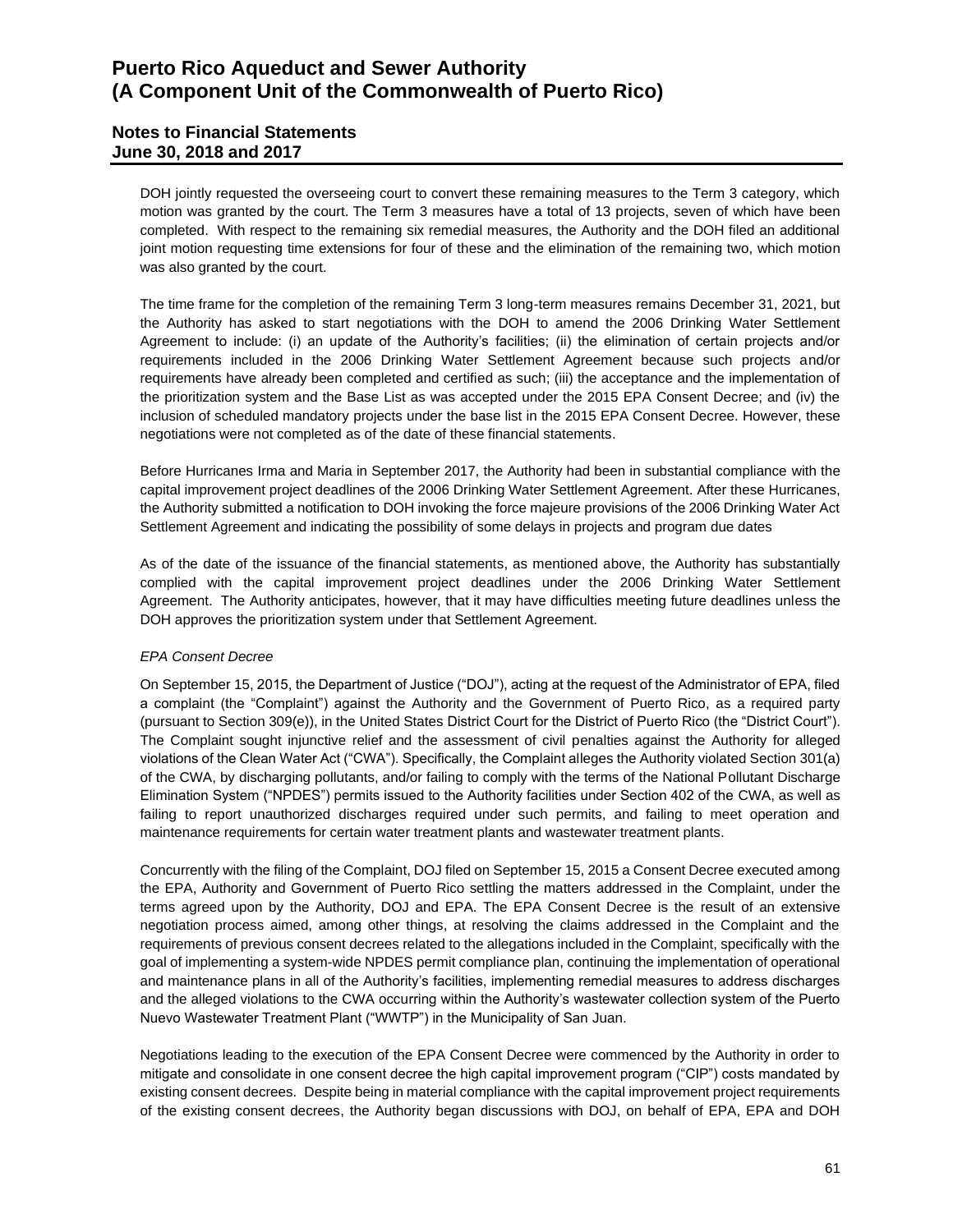DOH jointly requested the overseeing court to convert these remaining measures to the Term 3 category, which motion was granted by the court. The Term 3 measures have a total of 13 projects, seven of which have been completed. With respect to the remaining six remedial measures, the Authority and the DOH filed an additional joint motion requesting time extensions for four of these and the elimination of the remaining two, which motion was also granted by the court.

The time frame for the completion of the remaining Term 3 long-term measures remains December 31, 2021, but the Authority has asked to start negotiations with the DOH to amend the 2006 Drinking Water Settlement Agreement to include: (i) an update of the Authority's facilities; (ii) the elimination of certain projects and/or requirements included in the 2006 Drinking Water Settlement Agreement because such projects and/or requirements have already been completed and certified as such; (iii) the acceptance and the implementation of the prioritization system and the Base List as was accepted under the 2015 EPA Consent Decree; and (iv) the inclusion of scheduled mandatory projects under the base list in the 2015 EPA Consent Decree. However, these negotiations were not completed as of the date of these financial statements.

Before Hurricanes Irma and Maria in September 2017, the Authority had been in substantial compliance with the capital improvement project deadlines of the 2006 Drinking Water Settlement Agreement. After these Hurricanes, the Authority submitted a notification to DOH invoking the force majeure provisions of the 2006 Drinking Water Act Settlement Agreement and indicating the possibility of some delays in projects and program due dates

As of the date of the issuance of the financial statements, as mentioned above, the Authority has substantially complied with the capital improvement project deadlines under the 2006 Drinking Water Settlement Agreement. The Authority anticipates, however, that it may have difficulties meeting future deadlines unless the DOH approves the prioritization system under that Settlement Agreement.

*EPA Consent Decree*

On September 15, 2015, the Department of Justice ("DOJ"), acting at the request of the Administrator of EPA, filed a complaint (the "Complaint") against the Authority and the Government of Puerto Rico, as a required party (pursuant to Section 309(e)), in the United States District Court for the District of Puerto Rico (the "District Court"). The Complaint sought injunctive relief and the assessment of civil penalties against the Authority for alleged violations of the Clean Water Act ("CWA"). Specifically, the Complaint alleges the Authority violated Section 301(a) of the CWA, by discharging pollutants, and/or failing to comply with the terms of the National Pollutant Discharge Elimination System ("NPDES") permits issued to the Authority facilities under Section 402 of the CWA, as well as failing to report unauthorized discharges required under such permits, and failing to meet operation and maintenance requirements for certain water treatment plants and wastewater treatment plants.

Concurrently with the filing of the Complaint, DOJ filed on September 15, 2015 a Consent Decree executed among the EPA, Authority and Government of Puerto Rico settling the matters addressed in the Complaint, under the terms agreed upon by the Authority, DOJ and EPA. The EPA Consent Decree is the result of an extensive negotiation process aimed, among other things, at resolving the claims addressed in the Complaint and the requirements of previous consent decrees related to the allegations included in the Complaint, specifically with the goal of implementing a system-wide NPDES permit compliance plan, continuing the implementation of operational and maintenance plans in all of the Authority's facilities, implementing remedial measures to address discharges and the alleged violations to the CWA occurring within the Authority's wastewater collection system of the Puerto Nuevo Wastewater Treatment Plant ("WWTP") in the Municipality of San Juan.

Negotiations leading to the execution of the EPA Consent Decree were commenced by the Authority in order to mitigate and consolidate in one consent decree the high capital improvement program ("CIP") costs mandated by existing consent decrees. Despite being in material compliance with the capital improvement project requirements of the existing consent decrees, the Authority began discussions with DOJ, on behalf of EPA, EPA and DOH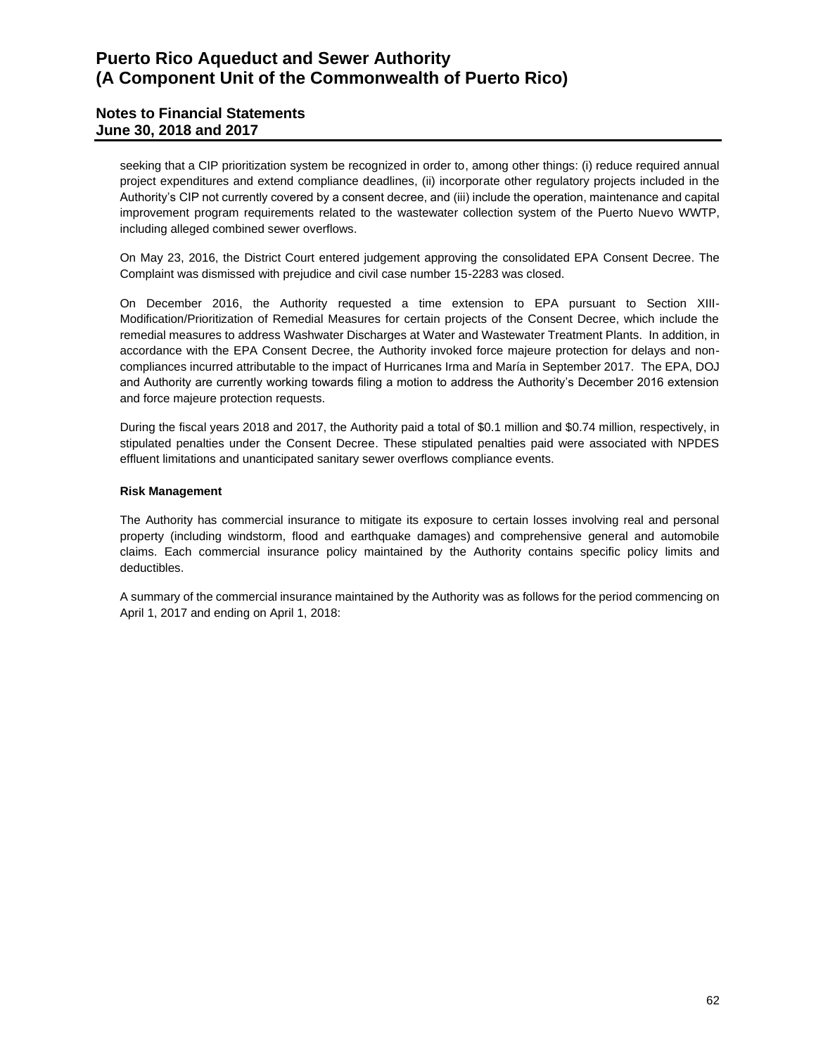seeking that a CIP prioritization system be recognized in order to, among other things: (i) reduce required annual project expenditures and extend compliance deadlines, (ii) incorporate other regulatory projects included in the Authority's CIP not currently covered by a consent decree, and (iii) include the operation, maintenance and capital improvement program requirements related to the wastewater collection system of the Puerto Nuevo WWTP, including alleged combined sewer overflows.

On May 23, 2016, the District Court entered judgement approving the consolidated EPA Consent Decree. The Complaint was dismissed with prejudice and civil case number 15-2283 was closed.

On December 2016, the Authority requested a time extension to EPA pursuant to Section XIII-Modification/Prioritization of Remedial Measures for certain projects of the Consent Decree, which include the remedial measures to address Washwater Discharges at Water and Wastewater Treatment Plants. In addition, in accordance with the EPA Consent Decree, the Authority invoked force majeure protection for delays and non-compliances incurred attributable to the impact of Hurricanes Irma and María in September 2017. The EPA, DOJ and Authority are currently working towards filing a motion to address the Authority's December 2016 extension and force majeure protection requests.

During the fiscal years 2018 and 2017, the Authority paid a total of \$0.1 million and \$0.74 million, respectively, in stipulated penalties under the Consent Decree. These stipulated penalties paid were associated with NPDES effluent limitations and unanticipated sanitary sewer overflows compliance events.

**Risk Management**

The Authority has commercial insurance to mitigate its exposure to certain losses involving real and personal property (including windstorm, flood and earthquake damages) and comprehensive general and automobile claims. Each commercial insurance policy maintained by the Authority contains specific policy limits and deductibles.

A summary of the commercial insurance maintained by the Authority was as follows for the period commencing on April 1, 2017 and ending on April 1, 2018: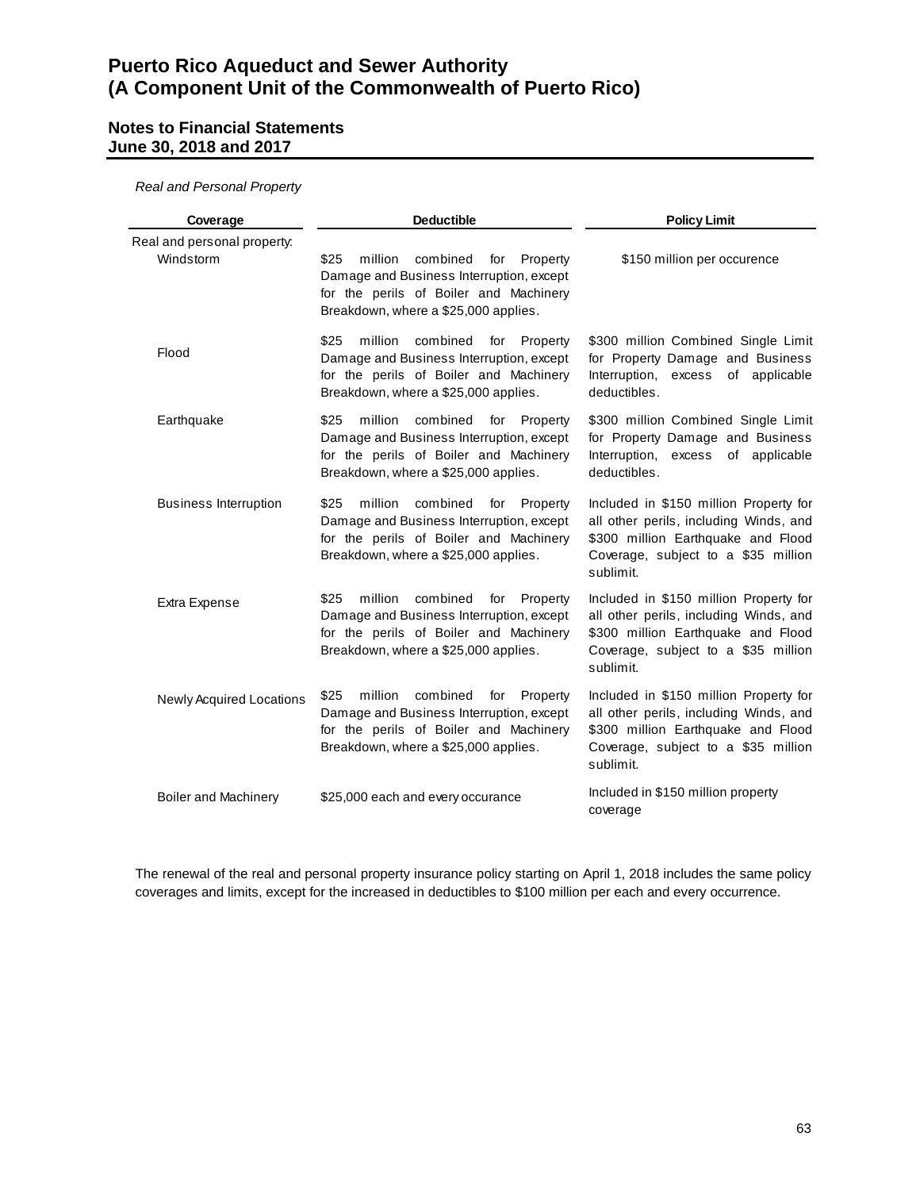*Real and Personal Property*

| Coverage | Deductible | Policy Limit |
|---|---|---|
| Real and personal property: | | |
| Windstorm | $25 million combined for Property Damage and Business Interruption, except for the perils of Boiler and Machinery Breakdown, where a $25,000 applies. | $150 million per occurence |
| Flood | $25 million combined for Property Damage and Business Interruption, except for the perils of Boiler and Machinery Breakdown, where a $25,000 applies. | $300 million Combined Single Limit for Property Damage and Business Interruption, excess of applicable deductibles. |
| Earthquake | $25 million combined for Property Damage and Business Interruption, except for the perils of Boiler and Machinery Breakdown, where a $25,000 applies. | $300 million Combined Single Limit for Property Damage and Business Interruption, excess of applicable deductibles. |
| Business Interruption | $25 million combined for Property Damage and Business Interruption, except for the perils of Boiler and Machinery Breakdown, where a $25,000 applies. | Included in $150 million Property for all other perils, including Winds, and $300 million Earthquake and Flood Coverage, subject to a $35 million sublimit. |
| Extra Expense | $25 million combined for Property Damage and Business Interruption, except for the perils of Boiler and Machinery Breakdown, where a $25,000 applies. | Included in $150 million Property for all other perils, including Winds, and $300 million Earthquake and Flood Coverage, subject to a $35 million sublimit. |
| Newly Acquired Locations | $25 million combined for Property Damage and Business Interruption, except for the perils of Boiler and Machinery Breakdown, where a $25,000 applies. | Included in $150 million Property for all other perils, including Winds, and $300 million Earthquake and Flood Coverage, subject to a $35 million sublimit. |
| Boiler and Machinery | $25,000 each and every occurance | Included in $150 million property coverage |

The renewal of the real and personal property insurance policy starting on April 1, 2018 includes the same policy coverages and limits, except for the increased in deductibles to $100 million per each and every occurrence.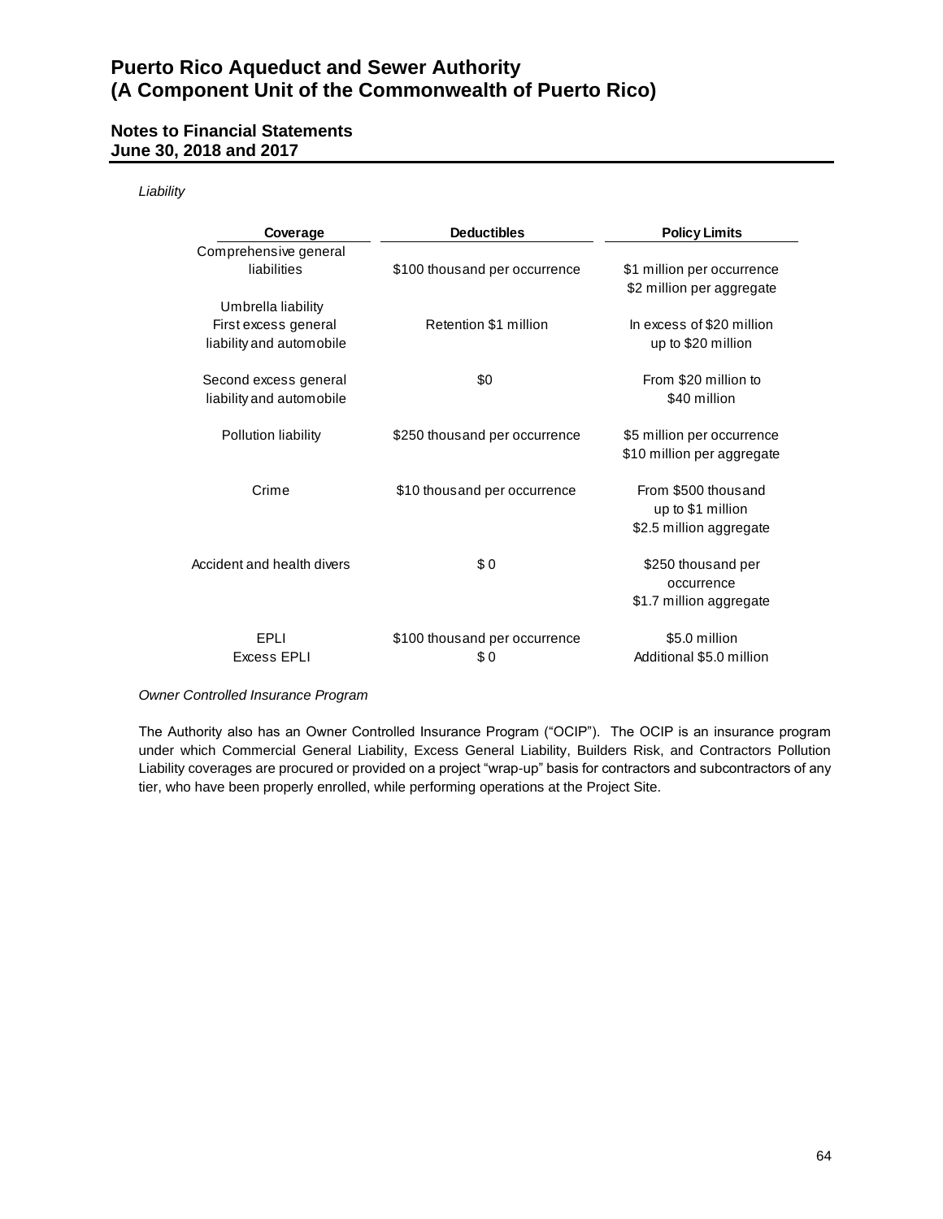*Liability*

| Coverage | Deductibles | Policy Limits |
|---|---|---|
| Comprehensive general liabilities | $100 thousand per occurrence | $1 million per occurrence<br>$2 million per aggregate |
| Umbrella liability<br>First excess general liability and automobile | Retention $1 million | In excess of $20 million up to $20 million |
| Second excess general liability and automobile | $0 | From $20 million to $40 million |
| Pollution liability | $250 thousand per occurrence | $5 million per occurrence<br>$10 million per aggregate |
| Crime | $10 thousand per occurrence | From $500 thousand up to $1 million<br>$2.5 million aggregate |
| Accident and health divers | $ 0 | $250 thousand per occurrence<br>$1.7 million aggregate |
| EPLI | $100 thousand per occurrence | $5.0 million |
| Excess EPLI | $ 0 | Additional $5.0 million |

*Owner Controlled Insurance Program*

The Authority also has an Owner Controlled Insurance Program ("OCIP"). The OCIP is an insurance program under which Commercial General Liability, Excess General Liability, Builders Risk, and Contractors Pollution Liability coverages are procured or provided on a project "wrap-up" basis for contractors and subcontractors of any tier, who have been properly enrolled, while performing operations at the Project Site.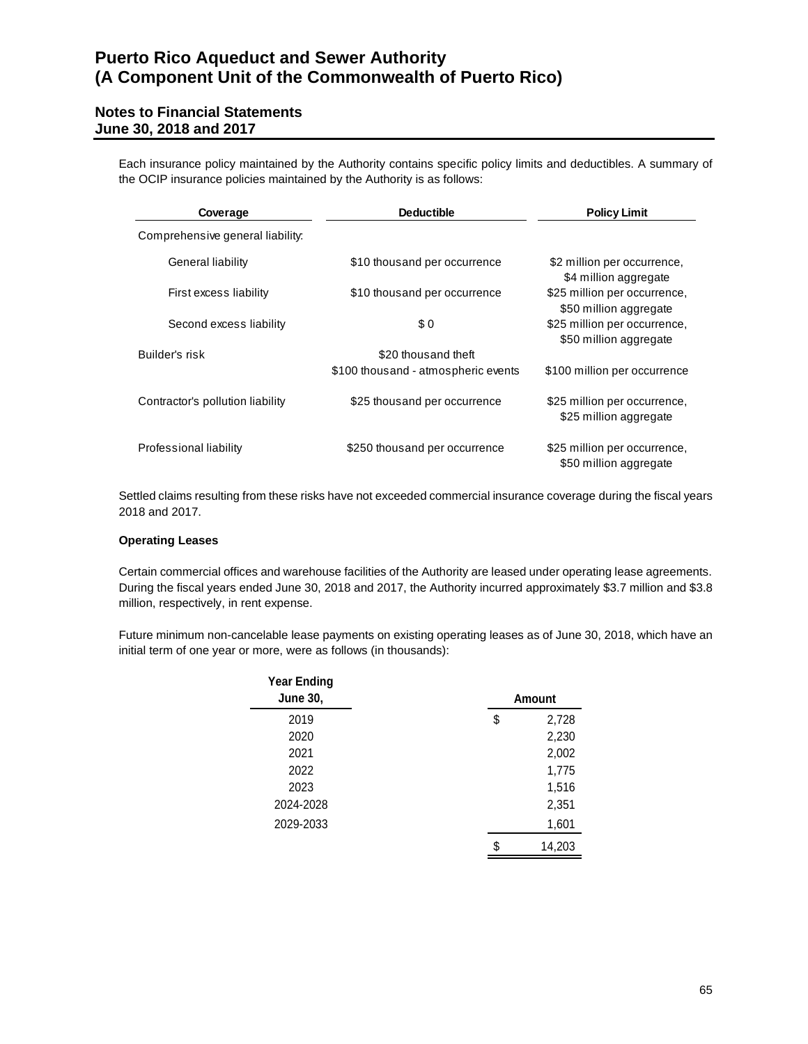Each insurance policy maintained by the Authority contains specific policy limits and deductibles. A summary of the OCIP insurance policies maintained by the Authority is as follows:

| Coverage | Deductible | Policy Limit |
|---|---|---|
| Comprehensive general liability: | | |
| General liability | $10 thousand per occurrence | $2 million per occurrence, $4 million aggregate |
| First excess liability | $10 thousand per occurrence | $25 million per occurrence, $50 million aggregate |
| Second excess liability | $ 0 | $25 million per occurrence, $50 million aggregate |
| Builder's risk | $20 thousand theft<br>$100 thousand - atmospheric events | $100 million per occurrence |
| Contractor's pollution liability | $25 thousand per occurrence | $25 million per occurrence, $25 million aggregate |
| Professional liability | $250 thousand per occurrence | $25 million per occurrence, $50 million aggregate |

Settled claims resulting from these risks have not exceeded commercial insurance coverage during the fiscal years 2018 and 2017.

**Operating Leases**

Certain commercial offices and warehouse facilities of the Authority are leased under operating lease agreements. During the fiscal years ended June 30, 2018 and 2017, the Authority incurred approximately $3.7 million and $3.8 million, respectively, in rent expense.

Future minimum non-cancelable lease payments on existing operating leases as of June 30, 2018, which have an initial term of one year or more, were as follows (in thousands):

| Year Ending June 30, | Amount |
|---|---|
| 2019 | $ 2,728 |
| 2020 | 2,230 |
| 2021 | 2,002 |
| 2022 | 1,775 |
| 2023 | 1,516 |
| 2024-2028 | 2,351 |
| 2029-2033 | 1,601 |
| | $ 14,203 |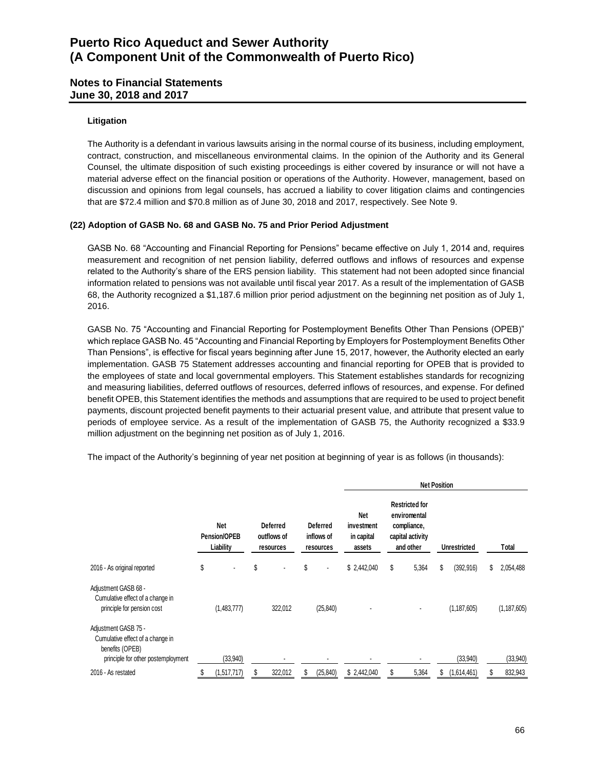### Litigation

The Authority is a defendant in various lawsuits arising in the normal course of its business, including employment, contract, construction, and miscellaneous environmental claims. In the opinion of the Authority and its General Counsel, the ultimate disposition of such existing proceedings is either covered by insurance or will not have a material adverse effect on the financial position or operations of the Authority. However, management, based on discussion and opinions from legal counsels, has accrued a liability to cover litigation claims and contingencies that are $72.4 million and $70.8 million as of June 30, 2018 and 2017, respectively. See Note 9.

## (22) Adoption of GASB No. 68 and GASB No. 75 and Prior Period Adjustment

GASB No. 68 "Accounting and Financial Reporting for Pensions" became effective on July 1, 2014 and, requires measurement and recognition of net pension liability, deferred outflows and inflows of resources and expense related to the Authority's share of the ERS pension liability. This statement had not been adopted since financial information related to pensions was not available until fiscal year 2017. As a result of the implementation of GASB 68, the Authority recognized a $1,187.6 million prior period adjustment on the beginning net position as of July 1, 2016.

GASB No. 75 "Accounting and Financial Reporting for Postemployment Benefits Other Than Pensions (OPEB)" which replace GASB No. 45 "Accounting and Financial Reporting by Employers for Postemployment Benefits Other Than Pensions", is effective for fiscal years beginning after June 15, 2017, however, the Authority elected an early implementation. GASB 75 Statement addresses accounting and financial reporting for OPEB that is provided to the employees of state and local governmental employers. This Statement establishes standards for recognizing and measuring liabilities, deferred outflows of resources, deferred inflows of resources, and expense. For defined benefit OPEB, this Statement identifies the methods and assumptions that are required to be used to project benefit payments, discount projected benefit payments to their actuarial present value, and attribute that present value to periods of employee service. As a result of the implementation of GASB 75, the Authority recognized a $33.9 million adjustment on the beginning net position as of July 1, 2016.

The impact of the Authority's beginning of year net position at beginning of year is as follows (in thousands):

| | | | | Net Position | | | |
|---|---|---|---|---|---|---|---|
| | Net Pension/OPEB Liability | Deferred outflows of resources | Deferred inflows of resources | Net investment in capital assets | Restricted for enviromental compliance, capital activity and other | Unrestricted | Total |
| 2016 - As original reported | $ - | $ - | $ - | $ 2,442,040 | $ 5,364 | $ (392,916) | $ 2,054,488 |
| Adjustment GASB 68 - Cumulative effect of a change in principle for pension cost | (1,483,777) | 322,012 | (25,840) | - | - | (1,187,605) | (1,187,605) |
| Adjustment GASB 75 - Cumulative effect of a change in benefits (OPEB) principle for other postemployment | (33,940) | - | - | - | - | (33,940) | (33,940) |
| 2016 - As restated | $ (1,517,717) | $ 322,012 | $ (25,840) | $ 2,442,040 | $ 5,364 | $ (1,614,461) | $ 832,943 |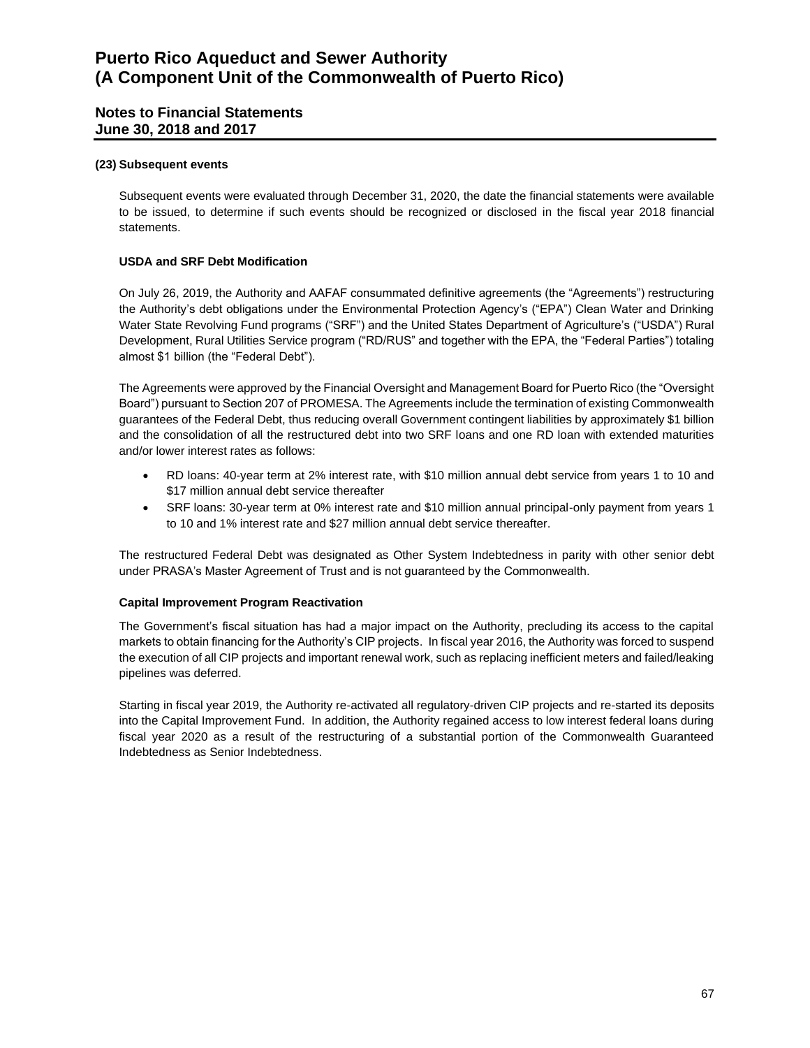### (23) Subsequent events

Subsequent events were evaluated through December 31, 2020, the date the financial statements were available to be issued, to determine if such events should be recognized or disclosed in the fiscal year 2018 financial statements.

#### USDA and SRF Debt Modification

On July 26, 2019, the Authority and AAFAF consummated definitive agreements (the "Agreements") restructuring the Authority's debt obligations under the Environmental Protection Agency's ("EPA") Clean Water and Drinking Water State Revolving Fund programs ("SRF") and the United States Department of Agriculture's ("USDA") Rural Development, Rural Utilities Service program ("RD/RUS" and together with the EPA, the "Federal Parties") totaling almost $1 billion (the "Federal Debt").

The Agreements were approved by the Financial Oversight and Management Board for Puerto Rico (the "Oversight Board") pursuant to Section 207 of PROMESA. The Agreements include the termination of existing Commonwealth guarantees of the Federal Debt, thus reducing overall Government contingent liabilities by approximately $1 billion and the consolidation of all the restructured debt into two SRF loans and one RD loan with extended maturities and/or lower interest rates as follows:

- RD loans: 40-year term at 2% interest rate, with $10 million annual debt service from years 1 to 10 and $17 million annual debt service thereafter
- SRF loans: 30-year term at 0% interest rate and $10 million annual principal-only payment from years 1 to 10 and 1% interest rate and $27 million annual debt service thereafter.

The restructured Federal Debt was designated as Other System Indebtedness in parity with other senior debt under PRASA's Master Agreement of Trust and is not guaranteed by the Commonwealth.

#### Capital Improvement Program Reactivation

The Government's fiscal situation has had a major impact on the Authority, precluding its access to the capital markets to obtain financing for the Authority's CIP projects. In fiscal year 2016, the Authority was forced to suspend the execution of all CIP projects and important renewal work, such as replacing inefficient meters and failed/leaking pipelines was deferred.

Starting in fiscal year 2019, the Authority re-activated all regulatory-driven CIP projects and re-started its deposits into the Capital Improvement Fund. In addition, the Authority regained access to low interest federal loans during fiscal year 2020 as a result of the restructuring of a substantial portion of the Commonwealth Guaranteed Indebtedness as Senior Indebtedness.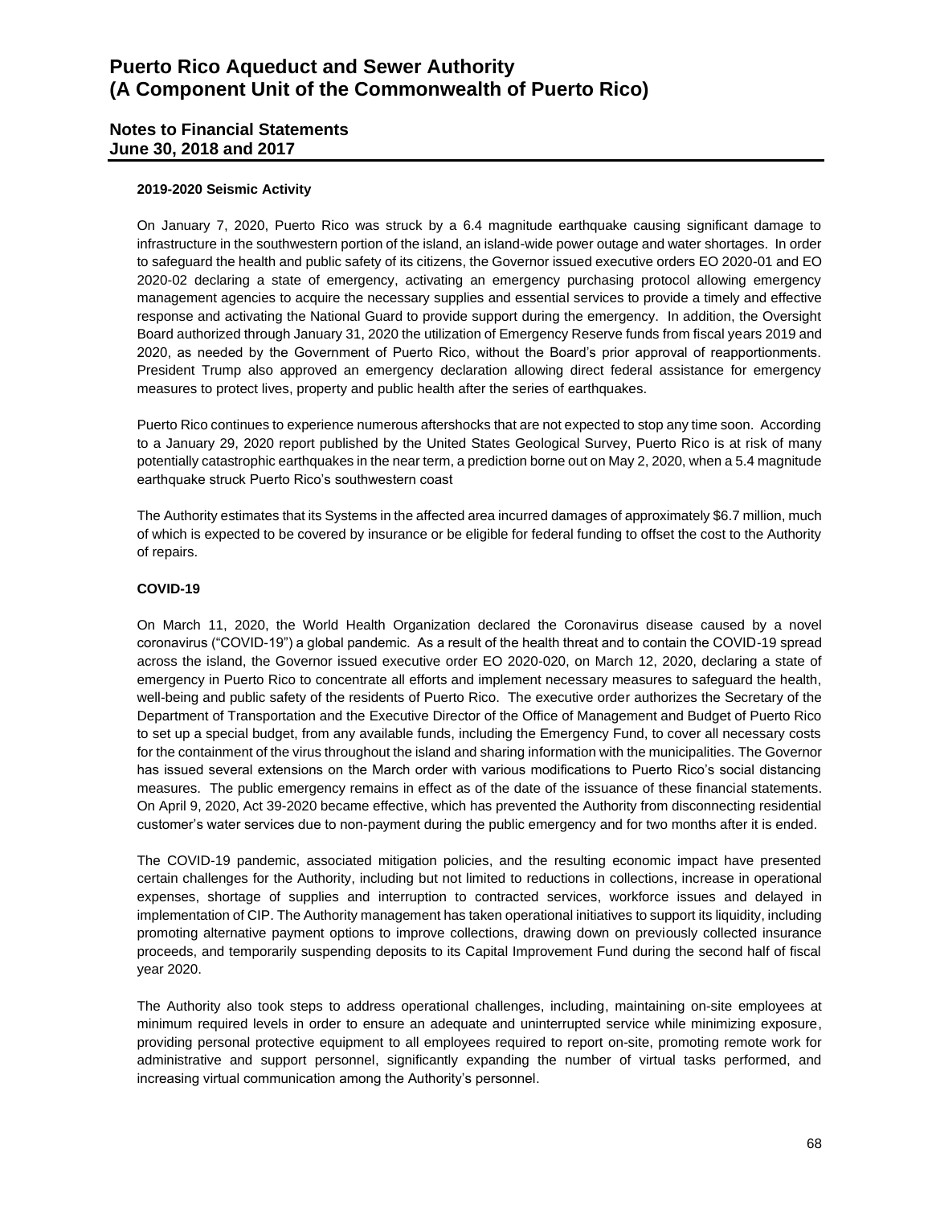#### 2019-2020 Seismic Activity

On January 7, 2020, Puerto Rico was struck by a 6.4 magnitude earthquake causing significant damage to infrastructure in the southwestern portion of the island, an island-wide power outage and water shortages. In order to safeguard the health and public safety of its citizens, the Governor issued executive orders EO 2020-01 and EO 2020-02 declaring a state of emergency, activating an emergency purchasing protocol allowing emergency management agencies to acquire the necessary supplies and essential services to provide a timely and effective response and activating the National Guard to provide support during the emergency. In addition, the Oversight Board authorized through January 31, 2020 the utilization of Emergency Reserve funds from fiscal years 2019 and 2020, as needed by the Government of Puerto Rico, without the Board's prior approval of reapportionments. President Trump also approved an emergency declaration allowing direct federal assistance for emergency measures to protect lives, property and public health after the series of earthquakes.

Puerto Rico continues to experience numerous aftershocks that are not expected to stop any time soon. According to a January 29, 2020 report published by the United States Geological Survey, Puerto Rico is at risk of many potentially catastrophic earthquakes in the near term, a prediction borne out on May 2, 2020, when a 5.4 magnitude earthquake struck Puerto Rico's southwestern coast

The Authority estimates that its Systems in the affected area incurred damages of approximately $6.7 million, much of which is expected to be covered by insurance or be eligible for federal funding to offset the cost to the Authority of repairs.

#### COVID-19

On March 11, 2020, the World Health Organization declared the Coronavirus disease caused by a novel coronavirus ("COVID-19") a global pandemic. As a result of the health threat and to contain the COVID-19 spread across the island, the Governor issued executive order EO 2020-020, on March 12, 2020, declaring a state of emergency in Puerto Rico to concentrate all efforts and implement necessary measures to safeguard the health, well-being and public safety of the residents of Puerto Rico. The executive order authorizes the Secretary of the Department of Transportation and the Executive Director of the Office of Management and Budget of Puerto Rico to set up a special budget, from any available funds, including the Emergency Fund, to cover all necessary costs for the containment of the virus throughout the island and sharing information with the municipalities. The Governor has issued several extensions on the March order with various modifications to Puerto Rico's social distancing measures. The public emergency remains in effect as of the date of the issuance of these financial statements. On April 9, 2020, Act 39-2020 became effective, which has prevented the Authority from disconnecting residential customer's water services due to non-payment during the public emergency and for two months after it is ended.

The COVID-19 pandemic, associated mitigation policies, and the resulting economic impact have presented certain challenges for the Authority, including but not limited to reductions in collections, increase in operational expenses, shortage of supplies and interruption to contracted services, workforce issues and delayed in implementation of CIP. The Authority management has taken operational initiatives to support its liquidity, including promoting alternative payment options to improve collections, drawing down on previously collected insurance proceeds, and temporarily suspending deposits to its Capital Improvement Fund during the second half of fiscal year 2020.

The Authority also took steps to address operational challenges, including, maintaining on-site employees at minimum required levels in order to ensure an adequate and uninterrupted service while minimizing exposure, providing personal protective equipment to all employees required to report on-site, promoting remote work for administrative and support personnel, significantly expanding the number of virtual tasks performed, and increasing virtual communication among the Authority's personnel.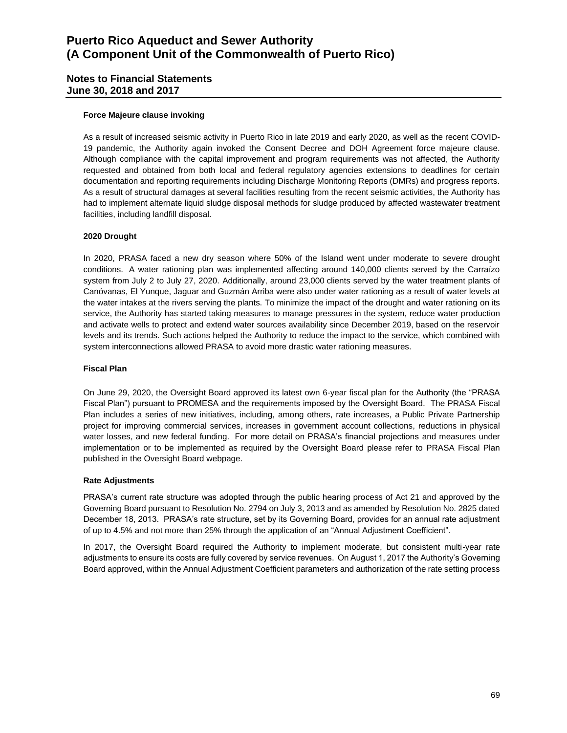**Force Majeure clause invoking**

As a result of increased seismic activity in Puerto Rico in late 2019 and early 2020, as well as the recent COVID-19 pandemic, the Authority again invoked the Consent Decree and DOH Agreement force majeure clause. Although compliance with the capital improvement and program requirements was not affected, the Authority requested and obtained from both local and federal regulatory agencies extensions to deadlines for certain documentation and reporting requirements including Discharge Monitoring Reports (DMRs) and progress reports. As a result of structural damages at several facilities resulting from the recent seismic activities, the Authority has had to implement alternate liquid sludge disposal methods for sludge produced by affected wastewater treatment facilities, including landfill disposal.

**2020 Drought**

In 2020, PRASA faced a new dry season where 50% of the Island went under moderate to severe drought conditions. A water rationing plan was implemented affecting around 140,000 clients served by the Carraízo system from July 2 to July 27, 2020. Additionally, around 23,000 clients served by the water treatment plants of Canóvanas, El Yunque, Jaguar and Guzmán Arriba were also under water rationing as a result of water levels at the water intakes at the rivers serving the plants. To minimize the impact of the drought and water rationing on its service, the Authority has started taking measures to manage pressures in the system, reduce water production and activate wells to protect and extend water sources availability since December 2019, based on the reservoir levels and its trends. Such actions helped the Authority to reduce the impact to the service, which combined with system interconnections allowed PRASA to avoid more drastic water rationing measures.

**Fiscal Plan**

On June 29, 2020, the Oversight Board approved its latest own 6-year fiscal plan for the Authority (the "PRASA Fiscal Plan") pursuant to PROMESA and the requirements imposed by the Oversight Board. The PRASA Fiscal Plan includes a series of new initiatives, including, among others, rate increases, a Public Private Partnership project for improving commercial services, increases in government account collections, reductions in physical water losses, and new federal funding. For more detail on PRASA's financial projections and measures under implementation or to be implemented as required by the Oversight Board please refer to PRASA Fiscal Plan published in the Oversight Board webpage.

**Rate Adjustments**

PRASA's current rate structure was adopted through the public hearing process of Act 21 and approved by the Governing Board pursuant to Resolution No. 2794 on July 3, 2013 and as amended by Resolution No. 2825 dated December 18, 2013. PRASA's rate structure, set by its Governing Board, provides for an annual rate adjustment of up to 4.5% and not more than 25% through the application of an "Annual Adjustment Coefficient".

In 2017, the Oversight Board required the Authority to implement moderate, but consistent multi-year rate adjustments to ensure its costs are fully covered by service revenues. On August 1, 2017 the Authority's Governing Board approved, within the Annual Adjustment Coefficient parameters and authorization of the rate setting process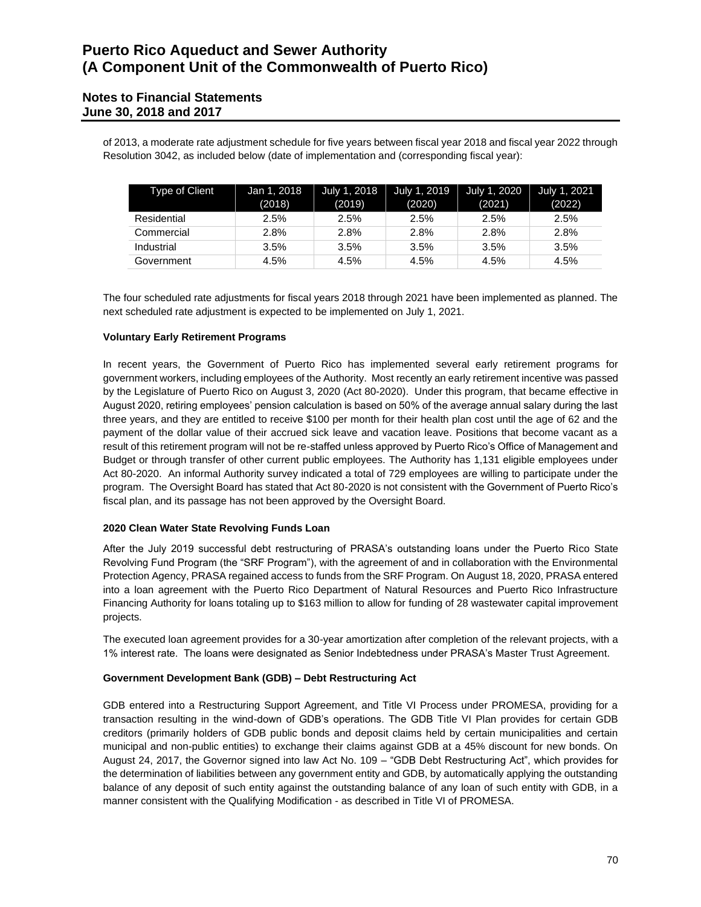of 2013, a moderate rate adjustment schedule for five years between fiscal year 2018 and fiscal year 2022 through Resolution 3042, as included below (date of implementation and (corresponding fiscal year):

| Type of Client | Jan 1, 2018 (2018) | July 1, 2018 (2019) | July 1, 2019 (2020) | July 1, 2020 (2021) | July 1, 2021 (2022) |
|---|---|---|---|---|---|
| Residential | 2.5% | 2.5% | 2.5% | 2.5% | 2.5% |
| Commercial | 2.8% | 2.8% | 2.8% | 2.8% | 2.8% |
| Industrial | 3.5% | 3.5% | 3.5% | 3.5% | 3.5% |
| Government | 4.5% | 4.5% | 4.5% | 4.5% | 4.5% |

The four scheduled rate adjustments for fiscal years 2018 through 2021 have been implemented as planned. The next scheduled rate adjustment is expected to be implemented on July 1, 2021.

**Voluntary Early Retirement Programs**

In recent years, the Government of Puerto Rico has implemented several early retirement programs for government workers, including employees of the Authority. Most recently an early retirement incentive was passed by the Legislature of Puerto Rico on August 3, 2020 (Act 80-2020). Under this program, that became effective in August 2020, retiring employees' pension calculation is based on 50% of the average annual salary during the last three years, and they are entitled to receive $100 per month for their health plan cost until the age of 62 and the payment of the dollar value of their accrued sick leave and vacation leave. Positions that become vacant as a result of this retirement program will not be re-staffed unless approved by Puerto Rico's Office of Management and Budget or through transfer of other current public employees. The Authority has 1,131 eligible employees under Act 80-2020. An informal Authority survey indicated a total of 729 employees are willing to participate under the program. The Oversight Board has stated that Act 80-2020 is not consistent with the Government of Puerto Rico's fiscal plan, and its passage has not been approved by the Oversight Board.

**2020 Clean Water State Revolving Funds Loan**

After the July 2019 successful debt restructuring of PRASA's outstanding loans under the Puerto Rico State Revolving Fund Program (the "SRF Program"), with the agreement of and in collaboration with the Environmental Protection Agency, PRASA regained access to funds from the SRF Program. On August 18, 2020, PRASA entered into a loan agreement with the Puerto Rico Department of Natural Resources and Puerto Rico Infrastructure Financing Authority for loans totaling up to $163 million to allow for funding of 28 wastewater capital improvement projects.

The executed loan agreement provides for a 30-year amortization after completion of the relevant projects, with a 1% interest rate. The loans were designated as Senior Indebtedness under PRASA's Master Trust Agreement.

**Government Development Bank (GDB) – Debt Restructuring Act**

GDB entered into a Restructuring Support Agreement, and Title VI Process under PROMESA, providing for a transaction resulting in the wind-down of GDB's operations. The GDB Title VI Plan provides for certain GDB creditors (primarily holders of GDB public bonds and deposit claims held by certain municipalities and certain municipal and non-public entities) to exchange their claims against GDB at a 45% discount for new bonds. On August 24, 2017, the Governor signed into law Act No. 109 – "GDB Debt Restructuring Act", which provides for the determination of liabilities between any government entity and GDB, by automatically applying the outstanding balance of any deposit of such entity against the outstanding balance of any loan of such entity with GDB, in a manner consistent with the Qualifying Modification - as described in Title VI of PROMESA.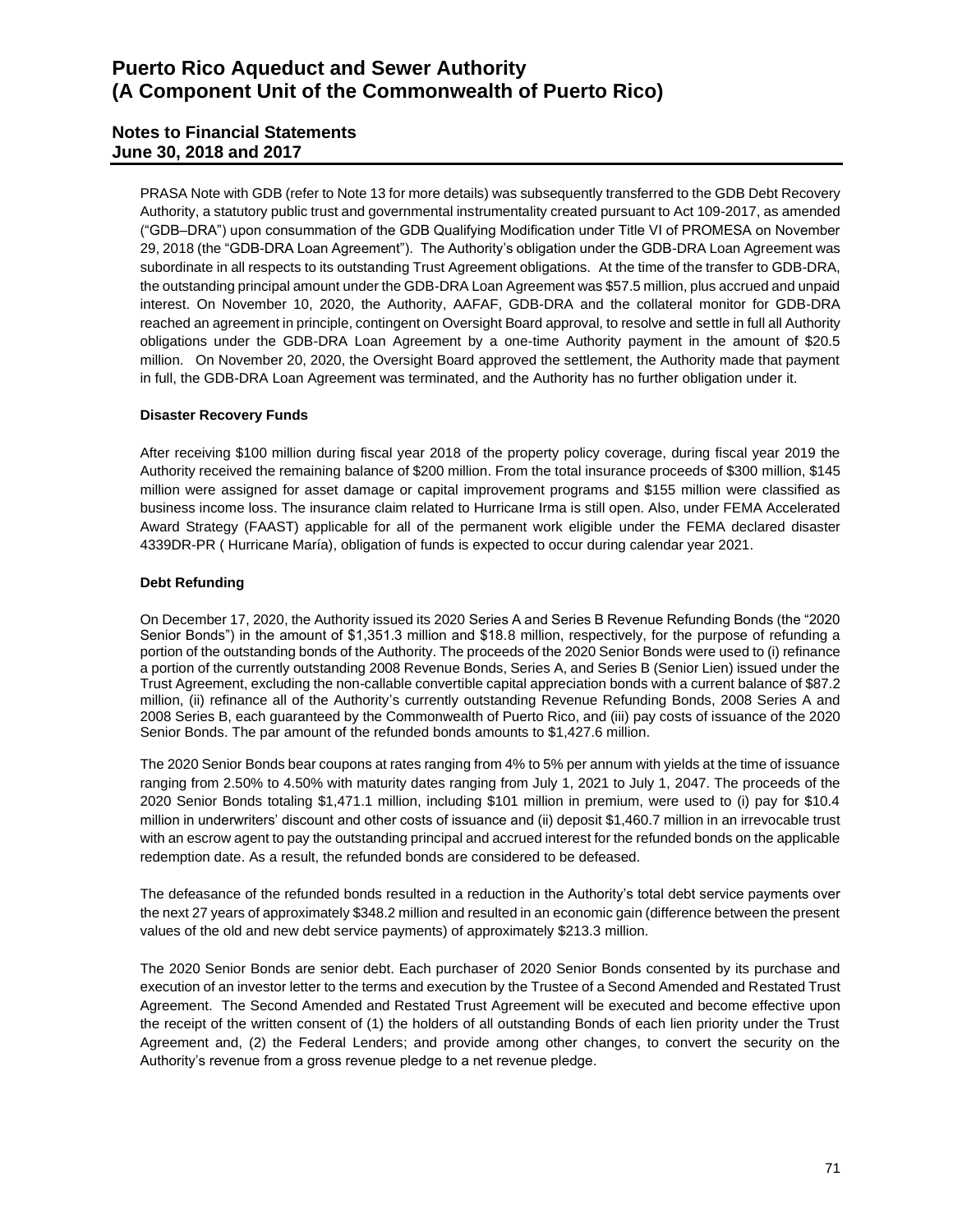PRASA Note with GDB (refer to Note 13 for more details) was subsequently transferred to the GDB Debt Recovery Authority, a statutory public trust and governmental instrumentality created pursuant to Act 109-2017, as amended ("GDB–DRA") upon consummation of the GDB Qualifying Modification under Title VI of PROMESA on November 29, 2018 (the "GDB-DRA Loan Agreement"). The Authority's obligation under the GDB-DRA Loan Agreement was subordinate in all respects to its outstanding Trust Agreement obligations. At the time of the transfer to GDB-DRA, the outstanding principal amount under the GDB-DRA Loan Agreement was $57.5 million, plus accrued and unpaid interest. On November 10, 2020, the Authority, AAFAF, GDB-DRA and the collateral monitor for GDB-DRA reached an agreement in principle, contingent on Oversight Board approval, to resolve and settle in full all Authority obligations under the GDB-DRA Loan Agreement by a one-time Authority payment in the amount of $20.5 million. On November 20, 2020, the Oversight Board approved the settlement, the Authority made that payment in full, the GDB-DRA Loan Agreement was terminated, and the Authority has no further obligation under it.

**Disaster Recovery Funds**

After receiving $100 million during fiscal year 2018 of the property policy coverage, during fiscal year 2019 the Authority received the remaining balance of $200 million. From the total insurance proceeds of $300 million, $145 million were assigned for asset damage or capital improvement programs and $155 million were classified as business income loss. The insurance claim related to Hurricane Irma is still open. Also, under FEMA Accelerated Award Strategy (FAAST) applicable for all of the permanent work eligible under the FEMA declared disaster 4339DR-PR ( Hurricane María), obligation of funds is expected to occur during calendar year 2021.

**Debt Refunding**

On December 17, 2020, the Authority issued its 2020 Series A and Series B Revenue Refunding Bonds (the "2020 Senior Bonds") in the amount of $1,351.3 million and $18.8 million, respectively, for the purpose of refunding a portion of the outstanding bonds of the Authority. The proceeds of the 2020 Senior Bonds were used to (i) refinance a portion of the currently outstanding 2008 Revenue Bonds, Series A, and Series B (Senior Lien) issued under the Trust Agreement, excluding the non-callable convertible capital appreciation bonds with a current balance of $87.2 million, (ii) refinance all of the Authority's currently outstanding Revenue Refunding Bonds, 2008 Series A and 2008 Series B, each guaranteed by the Commonwealth of Puerto Rico, and (iii) pay costs of issuance of the 2020 Senior Bonds. The par amount of the refunded bonds amounts to $1,427.6 million.

The 2020 Senior Bonds bear coupons at rates ranging from 4% to 5% per annum with yields at the time of issuance ranging from 2.50% to 4.50% with maturity dates ranging from July 1, 2021 to July 1, 2047. The proceeds of the 2020 Senior Bonds totaling $1,471.1 million, including $101 million in premium, were used to (i) pay for $10.4 million in underwriters' discount and other costs of issuance and (ii) deposit $1,460.7 million in an irrevocable trust with an escrow agent to pay the outstanding principal and accrued interest for the refunded bonds on the applicable redemption date. As a result, the refunded bonds are considered to be defeased.

The defeasance of the refunded bonds resulted in a reduction in the Authority's total debt service payments over the next 27 years of approximately $348.2 million and resulted in an economic gain (difference between the present values of the old and new debt service payments) of approximately $213.3 million.

The 2020 Senior Bonds are senior debt. Each purchaser of 2020 Senior Bonds consented by its purchase and execution of an investor letter to the terms and execution by the Trustee of a Second Amended and Restated Trust Agreement. The Second Amended and Restated Trust Agreement will be executed and become effective upon the receipt of the written consent of (1) the holders of all outstanding Bonds of each lien priority under the Trust Agreement and, (2) the Federal Lenders; and provide among other changes, to convert the security on the Authority's revenue from a gross revenue pledge to a net revenue pledge.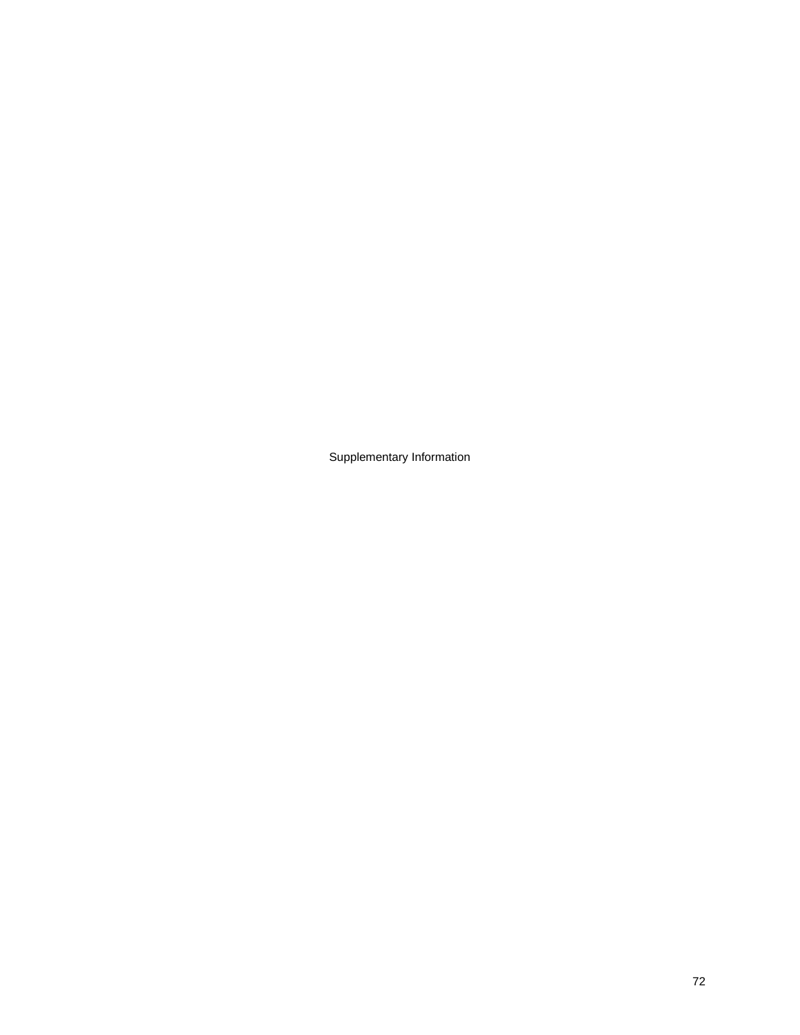Supplementary Information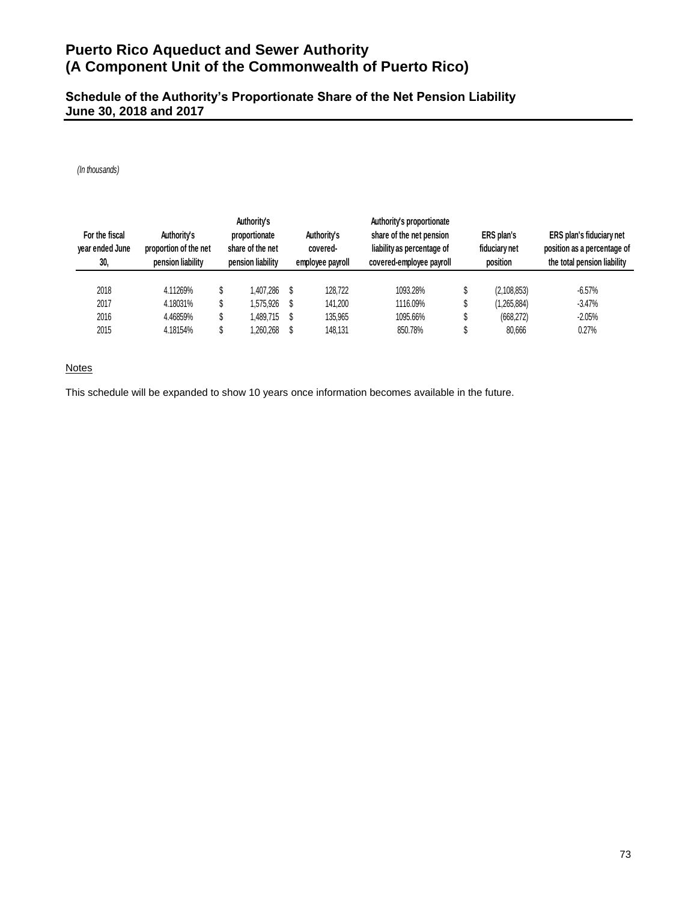# Puerto Rico Aqueduct and Sewer Authority
# (A Component Unit of the Commonwealth of Puerto Rico)

## Schedule of the Authority's Proportionate Share of the Net Pension Liability
## June 30, 2018 and 2017

*(In thousands)*

| For the fiscal year ended June 30, | Authority's proportion of the net pension liability | Authority's proportionate share of the net pension liability | Authority's covered-employee payroll | Authority's proportionate share of the net pension liability as percentage of covered-employee payroll | ERS plan's fiduciary net position | ERS plan's fiduciary net position as a percentage of the total pension liability |
|---|---|---|---|---|---|---|
| 2018 | 4.11269% | $ 1,407,286 | $ 128,722 | 1093.28% | $ (2,108,853) | -6.57% |
| 2017 | 4.18031% | $ 1,575,926 | $ 141,200 | 1116.09% | $ (1,265,884) | -3.47% |
| 2016 | 4.46859% | $ 1,489,715 | $ 135,965 | 1095.66% | $ (668,272) | -2.05% |
| 2015 | 4.18154% | $ 1,260,268 | $ 148,131 | 850.78% | $ 80,666 | 0.27% |

Notes

This schedule will be expanded to show 10 years once information becomes available in the future.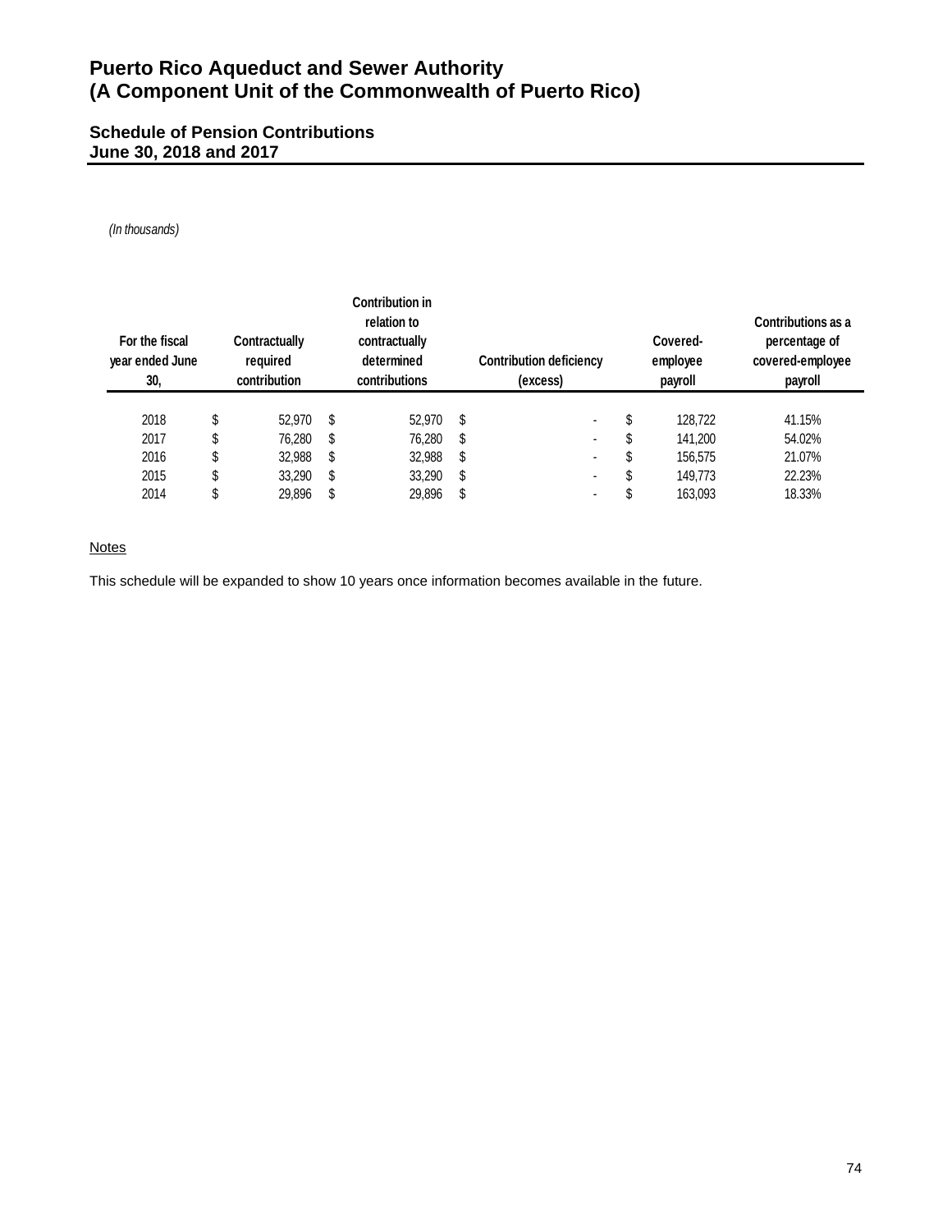# Puerto Rico Aqueduct and Sewer Authority
# (A Component Unit of the Commonwealth of Puerto Rico)

## Schedule of Pension Contributions
## June 30, 2018 and 2017

*(In thousands)*

| For the fiscal year ended June 30, | Contractually required contribution | Contribution in relation to contractually determined contributions | Contribution deficiency (excess) | Covered-employee payroll | Contributions as a percentage of covered-employee payroll |
|---|---|---|---|---|---|
| 2018 | $ 52,970 | $ 52,970 | $ - | $ 128,722 | 41.15% |
| 2017 | $ 76,280 | $ 76,280 | $ - | $ 141,200 | 54.02% |
| 2016 | $ 32,988 | $ 32,988 | $ - | $ 156,575 | 21.07% |
| 2015 | $ 33,290 | $ 33,290 | $ - | $ 149,773 | 22.23% |
| 2014 | $ 29,896 | $ 29,896 | $ - | $ 163,093 | 18.33% |

Notes

This schedule will be expanded to show 10 years once information becomes available in the future.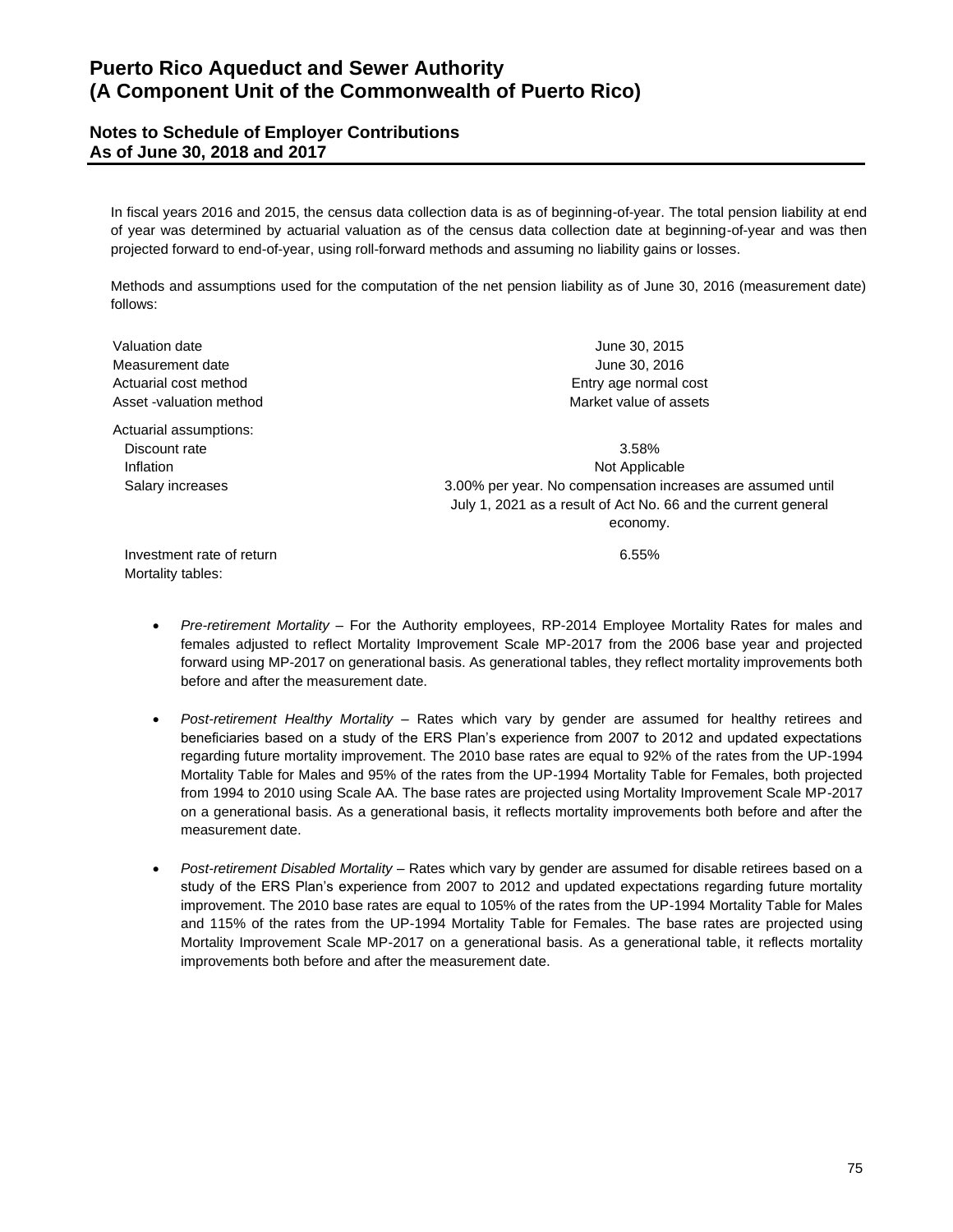# Puerto Rico Aqueduct and Sewer Authority
# (A Component Unit of the Commonwealth of Puerto Rico)

## Notes to Schedule of Employer Contributions
## As of June 30, 2018 and 2017

In fiscal years 2016 and 2015, the census data collection data is as of beginning-of-year. The total pension liability at end of year was determined by actuarial valuation as of the census data collection date at beginning-of-year and was then projected forward to end-of-year, using roll-forward methods and assuming no liability gains or losses.

Methods and assumptions used for the computation of the net pension liability as of June 30, 2016 (measurement date) follows:

| | |
|---|---|
| Valuation date | June 30, 2015 |
| Measurement date | June 30, 2016 |
| Actuarial cost method | Entry age normal cost |
| Asset -valuation method | Market value of assets |
| Actuarial assumptions: | |
| Discount rate | 3.58% |
| Inflation | Not Applicable |
| Salary increases | 3.00% per year. No compensation increases are assumed until July 1, 2021 as a result of Act No. 66 and the current general economy. |
| Investment rate of return | 6.55% |
| Mortality tables: | |

- *Pre-retirement Mortality* – For the Authority employees, RP-2014 Employee Mortality Rates for males and females adjusted to reflect Mortality Improvement Scale MP-2017 from the 2006 base year and projected forward using MP-2017 on generational basis. As generational tables, they reflect mortality improvements both before and after the measurement date.

- *Post-retirement Healthy Mortality* – Rates which vary by gender are assumed for healthy retirees and beneficiaries based on a study of the ERS Plan's experience from 2007 to 2012 and updated expectations regarding future mortality improvement. The 2010 base rates are equal to 92% of the rates from the UP-1994 Mortality Table for Males and 95% of the rates from the UP-1994 Mortality Table for Females, both projected from 1994 to 2010 using Scale AA. The base rates are projected using Mortality Improvement Scale MP-2017 on a generational basis. As a generational basis, it reflects mortality improvements both before and after the measurement date.

- *Post-retirement Disabled Mortality* – Rates which vary by gender are assumed for disable retirees based on a study of the ERS Plan's experience from 2007 to 2012 and updated expectations regarding future mortality improvement. The 2010 base rates are equal to 105% of the rates from the UP-1994 Mortality Table for Males and 115% of the rates from the UP-1994 Mortality Table for Females. The base rates are projected using Mortality Improvement Scale MP-2017 on a generational basis. As a generational table, it reflects mortality improvements both before and after the measurement date.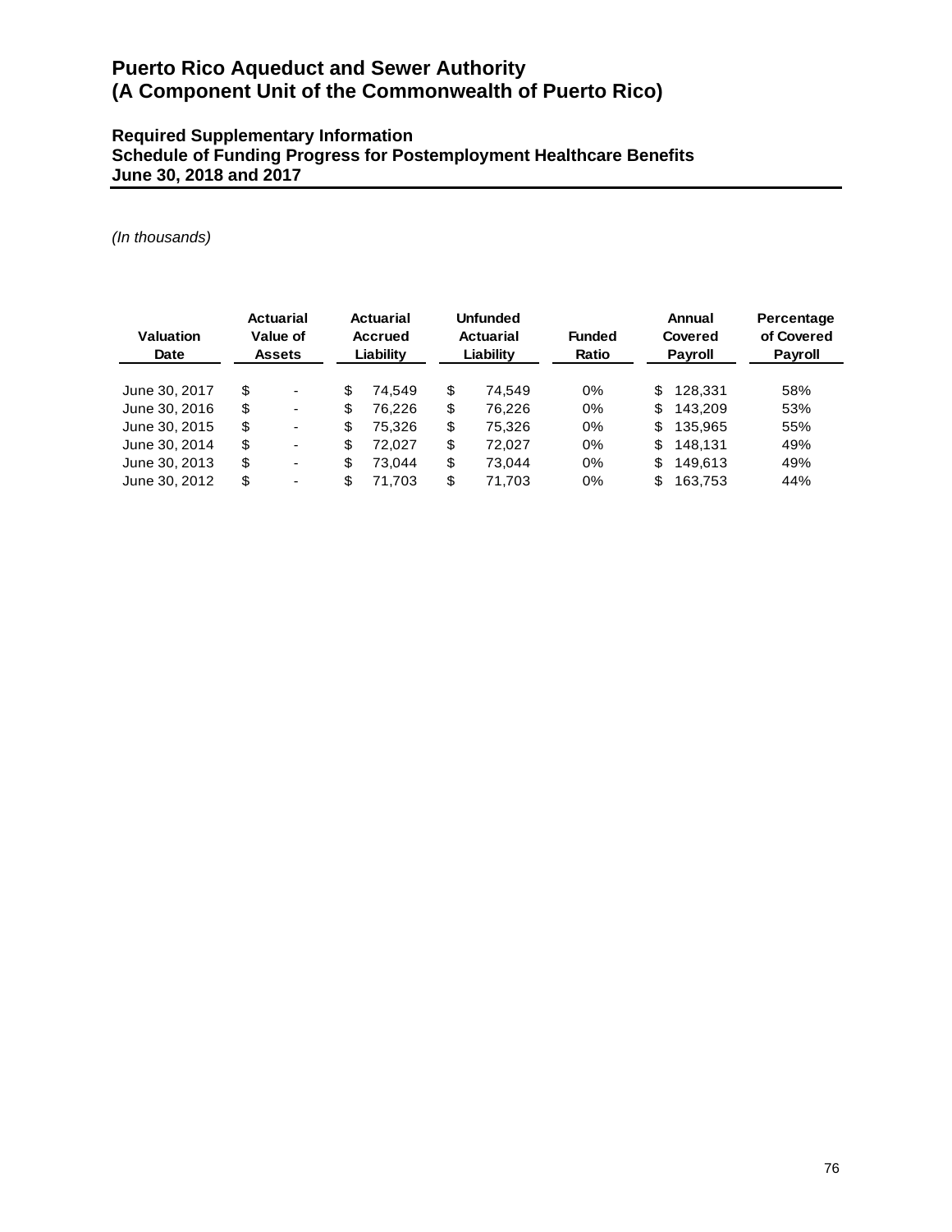# Puerto Rico Aqueduct and Sewer Authority
# (A Component Unit of the Commonwealth of Puerto Rico)

## Required Supplementary Information
## Schedule of Funding Progress for Postemployment Healthcare Benefits
## June 30, 2018 and 2017

*(In thousands)*

| Valuation Date | Actuarial Value of Assets | Actuarial Accrued Liability | Unfunded Actuarial Liability | Funded Ratio | Annual Covered Payroll | Percentage of Covered Payroll |
|---|---|---|---|---|---|---|
| June 30, 2017 | $ - | $ 74,549 | $ 74,549 | 0% | $ 128,331 | 58% |
| June 30, 2016 | $ - | $ 76,226 | $ 76,226 | 0% | $ 143,209 | 53% |
| June 30, 2015 | $ - | $ 75,326 | $ 75,326 | 0% | $ 135,965 | 55% |
| June 30, 2014 | $ - | $ 72,027 | $ 72,027 | 0% | $ 148,131 | 49% |
| June 30, 2013 | $ - | $ 73,044 | $ 73,044 | 0% | $ 149,613 | 49% |
| June 30, 2012 | $ - | $ 71,703 | $ 71,703 | 0% | $ 163,753 | 44% |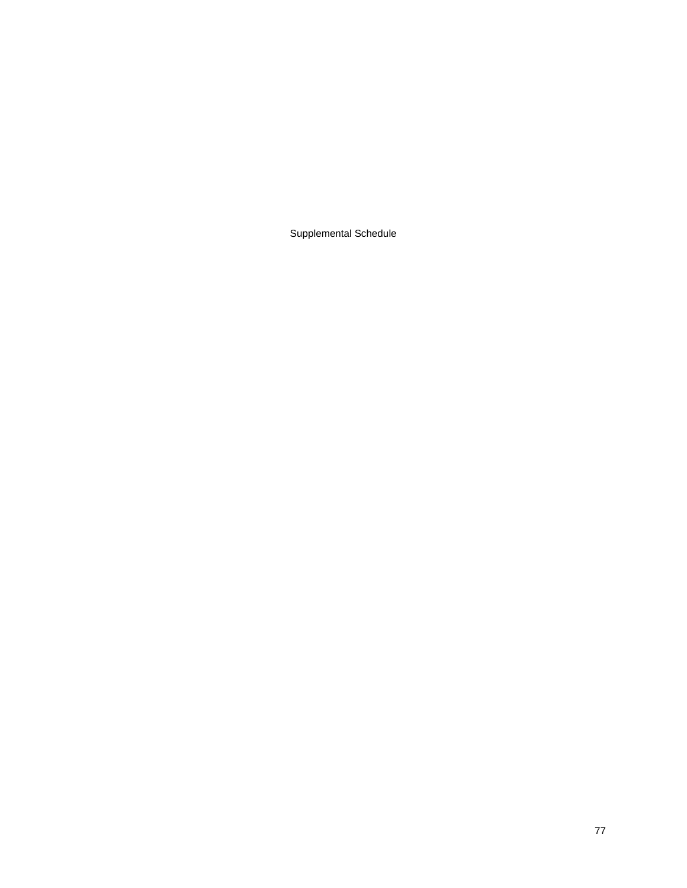Supplemental Schedule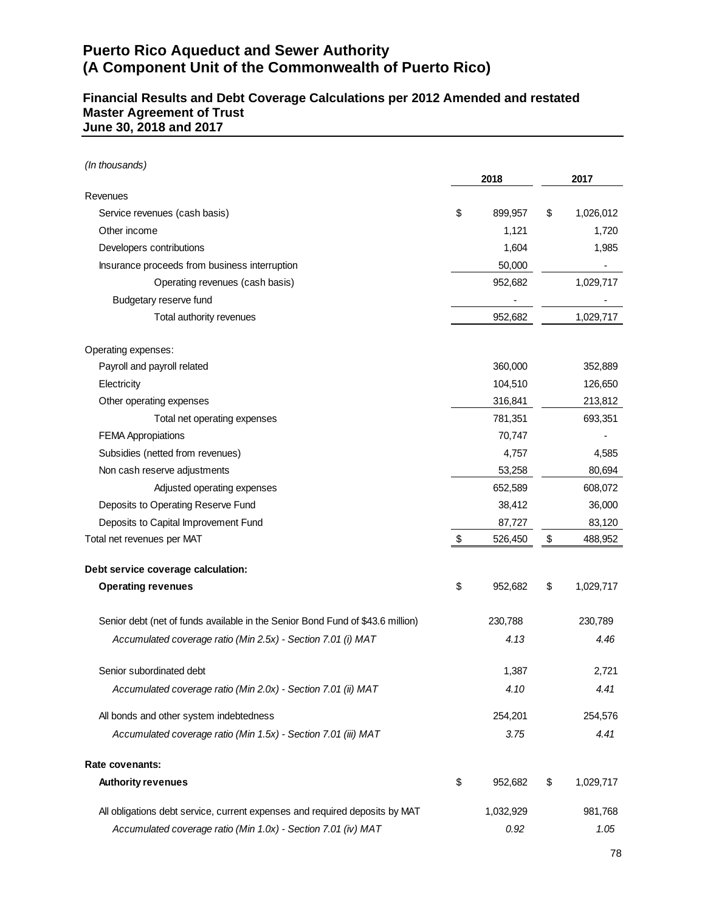# Puerto Rico Aqueduct and Sewer Authority
# (A Component Unit of the Commonwealth of Puerto Rico)

## Financial Results and Debt Coverage Calculations per 2012 Amended and restated Master Agreement of Trust
## June 30, 2018 and 2017

*(In thousands)*

| | 2018 | 2017 |
|---|---|---|
| Revenues | | |
| Service revenues (cash basis) | $ 899,957 | $ 1,026,012 |
| Other income | 1,121 | 1,720 |
| Developers contributions | 1,604 | 1,985 |
| Insurance proceeds from business interruption | 50,000 | - |
| Operating revenues (cash basis) | 952,682 | 1,029,717 |
| Budgetary reserve fund | - | - |
| Total authority revenues | 952,682 | 1,029,717 |
| | | |
| Operating expenses: | | |
| Payroll and payroll related | 360,000 | 352,889 |
| Electricity | 104,510 | 126,650 |
| Other operating expenses | 316,841 | 213,812 |
| Total net operating expenses | 781,351 | 693,351 |
| FEMA Appropiations | 70,747 | - |
| Subsidies (netted from revenues) | 4,757 | 4,585 |
| Non cash reserve adjustments | 53,258 | 80,694 |
| Adjusted operating expenses | 652,589 | 608,072 |
| Deposits to Operating Reserve Fund | 38,412 | 36,000 |
| Deposits to Capital Improvement Fund | 87,727 | 83,120 |
| Total net revenues per MAT | $ 526,450 | $ 488,952 |
| | | |
| **Debt service coverage calculation:** | | |
| **Operating revenues** | $ 952,682 | $ 1,029,717 |
| | | |
| Senior debt (net of funds available in the Senior Bond Fund of $43.6 million) | 230,788 | 230,789 |
| *Accumulated coverage ratio (Min 2.5x) - Section 7.01 (i) MAT* | *4.13* | *4.46* |
| | | |
| Senior subordinated debt | 1,387 | 2,721 |
| *Accumulated coverage ratio (Min 2.0x) - Section 7.01 (ii) MAT* | *4.10* | *4.41* |
| | | |
| All bonds and other system indebtedness | 254,201 | 254,576 |
| *Accumulated coverage ratio (Min 1.5x) - Section 7.01 (iii) MAT* | *3.75* | *4.41* |
| | | |
| **Rate covenants:** | | |
| **Authority revenues** | $ 952,682 | $ 1,029,717 |
| | | |
| All obligations debt service, current expenses and required deposits by MAT | 1,032,929 | 981,768 |
| *Accumulated coverage ratio (Min 1.0x) - Section 7.01 (iv) MAT* | *0.92* | *1.05* |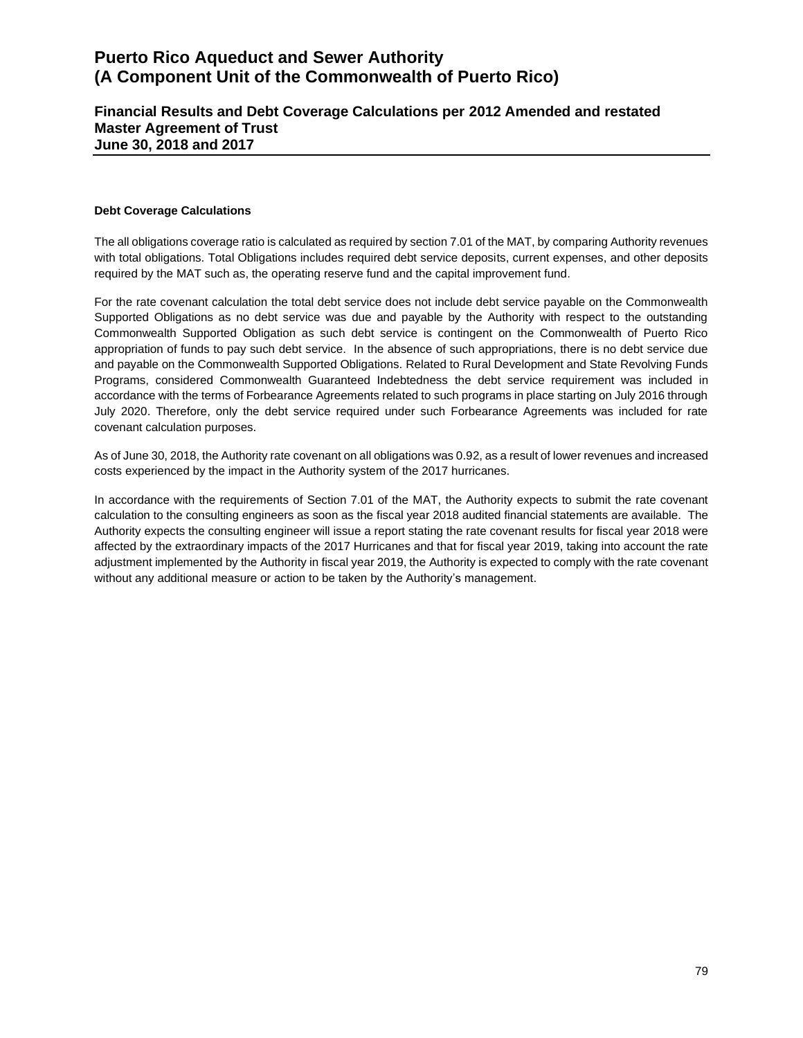# Puerto Rico Aqueduct and Sewer Authority
# (A Component Unit of the Commonwealth of Puerto Rico)

## Financial Results and Debt Coverage Calculations per 2012 Amended and restated Master Agreement of Trust
## June 30, 2018 and 2017

**Debt Coverage Calculations**

The all obligations coverage ratio is calculated as required by section 7.01 of the MAT, by comparing Authority revenues with total obligations. Total Obligations includes required debt service deposits, current expenses, and other deposits required by the MAT such as, the operating reserve fund and the capital improvement fund.

For the rate covenant calculation the total debt service does not include debt service payable on the Commonwealth Supported Obligations as no debt service was due and payable by the Authority with respect to the outstanding Commonwealth Supported Obligation as such debt service is contingent on the Commonwealth of Puerto Rico appropriation of funds to pay such debt service. In the absence of such appropriations, there is no debt service due and payable on the Commonwealth Supported Obligations. Related to Rural Development and State Revolving Funds Programs, considered Commonwealth Guaranteed Indebtedness the debt service requirement was included in accordance with the terms of Forbearance Agreements related to such programs in place starting on July 2016 through July 2020. Therefore, only the debt service required under such Forbearance Agreements was included for rate covenant calculation purposes.

As of June 30, 2018, the Authority rate covenant on all obligations was 0.92, as a result of lower revenues and increased costs experienced by the impact in the Authority system of the 2017 hurricanes.

In accordance with the requirements of Section 7.01 of the MAT, the Authority expects to submit the rate covenant calculation to the consulting engineers as soon as the fiscal year 2018 audited financial statements are available. The Authority expects the consulting engineer will issue a report stating the rate covenant results for fiscal year 2018 were affected by the extraordinary impacts of the 2017 Hurricanes and that for fiscal year 2019, taking into account the rate adjustment implemented by the Authority in fiscal year 2019, the Authority is expected to comply with the rate covenant without any additional measure or action to be taken by the Authority's management.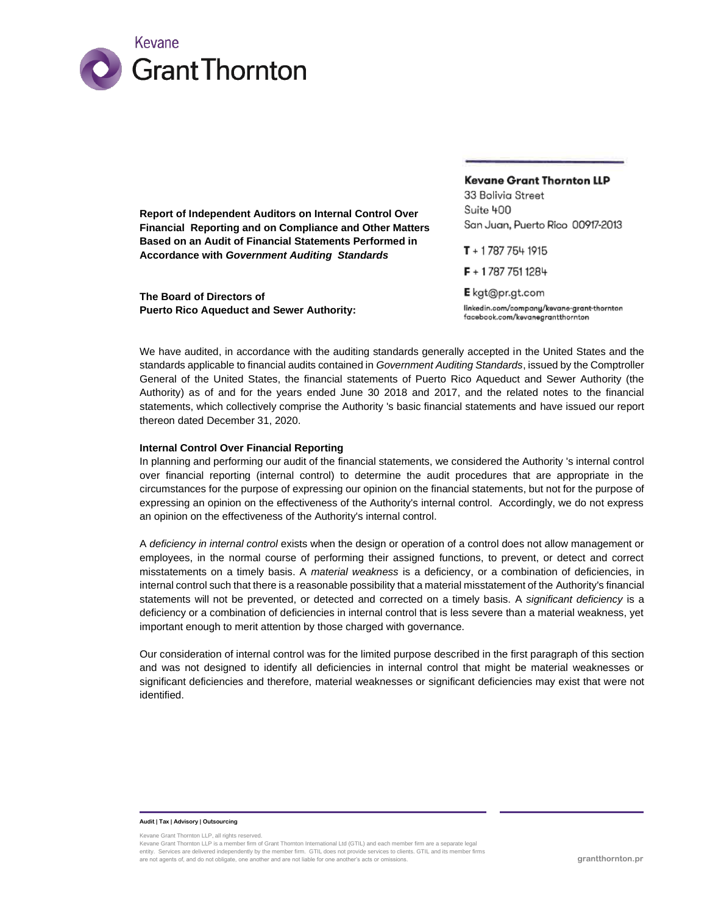Kevane Grant Thornton

**Kevane Grant Thornton LLP**
33 Bolivia Street
Suite 400
San Juan, Puerto Rico 00917-2013

**T** + 1 787 754 1915
**F** + 1 787 751 1284
**E** kgt@pr.gt.com
linkedin.com/company/kevane-grant-thornton
facebook.com/kevanegrantthornton

**Report of Independent Auditors on Internal Control Over Financial Reporting and on Compliance and Other Matters Based on an Audit of Financial Statements Performed in Accordance with *Government Auditing Standards***

**The Board of Directors of**
**Puerto Rico Aqueduct and Sewer Authority:**

We have audited, in accordance with the auditing standards generally accepted in the United States and the standards applicable to financial audits contained in *Government Auditing Standards*, issued by the Comptroller General of the United States, the financial statements of Puerto Rico Aqueduct and Sewer Authority (the Authority) as of and for the years ended June 30 2018 and 2017, and the related notes to the financial statements, which collectively comprise the Authority 's basic financial statements and have issued our report thereon dated December 31, 2020.

**Internal Control Over Financial Reporting**

In planning and performing our audit of the financial statements, we considered the Authority 's internal control over financial reporting (internal control) to determine the audit procedures that are appropriate in the circumstances for the purpose of expressing our opinion on the financial statements, but not for the purpose of expressing an opinion on the effectiveness of the Authority's internal control. Accordingly, we do not express an opinion on the effectiveness of the Authority's internal control.

A *deficiency in internal control* exists when the design or operation of a control does not allow management or employees, in the normal course of performing their assigned functions, to prevent, or detect and correct misstatements on a timely basis. A *material weakness* is a deficiency, or a combination of deficiencies, in internal control such that there is a reasonable possibility that a material misstatement of the Authority's financial statements will not be prevented, or detected and corrected on a timely basis. A *significant deficiency* is a deficiency or a combination of deficiencies in internal control that is less severe than a material weakness, yet important enough to merit attention by those charged with governance.

Our consideration of internal control was for the limited purpose described in the first paragraph of this section and was not designed to identify all deficiencies in internal control that might be material weaknesses or significant deficiencies and therefore, material weaknesses or significant deficiencies may exist that were not identified.

**Audit | Tax | Advisory | Outsourcing**

Kevane Grant Thornton LLP, all rights reserved.
Kevane Grant Thornton LLP is a member firm of Grant Thornton International Ltd (GTIL) and each member firm are a separate legal entity. Services are delivered independently by the member firm. GTIL does not provide services to clients. GTIL and its member firms are not agents of, and do not obligate, one another and are not liable for one another's acts or omissions.

grantthornton.pr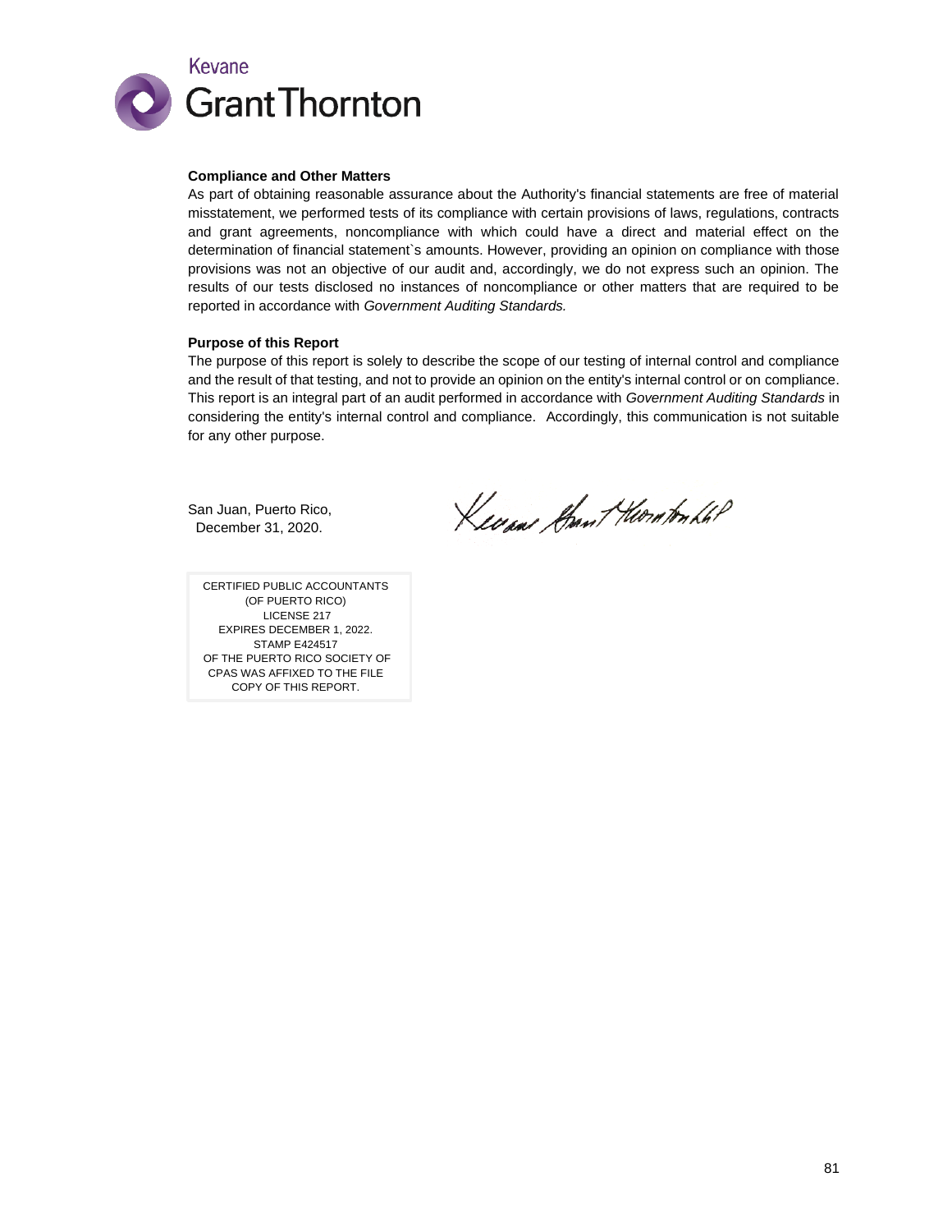Kevane
Grant Thornton

**Compliance and Other Matters**

As part of obtaining reasonable assurance about the Authority's financial statements are free of material misstatement, we performed tests of its compliance with certain provisions of laws, regulations, contracts and grant agreements, noncompliance with which could have a direct and material effect on the determination of financial statement`s amounts. However, providing an opinion on compliance with those provisions was not an objective of our audit and, accordingly, we do not express such an opinion. The results of our tests disclosed no instances of noncompliance or other matters that are required to be reported in accordance with *Government Auditing Standards.*

**Purpose of this Report**

The purpose of this report is solely to describe the scope of our testing of internal control and compliance and the result of that testing, and not to provide an opinion on the entity's internal control or on compliance. This report is an integral part of an audit performed in accordance with *Government Auditing Standards* in considering the entity's internal control and compliance. Accordingly, this communication is not suitable for any other purpose.

San Juan, Puerto Rico,
December 31, 2020.

Kevane Grant Thornton LLP

CERTIFIED PUBLIC ACCOUNTANTS
(OF PUERTO RICO)
LICENSE 217
EXPIRES DECEMBER 1, 2022.
STAMP E424517
OF THE PUERTO RICO SOCIETY OF
CPAS WAS AFFIXED TO THE FILE
COPY OF THIS REPORT.